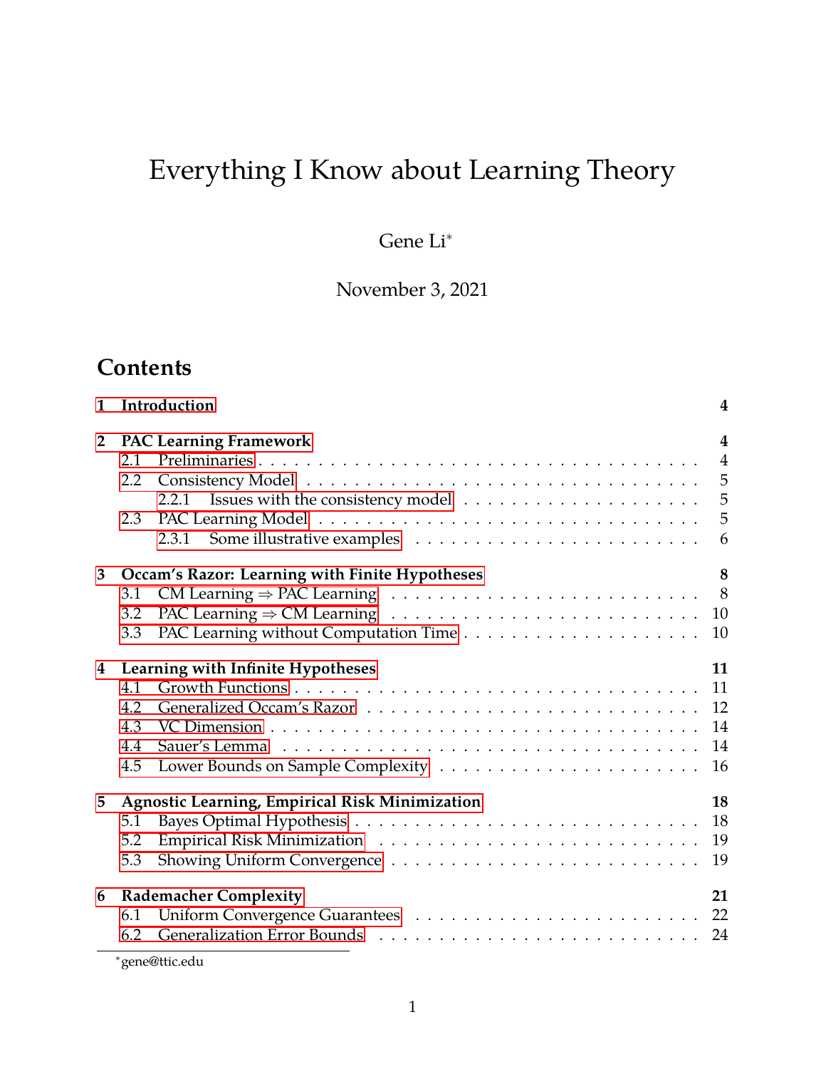# Everything I Know about Learning Theory

Gene Li[*]

November 3, 2021

## Contents

- **1 Introduction** — 4
- **2 PAC Learning Framework** — 4
  - 2.1 Preliminaries — 4
  - 2.2 Consistency Model — 5
    - 2.2.1 Issues with the consistency model — 5
  - 2.3 PAC Learning Model — 5
    - 2.3.1 Some illustrative examples — 6
- **3 Occam's Razor: Learning with Finite Hypotheses** — 8
  - 3.1 CM Learning $\Rightarrow$ PAC Learning — 8
  - 3.2 PAC Learning $\Rightarrow$ CM Learning — 10
  - 3.3 PAC Learning without Computation Time — 10
- **4 Learning with Infinite Hypotheses** — 11
  - 4.1 Growth Functions — 11
  - 4.2 Generalized Occam's Razor — 12
  - 4.3 VC Dimension — 14
  - 4.4 Sauer's Lemma — 14
  - 4.5 Lower Bounds on Sample Complexity — 16
- **5 Agnostic Learning, Empirical Risk Minimization** — 18
  - 5.1 Bayes Optimal Hypothesis — 18
  - 5.2 Empirical Risk Minimization — 19
  - 5.3 Showing Uniform Convergence — 19
- **6 Rademacher Complexity** — 21
  - 6.1 Uniform Convergence Guarantees — 22
  - 6.2 Generalization Error Bounds — 24

[*] gene@ttic.edu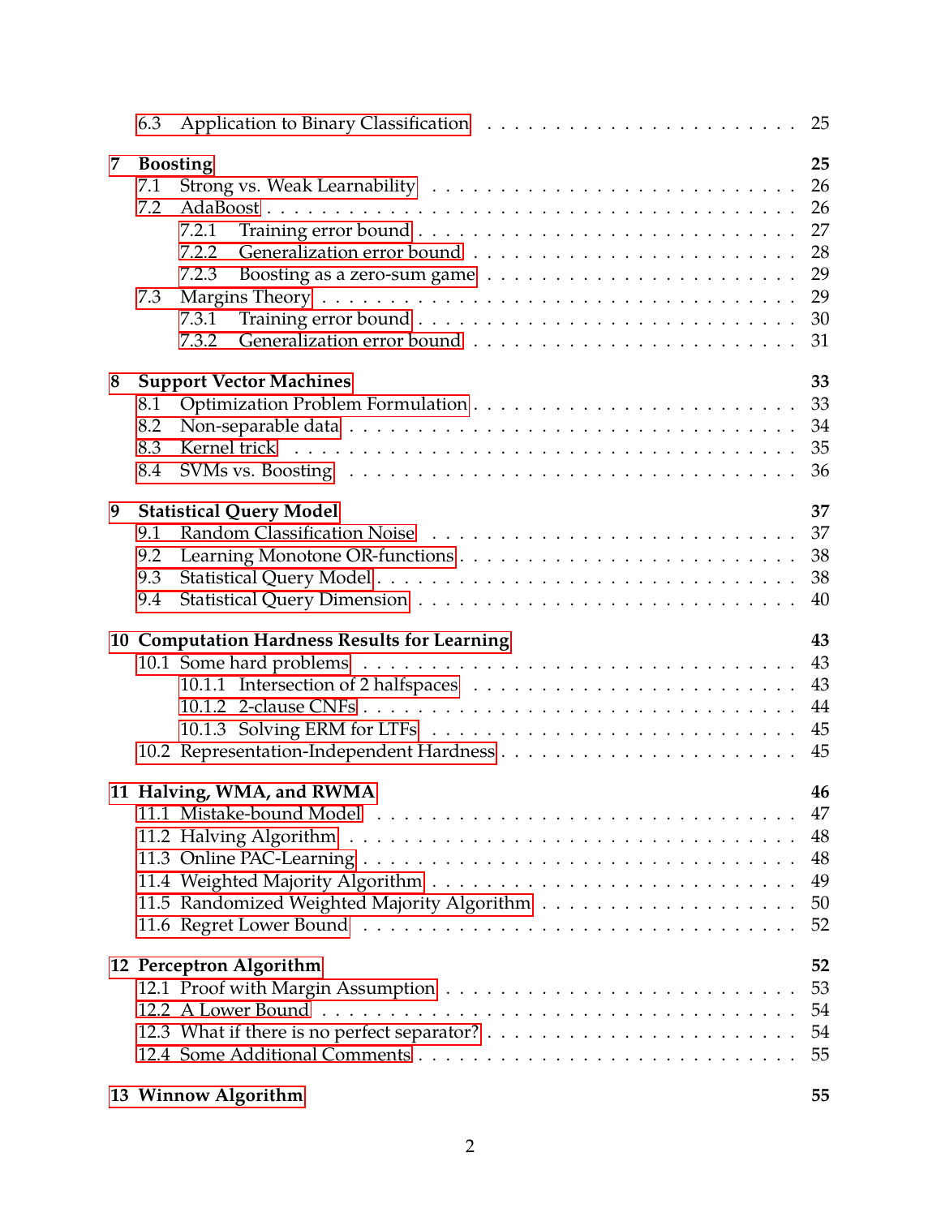- 6.3 Application to Binary Classification . . . 25

**7 Boosting** **25**
- 7.1 Strong vs. Weak Learnability . . . 26
- 7.2 AdaBoost . . . 26
  - 7.2.1 Training error bound . . . 27
  - 7.2.2 Generalization error bound . . . 28
  - 7.2.3 Boosting as a zero-sum game . . . 29
- 7.3 Margins Theory . . . 29
  - 7.3.1 Training error bound . . . 30
  - 7.3.2 Generalization error bound . . . 31

**8 Support Vector Machines** **33**
- 8.1 Optimization Problem Formulation . . . 33
- 8.2 Non-separable data . . . 34
- 8.3 Kernel trick . . . 35
- 8.4 SVMs vs. Boosting . . . 36

**9 Statistical Query Model** **37**
- 9.1 Random Classification Noise . . . 37
- 9.2 Learning Monotone OR-functions . . . 38
- 9.3 Statistical Query Model . . . 38
- 9.4 Statistical Query Dimension . . . 40

**10 Computation Hardness Results for Learning** **43**
- 10.1 Some hard problems . . . 43
  - 10.1.1 Intersection of 2 halfspaces . . . 43
  - 10.1.2 2-clause CNFs . . . 44
  - 10.1.3 Solving ERM for LTFs . . . 45
- 10.2 Representation-Independent Hardness . . . 45

**11 Halving, WMA, and RWMA** **46**
- 11.1 Mistake-bound Model . . . 47
- 11.2 Halving Algorithm . . . 48
- 11.3 Online PAC-Learning . . . 48
- 11.4 Weighted Majority Algorithm . . . 49
- 11.5 Randomized Weighted Majority Algorithm . . . 50
- 11.6 Regret Lower Bound . . . 52

**12 Perceptron Algorithm** **52**
- 12.1 Proof with Margin Assumption . . . 53
- 12.2 A Lower Bound . . . 54
- 12.3 What if there is no perfect separator? . . . 54
- 12.4 Some Additional Comments . . . 55

**13 Winnow Algorithm** **55**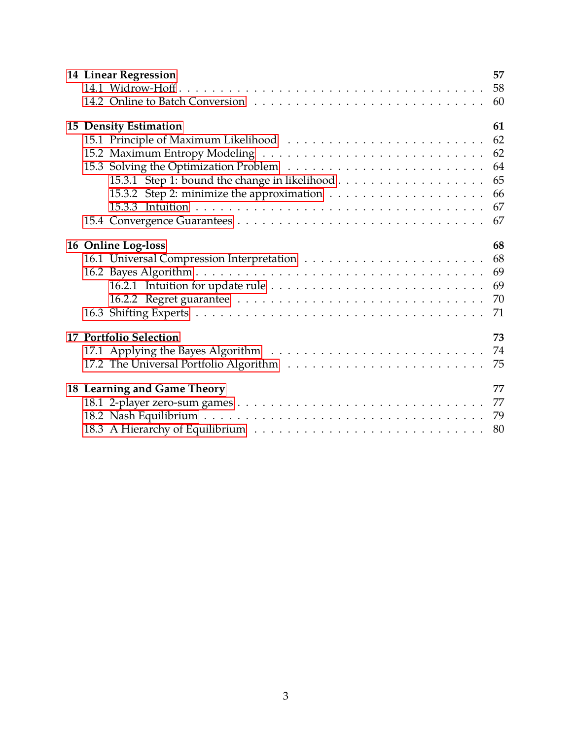**14 Linear Regression** 57
- 14.1 Widrow-Hoff . . . . . 58
- 14.2 Online to Batch Conversion . . . . . 60

**15 Density Estimation** 61
- 15.1 Principle of Maximum Likelihood . . . . . 62
- 15.2 Maximum Entropy Modeling . . . . . 62
- 15.3 Solving the Optimization Problem . . . . . 64
  - 15.3.1 Step 1: bound the change in likelihood . . . . . 65
  - 15.3.2 Step 2: minimize the approximation . . . . . 66
  - 15.3.3 Intuition . . . . . 67
- 15.4 Convergence Guarantees . . . . . 67

**16 Online Log-loss** 68
- 16.1 Universal Compression Interpretation . . . . . 68
- 16.2 Bayes Algorithm . . . . . 69
  - 16.2.1 Intuition for update rule . . . . . 69
  - 16.2.2 Regret guarantee . . . . . 70
- 16.3 Shifting Experts . . . . . 71

**17 Portfolio Selection** 73
- 17.1 Applying the Bayes Algorithm . . . . . 74
- 17.2 The Universal Portfolio Algorithm . . . . . 75

**18 Learning and Game Theory** 77
- 18.1 2-player zero-sum games . . . . . 77
- 18.2 Nash Equilibrium . . . . . 79
- 18.3 A Hierarchy of Equilibrium . . . . . 80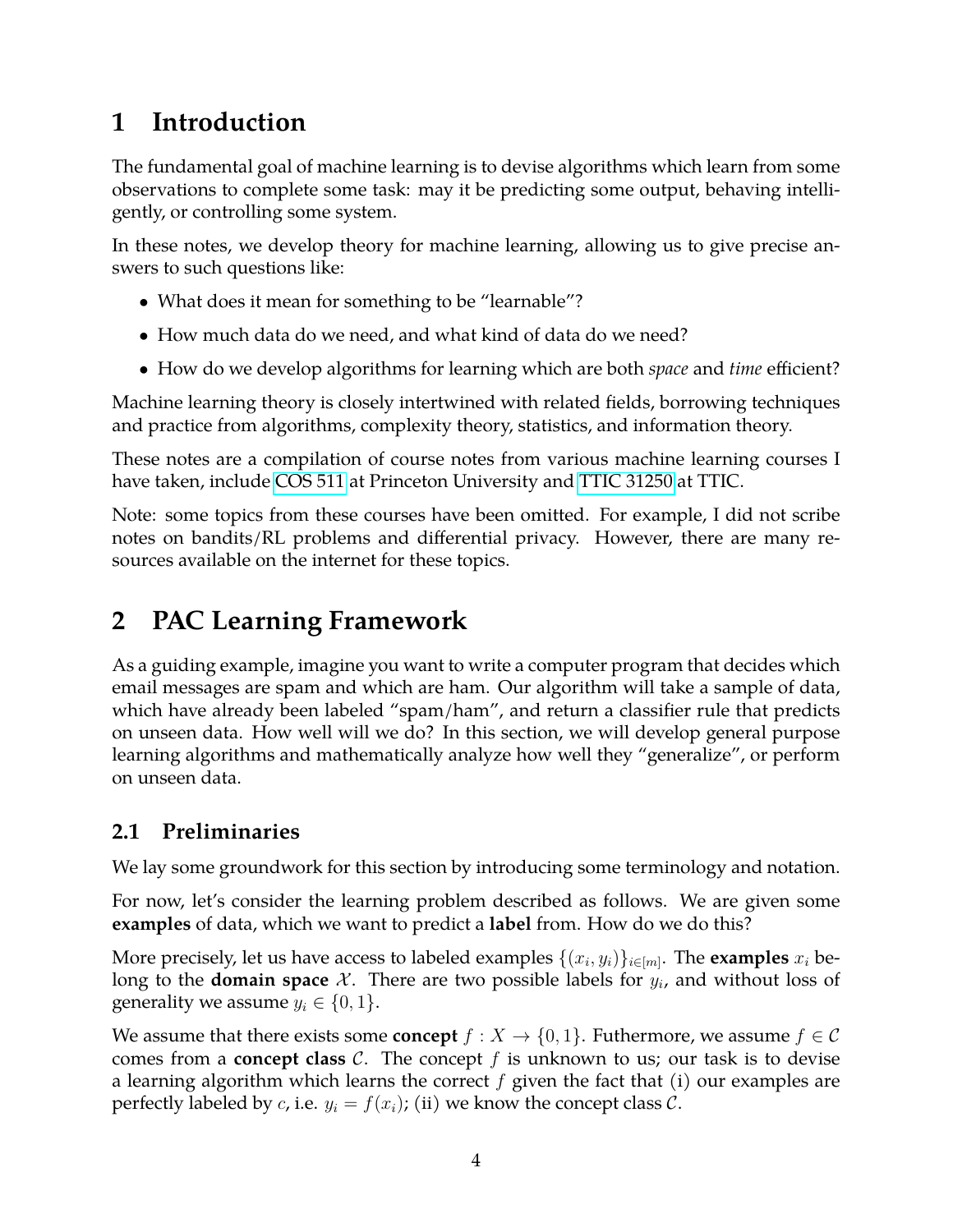# 1 Introduction

The fundamental goal of machine learning is to devise algorithms which learn from some observations to complete some task: may it be predicting some output, behaving intelligently, or controlling some system.

In these notes, we develop theory for machine learning, allowing us to give precise answers to such questions like:

- What does it mean for something to be "learnable"?
- How much data do we need, and what kind of data do we need?
- How do we develop algorithms for learning which are both *space* and *time* efficient?

Machine learning theory is closely intertwined with related fields, borrowing techniques and practice from algorithms, complexity theory, statistics, and information theory.

These notes are a compilation of course notes from various machine learning courses I have taken, include COS 511 at Princeton University and TTIC 31250 at TTIC.

Note: some topics from these courses have been omitted. For example, I did not scribe notes on bandits/RL problems and differential privacy. However, there are many resources available on the internet for these topics.

# 2 PAC Learning Framework

As a guiding example, imagine you want to write a computer program that decides which email messages are spam and which are ham. Our algorithm will take a sample of data, which have already been labeled "spam/ham", and return a classifier rule that predicts on unseen data. How well will we do? In this section, we will develop general purpose learning algorithms and mathematically analyze how well they "generalize", or perform on unseen data.

## 2.1 Preliminaries

We lay some groundwork for this section by introducing some terminology and notation.

For now, let's consider the learning problem described as follows. We are given some **examples** of data, which we want to predict a **label** from. How do we do this?

More precisely, let us have access to labeled examples $\{(x_i, y_i)\}_{i \in [m]}$. The **examples** $x_i$ belong to the **domain space** $\mathcal{X}$. There are two possible labels for $y_i$, and without loss of generality we assume $y_i \in \{0, 1\}$.

We assume that there exists some **concept** $f : X \to \{0, 1\}$. Futhermore, we assume $f \in \mathcal{C}$ comes from a **concept class** $\mathcal{C}$. The concept $f$ is unknown to us; our task is to devise a learning algorithm which learns the correct $f$ given the fact that (i) our examples are perfectly labeled by $c$, i.e. $y_i = f(x_i)$; (ii) we know the concept class $\mathcal{C}$.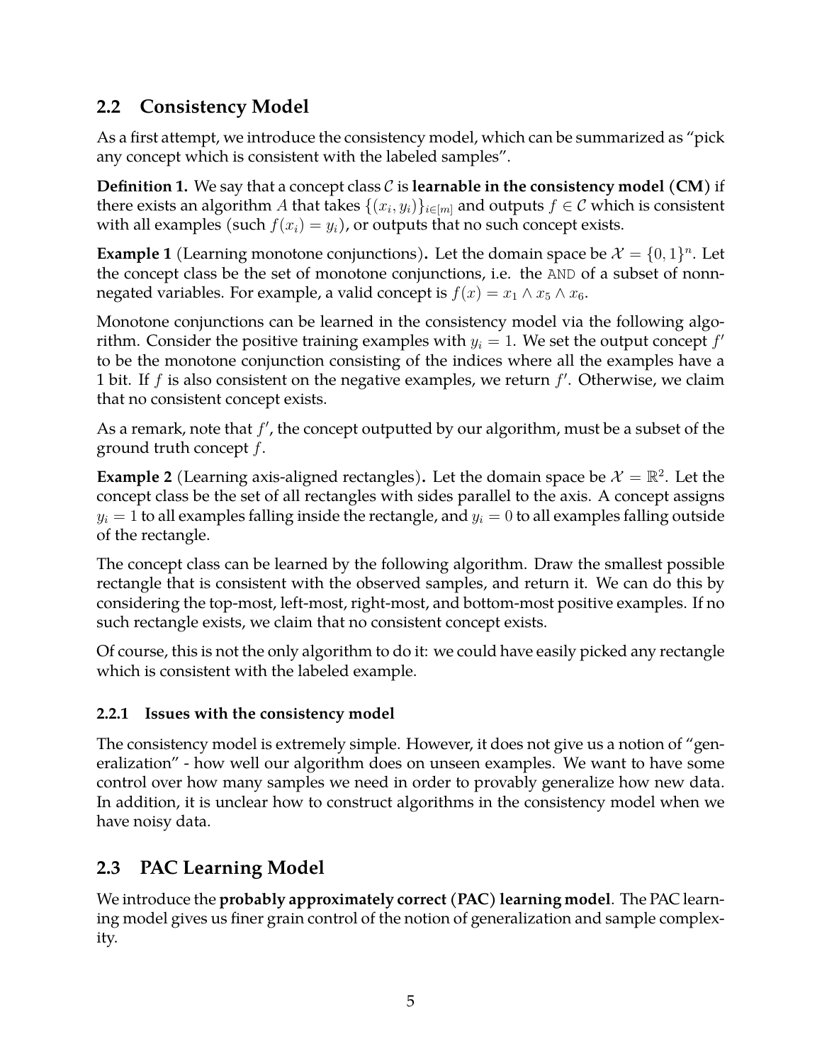## 2.2 Consistency Model

As a first attempt, we introduce the consistency model, which can be summarized as "pick any concept which is consistent with the labeled samples".

**Definition 1.** We say that a concept class $\mathcal{C}$ is **learnable in the consistency model (CM)** if there exists an algorithm $A$ that takes $\{(x_i, y_i)\}_{i\in[m]}$ and outputs $f \in \mathcal{C}$ which is consistent with all examples (such $f(x_i) = y_i$), or outputs that no such concept exists.

**Example 1** (Learning monotone conjunctions)**.** Let the domain space be $\mathcal{X} = \{0, 1\}^n$. Let the concept class be the set of monotone conjunctions, i.e. the AND of a subset of nonnnegated variables. For example, a valid concept is $f(x) = x_1 \wedge x_5 \wedge x_6$.

Monotone conjunctions can be learned in the consistency model via the following algorithm. Consider the positive training examples with $y_i = 1$. We set the output concept $f'$ to be the monotone conjunction consisting of the indices where all the examples have a 1 bit. If $f$ is also consistent on the negative examples, we return $f'$. Otherwise, we claim that no consistent concept exists.

As a remark, note that $f'$, the concept outputted by our algorithm, must be a subset of the ground truth concept $f$.

**Example 2** (Learning axis-aligned rectangles)**.** Let the domain space be $\mathcal{X} = \mathbb{R}^2$. Let the concept class be the set of all rectangles with sides parallel to the axis. A concept assigns $y_i = 1$ to all examples falling inside the rectangle, and $y_i = 0$ to all examples falling outside of the rectangle.

The concept class can be learned by the following algorithm. Draw the smallest possible rectangle that is consistent with the observed samples, and return it. We can do this by considering the top-most, left-most, right-most, and bottom-most positive examples. If no such rectangle exists, we claim that no consistent concept exists.

Of course, this is not the only algorithm to do it: we could have easily picked any rectangle which is consistent with the labeled example.

### 2.2.1 Issues with the consistency model

The consistency model is extremely simple. However, it does not give us a notion of "generalization" - how well our algorithm does on unseen examples. We want to have some control over how many samples we need in order to provably generalize how new data. In addition, it is unclear how to construct algorithms in the consistency model when we have noisy data.

## 2.3 PAC Learning Model

We introduce the **probably approximately correct (PAC) learning model**. The PAC learning model gives us finer grain control of the notion of generalization and sample complexity.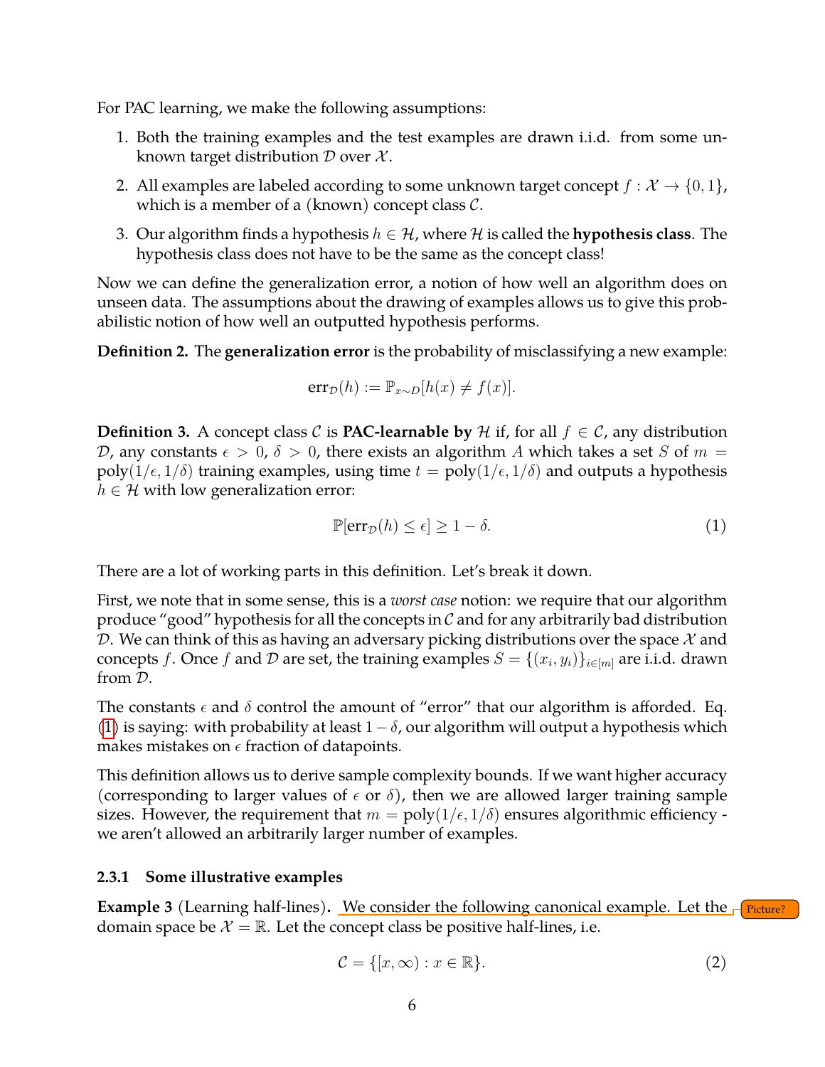For PAC learning, we make the following assumptions:

1. Both the training examples and the test examples are drawn i.i.d. from some unknown target distribution $\mathcal{D}$ over $\mathcal{X}$.
2. All examples are labeled according to some unknown target concept $f : \mathcal{X} \to \{0, 1\}$, which is a member of a (known) concept class $\mathcal{C}$.
3. Our algorithm finds a hypothesis $h \in \mathcal{H}$, where $\mathcal{H}$ is called the **hypothesis class**. The hypothesis class does not have to be the same as the concept class!

Now we can define the generalization error, a notion of how well an algorithm does on unseen data. The assumptions about the drawing of examples allows us to give this probabilistic notion of how well an outputted hypothesis performs.

**Definition 2.** The **generalization error** is the probability of misclassifying a new example:

$$\text{err}_{\mathcal{D}}(h) := \mathbb{P}_{x \sim D}[h(x) \neq f(x)].$$

**Definition 3.** A concept class $\mathcal{C}$ is **PAC-learnable by** $\mathcal{H}$ if, for all $f \in \mathcal{C}$, any distribution $\mathcal{D}$, any constants $\epsilon > 0$, $\delta > 0$, there exists an algorithm $A$ which takes a set $S$ of $m = \text{poly}(1/\epsilon, 1/\delta)$ training examples, using time $t = \text{poly}(1/\epsilon, 1/\delta)$ and outputs a hypothesis $h \in \mathcal{H}$ with low generalization error:

$$\mathbb{P}[\text{err}_{\mathcal{D}}(h) \leq \epsilon] \geq 1 - \delta. \tag{1}$$

There are a lot of working parts in this definition. Let's break it down.

First, we note that in some sense, this is a *worst case* notion: we require that our algorithm produce "good" hypothesis for all the concepts in $\mathcal{C}$ and for any arbitrarily bad distribution $\mathcal{D}$. We can think of this as having an adversary picking distributions over the space $\mathcal{X}$ and concepts $f$. Once $f$ and $\mathcal{D}$ are set, the training examples $S = \{(x_i, y_i)\}_{i \in [m]}$ are i.i.d. drawn from $\mathcal{D}$.

The constants $\epsilon$ and $\delta$ control the amount of "error" that our algorithm is afforded. Eq. (1) is saying: with probability at least $1 - \delta$, our algorithm will output a hypothesis which makes mistakes on $\epsilon$ fraction of datapoints.

This definition allows us to derive sample complexity bounds. If we want higher accuracy (corresponding to larger values of $\epsilon$ or $\delta$), then we are allowed larger training sample sizes. However, the requirement that $m = \text{poly}(1/\epsilon, 1/\delta)$ ensures algorithmic efficiency - we aren't allowed an arbitrarily larger number of examples.

#### 2.3.1 Some illustrative examples

**Example 3** (Learning half-lines)**.** We consider the following canonical example. Let the domain space be $\mathcal{X} = \mathbb{R}$. Let the concept class be positive half-lines, i.e.

$$\mathcal{C} = \{[x, \infty) : x \in \mathbb{R}\}. \tag{2}$$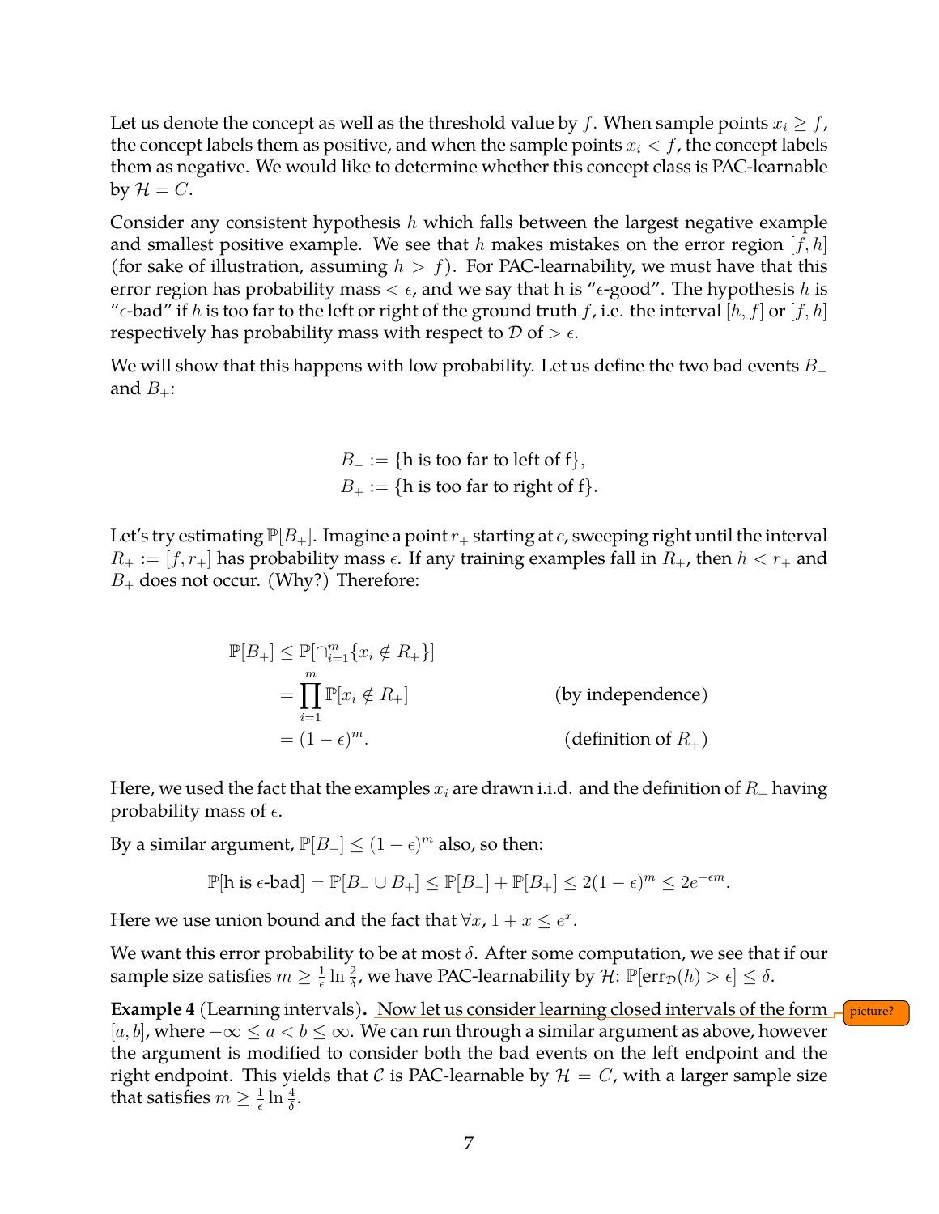Let us denote the concept as well as the threshold value by $f$. When sample points $x_i \geq f$, the concept labels them as positive, and when the sample points $x_i < f$, the concept labels them as negative. We would like to determine whether this concept class is PAC-learnable by $\mathcal{H} = C$.

Consider any consistent hypothesis $h$ which falls between the largest negative example and smallest positive example. We see that $h$ makes mistakes on the error region $[f, h]$ (for sake of illustration, assuming $h > f$). For PAC-learnability, we must have that this error region has probability mass $< \epsilon$, and we say that h is "$\epsilon$-good". The hypothesis $h$ is "$\epsilon$-bad" if $h$ is too far to the left or right of the ground truth $f$, i.e. the interval $[h, f]$ or $[f, h]$ respectively has probability mass with respect to $\mathcal{D}$ of $> \epsilon$.

We will show that this happens with low probability. Let us define the two bad events $B_-$ and $B_+$:

$$
\begin{aligned}
B_- &:= \{\text{h is too far to left of f}\}, \\
B_+ &:= \{\text{h is too far to right of f}\}.
\end{aligned}
$$

Let's try estimating $\mathbb{P}[B_+]$. Imagine a point $r_+$ starting at $c$, sweeping right until the interval $R_+ := [f, r_+]$ has probability mass $\epsilon$. If any training examples fall in $R_+$, then $h < r_+$ and $B_+$ does not occur. (Why?) Therefore:

$$
\begin{aligned}
\mathbb{P}[B_+] &\leq \mathbb{P}[\cap_{i=1}^m \{x_i \notin R_+\}] \\
&= \prod_{i=1}^m \mathbb{P}[x_i \notin R_+] && \text{(by independence)} \\
&= (1-\epsilon)^m. && \text{(definition of } R_+\text{)}
\end{aligned}
$$

Here, we used the fact that the examples $x_i$ are drawn i.i.d. and the definition of $R_+$ having probability mass of $\epsilon$.

By a similar argument, $\mathbb{P}[B_-] \leq (1-\epsilon)^m$ also, so then:

$$
\mathbb{P}[\text{h is } \epsilon\text{-bad}] = \mathbb{P}[B_- \cup B_+] \leq \mathbb{P}[B_-] + \mathbb{P}[B_+] \leq 2(1-\epsilon)^m \leq 2e^{-\epsilon m}.
$$

Here we use union bound and the fact that $\forall x,\ 1 + x \leq e^x$.

We want this error probability to be at most $\delta$. After some computation, we see that if our sample size satisfies $m \geq \frac{1}{\epsilon} \ln \frac{2}{\delta}$, we have PAC-learnability by $\mathcal{H}$: $\mathbb{P}[\text{err}_{\mathcal{D}}(h) > \epsilon] \leq \delta$.

**Example 4** (Learning intervals)**.** Now let us consider learning closed intervals of the form $[a, b]$, where $-\infty \leq a < b \leq \infty$. We can run through a similar argument as above, however the argument is modified to consider both the bad events on the left endpoint and the right endpoint. This yields that $\mathcal{C}$ is PAC-learnable by $\mathcal{H} = C$, with a larger sample size that satisfies $m \geq \frac{1}{\epsilon} \ln \frac{4}{\delta}$.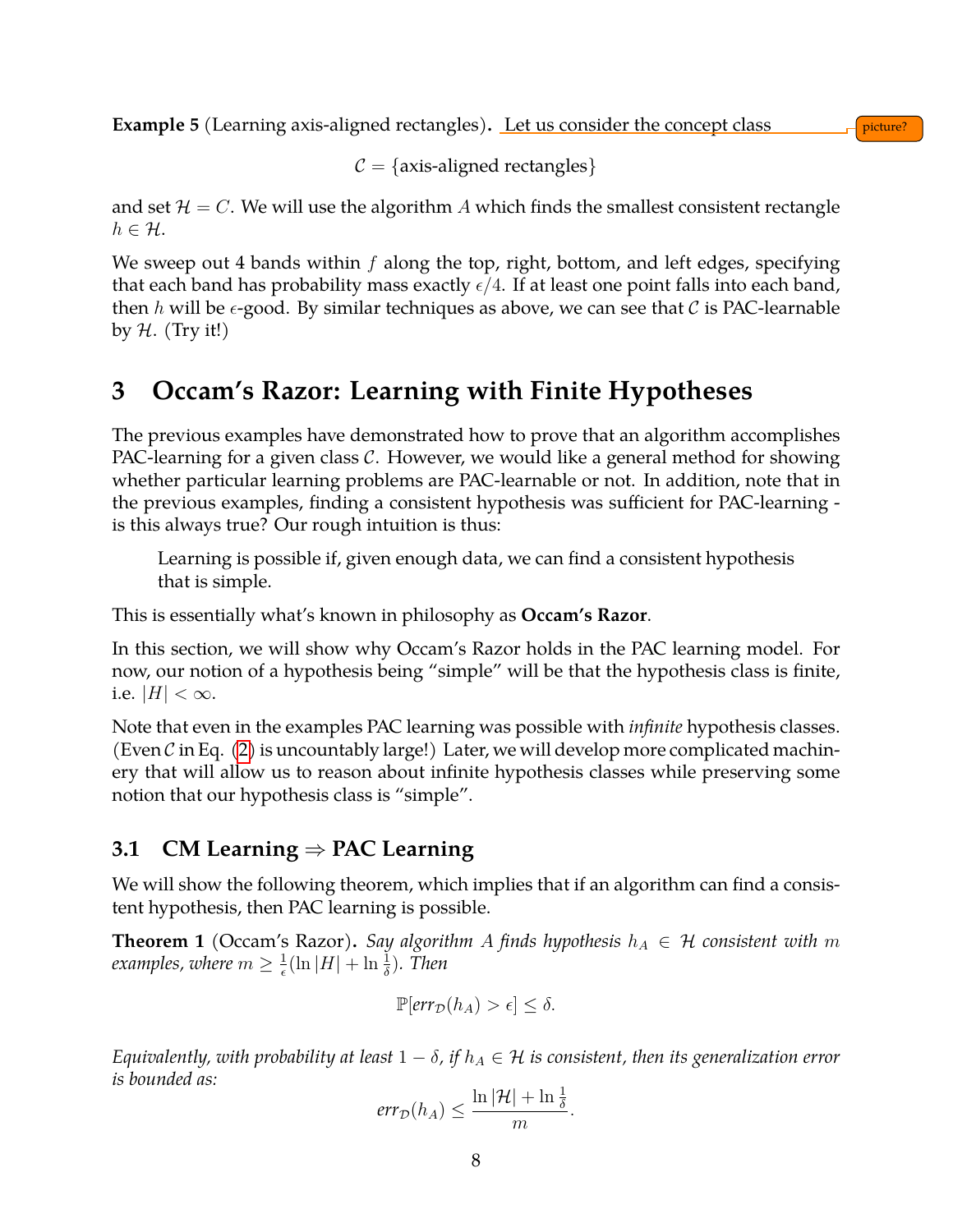**Example 5** (Learning axis-aligned rectangles)**.** Let us consider the concept class

$$\mathcal{C} = \{\text{axis-aligned rectangles}\}$$

and set $\mathcal{H} = C$. We will use the algorithm $A$ which finds the smallest consistent rectangle $h \in \mathcal{H}$.

We sweep out 4 bands within $f$ along the top, right, bottom, and left edges, specifying that each band has probability mass exactly $\epsilon/4$. If at least one point falls into each band, then $h$ will be $\epsilon$-good. By similar techniques as above, we can see that $\mathcal{C}$ is PAC-learnable by $\mathcal{H}$. (Try it!)

## 3 Occam's Razor: Learning with Finite Hypotheses

The previous examples have demonstrated how to prove that an algorithm accomplishes PAC-learning for a given class $\mathcal{C}$. However, we would like a general method for showing whether particular learning problems are PAC-learnable or not. In addition, note that in the previous examples, finding a consistent hypothesis was sufficient for PAC-learning - is this always true? Our rough intuition is thus:

> Learning is possible if, given enough data, we can find a consistent hypothesis that is simple.

This is essentially what's known in philosophy as **Occam's Razor**.

In this section, we will show why Occam's Razor holds in the PAC learning model. For now, our notion of a hypothesis being "simple" will be that the hypothesis class is finite, i.e. $|H| < \infty$.

Note that even in the examples PAC learning was possible with *infinite* hypothesis classes. (Even $\mathcal{C}$ in Eq. (2) is uncountably large!) Later, we will develop more complicated machinery that will allow us to reason about infinite hypothesis classes while preserving some notion that our hypothesis class is "simple".

### 3.1 CM Learning ⇒ PAC Learning

We will show the following theorem, which implies that if an algorithm can find a consistent hypothesis, then PAC learning is possible.

**Theorem 1** (Occam's Razor)**.** *Say algorithm $A$ finds hypothesis $h_A \in \mathcal{H}$ consistent with $m$ examples, where $m \geq \frac{1}{\epsilon}(\ln|H| + \ln\frac{1}{\delta})$. Then*

$$\mathbb{P}[err_{\mathcal{D}}(h_A) > \epsilon] \leq \delta.$$

*Equivalently, with probability at least $1-\delta$, if $h_A \in \mathcal{H}$ is consistent, then its generalization error is bounded as:*

$$err_{\mathcal{D}}(h_A) \leq \frac{\ln|\mathcal{H}| + \ln\frac{1}{\delta}}{m}.$$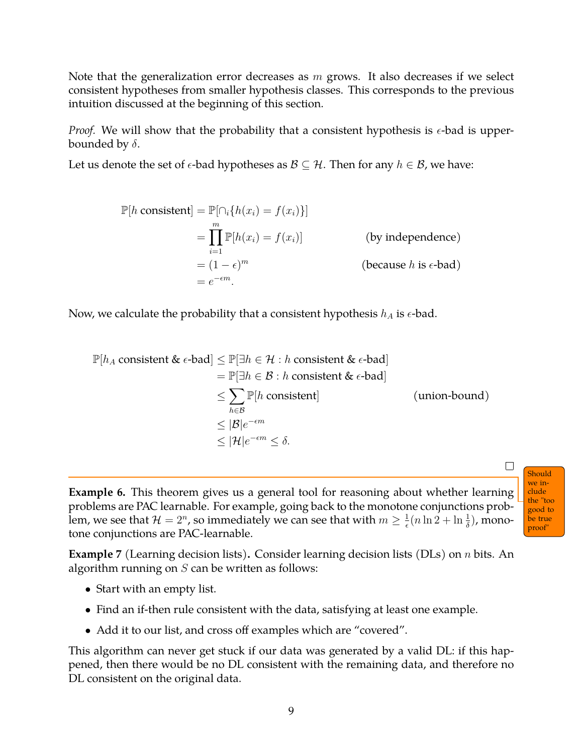Note that the generalization error decreases as $m$ grows. It also decreases if we select consistent hypotheses from smaller hypothesis classes. This corresponds to the previous intuition discussed at the beginning of this section.

*Proof.* We will show that the probability that a consistent hypothesis is $\epsilon$-bad is upper-bounded by $\delta$.

Let us denote the set of $\epsilon$-bad hypotheses as $\mathcal{B} \subseteq \mathcal{H}$. Then for any $h \in \mathcal{B}$, we have:

$$
\begin{aligned}
\mathbb{P}[h \text{ consistent}] &= \mathbb{P}[\cap_i \{h(x_i) = f(x_i)\}] \\
&= \prod_{i=1}^{m} \mathbb{P}[h(x_i) = f(x_i)] && \text{(by independence)} \\
&= (1-\epsilon)^m && \text{(because } h \text{ is } \epsilon\text{-bad)} \\
&= e^{-\epsilon m}.
\end{aligned}
$$

Now, we calculate the probability that a consistent hypothesis $h_A$ is $\epsilon$-bad.

$$
\begin{aligned}
\mathbb{P}[h_A \text{ consistent \& } \epsilon\text{-bad}] &\leq \mathbb{P}[\exists h \in \mathcal{H} : h \text{ consistent \& } \epsilon\text{-bad}] \\
&= \mathbb{P}[\exists h \in \mathcal{B} : h \text{ consistent \& } \epsilon\text{-bad}] \\
&\leq \sum_{h \in \mathcal{B}} \mathbb{P}[h \text{ consistent}] && \text{(union-bound)} \\
&\leq |\mathcal{B}| e^{-\epsilon m} \\
&\leq |\mathcal{H}| e^{-\epsilon m} \leq \delta.
\end{aligned}
$$

□

Should we include the "too good to be true proof"

**Example 6.** This theorem gives us a general tool for reasoning about whether learning problems are PAC learnable. For example, going back to the monotone conjunctions problem, we see that $\mathcal{H} = 2^n$, so immediately we can see that with $m \geq \frac{1}{\epsilon}(n \ln 2 + \ln \frac{1}{\delta})$, monotone conjunctions are PAC-learnable.

**Example 7** (Learning decision lists)**.** Consider learning decision lists (DLs) on $n$ bits. An algorithm running on $S$ can be written as follows:

- Start with an empty list.
- Find an if-then rule consistent with the data, satisfying at least one example.
- Add it to our list, and cross off examples which are "covered".

This algorithm can never get stuck if our data was generated by a valid DL: if this happened, then there would be no DL consistent with the remaining data, and therefore no DL consistent on the original data.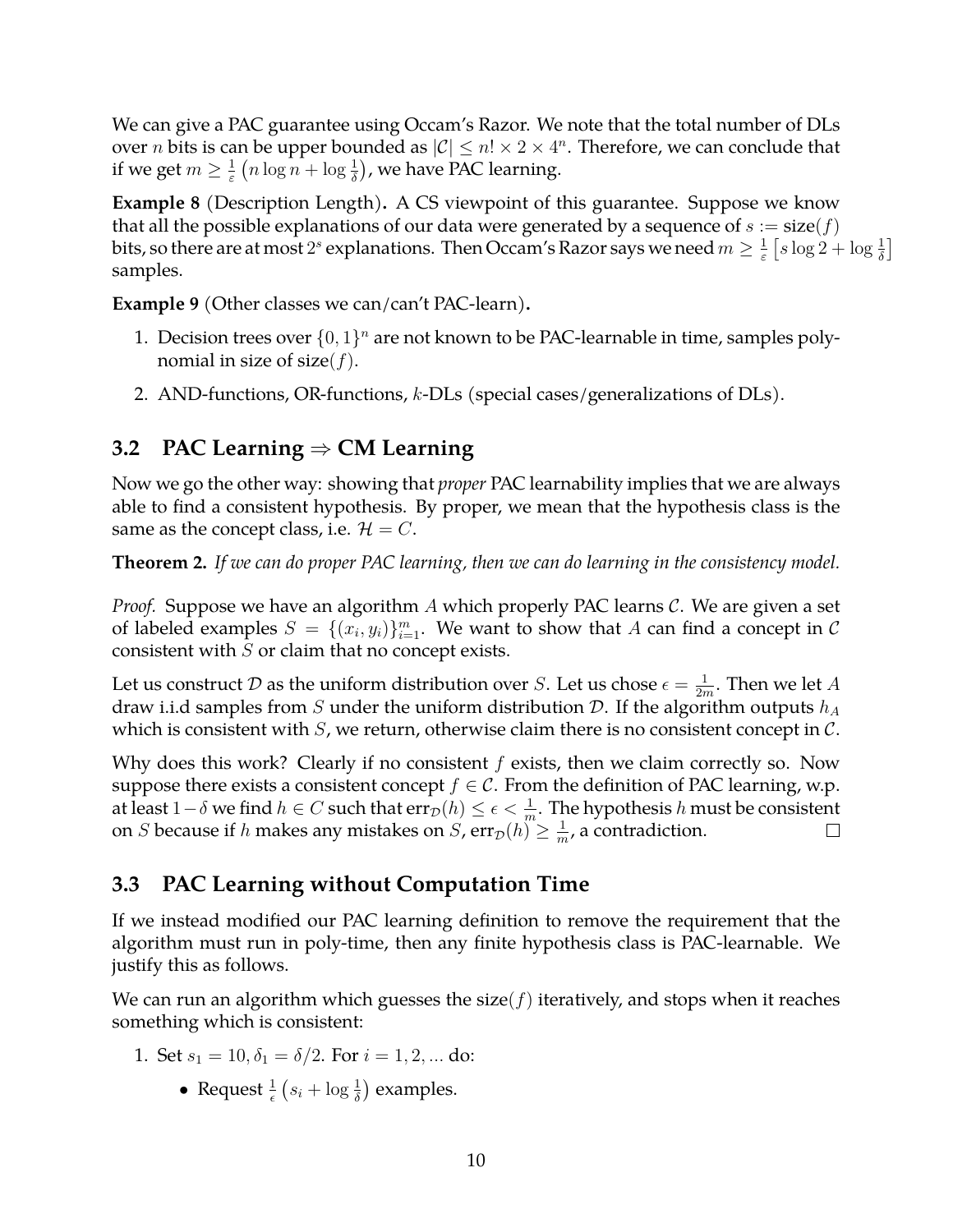We can give a PAC guarantee using Occam's Razor. We note that the total number of DLs over $n$ bits is can be upper bounded as $|\mathcal{C}| \leq n! \times 2 \times 4^n$. Therefore, we can conclude that if we get $m \geq \frac{1}{\varepsilon}\left(n \log n + \log \frac{1}{\delta}\right)$, we have PAC learning.

**Example 8** (Description Length)**.** A CS viewpoint of this guarantee. Suppose we know that all the possible explanations of our data were generated by a sequence of $s := \text{size}(f)$ bits, so there are at most $2^s$ explanations. Then Occam's Razor says we need $m \geq \frac{1}{\varepsilon}\left[s \log 2 + \log \frac{1}{\delta}\right]$ samples.

**Example 9** (Other classes we can/can't PAC-learn)**.**

1. Decision trees over $\{0,1\}^n$ are not known to be PAC-learnable in time, samples polynomial in size of $\text{size}(f)$.
2. AND-functions, OR-functions, $k$-DLs (special cases/generalizations of DLs).

## 3.2 PAC Learning $\Rightarrow$ CM Learning

Now we go the other way: showing that *proper* PAC learnability implies that we are always able to find a consistent hypothesis. By proper, we mean that the hypothesis class is the same as the concept class, i.e. $\mathcal{H} = C$.

**Theorem 2.** *If we can do proper PAC learning, then we can do learning in the consistency model.*

*Proof.* Suppose we have an algorithm $A$ which properly PAC learns $\mathcal{C}$. We are given a set of labeled examples $S = \{(x_i, y_i)\}_{i=1}^m$. We want to show that $A$ can find a concept in $\mathcal{C}$ consistent with $S$ or claim that no concept exists.

Let us construct $\mathcal{D}$ as the uniform distribution over $S$. Let us chose $\epsilon = \frac{1}{2m}$. Then we let $A$ draw i.i.d samples from $S$ under the uniform distribution $\mathcal{D}$. If the algorithm outputs $h_A$ which is consistent with $S$, we return, otherwise claim there is no consistent concept in $\mathcal{C}$.

Why does this work? Clearly if no consistent $f$ exists, then we claim correctly so. Now suppose there exists a consistent concept $f \in \mathcal{C}$. From the definition of PAC learning, w.p. at least $1-\delta$ we find $h \in C$ such that $\text{err}_{\mathcal{D}}(h) \leq \epsilon < \frac{1}{m}$. The hypothesis $h$ must be consistent on $S$ because if $h$ makes any mistakes on $S$, $\text{err}_{\mathcal{D}}(h) \geq \frac{1}{m}$, a contradiction. $\square$

## 3.3 PAC Learning without Computation Time

If we instead modified our PAC learning definition to remove the requirement that the algorithm must run in poly-time, then any finite hypothesis class is PAC-learnable. We justify this as follows.

We can run an algorithm which guesses the $\text{size}(f)$ iteratively, and stops when it reaches something which is consistent:

1. Set $s_1 = 10, \delta_1 = \delta/2$. For $i = 1, 2, ...$ do:
   - Request $\frac{1}{\epsilon}\left(s_i + \log \frac{1}{\delta}\right)$ examples.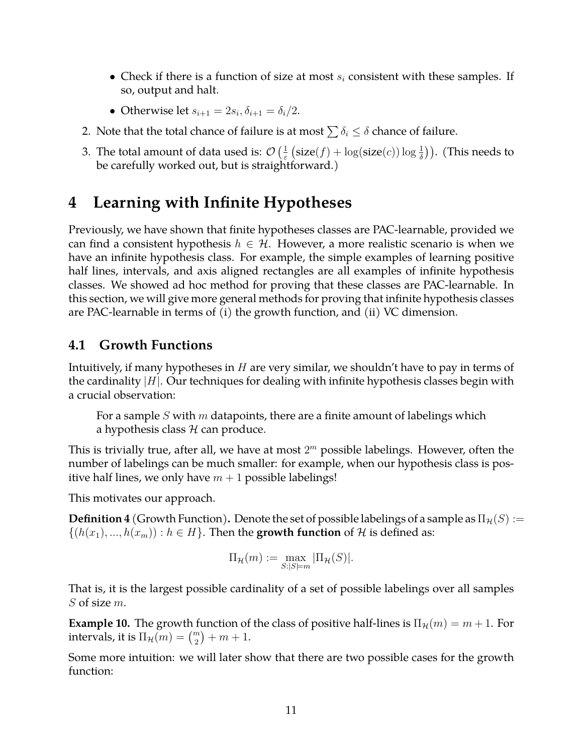- Check if there is a function of size at most $s_i$ consistent with these samples. If so, output and halt.
- Otherwise let $s_{i+1} = 2s_i, \delta_{i+1} = \delta_i/2$.

2. Note that the total chance of failure is at most $\sum \delta_i \leq \delta$ chance of failure.
3. The total amount of data used is: $\mathcal{O}\left(\frac{1}{\varepsilon}\left(\text{size}(f) + \log(\text{size}(c)) \log \frac{1}{\delta}\right)\right)$. (This needs to be carefully worked out, but is straightforward.)

# 4 Learning with Infinite Hypotheses

Previously, we have shown that finite hypotheses classes are PAC-learnable, provided we can find a consistent hypothesis $h \in \mathcal{H}$. However, a more realistic scenario is when we have an infinite hypothesis class. For example, the simple examples of learning positive half lines, intervals, and axis aligned rectangles are all examples of infinite hypothesis classes. We showed ad hoc method for proving that these classes are PAC-learnable. In this section, we will give more general methods for proving that infinite hypothesis classes are PAC-learnable in terms of (i) the growth function, and (ii) VC dimension.

## 4.1 Growth Functions

Intuitively, if many hypotheses in $H$ are very similar, we shouldn't have to pay in terms of the cardinality $|H|$. Our techniques for dealing with infinite hypothesis classes begin with a crucial observation:

> For a sample $S$ with $m$ datapoints, there are a finite amount of labelings which a hypothesis class $\mathcal{H}$ can produce.

This is trivially true, after all, we have at most $2^m$ possible labelings. However, often the number of labelings can be much smaller: for example, when our hypothesis class is positive half lines, we only have $m+1$ possible labelings!

This motivates our approach.

**Definition 4** (Growth Function)**.** Denote the set of possible labelings of a sample as $\Pi_{\mathcal{H}}(S) := \{(h(x_1), ..., h(x_m)) : h \in H\}$. Then the **growth function** of $\mathcal{H}$ is defined as:

$$\Pi_{\mathcal{H}}(m) := \max_{S:|S|=m} |\Pi_{\mathcal{H}}(S)|.$$

That is, it is the largest possible cardinality of a set of possible labelings over all samples $S$ of size $m$.

**Example 10.** The growth function of the class of positive half-lines is $\Pi_{\mathcal{H}}(m) = m + 1$. For intervals, it is $\Pi_{\mathcal{H}}(m) = \binom{m}{2} + m + 1$.

Some more intuition: we will later show that there are two possible cases for the growth function: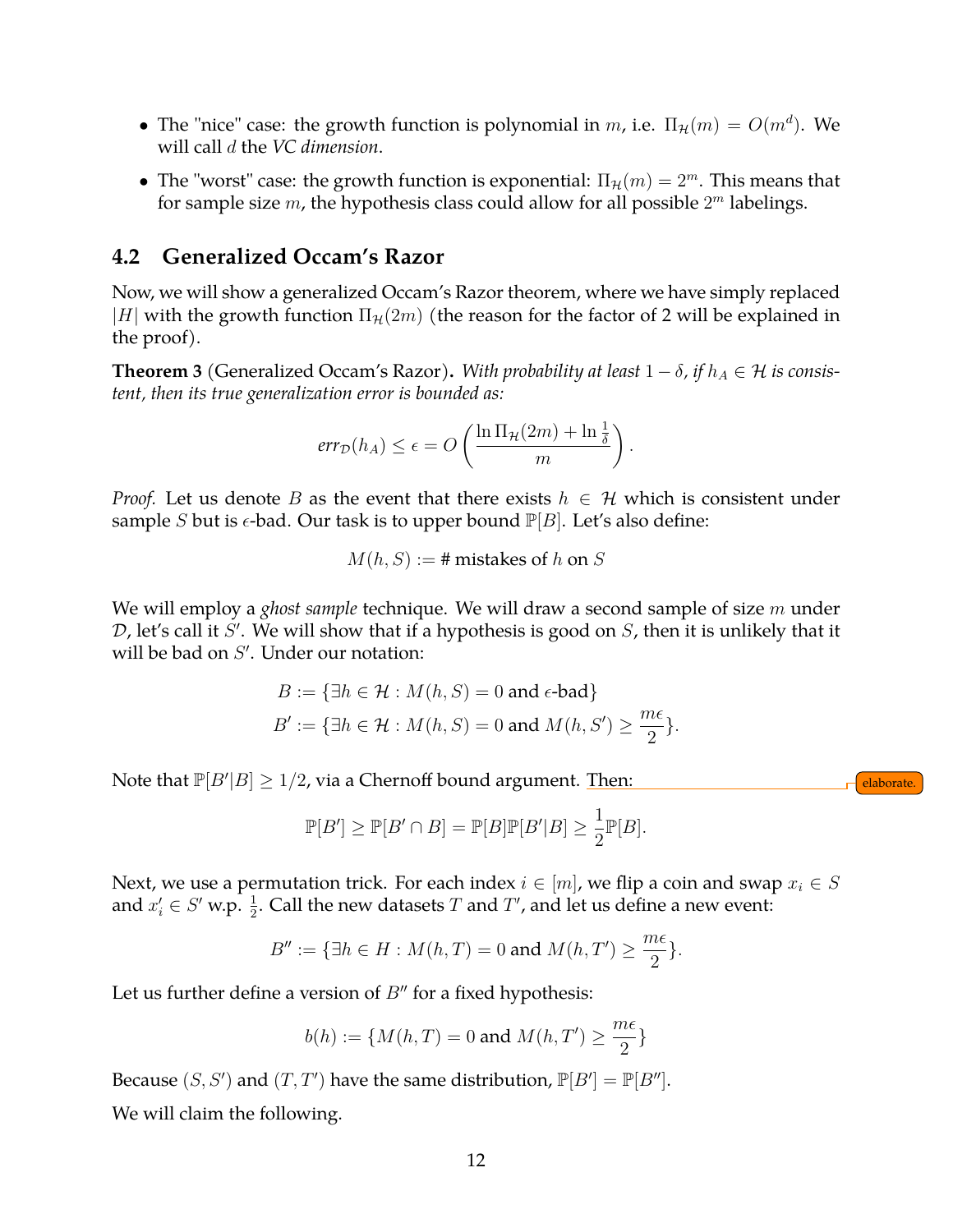- The "nice" case: the growth function is polynomial in $m$, i.e. $\Pi_{\mathcal{H}}(m) = O(m^d)$. We will call $d$ the *VC dimension*.
- The "worst" case: the growth function is exponential: $\Pi_{\mathcal{H}}(m) = 2^m$. This means that for sample size $m$, the hypothesis class could allow for all possible $2^m$ labelings.

## 4.2 Generalized Occam's Razor

Now, we will show a generalized Occam's Razor theorem, where we have simply replaced $|H|$ with the growth function $\Pi_{\mathcal{H}}(2m)$ (the reason for the factor of 2 will be explained in the proof).

**Theorem 3** (Generalized Occam's Razor)**.** *With probability at least $1-\delta$, if $h_A \in \mathcal{H}$ is consistent, then its true generalization error is bounded as:*

$$err_{\mathcal{D}}(h_A) \leq \epsilon = O\left(\frac{\ln \Pi_{\mathcal{H}}(2m) + \ln \frac{1}{\delta}}{m}\right).$$

*Proof.* Let us denote $B$ as the event that there exists $h \in \mathcal{H}$ which is consistent under sample $S$ but is $\epsilon$-bad. Our task is to upper bound $\mathbb{P}[B]$. Let's also define:

$$M(h, S) := \text{\# mistakes of } h \text{ on } S$$

We will employ a *ghost sample* technique. We will draw a second sample of size $m$ under $\mathcal{D}$, let's call it $S'$. We will show that if a hypothesis is good on $S$, then it is unlikely that it will be bad on $S'$. Under our notation:

$$B := \{\exists h \in \mathcal{H} : M(h,S) = 0 \text{ and } \epsilon\text{-bad}\}$$
$$B' := \{\exists h \in \mathcal{H} : M(h,S) = 0 \text{ and } M(h,S') \geq \frac{m\epsilon}{2}\}.$$

Note that $\mathbb{P}[B'|B] \geq 1/2$, via a Chernoff bound argument. Then:

elaborate.

$$\mathbb{P}[B'] \geq \mathbb{P}[B' \cap B] = \mathbb{P}[B]\mathbb{P}[B'|B] \geq \frac{1}{2}\mathbb{P}[B].$$

Next, we use a permutation trick. For each index $i \in [m]$, we flip a coin and swap $x_i \in S$ and $x'_i \in S'$ w.p. $\frac{1}{2}$. Call the new datasets $T$ and $T'$, and let us define a new event:

$$B'' := \{\exists h \in H : M(h,T) = 0 \text{ and } M(h,T') \geq \frac{m\epsilon}{2}\}.$$

Let us further define a version of $B''$ for a fixed hypothesis:

$$b(h) := \{M(h,T) = 0 \text{ and } M(h,T') \geq \frac{m\epsilon}{2}\}$$

Because $(S, S')$ and $(T, T')$ have the same distribution, $\mathbb{P}[B'] = \mathbb{P}[B'']$.

We will claim the following.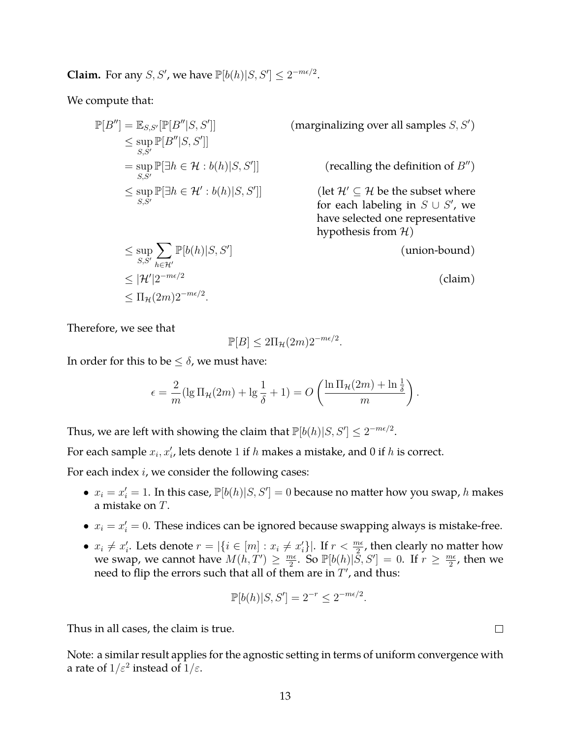**Claim.** For any $S, S'$, we have $\mathbb{P}[b(h)|S, S'] \leq 2^{-m\epsilon/2}$.

We compute that:

$$
\begin{aligned}
\mathbb{P}[B''] &= \mathbb{E}_{S,S'}[\mathbb{P}[B''|S, S']] && \text{(marginalizing over all samples } S, S'\text{)} \\
&\leq \sup_{S,S'} \mathbb{P}[B''|S, S']] \\
&= \sup_{S,S'} \mathbb{P}[\exists h \in \mathcal{H} : b(h)|S, S']] && \text{(recalling the definition of } B''\text{)} \\
&\leq \sup_{S,S'} \mathbb{P}[\exists h \in \mathcal{H}' : b(h)|S, S']] && \text{(let } \mathcal{H}' \subseteq \mathcal{H} \text{ be the subset where for each labeling in } S \cup S'\text{, we have selected one representative hypothesis from } \mathcal{H}\text{)} \\
&\leq \sup_{S,S'} \sum_{h \in \mathcal{H}'} \mathbb{P}[b(h)|S, S'] && \text{(union-bound)} \\
&\leq |\mathcal{H}'| 2^{-m\epsilon/2} && \text{(claim)} \\
&\leq \Pi_{\mathcal{H}}(2m) 2^{-m\epsilon/2}.
\end{aligned}
$$

Therefore, we see that

$$\mathbb{P}[B] \leq 2\Pi_{\mathcal{H}}(2m) 2^{-m\epsilon/2}.$$

In order for this to be $\leq \delta$, we must have:

$$\epsilon = \frac{2}{m}(\lg \Pi_{\mathcal{H}}(2m) + \lg \frac{1}{\delta} + 1) = O\left(\frac{\ln \Pi_{\mathcal{H}}(2m) + \ln \frac{1}{\delta}}{m}\right).$$

Thus, we are left with showing the claim that $\mathbb{P}[b(h)|S, S'] \leq 2^{-m\epsilon/2}$.

For each sample $x_i, x'_i$, lets denote 1 if $h$ makes a mistake, and 0 if $h$ is correct.

For each index $i$, we consider the following cases:

- $x_i = x'_i = 1$. In this case, $\mathbb{P}[b(h)|S, S'] = 0$ because no matter how you swap, $h$ makes a mistake on $T$.
- $x_i = x'_i = 0$. These indices can be ignored because swapping always is mistake-free.
- $x_i \neq x'_i$. Lets denote $r = |\{i \in [m] : x_i \neq x'_i\}|$. If $r < \frac{m\epsilon}{2}$, then clearly no matter how we swap, we cannot have $M(h, T') \geq \frac{m\epsilon}{2}$. So $\mathbb{P}[b(h)|S, S'] = 0$. If $r \geq \frac{m\epsilon}{2}$, then we need to flip the errors such that all of them are in $T'$, and thus:

$$\mathbb{P}[b(h)|S, S'] = 2^{-r} \leq 2^{-m\epsilon/2}.$$

Thus in all cases, the claim is true. □

Note: a similar result applies for the agnostic setting in terms of uniform convergence with a rate of $1/\varepsilon^2$ instead of $1/\varepsilon$.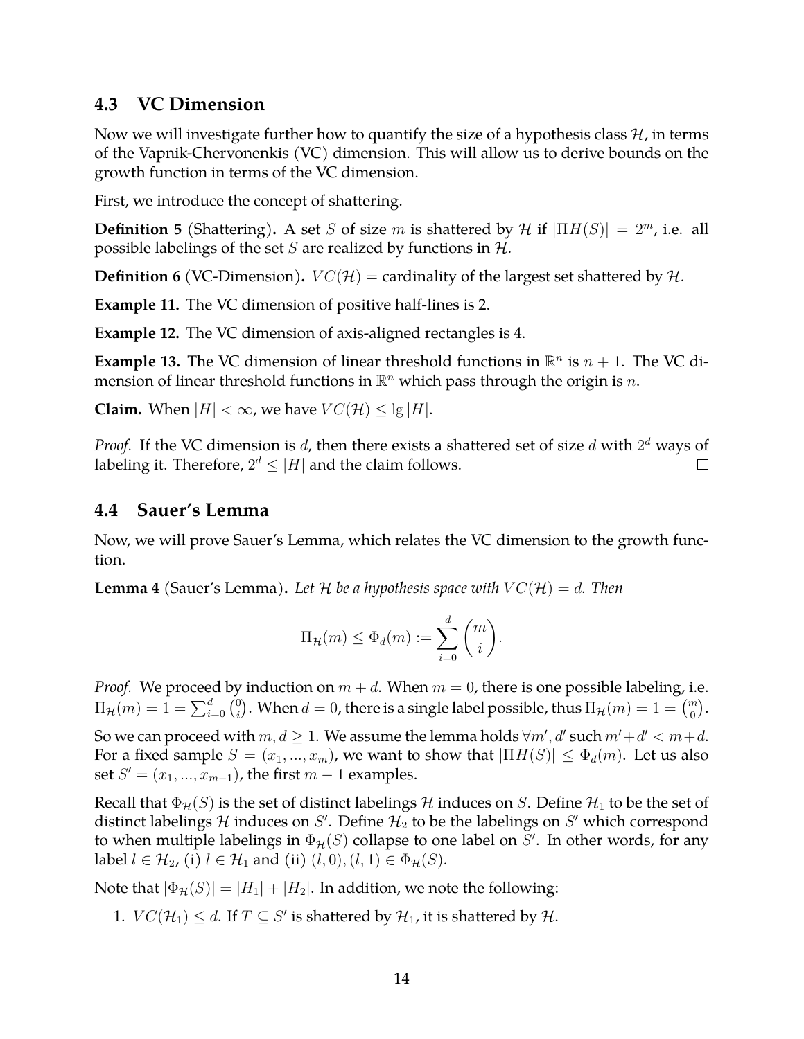## 4.3 VC Dimension

Now we will investigate further how to quantify the size of a hypothesis class $\mathcal{H}$, in terms of the Vapnik-Chervonenkis (VC) dimension. This will allow us to derive bounds on the growth function in terms of the VC dimension.

First, we introduce the concept of shattering.

**Definition 5** (Shattering)**.** A set $S$ of size $m$ is shattered by $\mathcal{H}$ if $|\Pi H(S)| = 2^m$, i.e. all possible labelings of the set $S$ are realized by functions in $\mathcal{H}$.

**Definition 6** (VC-Dimension)**.** $VC(\mathcal{H})$ = cardinality of the largest set shattered by $\mathcal{H}$.

**Example 11.** The VC dimension of positive half-lines is 2.

**Example 12.** The VC dimension of axis-aligned rectangles is 4.

**Example 13.** The VC dimension of linear threshold functions in $\mathbb{R}^n$ is $n+1$. The VC dimension of linear threshold functions in $\mathbb{R}^n$ which pass through the origin is $n$.

**Claim.** When $|H| < \infty$, we have $VC(\mathcal{H}) \leq \lg |H|$.

*Proof.* If the VC dimension is $d$, then there exists a shattered set of size $d$ with $2^d$ ways of labeling it. Therefore, $2^d \leq |H|$ and the claim follows. ∎

## 4.4 Sauer's Lemma

Now, we will prove Sauer's Lemma, which relates the VC dimension to the growth function.

**Lemma 4** (Sauer's Lemma)**.** *Let $\mathcal{H}$ be a hypothesis space with $VC(\mathcal{H}) = d$. Then*

$$\Pi_{\mathcal{H}}(m) \leq \Phi_d(m) := \sum_{i=0}^{d} \binom{m}{i}.$$

*Proof.* We proceed by induction on $m + d$. When $m = 0$, there is one possible labeling, i.e. $\Pi_{\mathcal{H}}(m) = 1 = \sum_{i=0}^{d} \binom{0}{i}$. When $d = 0$, there is a single label possible, thus $\Pi_{\mathcal{H}}(m) = 1 = \binom{m}{0}$.

So we can proceed with $m, d \geq 1$. We assume the lemma holds $\forall m', d'$ such $m' + d' < m + d$. For a fixed sample $S = (x_1, ..., x_m)$, we want to show that $|\Pi H(S)| \leq \Phi_d(m)$. Let us also set $S' = (x_1, ..., x_{m-1})$, the first $m-1$ examples.

Recall that $\Phi_{\mathcal{H}}(S)$ is the set of distinct labelings $\mathcal{H}$ induces on $S$. Define $\mathcal{H}_1$ to be the set of distinct labelings $\mathcal{H}$ induces on $S'$. Define $\mathcal{H}_2$ to be the labelings on $S'$ which correspond to when multiple labelings in $\Phi_{\mathcal{H}}(S)$ collapse to one label on $S'$. In other words, for any label $l \in \mathcal{H}_2$, (i) $l \in \mathcal{H}_1$ and (ii) $(l, 0), (l, 1) \in \Phi_{\mathcal{H}}(S)$.

Note that $|\Phi_{\mathcal{H}}(S)| = |H_1| + |H_2|$. In addition, we note the following:

1. $VC(\mathcal{H}_1) \leq d$. If $T \subseteq S'$ is shattered by $\mathcal{H}_1$, it is shattered by $\mathcal{H}$.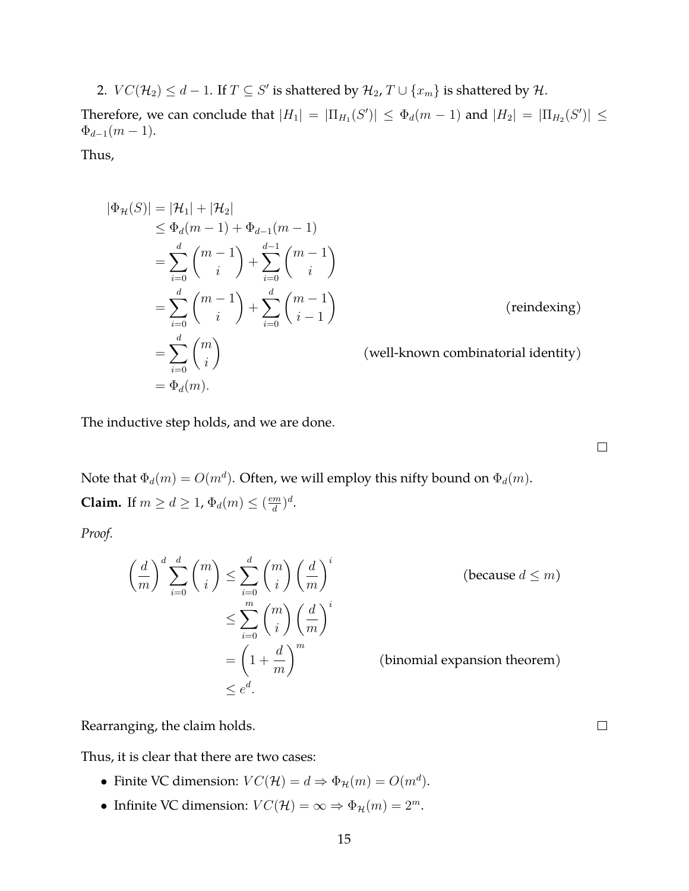2. $VC(\mathcal{H}_2) \leq d - 1$. If $T \subseteq S'$ is shattered by $\mathcal{H}_2$, $T \cup \{x_m\}$ is shattered by $\mathcal{H}$.

Therefore, we can conclude that $|H_1| = |\Pi_{H_1}(S')| \leq \Phi_d(m-1)$ and $|H_2| = |\Pi_{H_2}(S')| \leq \Phi_{d-1}(m-1)$.

Thus,

$$
\begin{aligned}
|\Phi_{\mathcal{H}}(S)| &= |\mathcal{H}_1| + |\mathcal{H}_2| \\
&\leq \Phi_d(m-1) + \Phi_{d-1}(m-1) \\
&= \sum_{i=0}^{d} \binom{m-1}{i} + \sum_{i=0}^{d-1} \binom{m-1}{i} \\
&= \sum_{i=0}^{d} \binom{m-1}{i} + \sum_{i=0}^{d} \binom{m-1}{i-1} && \text{(reindexing)} \\
&= \sum_{i=0}^{d} \binom{m}{i} && \text{(well-known combinatorial identity)} \\
&= \Phi_d(m).
\end{aligned}
$$

The inductive step holds, and we are done.

□

Note that $\Phi_d(m) = O(m^d)$. Often, we will employ this nifty bound on $\Phi_d(m)$.

**Claim.** If $m \geq d \geq 1$, $\Phi_d(m) \leq (\frac{em}{d})^d$.

*Proof.*

$$
\begin{aligned}
\left(\frac{d}{m}\right)^d \sum_{i=0}^{d} \binom{m}{i} &\leq \sum_{i=0}^{d} \binom{m}{i} \left(\frac{d}{m}\right)^i && \text{(because } d \leq m\text{)} \\
&\leq \sum_{i=0}^{m} \binom{m}{i} \left(\frac{d}{m}\right)^i \\
&= \left(1 + \frac{d}{m}\right)^m && \text{(binomial expansion theorem)} \\
&\leq e^d.
\end{aligned}
$$

Rearranging, the claim holds.

□

Thus, it is clear that there are two cases:

- Finite VC dimension: $VC(\mathcal{H}) = d \Rightarrow \Phi_{\mathcal{H}}(m) = O(m^d)$.
- Infinite VC dimension: $VC(\mathcal{H}) = \infty \Rightarrow \Phi_{\mathcal{H}}(m) = 2^m$.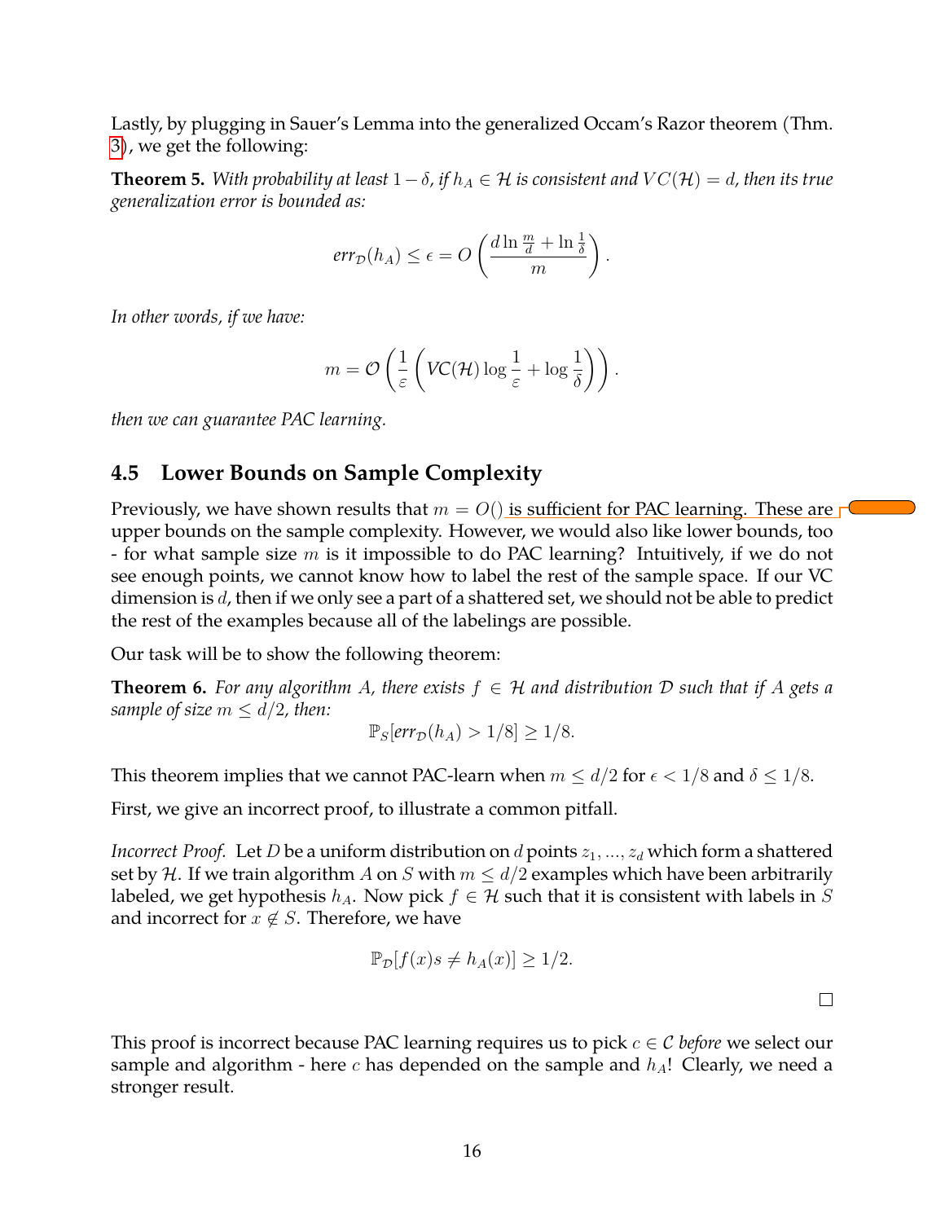Lastly, by plugging in Sauer's Lemma into the generalized Occam's Razor theorem (Thm. 3), we get the following:

**Theorem 5.** *With probability at least $1-\delta$, if $h_A \in \mathcal{H}$ is consistent and $VC(\mathcal{H}) = d$, then its true generalization error is bounded as:*

$$err_{\mathcal{D}}(h_A) \leq \epsilon = O\left(\frac{d \ln \frac{m}{d} + \ln \frac{1}{\delta}}{m}\right).$$

*In other words, if we have:*

$$m = \mathcal{O}\left(\frac{1}{\varepsilon}\left(\mathrm{VC}(\mathcal{H}) \log \frac{1}{\varepsilon} + \log \frac{1}{\delta}\right)\right).$$

*then we can guarantee PAC learning.*

## 4.5 Lower Bounds on Sample Complexity

Previously, we have shown results that $m = O()$ is sufficient for PAC learning. These are upper bounds on the sample complexity. However, we would also like lower bounds, too - for what sample size $m$ is it impossible to do PAC learning? Intuitively, if we do not see enough points, we cannot know how to label the rest of the sample space. If our VC dimension is $d$, then if we only see a part of a shattered set, we should not be able to predict the rest of the examples because all of the labelings are possible.

Our task will be to show the following theorem:

**Theorem 6.** *For any algorithm $A$, there exists $f \in \mathcal{H}$ and distribution $\mathcal{D}$ such that if $A$ gets a sample of size $m \leq d/2$, then:*

$$\mathbb{P}_S[err_{\mathcal{D}}(h_A) > 1/8] \geq 1/8.$$

This theorem implies that we cannot PAC-learn when $m \leq d/2$ for $\epsilon < 1/8$ and $\delta \leq 1/8$.

First, we give an incorrect proof, to illustrate a common pitfall.

*Incorrect Proof.* Let $D$ be a uniform distribution on $d$ points $z_1, ..., z_d$ which form a shattered set by $\mathcal{H}$. If we train algorithm $A$ on $S$ with $m \leq d/2$ examples which have been arbitrarily labeled, we get hypothesis $h_A$. Now pick $f \in \mathcal{H}$ such that it is consistent with labels in $S$ and incorrect for $x \notin S$. Therefore, we have

$$\mathbb{P}_{\mathcal{D}}[f(x)s \neq h_A(x)] \geq 1/2.$$

□

This proof is incorrect because PAC learning requires us to pick $c \in \mathcal{C}$ *before* we select our sample and algorithm - here $c$ has depended on the sample and $h_A$! Clearly, we need a stronger result.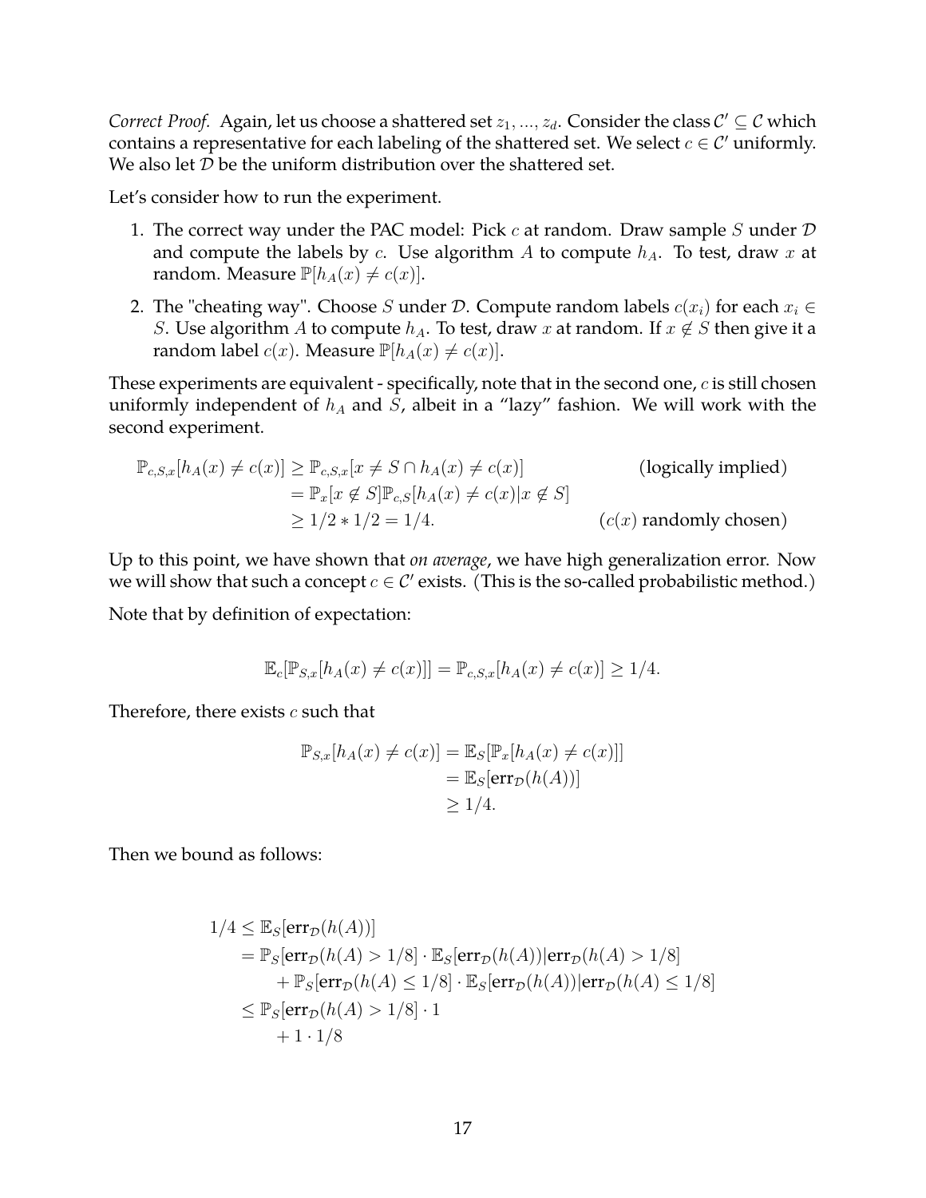*Correct Proof.* Again, let us choose a shattered set $z_1, ..., z_d$. Consider the class $\mathcal{C}' \subseteq \mathcal{C}$ which contains a representative for each labeling of the shattered set. We select $c \in \mathcal{C}'$ uniformly. We also let $\mathcal{D}$ be the uniform distribution over the shattered set.

Let's consider how to run the experiment.

1. The correct way under the PAC model: Pick $c$ at random. Draw sample $S$ under $\mathcal{D}$ and compute the labels by $c$. Use algorithm $A$ to compute $h_A$. To test, draw $x$ at random. Measure $\mathbb{P}[h_A(x) \neq c(x)]$.
2. The "cheating way". Choose $S$ under $\mathcal{D}$. Compute random labels $c(x_i)$ for each $x_i \in S$. Use algorithm $A$ to compute $h_A$. To test, draw $x$ at random. If $x \notin S$ then give it a random label $c(x)$. Measure $\mathbb{P}[h_A(x) \neq c(x)]$.

These experiments are equivalent - specifically, note that in the second one, $c$ is still chosen uniformly independent of $h_A$ and $S$, albeit in a "lazy" fashion. We will work with the second experiment.

$$
\begin{aligned}
\mathbb{P}_{c,S,x}[h_A(x) \neq c(x)] &\geq \mathbb{P}_{c,S,x}[x \neq S \cap h_A(x) \neq c(x)] && \text{(logically implied)} \\
&= \mathbb{P}_x[x \notin S]\mathbb{P}_{c,S}[h_A(x) \neq c(x) | x \notin S] \\
&\geq 1/2 * 1/2 = 1/4. && (c(x) \text{ randomly chosen})
\end{aligned}
$$

Up to this point, we have shown that *on average*, we have high generalization error. Now we will show that such a concept $c \in \mathcal{C}'$ exists. (This is the so-called probabilistic method.)

Note that by definition of expectation:

$$
\mathbb{E}_c[\mathbb{P}_{S,x}[h_A(x) \neq c(x)]] = \mathbb{P}_{c,S,x}[h_A(x) \neq c(x)] \geq 1/4.
$$

Therefore, there exists $c$ such that

$$
\begin{aligned}
\mathbb{P}_{S,x}[h_A(x) \neq c(x)] &= \mathbb{E}_S[\mathbb{P}_x[h_A(x) \neq c(x)]] \\
&= \mathbb{E}_S[\text{err}_{\mathcal{D}}(h(A))] \\
&\geq 1/4.
\end{aligned}
$$

Then we bound as follows:

$$
\begin{aligned}
1/4 &\leq \mathbb{E}_S[\text{err}_{\mathcal{D}}(h(A))] \\
&= \mathbb{P}_S[\text{err}_{\mathcal{D}}(h(A) > 1/8] \cdot \mathbb{E}_S[\text{err}_{\mathcal{D}}(h(A)) | \text{err}_{\mathcal{D}}(h(A) > 1/8] \\
&\quad + \mathbb{P}_S[\text{err}_{\mathcal{D}}(h(A) \leq 1/8] \cdot \mathbb{E}_S[\text{err}_{\mathcal{D}}(h(A)) | \text{err}_{\mathcal{D}}(h(A) \leq 1/8] \\
&\leq \mathbb{P}_S[\text{err}_{\mathcal{D}}(h(A) > 1/8] \cdot 1 \\
&\quad + 1 \cdot 1/8
\end{aligned}
$$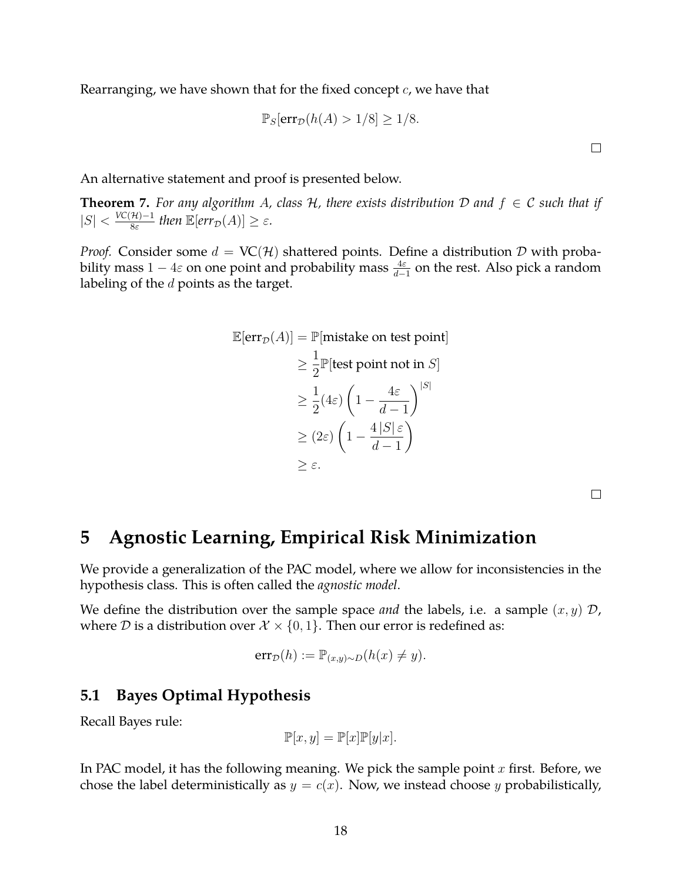Rearranging, we have shown that for the fixed concept $c$, we have that

$$\mathbb{P}_S[\text{err}_{\mathcal{D}}(h(A) > 1/8] \geq 1/8.$$

□

An alternative statement and proof is presented below.

**Theorem 7.** *For any algorithm $A$, class $\mathcal{H}$, there exists distribution $\mathcal{D}$ and $f \in \mathcal{C}$ such that if $|S| < \frac{\text{VC}(\mathcal{H})-1}{8\varepsilon}$ then $\mathbb{E}[err_{\mathcal{D}}(A)] \geq \varepsilon$.*

*Proof.* Consider some $d = \text{VC}(\mathcal{H})$ shattered points. Define a distribution $\mathcal{D}$ with probability mass $1 - 4\varepsilon$ on one point and probability mass $\frac{4\varepsilon}{d-1}$ on the rest. Also pick a random labeling of the $d$ points as the target.

$$\begin{aligned}
\mathbb{E}[\text{err}_{\mathcal{D}}(A)] &= \mathbb{P}[\text{mistake on test point}] \\
&\geq \frac{1}{2}\mathbb{P}[\text{test point not in } S] \\
&\geq \frac{1}{2}(4\varepsilon)\left(1 - \frac{4\varepsilon}{d-1}\right)^{|S|} \\
&\geq (2\varepsilon)\left(1 - \frac{4\,|S|\,\varepsilon}{d-1}\right) \\
&\geq \varepsilon.
\end{aligned}$$

□

# 5 Agnostic Learning, Empirical Risk Minimization

We provide a generalization of the PAC model, where we allow for inconsistencies in the hypothesis class. This is often called the *agnostic model*.

We define the distribution over the sample space *and* the labels, i.e. a sample $(x, y)$ $\mathcal{D}$, where $\mathcal{D}$ is a distribution over $\mathcal{X} \times \{0, 1\}$. Then our error is redefined as:

$$\text{err}_{\mathcal{D}}(h) := \mathbb{P}_{(x,y)\sim D}(h(x) \neq y).$$

## 5.1 Bayes Optimal Hypothesis

Recall Bayes rule:

$$\mathbb{P}[x, y] = \mathbb{P}[x]\mathbb{P}[y|x].$$

In PAC model, it has the following meaning. We pick the sample point $x$ first. Before, we chose the label deterministically as $y = c(x)$. Now, we instead choose $y$ probabilistically,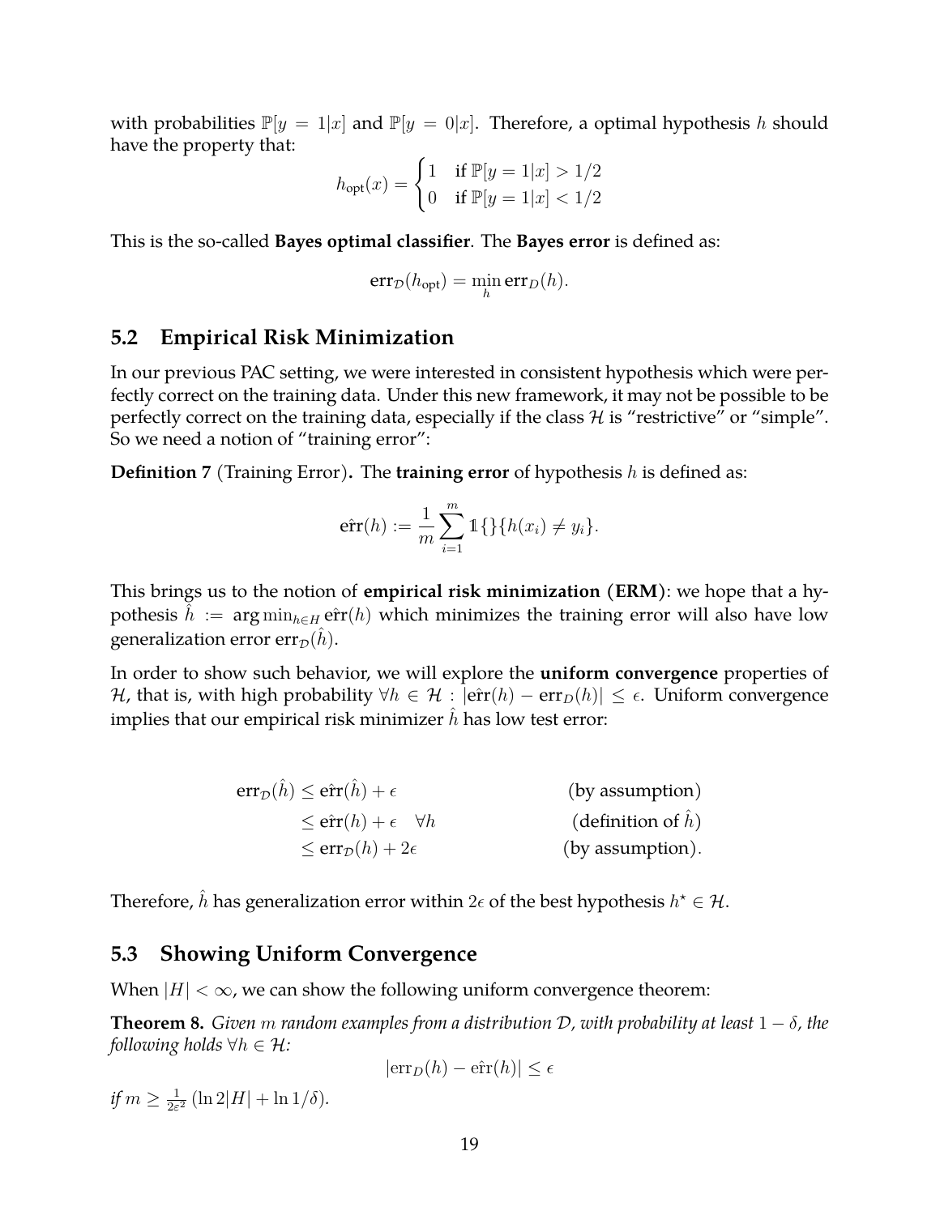with probabilities $\mathbb{P}[y = 1|x]$ and $\mathbb{P}[y = 0|x]$. Therefore, a optimal hypothesis $h$ should have the property that:

$$h_{\text{opt}}(x) = \begin{cases} 1 & \text{if } \mathbb{P}[y = 1|x] > 1/2 \\ 0 & \text{if } \mathbb{P}[y = 1|x] < 1/2 \end{cases}$$

This is the so-called **Bayes optimal classifier**. The **Bayes error** is defined as:

$$\text{err}_{\mathcal{D}}(h_{\text{opt}}) = \min_h \text{err}_D(h).$$

## 5.2 Empirical Risk Minimization

In our previous PAC setting, we were interested in consistent hypothesis which were perfectly correct on the training data. Under this new framework, it may not be possible to be perfectly correct on the training data, especially if the class $\mathcal{H}$ is "restrictive" or "simple". So we need a notion of "training error":

**Definition 7** (Training Error)**.** The **training error** of hypothesis $h$ is defined as:

$$\hat{\text{err}}(h) := \frac{1}{m} \sum_{i=1}^{m} \mathbb{1}\{\}\{h(x_i) \neq y_i\}.$$

This brings us to the notion of **empirical risk minimization (ERM)**: we hope that a hypothesis $\hat{h} := \arg\min_{h \in H} \hat{\text{err}}(h)$ which minimizes the training error will also have low generalization error $\text{err}_{\mathcal{D}}(\hat{h})$.

In order to show such behavior, we will explore the **uniform convergence** properties of $\mathcal{H}$, that is, with high probability $\forall h \in \mathcal{H} : |\hat{\text{err}}(h) - \text{err}_D(h)| \leq \epsilon$. Uniform convergence implies that our empirical risk minimizer $\hat{h}$ has low test error:

$$\begin{aligned}
\text{err}_{\mathcal{D}}(\hat{h}) &\leq \hat{\text{err}}(\hat{h}) + \epsilon && \text{(by assumption)} \\
&\leq \hat{\text{err}}(h) + \epsilon \quad \forall h && \text{(definition of } \hat{h}\text{)} \\
&\leq \text{err}_{\mathcal{D}}(h) + 2\epsilon && \text{(by assumption)}.
\end{aligned}$$

Therefore, $\hat{h}$ has generalization error within $2\epsilon$ of the best hypothesis $h^\star \in \mathcal{H}$.

## 5.3 Showing Uniform Convergence

When $|H| < \infty$, we can show the following uniform convergence theorem:

**Theorem 8.** *Given $m$ random examples from a distribution $\mathcal{D}$, with probability at least $1 - \delta$, the following holds $\forall h \in \mathcal{H}$:*

$$|\text{err}_D(h) - \hat{\text{err}}(h)| \leq \epsilon$$

*if* $m \geq \frac{1}{2\varepsilon^2} (\ln 2|H| + \ln 1/\delta)$.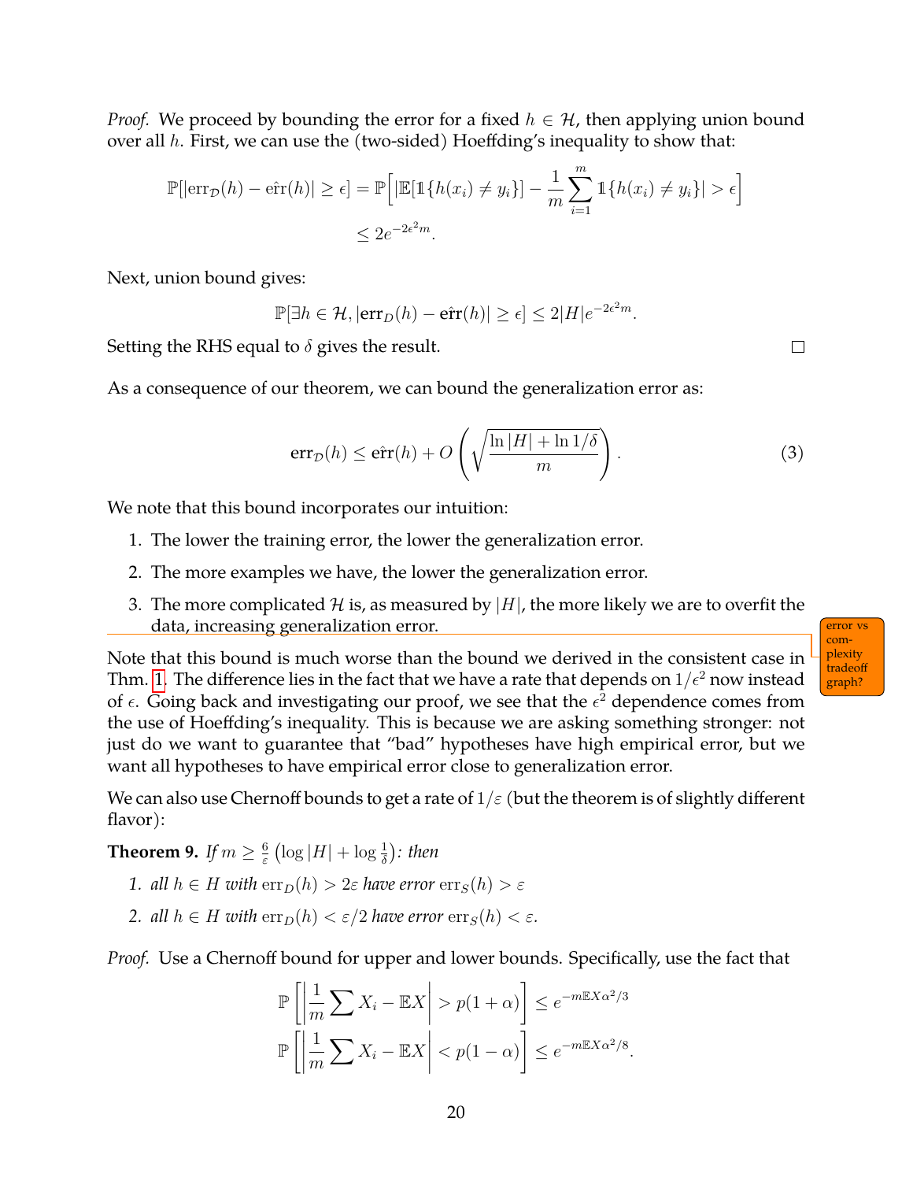*Proof.* We proceed by bounding the error for a fixed $h \in \mathcal{H}$, then applying union bound over all $h$. First, we can use the (two-sided) Hoeffding's inequality to show that:

$$\mathbb{P}[|\text{err}_{\mathcal{D}}(h) - \hat{\text{err}}(h)| \geq \epsilon] = \mathbb{P}\Big[|\mathbb{E}[\mathbb{1}\{h(x_i) \neq y_i\}] - \frac{1}{m}\sum_{i=1}^{m} \mathbb{1}\{h(x_i) \neq y_i\}| > \epsilon\Big]$$
$$\leq 2e^{-2\epsilon^2 m}.$$

Next, union bound gives:

$$\mathbb{P}[\exists h \in \mathcal{H}, |\text{err}_D(h) - \hat{\text{err}}(h)| \geq \epsilon] \leq 2|H|e^{-2\epsilon^2 m}.$$

Setting the RHS equal to $\delta$ gives the result. □

As a consequence of our theorem, we can bound the generalization error as:

$$\text{err}_{\mathcal{D}}(h) \leq \hat{\text{err}}(h) + O\left(\sqrt{\frac{\ln |H| + \ln 1/\delta}{m}}\right). \tag{3}$$

We note that this bound incorporates our intuition:

1. The lower the training error, the lower the generalization error.
2. The more examples we have, the lower the generalization error.
3. The more complicated $\mathcal{H}$ is, as measured by $|H|$, the more likely we are to overfit the data, increasing generalization error.

error vs complexity tradeoff graph?

Note that this bound is much worse than the bound we derived in the consistent case in Thm. 1. The difference lies in the fact that we have a rate that depends on $1/\epsilon^2$ now instead of $\epsilon$. Going back and investigating our proof, we see that the $\epsilon^2$ dependence comes from the use of Hoeffding's inequality. This is because we are asking something stronger: not just do we want to guarantee that "bad" hypotheses have high empirical error, but we want all hypotheses to have empirical error close to generalization error.

We can also use Chernoff bounds to get a rate of $1/\varepsilon$ (but the theorem is of slightly different flavor):

**Theorem 9.** *If* $m \geq \frac{6}{\varepsilon}\left(\log |H| + \log \frac{1}{\delta}\right)$*: then*

1. *all* $h \in H$ *with* $\text{err}_D(h) > 2\varepsilon$ *have error* $\text{err}_S(h) > \varepsilon$
2. *all* $h \in H$ *with* $\text{err}_D(h) < \varepsilon/2$ *have error* $\text{err}_S(h) < \varepsilon$.

*Proof.* Use a Chernoff bound for upper and lower bounds. Specifically, use the fact that

$$\mathbb{P}\left[\left|\frac{1}{m}\sum X_i - \mathbb{E}X\right| > p(1+\alpha)\right] \leq e^{-m\mathbb{E}X\alpha^2/3}$$
$$\mathbb{P}\left[\left|\frac{1}{m}\sum X_i - \mathbb{E}X\right| < p(1-\alpha)\right] \leq e^{-m\mathbb{E}X\alpha^2/8}.$$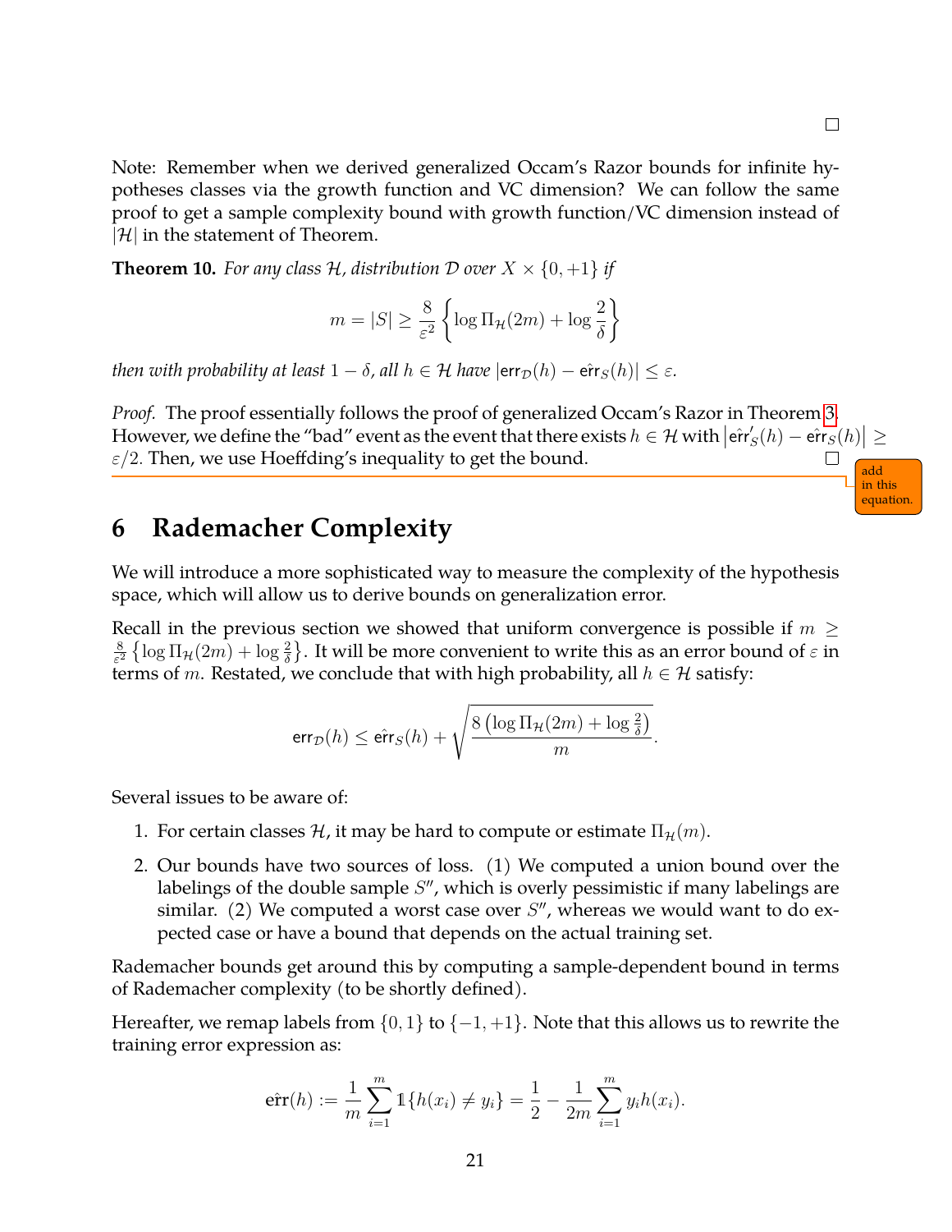□

Note: Remember when we derived generalized Occam's Razor bounds for infinite hypotheses classes via the growth function and VC dimension? We can follow the same proof to get a sample complexity bound with growth function/VC dimension instead of $|\mathcal{H}|$ in the statement of Theorem.

**Theorem 10.** *For any class $\mathcal{H}$, distribution $\mathcal{D}$ over $X \times \{0, +1\}$ if*

$$m = |S| \geq \frac{8}{\varepsilon^2} \left\{ \log \Pi_{\mathcal{H}}(2m) + \log \frac{2}{\delta} \right\}$$

*then with probability at least $1 - \delta$, all $h \in \mathcal{H}$ have $|\mathsf{err}_{\mathcal{D}}(h) - \hat{\mathsf{err}}_S(h)| \leq \varepsilon$.*

*Proof.* The proof essentially follows the proof of generalized Occam's Razor in Theorem 3. However, we define the "bad" event as the event that there exists $h \in \mathcal{H}$ with $\left|\hat{\mathsf{err}}'_S(h) - \hat{\mathsf{err}}_S(h)\right| \geq \varepsilon/2$. Then, we use Hoeffding's inequality to get the bound. □

add in this equation.

## 6 Rademacher Complexity

We will introduce a more sophisticated way to measure the complexity of the hypothesis space, which will allow us to derive bounds on generalization error.

Recall in the previous section we showed that uniform convergence is possible if $m \geq \frac{8}{\varepsilon^2} \left\{ \log \Pi_{\mathcal{H}}(2m) + \log \frac{2}{\delta} \right\}$. It will be more convenient to write this as an error bound of $\varepsilon$ in terms of $m$. Restated, we conclude that with high probability, all $h \in \mathcal{H}$ satisfy:

$$\mathsf{err}_{\mathcal{D}}(h) \leq \hat{\mathsf{err}}_S(h) + \sqrt{\frac{8\left(\log \Pi_{\mathcal{H}}(2m) + \log \frac{2}{\delta}\right)}{m}}.$$

Several issues to be aware of:

1. For certain classes $\mathcal{H}$, it may be hard to compute or estimate $\Pi_{\mathcal{H}}(m)$.
2. Our bounds have two sources of loss. (1) We computed a union bound over the labelings of the double sample $S''$, which is overly pessimistic if many labelings are similar. (2) We computed a worst case over $S''$, whereas we would want to do expected case or have a bound that depends on the actual training set.

Rademacher bounds get around this by computing a sample-dependent bound in terms of Rademacher complexity (to be shortly defined).

Hereafter, we remap labels from $\{0, 1\}$ to $\{-1, +1\}$. Note that this allows us to rewrite the training error expression as:

$$\hat{\mathsf{err}}(h) := \frac{1}{m} \sum_{i=1}^{m} \mathbb{1}\{h(x_i) \neq y_i\} = \frac{1}{2} - \frac{1}{2m} \sum_{i=1}^{m} y_i h(x_i).$$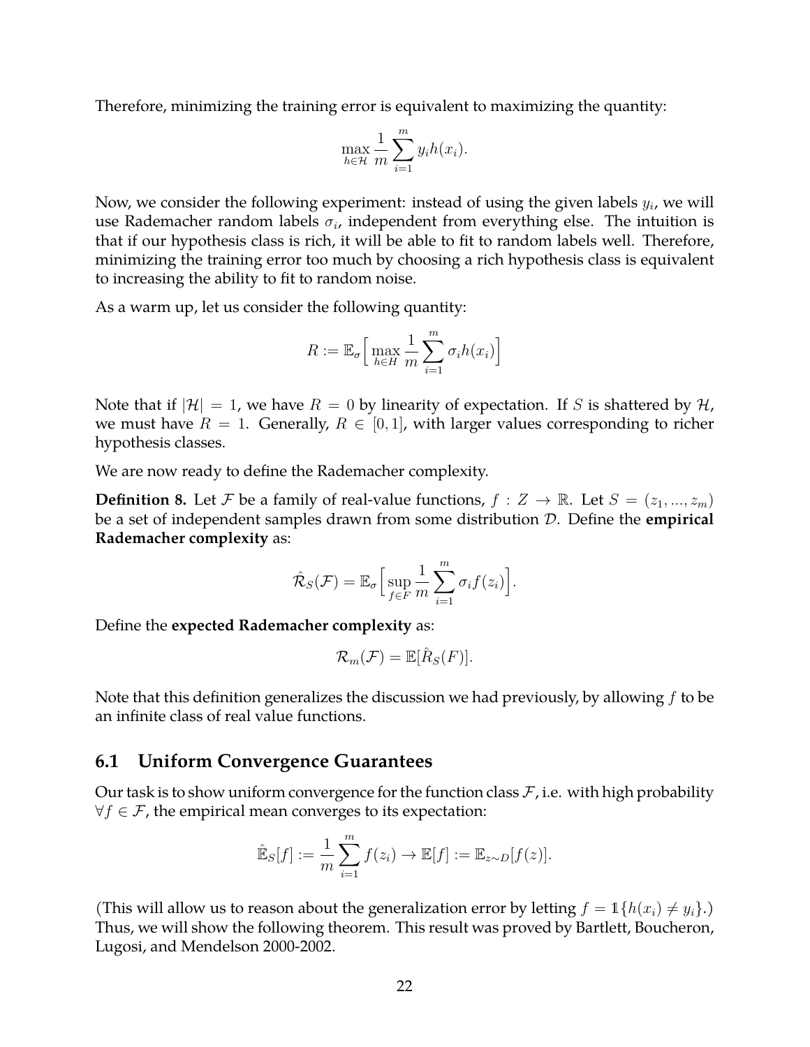Therefore, minimizing the training error is equivalent to maximizing the quantity:

$$\max_{h \in \mathcal{H}} \frac{1}{m} \sum_{i=1}^{m} y_i h(x_i).$$

Now, we consider the following experiment: instead of using the given labels $y_i$, we will use Rademacher random labels $\sigma_i$, independent from everything else. The intuition is that if our hypothesis class is rich, it will be able to fit to random labels well. Therefore, minimizing the training error too much by choosing a rich hypothesis class is equivalent to increasing the ability to fit to random noise.

As a warm up, let us consider the following quantity:

$$R := \mathbb{E}_{\sigma}\Big[\max_{h \in H} \frac{1}{m} \sum_{i=1}^{m} \sigma_i h(x_i)\Big]$$

Note that if $|\mathcal{H}| = 1$, we have $R = 0$ by linearity of expectation. If $S$ is shattered by $\mathcal{H}$, we must have $R = 1$. Generally, $R \in [0, 1]$, with larger values corresponding to richer hypothesis classes.

We are now ready to define the Rademacher complexity.

**Definition 8.** Let $\mathcal{F}$ be a family of real-value functions, $f : Z \to \mathbb{R}$. Let $S = (z_1, ..., z_m)$ be a set of independent samples drawn from some distribution $\mathcal{D}$. Define the **empirical Rademacher complexity** as:

$$\hat{\mathcal{R}}_S(\mathcal{F}) = \mathbb{E}_{\sigma}\Big[\sup_{f \in F} \frac{1}{m} \sum_{i=1}^{m} \sigma_i f(z_i)\Big].$$

Define the **expected Rademacher complexity** as:

$$\mathcal{R}_m(\mathcal{F}) = \mathbb{E}[\hat{R}_S(F)].$$

Note that this definition generalizes the discussion we had previously, by allowing $f$ to be an infinite class of real value functions.

## 6.1 Uniform Convergence Guarantees

Our task is to show uniform convergence for the function class $\mathcal{F}$, i.e. with high probability $\forall f \in \mathcal{F}$, the empirical mean converges to its expectation:

$$\hat{\mathbb{E}}_S[f] := \frac{1}{m} \sum_{i=1}^{m} f(z_i) \to \mathbb{E}[f] := \mathbb{E}_{z \sim D}[f(z)].$$

(This will allow us to reason about the generalization error by letting $f = \mathbb{1}\{h(x_i) \neq y_i\}$.) Thus, we will show the following theorem. This result was proved by Bartlett, Boucheron, Lugosi, and Mendelson 2000-2002.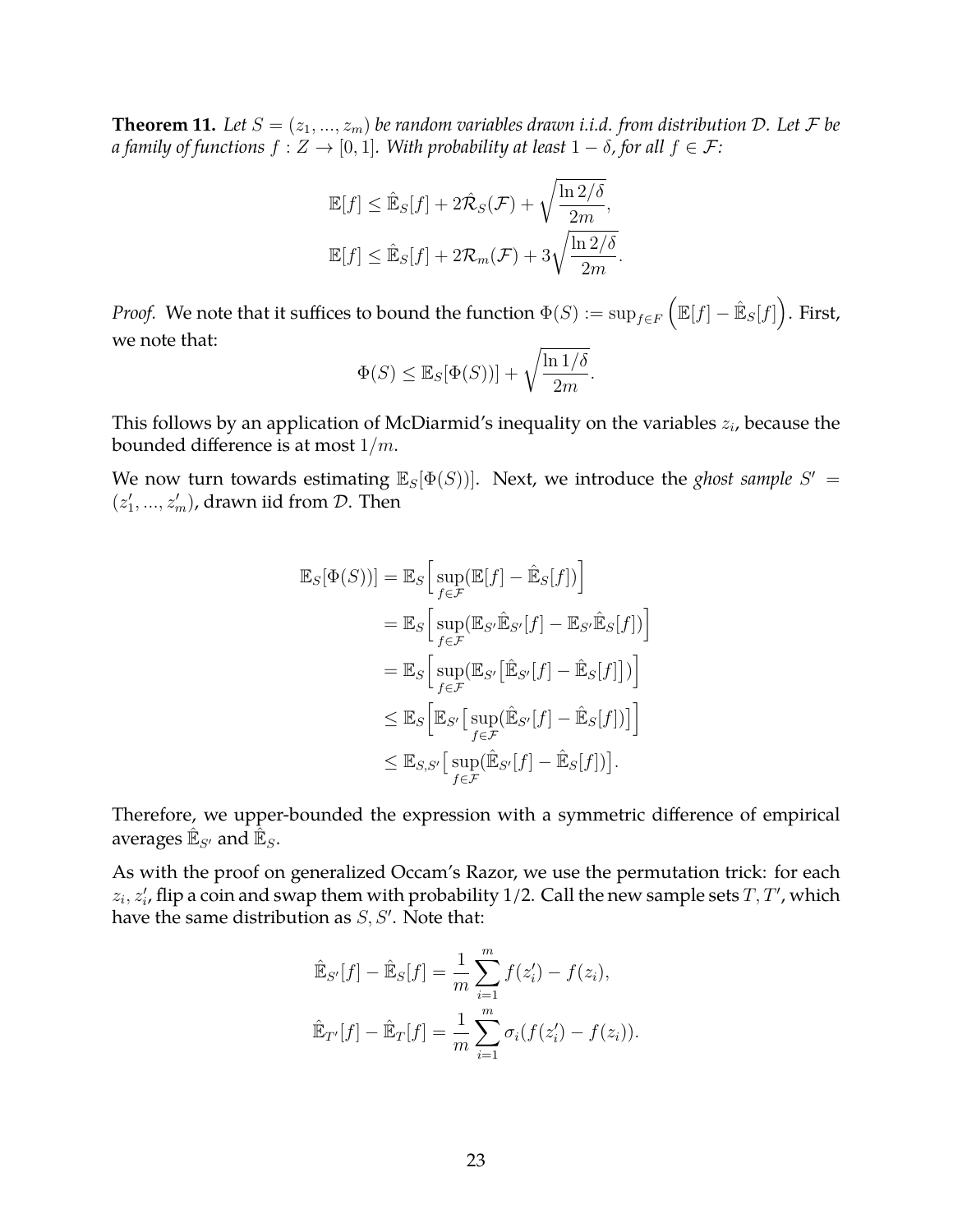**Theorem 11.** *Let $S = (z_1, ..., z_m)$ be random variables drawn i.i.d. from distribution $\mathcal{D}$. Let $\mathcal{F}$ be a family of functions $f : Z \to [0, 1]$. With probability at least $1 - \delta$, for all $f \in \mathcal{F}$:*

$$
\begin{aligned}
\mathbb{E}[f] &\leq \hat{\mathbb{E}}_S[f] + 2\hat{\mathcal{R}}_S(\mathcal{F}) + \sqrt{\frac{\ln 2/\delta}{2m}}, \\
\mathbb{E}[f] &\leq \hat{\mathbb{E}}_S[f] + 2\mathcal{R}_m(\mathcal{F}) + 3\sqrt{\frac{\ln 2/\delta}{2m}}.
\end{aligned}
$$

*Proof.* We note that it suffices to bound the function $\Phi(S) := \sup_{f \in F} \left(\mathbb{E}[f] - \hat{\mathbb{E}}_S[f]\right)$. First, we note that:

$$
\Phi(S) \leq \mathbb{E}_S[\Phi(S))] + \sqrt{\frac{\ln 1/\delta}{2m}}.
$$

This follows by an application of McDiarmid's inequality on the variables $z_i$, because the bounded difference is at most $1/m$.

We now turn towards estimating $\mathbb{E}_S[\Phi(S))]$. Next, we introduce the *ghost sample* $S' = (z'_1, ..., z'_m)$, drawn iid from $\mathcal{D}$. Then

$$
\begin{aligned}
\mathbb{E}_S[\Phi(S))] &= \mathbb{E}_S\Big[\sup_{f \in \mathcal{F}} (\mathbb{E}[f] - \hat{\mathbb{E}}_S[f])\Big] \\
&= \mathbb{E}_S\Big[\sup_{f \in \mathcal{F}} (\mathbb{E}_{S'}\hat{\mathbb{E}}_{S'}[f] - \mathbb{E}_{S'}\hat{\mathbb{E}}_S[f])\Big] \\
&= \mathbb{E}_S\Big[\sup_{f \in \mathcal{F}} (\mathbb{E}_{S'}\big[\hat{\mathbb{E}}_{S'}[f] - \hat{\mathbb{E}}_S[f]\big])\Big] \\
&\leq \mathbb{E}_S\Big[\mathbb{E}_{S'}\big[\sup_{f \in \mathcal{F}} (\hat{\mathbb{E}}_{S'}[f] - \hat{\mathbb{E}}_S[f])\big]\Big] \\
&\leq \mathbb{E}_{S,S'}\big[\sup_{f \in \mathcal{F}} (\hat{\mathbb{E}}_{S'}[f] - \hat{\mathbb{E}}_S[f])\big].
\end{aligned}
$$

Therefore, we upper-bounded the expression with a symmetric difference of empirical averages $\hat{\mathbb{E}}_{S'}$ and $\hat{\mathbb{E}}_S$.

As with the proof on generalized Occam's Razor, we use the permutation trick: for each $z_i, z'_i$, flip a coin and swap them with probability 1/2. Call the new sample sets $T, T'$, which have the same distribution as $S, S'$. Note that:

$$
\begin{aligned}
\hat{\mathbb{E}}_{S'}[f] - \hat{\mathbb{E}}_S[f] &= \frac{1}{m}\sum_{i=1}^{m} f(z'_i) - f(z_i), \\
\hat{\mathbb{E}}_{T'}[f] - \hat{\mathbb{E}}_T[f] &= \frac{1}{m}\sum_{i=1}^{m} \sigma_i(f(z'_i) - f(z_i)).
\end{aligned}
$$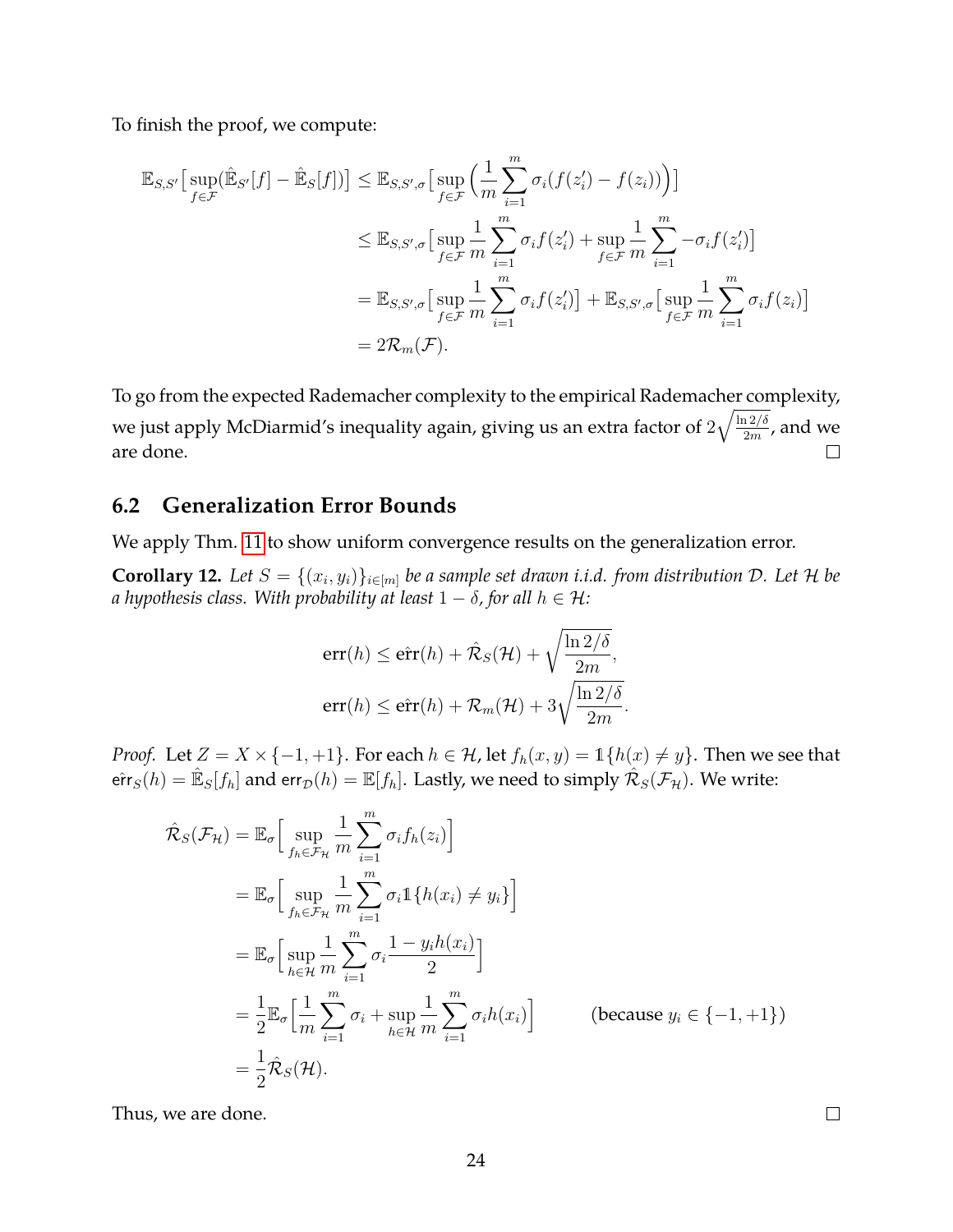To finish the proof, we compute:

$$
\begin{aligned}
\mathbb{E}_{S,S'}\big[\sup_{f\in\mathcal{F}}(\hat{\mathbb{E}}_{S'}[f]-\hat{\mathbb{E}}_S[f])\big] &\le \mathbb{E}_{S,S',\sigma}\big[\sup_{f\in\mathcal{F}}\Big(\frac{1}{m}\sum_{i=1}^m \sigma_i(f(z_i')-f(z_i))\Big)\big] \\
&\le \mathbb{E}_{S,S',\sigma}\big[\sup_{f\in\mathcal{F}}\frac{1}{m}\sum_{i=1}^m \sigma_i f(z_i') + \sup_{f\in\mathcal{F}}\frac{1}{m}\sum_{i=1}^m -\sigma_i f(z_i')\big] \\
&= \mathbb{E}_{S,S',\sigma}\big[\sup_{f\in\mathcal{F}}\frac{1}{m}\sum_{i=1}^m \sigma_i f(z_i')\big] + \mathbb{E}_{S,S',\sigma}\big[\sup_{f\in\mathcal{F}}\frac{1}{m}\sum_{i=1}^m \sigma_i f(z_i)\big] \\
&= 2\mathcal{R}_m(\mathcal{F}).
\end{aligned}
$$

To go from the expected Rademacher complexity to the empirical Rademacher complexity, we just apply McDiarmid's inequality again, giving us an extra factor of $2\sqrt{\frac{\ln 2/\delta}{2m}}$, and we are done. $\square$

## 6.2 Generalization Error Bounds

We apply Thm. 11 to show uniform convergence results on the generalization error.

**Corollary 12.** *Let $S = \{(x_i, y_i)\}_{i\in[m]}$ be a sample set drawn i.i.d. from distribution $\mathcal{D}$. Let $\mathcal{H}$ be a hypothesis class. With probability at least $1-\delta$, for all $h \in \mathcal{H}$:*

$$
\begin{aligned}
\mathrm{err}(h) &\le \hat{\mathrm{err}}(h) + \hat{\mathcal{R}}_S(\mathcal{H}) + \sqrt{\frac{\ln 2/\delta}{2m}}, \\
\mathrm{err}(h) &\le \hat{\mathrm{err}}(h) + \mathcal{R}_m(\mathcal{H}) + 3\sqrt{\frac{\ln 2/\delta}{2m}}.
\end{aligned}
$$

*Proof.* Let $Z = X \times \{-1,+1\}$. For each $h \in \mathcal{H}$, let $f_h(x,y) = \mathbb{1}\{h(x) \neq y\}$. Then we see that $\hat{\mathsf{err}}_S(h) = \hat{\mathbb{E}}_S[f_h]$ and $\mathsf{err}_{\mathcal{D}}(h) = \mathbb{E}[f_h]$. Lastly, we need to simply $\hat{\mathcal{R}}_S(\mathcal{F}_{\mathcal{H}})$. We write:

$$
\begin{aligned}
\hat{\mathcal{R}}_S(\mathcal{F}_{\mathcal{H}}) &= \mathbb{E}_\sigma\Big[\sup_{f_h\in\mathcal{F}_{\mathcal{H}}}\frac{1}{m}\sum_{i=1}^m \sigma_i f_h(z_i)\Big] \\
&= \mathbb{E}_\sigma\Big[\sup_{f_h\in\mathcal{F}_{\mathcal{H}}}\frac{1}{m}\sum_{i=1}^m \sigma_i \mathbb{1}\{h(x_i)\neq y_i\}\Big] \\
&= \mathbb{E}_\sigma\Big[\sup_{h\in\mathcal{H}}\frac{1}{m}\sum_{i=1}^m \sigma_i \frac{1-y_i h(x_i)}{2}\Big] \\
&= \frac{1}{2}\mathbb{E}_\sigma\Big[\frac{1}{m}\sum_{i=1}^m \sigma_i + \sup_{h\in\mathcal{H}}\frac{1}{m}\sum_{i=1}^m \sigma_i h(x_i)\Big] \qquad \text{(because } y_i \in \{-1,+1\}\text{)} \\
&= \frac{1}{2}\hat{\mathcal{R}}_S(\mathcal{H}).
\end{aligned}
$$

Thus, we are done. $\square$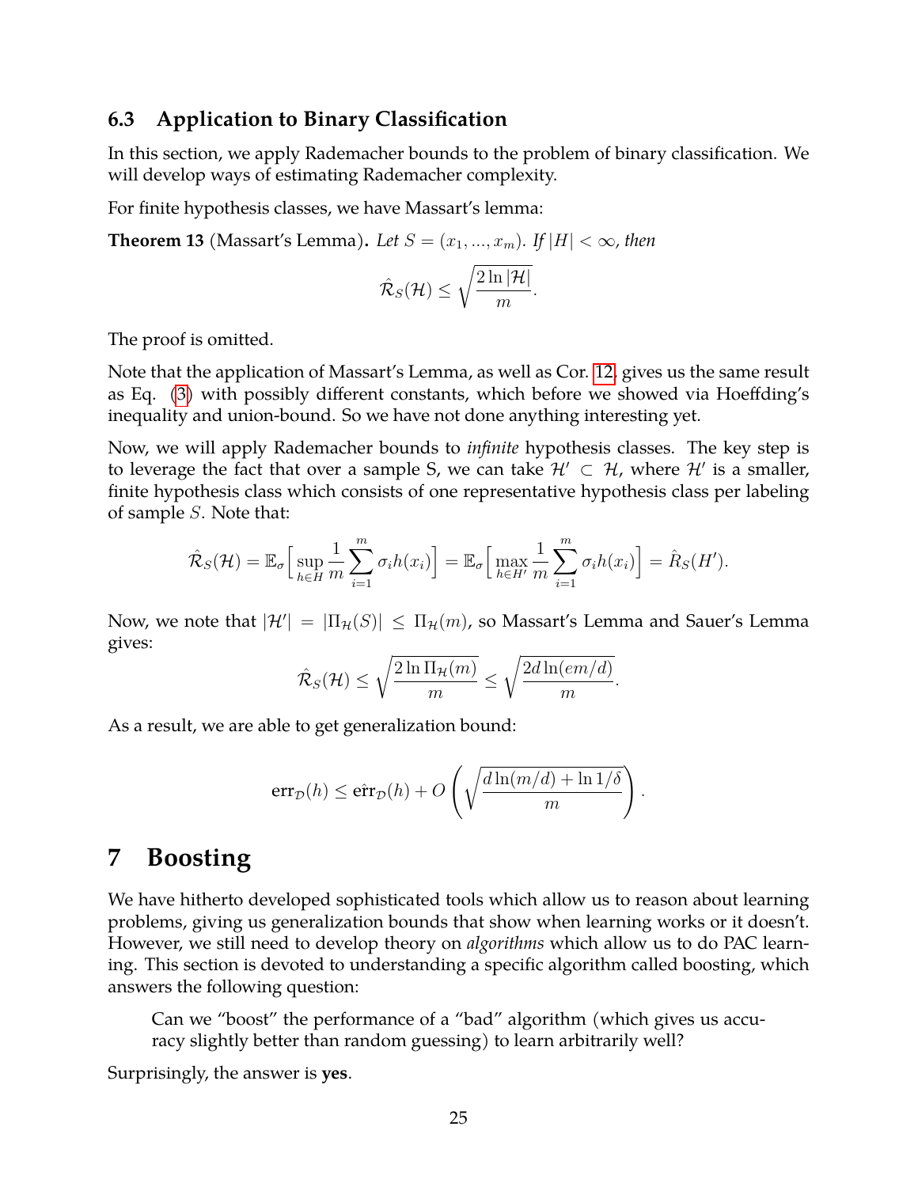### 6.3 Application to Binary Classification

In this section, we apply Rademacher bounds to the problem of binary classification. We will develop ways of estimating Rademacher complexity.

For finite hypothesis classes, we have Massart's lemma:

**Theorem 13** (Massart's Lemma)**.** *Let $S = (x_1, ..., x_m)$. If $|H| < \infty$, then*

$$\hat{\mathcal{R}}_S(\mathcal{H}) \leq \sqrt{\frac{2 \ln |\mathcal{H}|}{m}}.$$

The proof is omitted.

Note that the application of Massart's Lemma, as well as Cor. 12, gives us the same result as Eq. (3) with possibly different constants, which before we showed via Hoeffding's inequality and union-bound. So we have not done anything interesting yet.

Now, we will apply Rademacher bounds to *infinite* hypothesis classes. The key step is to leverage the fact that over a sample S, we can take $\mathcal{H}' \subset \mathcal{H}$, where $\mathcal{H}'$ is a smaller, finite hypothesis class which consists of one representative hypothesis class per labeling of sample $S$. Note that:

$$\hat{\mathcal{R}}_S(\mathcal{H}) = \mathbb{E}_\sigma\Big[\sup_{h \in H} \frac{1}{m} \sum_{i=1}^{m} \sigma_i h(x_i)\Big] = \mathbb{E}_\sigma\Big[\max_{h \in H'} \frac{1}{m} \sum_{i=1}^{m} \sigma_i h(x_i)\Big] = \hat{R}_S(H').$$

Now, we note that $|\mathcal{H}'| = |\Pi_{\mathcal{H}}(S)| \leq \Pi_{\mathcal{H}}(m)$, so Massart's Lemma and Sauer's Lemma gives:

$$\hat{\mathcal{R}}_S(\mathcal{H}) \leq \sqrt{\frac{2 \ln \Pi_{\mathcal{H}}(m)}{m}} \leq \sqrt{\frac{2d \ln(em/d)}{m}}.$$

As a result, we are able to get generalization bound:

$$\text{err}_{\mathcal{D}}(h) \leq \hat{\text{err}}_{\mathcal{D}}(h) + O\left(\sqrt{\frac{d \ln(m/d) + \ln 1/\delta}{m}}\right).$$

# 7 Boosting

We have hitherto developed sophisticated tools which allow us to reason about learning problems, giving us generalization bounds that show when learning works or it doesn't. However, we still need to develop theory on *algorithms* which allow us to do PAC learning. This section is devoted to understanding a specific algorithm called boosting, which answers the following question:

> Can we "boost" the performance of a "bad" algorithm (which gives us accuracy slightly better than random guessing) to learn arbitrarily well?

Surprisingly, the answer is **yes**.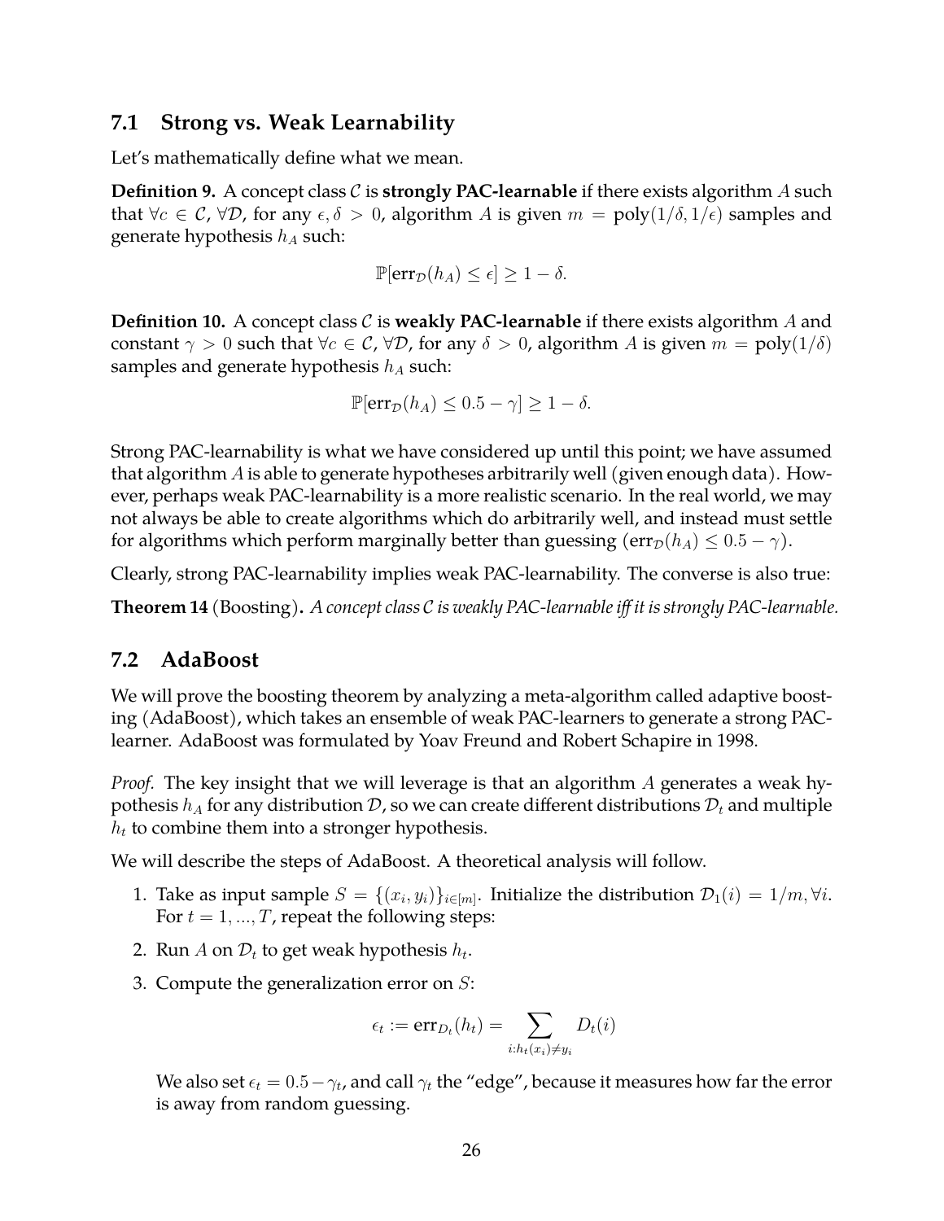## 7.1 Strong vs. Weak Learnability

Let's mathematically define what we mean.

**Definition 9.** A concept class $\mathcal{C}$ is **strongly PAC-learnable** if there exists algorithm $A$ such that $\forall c \in \mathcal{C}$, $\forall \mathcal{D}$, for any $\epsilon, \delta > 0$, algorithm $A$ is given $m = \text{poly}(1/\delta, 1/\epsilon)$ samples and generate hypothesis $h_A$ such:

$$\mathbb{P}[\text{err}_{\mathcal{D}}(h_A) \leq \epsilon] \geq 1 - \delta.$$

**Definition 10.** A concept class $\mathcal{C}$ is **weakly PAC-learnable** if there exists algorithm $A$ and constant $\gamma > 0$ such that $\forall c \in \mathcal{C}$, $\forall \mathcal{D}$, for any $\delta > 0$, algorithm $A$ is given $m = \text{poly}(1/\delta)$ samples and generate hypothesis $h_A$ such:

$$\mathbb{P}[\text{err}_{\mathcal{D}}(h_A) \leq 0.5 - \gamma] \geq 1 - \delta.$$

Strong PAC-learnability is what we have considered up until this point; we have assumed that algorithm $A$ is able to generate hypotheses arbitrarily well (given enough data). However, perhaps weak PAC-learnability is a more realistic scenario. In the real world, we may not always be able to create algorithms which do arbitrarily well, and instead must settle for algorithms which perform marginally better than guessing ($\text{err}_{\mathcal{D}}(h_A) \leq 0.5 - \gamma$).

Clearly, strong PAC-learnability implies weak PAC-learnability. The converse is also true:

**Theorem 14** (Boosting)**.** *A concept class $\mathcal{C}$ is weakly PAC-learnable iff it is strongly PAC-learnable.*

## 7.2 AdaBoost

We will prove the boosting theorem by analyzing a meta-algorithm called adaptive boosting (AdaBoost), which takes an ensemble of weak PAC-learners to generate a strong PAC-learner. AdaBoost was formulated by Yoav Freund and Robert Schapire in 1998.

*Proof.* The key insight that we will leverage is that an algorithm $A$ generates a weak hypothesis $h_A$ for any distribution $\mathcal{D}$, so we can create different distributions $\mathcal{D}_t$ and multiple $h_t$ to combine them into a stronger hypothesis.

We will describe the steps of AdaBoost. A theoretical analysis will follow.

1. Take as input sample $S = \{(x_i, y_i)\}_{i \in [m]}$. Initialize the distribution $\mathcal{D}_1(i) = 1/m, \forall i$. For $t = 1, ..., T$, repeat the following steps:

2. Run $A$ on $\mathcal{D}_t$ to get weak hypothesis $h_t$.

3. Compute the generalization error on $S$:

$$\epsilon_t := \text{err}_{D_t}(h_t) = \sum_{i: h_t(x_i) \neq y_i} D_t(i)$$

   We also set $\epsilon_t = 0.5 - \gamma_t$, and call $\gamma_t$ the "edge", because it measures how far the error is away from random guessing.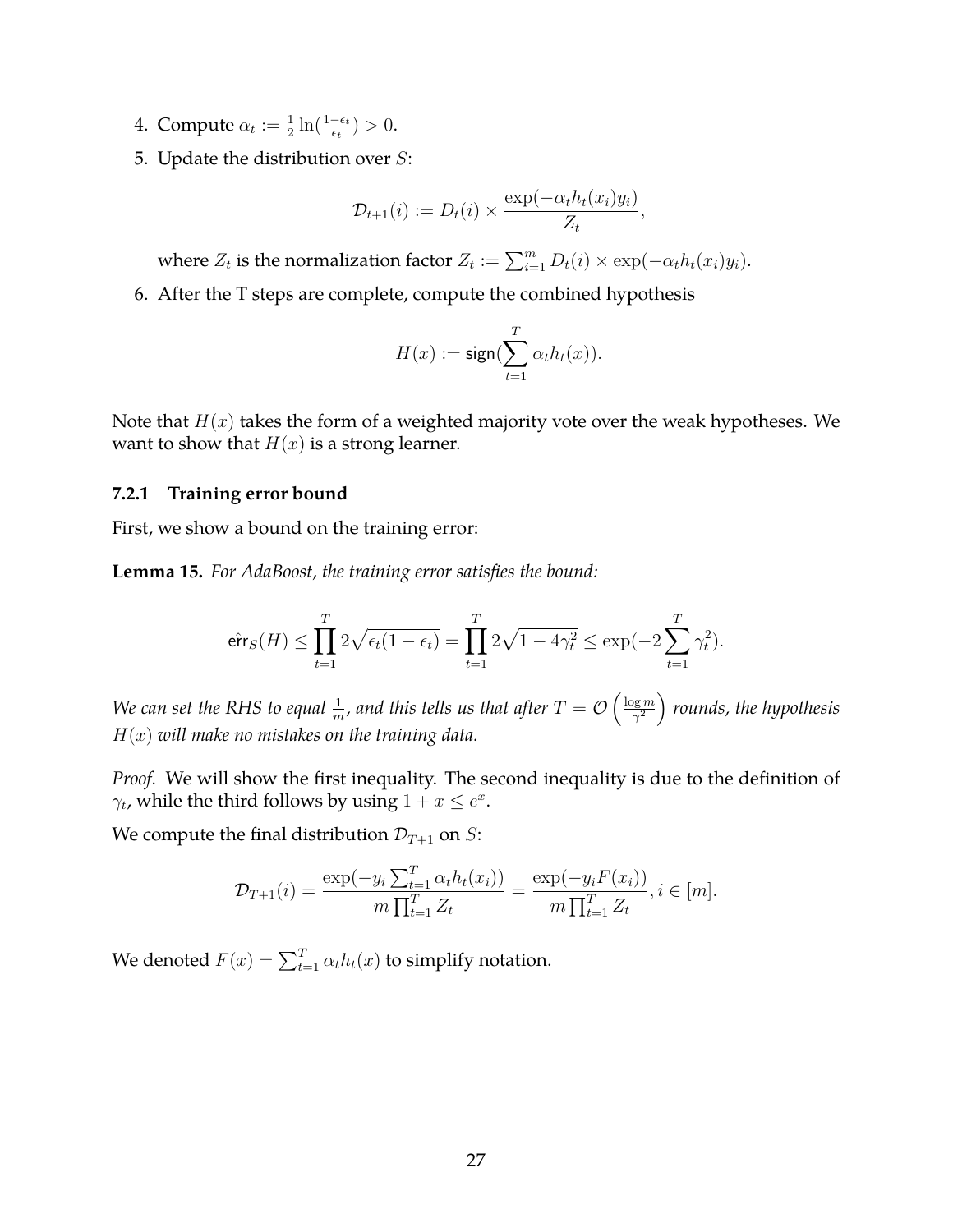4. Compute $\alpha_t := \frac{1}{2}\ln(\frac{1-\epsilon_t}{\epsilon_t}) > 0$.
5. Update the distribution over $S$:

$$\mathcal{D}_{t+1}(i) := D_t(i) \times \frac{\exp(-\alpha_t h_t(x_i) y_i)}{Z_t},$$

   where $Z_t$ is the normalization factor $Z_t := \sum_{i=1}^m D_t(i) \times \exp(-\alpha_t h_t(x_i) y_i)$.

6. After the T steps are complete, compute the combined hypothesis

$$H(x) := \mathsf{sign}(\sum_{t=1}^T \alpha_t h_t(x)).$$

Note that $H(x)$ takes the form of a weighted majority vote over the weak hypotheses. We want to show that $H(x)$ is a strong learner.

### 7.2.1 Training error bound

First, we show a bound on the training error:

**Lemma 15.** *For AdaBoost, the training error satisfies the bound:*

$$\hat{\mathsf{err}}_S(H) \leq \prod_{t=1}^T 2\sqrt{\epsilon_t(1-\epsilon_t)} = \prod_{t=1}^T 2\sqrt{1-4\gamma_t^2} \leq \exp(-2\sum_{t=1}^T \gamma_t^2).$$

*We can set the RHS to equal $\frac{1}{m}$, and this tells us that after $T = \mathcal{O}\left(\frac{\log m}{\gamma^2}\right)$ rounds, the hypothesis $H(x)$ will make no mistakes on the training data.*

*Proof.* We will show the first inequality. The second inequality is due to the definition of $\gamma_t$, while the third follows by using $1 + x \leq e^x$.

We compute the final distribution $\mathcal{D}_{T+1}$ on $S$:

$$\mathcal{D}_{T+1}(i) = \frac{\exp(-y_i \sum_{t=1}^T \alpha_t h_t(x_i))}{m \prod_{t=1}^T Z_t} = \frac{\exp(-y_i F(x_i))}{m \prod_{t=1}^T Z_t}, i \in [m].$$

We denoted $F(x) = \sum_{t=1}^T \alpha_t h_t(x)$ to simplify notation.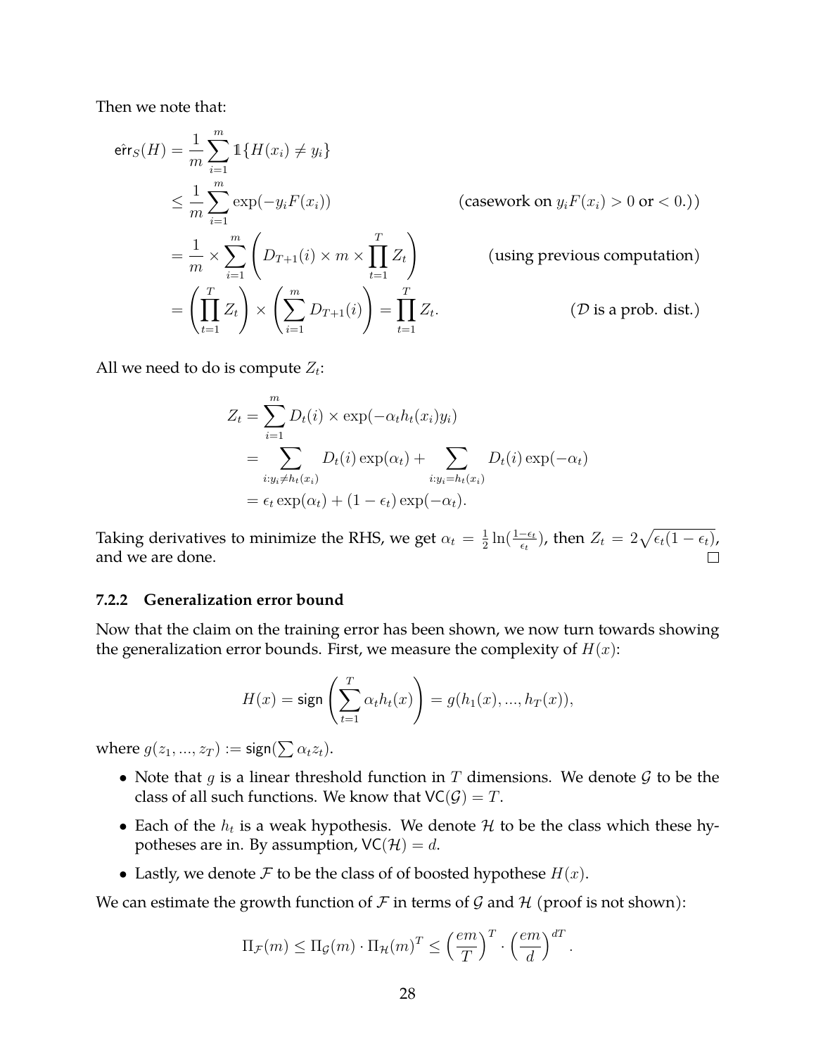Then we note that:

$$
\begin{aligned}
\hat{\text{err}}_S(H) &= \frac{1}{m}\sum_{i=1}^{m} \mathbb{1}\{H(x_i) \neq y_i\} \\
&\leq \frac{1}{m}\sum_{i=1}^{m} \exp(-y_i F(x_i)) && \text{(casework on } y_iF(x_i) > 0 \text{ or } < 0.)) \\
&= \frac{1}{m} \times \sum_{i=1}^{m}\left(D_{T+1}(i) \times m \times \prod_{t=1}^{T} Z_t\right) && \text{(using previous computation)} \\
&= \left(\prod_{t=1}^{T} Z_t\right) \times \left(\sum_{i=1}^{m} D_{T+1}(i)\right) = \prod_{t=1}^{T} Z_t. && (\mathcal{D} \text{ is a prob. dist.})
\end{aligned}
$$

All we need to do is compute $Z_t$:

$$
\begin{aligned}
Z_t &= \sum_{i=1}^{m} D_t(i) \times \exp(-\alpha_t h_t(x_i) y_i) \\
&= \sum_{i: y_i \neq h_t(x_i)} D_t(i)\exp(\alpha_t) + \sum_{i: y_i = h_t(x_i)} D_t(i)\exp(-\alpha_t) \\
&= \epsilon_t \exp(\alpha_t) + (1-\epsilon_t)\exp(-\alpha_t).
\end{aligned}
$$

Taking derivatives to minimize the RHS, we get $\alpha_t = \frac{1}{2}\ln(\frac{1-\epsilon_t}{\epsilon_t})$, then $Z_t = 2\sqrt{\epsilon_t(1-\epsilon_t)}$, and we are done. □

### 7.2.2 Generalization error bound

Now that the claim on the training error has been shown, we now turn towards showing the generalization error bounds. First, we measure the complexity of $H(x)$:

$$
H(x) = \mathsf{sign}\left(\sum_{t=1}^{T} \alpha_t h_t(x)\right) = g(h_1(x), ..., h_T(x)),
$$

where $g(z_1, ..., z_T) := \mathsf{sign}(\sum \alpha_t z_t)$.

- Note that $g$ is a linear threshold function in $T$ dimensions. We denote $\mathcal{G}$ to be the class of all such functions. We know that $\mathsf{VC}(\mathcal{G}) = T$.
- Each of the $h_t$ is a weak hypothesis. We denote $\mathcal{H}$ to be the class which these hypotheses are in. By assumption, $\mathsf{VC}(\mathcal{H}) = d$.
- Lastly, we denote $\mathcal{F}$ to be the class of of boosted hypothese $H(x)$.

We can estimate the growth function of $\mathcal{F}$ in terms of $\mathcal{G}$ and $\mathcal{H}$ (proof is not shown):

$$
\Pi_{\mathcal{F}}(m) \leq \Pi_{\mathcal{G}}(m) \cdot \Pi_{\mathcal{H}}(m)^T \leq \left(\frac{em}{T}\right)^T \cdot \left(\frac{em}{d}\right)^{dT}.
$$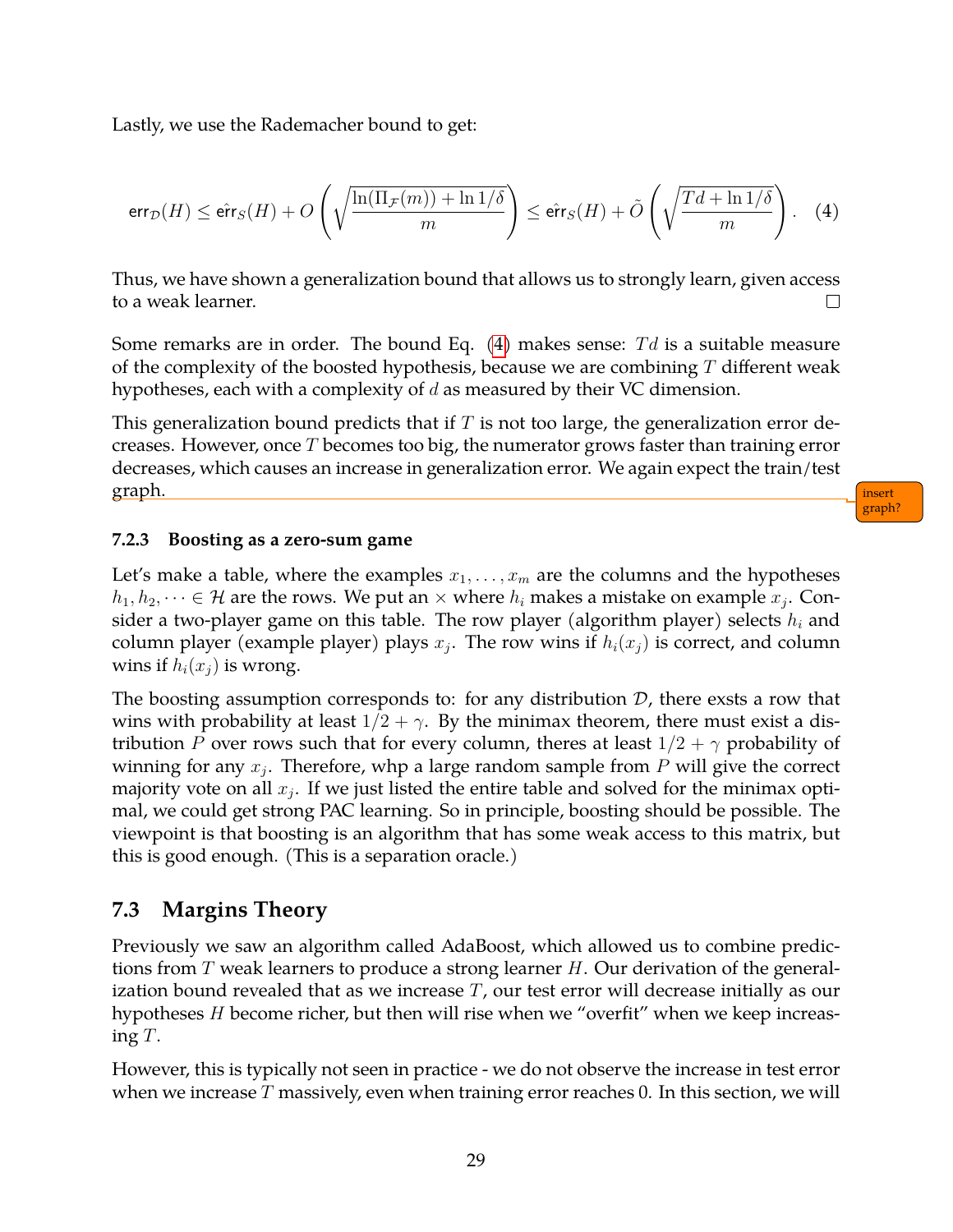Lastly, we use the Rademacher bound to get:

$$\mathsf{err}_{\mathcal{D}}(H) \leq \hat{\mathsf{err}}_S(H) + O\left(\sqrt{\frac{\ln(\Pi_{\mathcal{F}}(m)) + \ln 1/\delta}{m}}\right) \leq \hat{\mathsf{err}}_S(H) + \tilde{O}\left(\sqrt{\frac{Td + \ln 1/\delta}{m}}\right). \quad (4)$$

Thus, we have shown a generalization bound that allows us to strongly learn, given access to a weak learner. $\square$

Some remarks are in order. The bound Eq. (4) makes sense: $Td$ is a suitable measure of the complexity of the boosted hypothesis, because we are combining $T$ different weak hypotheses, each with a complexity of $d$ as measured by their VC dimension.

This generalization bound predicts that if $T$ is not too large, the generalization error decreases. However, once $T$ becomes too big, the numerator grows faster than training error decreases, which causes an increase in generalization error. We again expect the train/test graph.

insert graph?

### 7.2.3 Boosting as a zero-sum game

Let's make a table, where the examples $x_1, \ldots, x_m$ are the columns and the hypotheses $h_1, h_2, \cdots \in \mathcal{H}$ are the rows. We put an $\times$ where $h_i$ makes a mistake on example $x_j$. Consider a two-player game on this table. The row player (algorithm player) selects $h_i$ and column player (example player) plays $x_j$. The row wins if $h_i(x_j)$ is correct, and column wins if $h_i(x_j)$ is wrong.

The boosting assumption corresponds to: for any distribution $\mathcal{D}$, there exsts a row that wins with probability at least $1/2 + \gamma$. By the minimax theorem, there must exist a distribution $P$ over rows such that for every column, theres at least $1/2 + \gamma$ probability of winning for any $x_j$. Therefore, whp a large random sample from $P$ will give the correct majority vote on all $x_j$. If we just listed the entire table and solved for the minimax optimal, we could get strong PAC learning. So in principle, boosting should be possible. The viewpoint is that boosting is an algorithm that has some weak access to this matrix, but this is good enough. (This is a separation oracle.)

## 7.3 Margins Theory

Previously we saw an algorithm called AdaBoost, which allowed us to combine predictions from $T$ weak learners to produce a strong learner $H$. Our derivation of the generalization bound revealed that as we increase $T$, our test error will decrease initially as our hypotheses $H$ become richer, but then will rise when we "overfit" when we keep increasing $T$.

However, this is typically not seen in practice - we do not observe the increase in test error when we increase $T$ massively, even when training error reaches 0. In this section, we will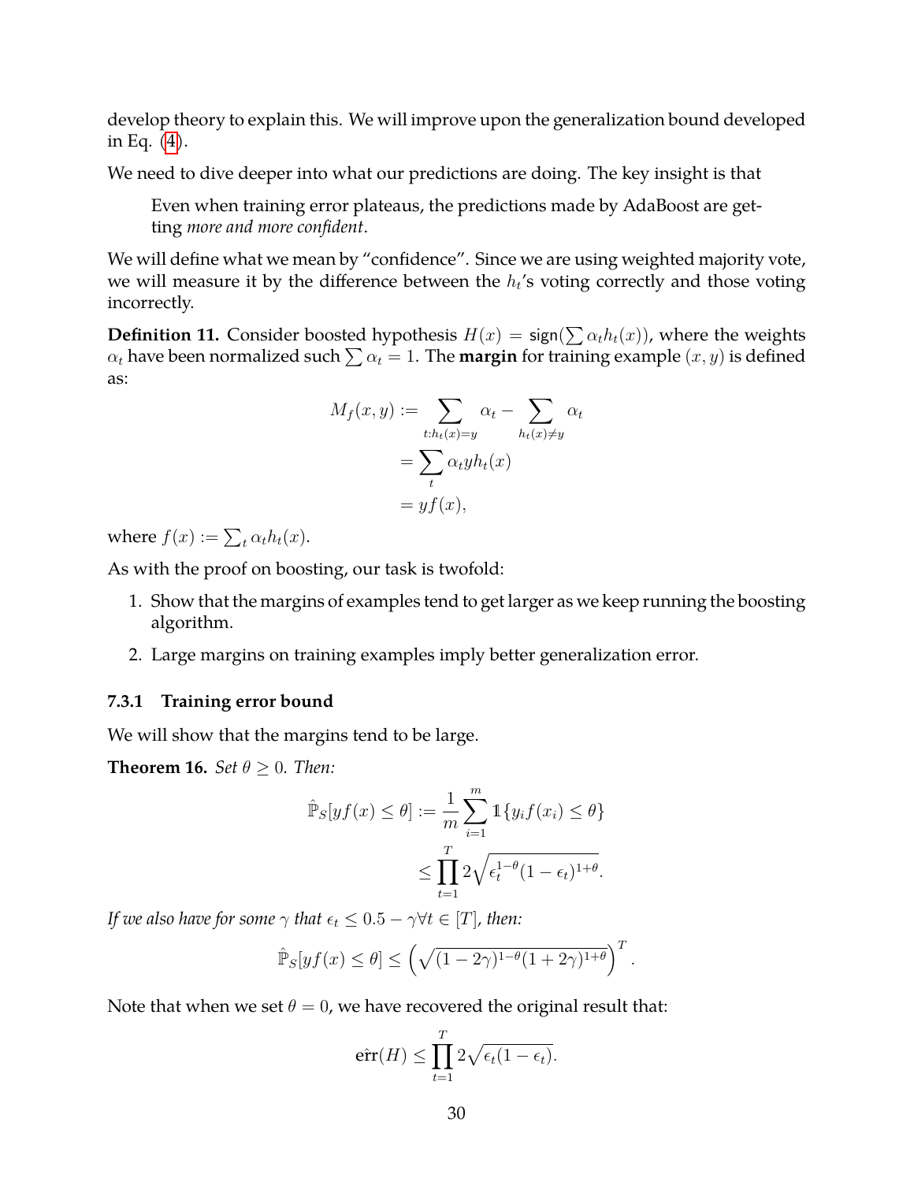develop theory to explain this. We will improve upon the generalization bound developed in Eq. (4).

We need to dive deeper into what our predictions are doing. The key insight is that

> Even when training error plateaus, the predictions made by AdaBoost are getting *more and more confident*.

We will define what we mean by "confidence". Since we are using weighted majority vote, we will measure it by the difference between the $h_t$'s voting correctly and those voting incorrectly.

**Definition 11.** Consider boosted hypothesis $H(x) = \mathsf{sign}(\sum \alpha_t h_t(x))$, where the weights $\alpha_t$ have been normalized such $\sum \alpha_t = 1$. The **margin** for training example $(x, y)$ is defined as:

$$
\begin{aligned}
M_f(x, y) &:= \sum_{t: h_t(x) = y} \alpha_t - \sum_{h_t(x) \neq y} \alpha_t \\
&= \sum_t \alpha_t y h_t(x) \\
&= y f(x),
\end{aligned}
$$

where $f(x) := \sum_t \alpha_t h_t(x)$.

As with the proof on boosting, our task is twofold:

1. Show that the margins of examples tend to get larger as we keep running the boosting algorithm.
2. Large margins on training examples imply better generalization error.

### 7.3.1 Training error bound

We will show that the margins tend to be large.

**Theorem 16.** *Set $\theta \geq 0$. Then:*

$$
\begin{aligned}
\hat{\mathbb{P}}_S[y f(x) \leq \theta] &:= \frac{1}{m} \sum_{i=1}^{m} \mathbb{1}\{y_i f(x_i) \leq \theta\} \\
&\leq \prod_{t=1}^{T} 2\sqrt{\epsilon_t^{1-\theta}(1-\epsilon_t)^{1+\theta}}.
\end{aligned}
$$

*If we also have for some $\gamma$ that $\epsilon_t \leq 0.5 - \gamma \forall t \in [T]$, then:*

$$
\hat{\mathbb{P}}_S[y f(x) \leq \theta] \leq \left( \sqrt{(1-2\gamma)^{1-\theta}(1+2\gamma)^{1+\theta}} \right)^T.
$$

Note that when we set $\theta = 0$, we have recovered the original result that:

$$
\hat{\text{err}}(H) \leq \prod_{t=1}^{T} 2\sqrt{\epsilon_t(1-\epsilon_t)}.
$$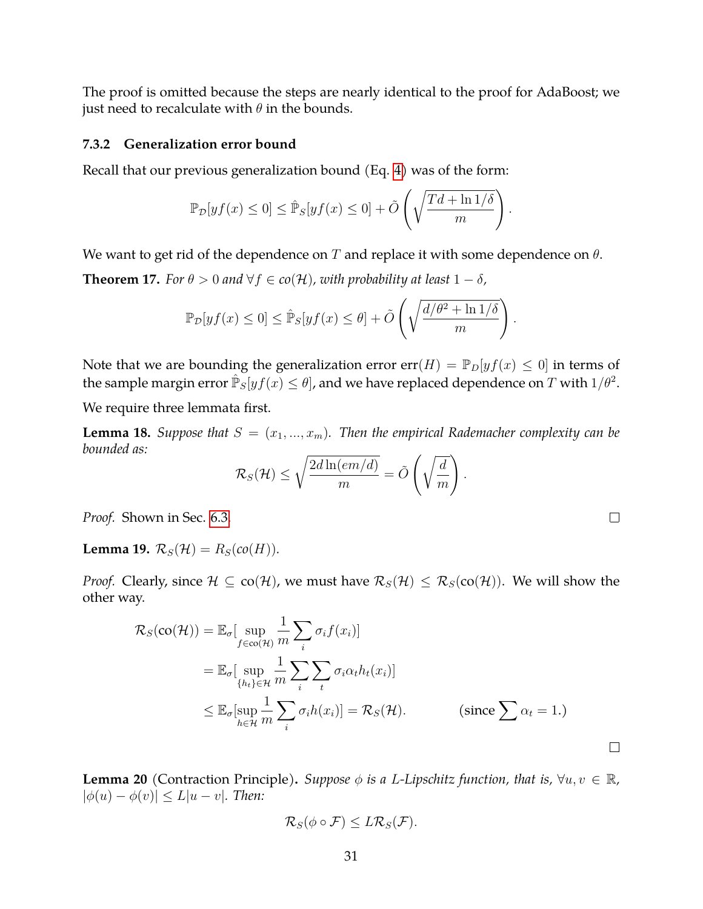The proof is omitted because the steps are nearly identical to the proof for AdaBoost; we just need to recalculate with $\theta$ in the bounds.

### 7.3.2 Generalization error bound

Recall that our previous generalization bound (Eq. 4) was of the form:

$$\mathbb{P}_{\mathcal{D}}[yf(x) \leq 0] \leq \hat{\mathbb{P}}_S[yf(x) \leq 0] + \tilde{O}\left(\sqrt{\frac{Td + \ln 1/\delta}{m}}\right).$$

We want to get rid of the dependence on $T$ and replace it with some dependence on $\theta$.

**Theorem 17.** *For $\theta > 0$ and $\forall f \in co(\mathcal{H})$, with probability at least $1 - \delta$,*

$$\mathbb{P}_{\mathcal{D}}[yf(x) \leq 0] \leq \hat{\mathbb{P}}_S[yf(x) \leq \theta] + \tilde{O}\left(\sqrt{\frac{d/\theta^2 + \ln 1/\delta}{m}}\right).$$

Note that we are bounding the generalization error $\text{err}(H) = \mathbb{P}_D[yf(x) \leq 0]$ in terms of the sample margin error $\hat{\mathbb{P}}_S[yf(x) \leq \theta]$, and we have replaced dependence on $T$ with $1/\theta^2$.

We require three lemmata first.

**Lemma 18.** *Suppose that $S = (x_1, ..., x_m)$. Then the empirical Rademacher complexity can be bounded as:*

$$\mathcal{R}_S(\mathcal{H}) \leq \sqrt{\frac{2d \ln(em/d)}{m}} = \tilde{O}\left(\sqrt{\frac{d}{m}}\right).$$

*Proof.* Shown in Sec. 6.3. □

**Lemma 19.** $\mathcal{R}_S(\mathcal{H}) = R_S(co(H))$.

*Proof.* Clearly, since $\mathcal{H} \subseteq \text{co}(\mathcal{H})$, we must have $\mathcal{R}_S(\mathcal{H}) \leq \mathcal{R}_S(\text{co}(\mathcal{H}))$. We will show the other way.

$$\begin{aligned}
\mathcal{R}_S(\text{co}(\mathcal{H})) &= \mathbb{E}_\sigma[\sup_{f \in \text{co}(\mathcal{H})} \frac{1}{m} \sum_i \sigma_i f(x_i)] \\
&= \mathbb{E}_\sigma[\sup_{\{h_t\} \in \mathcal{H}} \frac{1}{m} \sum_i \sum_t \sigma_i \alpha_t h_t(x_i)] \\
&\leq \mathbb{E}_\sigma[\sup_{h \in \mathcal{H}} \frac{1}{m} \sum_i \sigma_i h(x_i)] = \mathcal{R}_S(\mathcal{H}). \qquad \text{(since } \sum \alpha_t = 1.\text{)}
\end{aligned}$$

□

**Lemma 20** (Contraction Principle)**.** *Suppose $\phi$ is a L-Lipschitz function, that is, $\forall u, v \in \mathbb{R}$, $|\phi(u) - \phi(v)| \leq L|u - v|$. Then:*

$$\mathcal{R}_S(\phi \circ \mathcal{F}) \leq L\mathcal{R}_S(\mathcal{F}).$$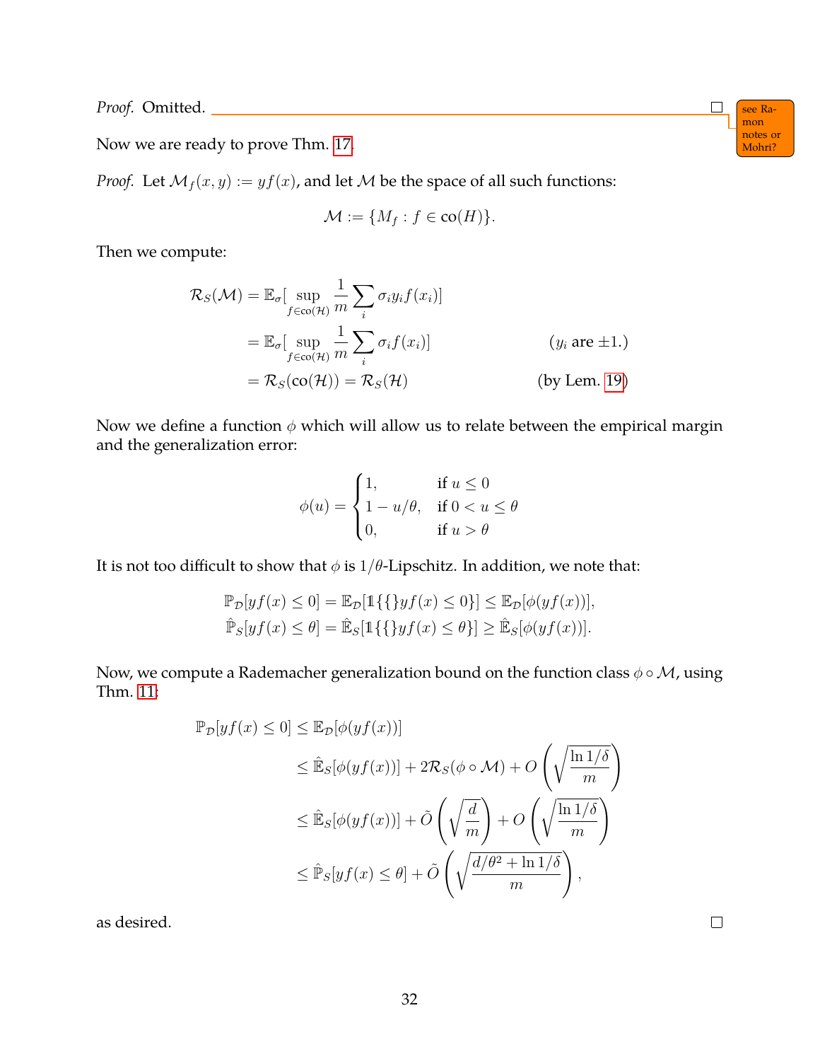*Proof.* Omitted. ☐

see Ramon notes or Mohri?

Now we are ready to prove Thm. 17.

*Proof.* Let $\mathcal{M}_f(x,y) := yf(x)$, and let $\mathcal{M}$ be the space of all such functions:

$$\mathcal{M} := \{M_f : f \in \text{co}(H)\}.$$

Then we compute:

$$\begin{aligned}
\mathcal{R}_S(\mathcal{M}) &= \mathbb{E}_\sigma[\sup_{f \in \text{co}(\mathcal{H})} \frac{1}{m} \sum_i \sigma_i y_i f(x_i)] \\
&= \mathbb{E}_\sigma[\sup_{f \in \text{co}(\mathcal{H})} \frac{1}{m} \sum_i \sigma_i f(x_i)] && (y_i \text{ are } \pm 1.) \\
&= \mathcal{R}_S(\text{co}(\mathcal{H})) = \mathcal{R}_S(\mathcal{H}) && (\text{by Lem. 19})
\end{aligned}$$

Now we define a function $\phi$ which will allow us to relate between the empirical margin and the generalization error:

$$\phi(u) = \begin{cases} 1, & \text{if } u \leq 0 \\ 1 - u/\theta, & \text{if } 0 < u \leq \theta \\ 0, & \text{if } u > \theta \end{cases}$$

It is not too difficult to show that $\phi$ is $1/\theta$-Lipschitz. In addition, we note that:

$$\mathbb{P}_\mathcal{D}[yf(x) \leq 0] = \mathbb{E}_\mathcal{D}[\mathbb{1}\{\{\}yf(x) \leq 0\}] \leq \mathbb{E}_\mathcal{D}[\phi(yf(x))],$$
$$\hat{\mathbb{P}}_S[yf(x) \leq \theta] = \hat{\mathbb{E}}_S[\mathbb{1}\{\{\}yf(x) \leq \theta\}] \geq \hat{\mathbb{E}}_S[\phi(yf(x))].$$

Now, we compute a Rademacher generalization bound on the function class $\phi \circ \mathcal{M}$, using Thm. 11:

$$\begin{aligned}
\mathbb{P}_\mathcal{D}[yf(x) \leq 0] &\leq \mathbb{E}_\mathcal{D}[\phi(yf(x))] \\
&\leq \hat{\mathbb{E}}_S[\phi(yf(x))] + 2\mathcal{R}_S(\phi \circ \mathcal{M}) + O\left(\sqrt{\frac{\ln 1/\delta}{m}}\right) \\
&\leq \hat{\mathbb{E}}_S[\phi(yf(x))] + \tilde{O}\left(\sqrt{\frac{d}{m}}\right) + O\left(\sqrt{\frac{\ln 1/\delta}{m}}\right) \\
&\leq \hat{\mathbb{P}}_S[yf(x) \leq \theta] + \tilde{O}\left(\sqrt{\frac{d/\theta^2 + \ln 1/\delta}{m}}\right),
\end{aligned}$$

as desired. ☐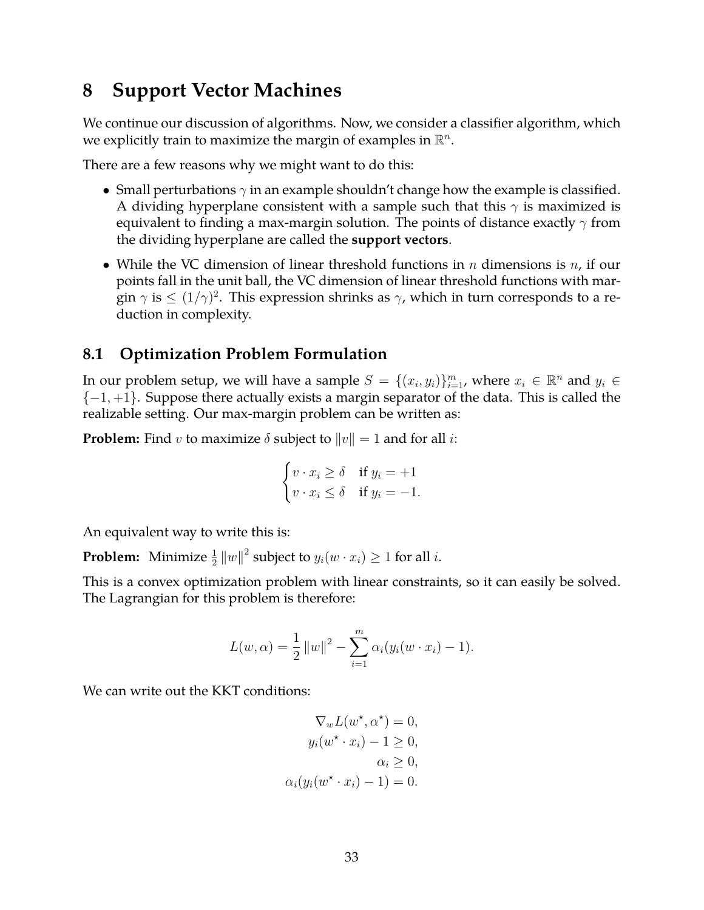# 8 Support Vector Machines

We continue our discussion of algorithms. Now, we consider a classifier algorithm, which we explicitly train to maximize the margin of examples in $\mathbb{R}^n$.

There are a few reasons why we might want to do this:

- Small perturbations $\gamma$ in an example shouldn't change how the example is classified. A dividing hyperplane consistent with a sample such that this $\gamma$ is maximized is equivalent to finding a max-margin solution. The points of distance exactly $\gamma$ from the dividing hyperplane are called the **support vectors**.
- While the VC dimension of linear threshold functions in $n$ dimensions is $n$, if our points fall in the unit ball, the VC dimension of linear threshold functions with margin $\gamma$ is $\leq (1/\gamma)^2$. This expression shrinks as $\gamma$, which in turn corresponds to a reduction in complexity.

## 8.1 Optimization Problem Formulation

In our problem setup, we will have a sample $S = \{(x_i, y_i)\}_{i=1}^m$, where $x_i \in \mathbb{R}^n$ and $y_i \in \{-1, +1\}$. Suppose there actually exists a margin separator of the data. This is called the realizable setting. Our max-margin problem can be written as:

**Problem:** Find $v$ to maximize $\delta$ subject to $\|v\| = 1$ and for all $i$:

$$\begin{cases} v \cdot x_i \geq \delta & \text{if } y_i = +1 \\ v \cdot x_i \leq \delta & \text{if } y_i = -1. \end{cases}$$

An equivalent way to write this is:

**Problem:** Minimize $\frac{1}{2}\|w\|^2$ subject to $y_i(w \cdot x_i) \geq 1$ for all $i$.

This is a convex optimization problem with linear constraints, so it can easily be solved. The Lagrangian for this problem is therefore:

$$L(w, \alpha) = \frac{1}{2}\|w\|^2 - \sum_{i=1}^m \alpha_i (y_i(w \cdot x_i) - 1).$$

We can write out the KKT conditions:

$$\begin{aligned} \nabla_w L(w^\star, \alpha^\star) = 0, \\ y_i(w^\star \cdot x_i) - 1 \geq 0, \\ \alpha_i \geq 0, \\ \alpha_i(y_i(w^\star \cdot x_i) - 1) = 0. \end{aligned}$$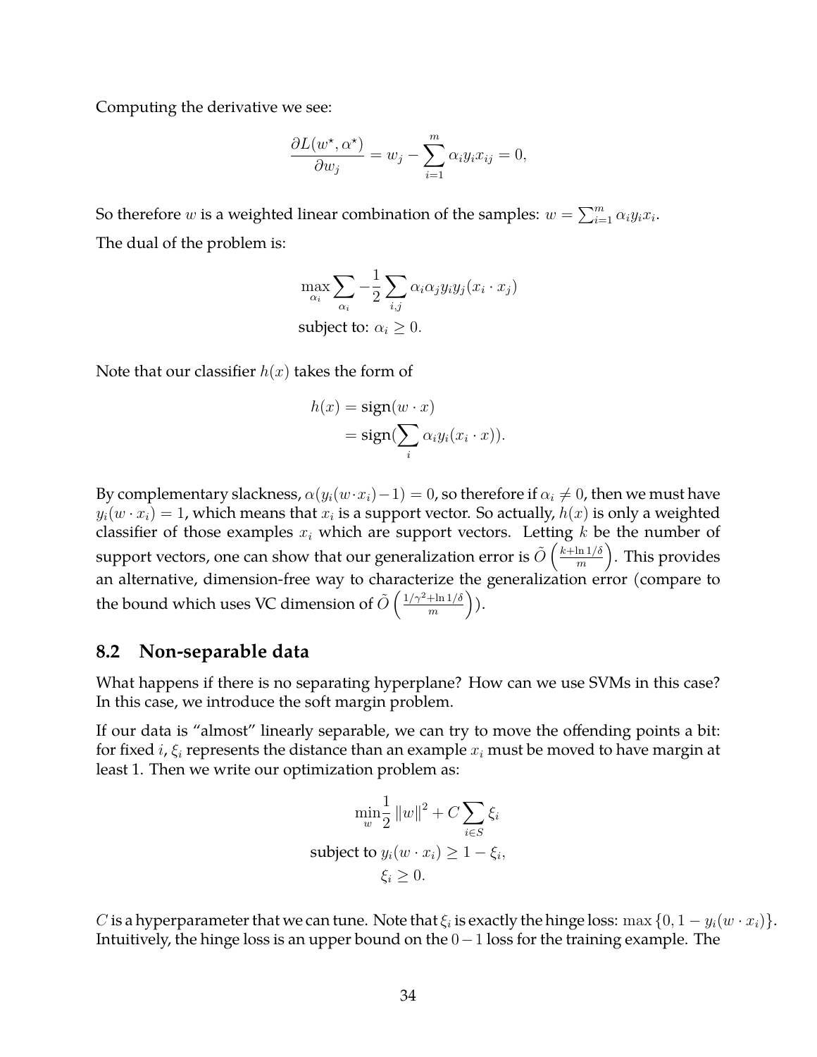Computing the derivative we see:

$$\frac{\partial L(w^\star, \alpha^\star)}{\partial w_j} = w_j - \sum_{i=1}^{m} \alpha_i y_i x_{ij} = 0,$$

So therefore $w$ is a weighted linear combination of the samples: $w = \sum_{i=1}^{m} \alpha_i y_i x_i$.

The dual of the problem is:

$$\max_{\alpha_i} \sum_{\alpha_i} -\frac{1}{2} \sum_{i,j} \alpha_i \alpha_j y_i y_j (x_i \cdot x_j)$$
$$\text{subject to: } \alpha_i \geq 0.$$

Note that our classifier $h(x)$ takes the form of

$$\begin{aligned} h(x) &= \text{sign}(w \cdot x) \\ &= \text{sign}(\sum_i \alpha_i y_i (x_i \cdot x)). \end{aligned}$$

By complementary slackness, $\alpha(y_i(w \cdot x_i) - 1) = 0$, so therefore if $\alpha_i \neq 0$, then we must have $y_i(w \cdot x_i) = 1$, which means that $x_i$ is a support vector. So actually, $h(x)$ is only a weighted classifier of those examples $x_i$ which are support vectors. Letting $k$ be the number of support vectors, one can show that our generalization error is $\tilde{O}\left(\frac{k + \ln 1/\delta}{m}\right)$. This provides an alternative, dimension-free way to characterize the generalization error (compare to the bound which uses VC dimension of $\tilde{O}\left(\frac{1/\gamma^2 + \ln 1/\delta}{m}\right)$).

## 8.2 Non-separable data

What happens if there is no separating hyperplane? How can we use SVMs in this case? In this case, we introduce the soft margin problem.

If our data is "almost" linearly separable, we can try to move the offending points a bit: for fixed $i$, $\xi_i$ represents the distance than an example $x_i$ must be moved to have margin at least 1. Then we write our optimization problem as:

$$\min_w \frac{1}{2} \|w\|^2 + C \sum_{i \in S} \xi_i$$
$$\text{subject to } y_i(w \cdot x_i) \geq 1 - \xi_i,$$
$$\xi_i \geq 0.$$

$C$ is a hyperparameter that we can tune. Note that $\xi_i$ is exactly the hinge loss: $\max\{0, 1 - y_i(w \cdot x_i)\}$. Intuitively, the hinge loss is an upper bound on the $0-1$ loss for the training example. The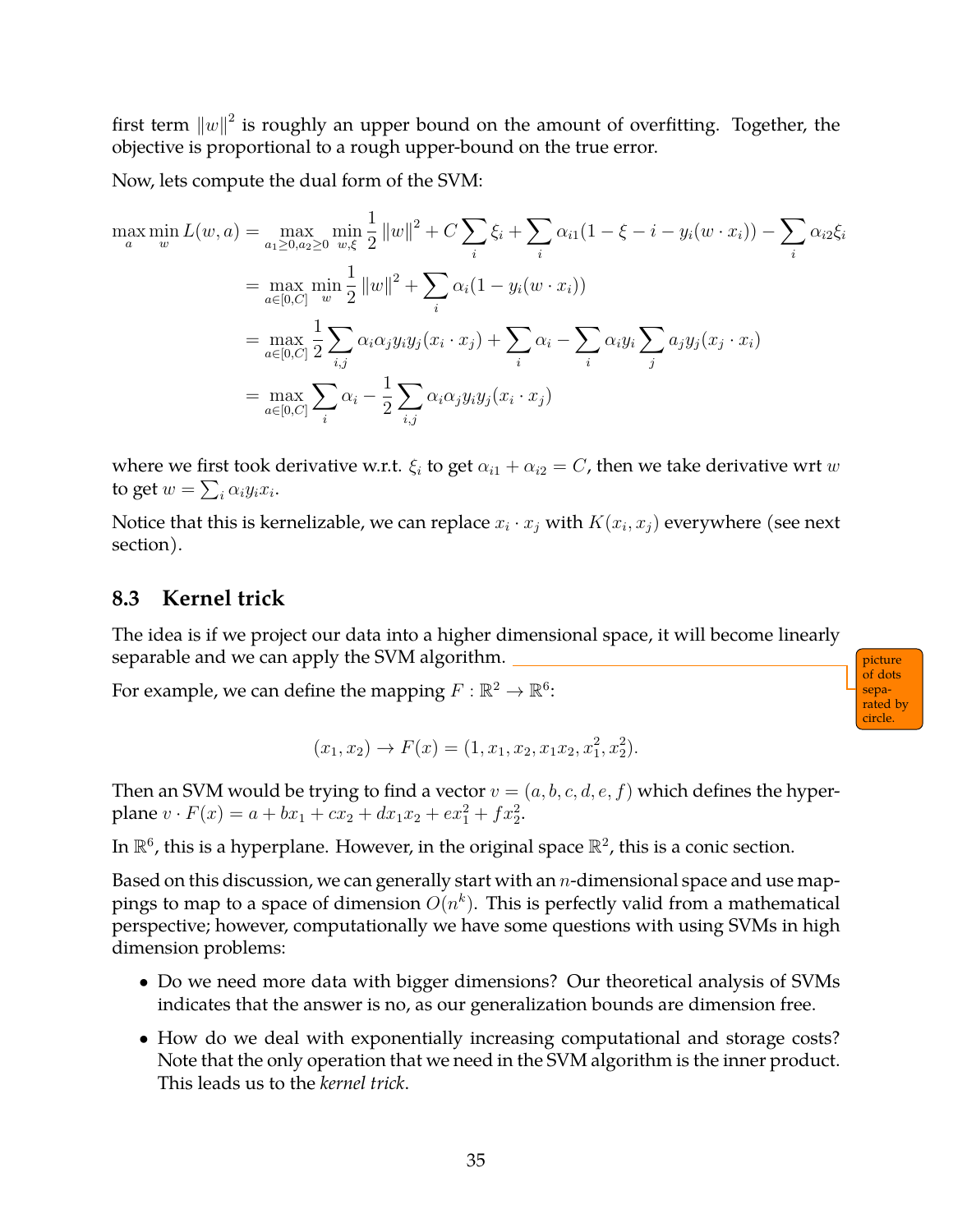first term $\|w\|^2$ is roughly an upper bound on the amount of overfitting. Together, the objective is proportional to a rough upper-bound on the true error.

Now, lets compute the dual form of the SVM:

$$
\begin{aligned}
\max_a \min_w L(w,a) &= \max_{a_1 \geq 0, a_2 \geq 0} \min_{w,\xi} \frac{1}{2}\|w\|^2 + C\sum_i \xi_i + \sum_i \alpha_{i1}(1 - \xi - i - y_i(w \cdot x_i)) - \sum_i \alpha_{i2}\xi_i \\
&= \max_{a \in [0,C]} \min_w \frac{1}{2}\|w\|^2 + \sum_i \alpha_i(1 - y_i(w \cdot x_i)) \\
&= \max_{a \in [0,C]} \frac{1}{2}\sum_{i,j} \alpha_i \alpha_j y_i y_j (x_i \cdot x_j) + \sum_i \alpha_i - \sum_i \alpha_i y_i \sum_j a_j y_j (x_j \cdot x_i) \\
&= \max_{a \in [0,C]} \sum_i \alpha_i - \frac{1}{2}\sum_{i,j} \alpha_i \alpha_j y_i y_j (x_i \cdot x_j)
\end{aligned}
$$

where we first took derivative w.r.t. $\xi_i$ to get $\alpha_{i1} + \alpha_{i2} = C$, then we take derivative wrt $w$ to get $w = \sum_i \alpha_i y_i x_i$.

Notice that this is kernelizable, we can replace $x_i \cdot x_j$ with $K(x_i, x_j)$ everywhere (see next section).

### 8.3 Kernel trick

The idea is if we project our data into a higher dimensional space, it will become linearly separable and we can apply the SVM algorithm.

picture of dots separated by circle.

For example, we can define the mapping $F : \mathbb{R}^2 \to \mathbb{R}^6$:

$$
(x_1, x_2) \to F(x) = (1, x_1, x_2, x_1x_2, x_1^2, x_2^2).
$$

Then an SVM would be trying to find a vector $v = (a, b, c, d, e, f)$ which defines the hyperplane $v \cdot F(x) = a + bx_1 + cx_2 + dx_1x_2 + ex_1^2 + fx_2^2$.

In $\mathbb{R}^6$, this is a hyperplane. However, in the original space $\mathbb{R}^2$, this is a conic section.

Based on this discussion, we can generally start with an $n$-dimensional space and use mappings to map to a space of dimension $O(n^k)$. This is perfectly valid from a mathematical perspective; however, computationally we have some questions with using SVMs in high dimension problems:

- Do we need more data with bigger dimensions? Our theoretical analysis of SVMs indicates that the answer is no, as our generalization bounds are dimension free.
- How do we deal with exponentially increasing computational and storage costs? Note that the only operation that we need in the SVM algorithm is the inner product. This leads us to the *kernel trick*.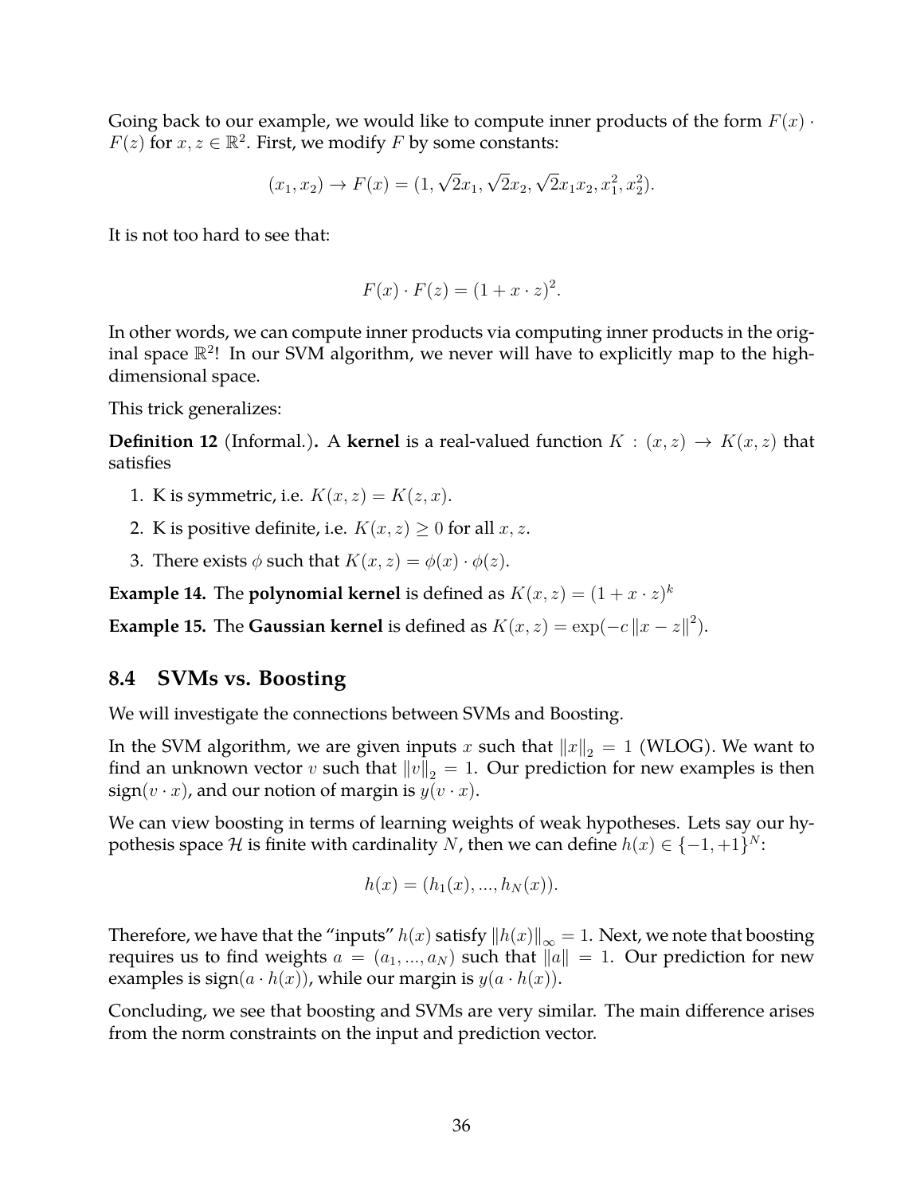Going back to our example, we would like to compute inner products of the form $F(x) \cdot F(z)$ for $x, z \in \mathbb{R}^2$. First, we modify $F$ by some constants:

$$(x_1, x_2) \to F(x) = (1, \sqrt{2}x_1, \sqrt{2}x_2, \sqrt{2}x_1x_2, x_1^2, x_2^2).$$

It is not too hard to see that:

$$F(x) \cdot F(z) = (1 + x \cdot z)^2.$$

In other words, we can compute inner products via computing inner products in the original space $\mathbb{R}^2$! In our SVM algorithm, we never will have to explicitly map to the high-dimensional space.

This trick generalizes:

**Definition 12** (Informal.)**.** A **kernel** is a real-valued function $K : (x, z) \to K(x, z)$ that satisfies

1. K is symmetric, i.e. $K(x, z) = K(z, x)$.
2. K is positive definite, i.e. $K(x, z) \geq 0$ for all $x, z$.
3. There exists $\phi$ such that $K(x, z) = \phi(x) \cdot \phi(z)$.

**Example 14.** The **polynomial kernel** is defined as $K(x, z) = (1 + x \cdot z)^k$

**Example 15.** The **Gaussian kernel** is defined as $K(x, z) = \exp(-c \|x - z\|^2)$.

## 8.4 SVMs vs. Boosting

We will investigate the connections between SVMs and Boosting.

In the SVM algorithm, we are given inputs $x$ such that $\|x\|_2 = 1$ (WLOG). We want to find an unknown vector $v$ such that $\|v\|_2 = 1$. Our prediction for new examples is then sign$(v \cdot x)$, and our notion of margin is $y(v \cdot x)$.

We can view boosting in terms of learning weights of weak hypotheses. Lets say our hypothesis space $\mathcal{H}$ is finite with cardinality $N$, then we can define $h(x) \in \{-1, +1\}^N$:

$$h(x) = (h_1(x), ..., h_N(x)).$$

Therefore, we have that the "inputs" $h(x)$ satisfy $\|h(x)\|_\infty = 1$. Next, we note that boosting requires us to find weights $a = (a_1, ..., a_N)$ such that $\|a\| = 1$. Our prediction for new examples is sign$(a \cdot h(x))$, while our margin is $y(a \cdot h(x))$.

Concluding, we see that boosting and SVMs are very similar. The main difference arises from the norm constraints on the input and prediction vector.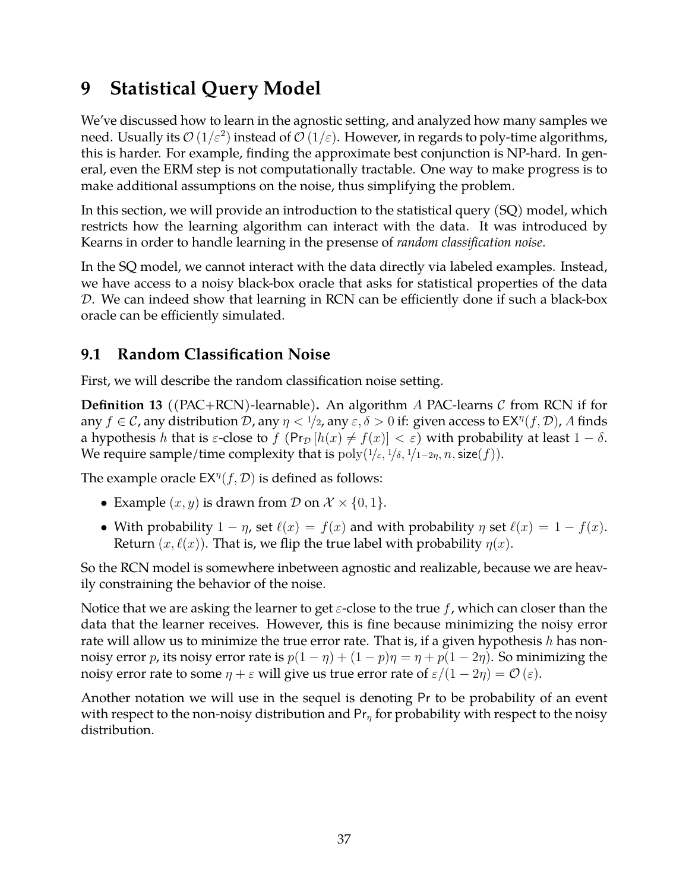# 9 Statistical Query Model

We've discussed how to learn in the agnostic setting, and analyzed how many samples we need. Usually its $\mathcal{O}(1/\varepsilon^2)$ instead of $\mathcal{O}(1/\varepsilon)$. However, in regards to poly-time algorithms, this is harder. For example, finding the approximate best conjunction is NP-hard. In general, even the ERM step is not computationally tractable. One way to make progress is to make additional assumptions on the noise, thus simplifying the problem.

In this section, we will provide an introduction to the statistical query (SQ) model, which restricts how the learning algorithm can interact with the data. It was introduced by Kearns in order to handle learning in the presense of *random classification noise*.

In the SQ model, we cannot interact with the data directly via labeled examples. Instead, we have access to a noisy black-box oracle that asks for statistical properties of the data $\mathcal{D}$. We can indeed show that learning in RCN can be efficiently done if such a black-box oracle can be efficiently simulated.

## 9.1 Random Classification Noise

First, we will describe the random classification noise setting.

**Definition 13** ((PAC+RCN)-learnable)**.** An algorithm $A$ PAC-learns $\mathcal{C}$ from RCN if for any $f \in \mathcal{C}$, any distribution $\mathcal{D}$, any $\eta < 1/2$, any $\varepsilon, \delta > 0$ if: given access to $\mathsf{EX}^\eta(f, \mathcal{D})$, $A$ finds a hypothesis $h$ that is $\varepsilon$-close to $f$ ($\mathsf{Pr}_\mathcal{D}[h(x) \neq f(x)] < \varepsilon$) with probability at least $1 - \delta$. We require sample/time complexity that is $\mathrm{poly}(1/\varepsilon, 1/\delta, 1/1-2\eta, n, \mathsf{size}(f))$.

The example oracle $\mathsf{EX}^\eta(f, \mathcal{D})$ is defined as follows:

- Example $(x, y)$ is drawn from $\mathcal{D}$ on $\mathcal{X} \times \{0, 1\}$.
- With probability $1 - \eta$, set $\ell(x) = f(x)$ and with probability $\eta$ set $\ell(x) = 1 - f(x)$. Return $(x, \ell(x))$. That is, we flip the true label with probability $\eta(x)$.

So the RCN model is somewhere inbetween agnostic and realizable, because we are heavily constraining the behavior of the noise.

Notice that we are asking the learner to get $\varepsilon$-close to the true $f$, which can closer than the data that the learner receives. However, this is fine because minimizing the noisy error rate will allow us to minimize the true error rate. That is, if a given hypothesis $h$ has non-noisy error $p$, its noisy error rate is $p(1 - \eta) + (1 - p)\eta = \eta + p(1 - 2\eta)$. So minimizing the noisy error rate to some $\eta + \varepsilon$ will give us true error rate of $\varepsilon/(1 - 2\eta) = \mathcal{O}(\varepsilon)$.

Another notation we will use in the sequel is denoting $\mathsf{Pr}$ to be probability of an event with respect to the non-noisy distribution and $\mathsf{Pr}_\eta$ for probability with respect to the noisy distribution.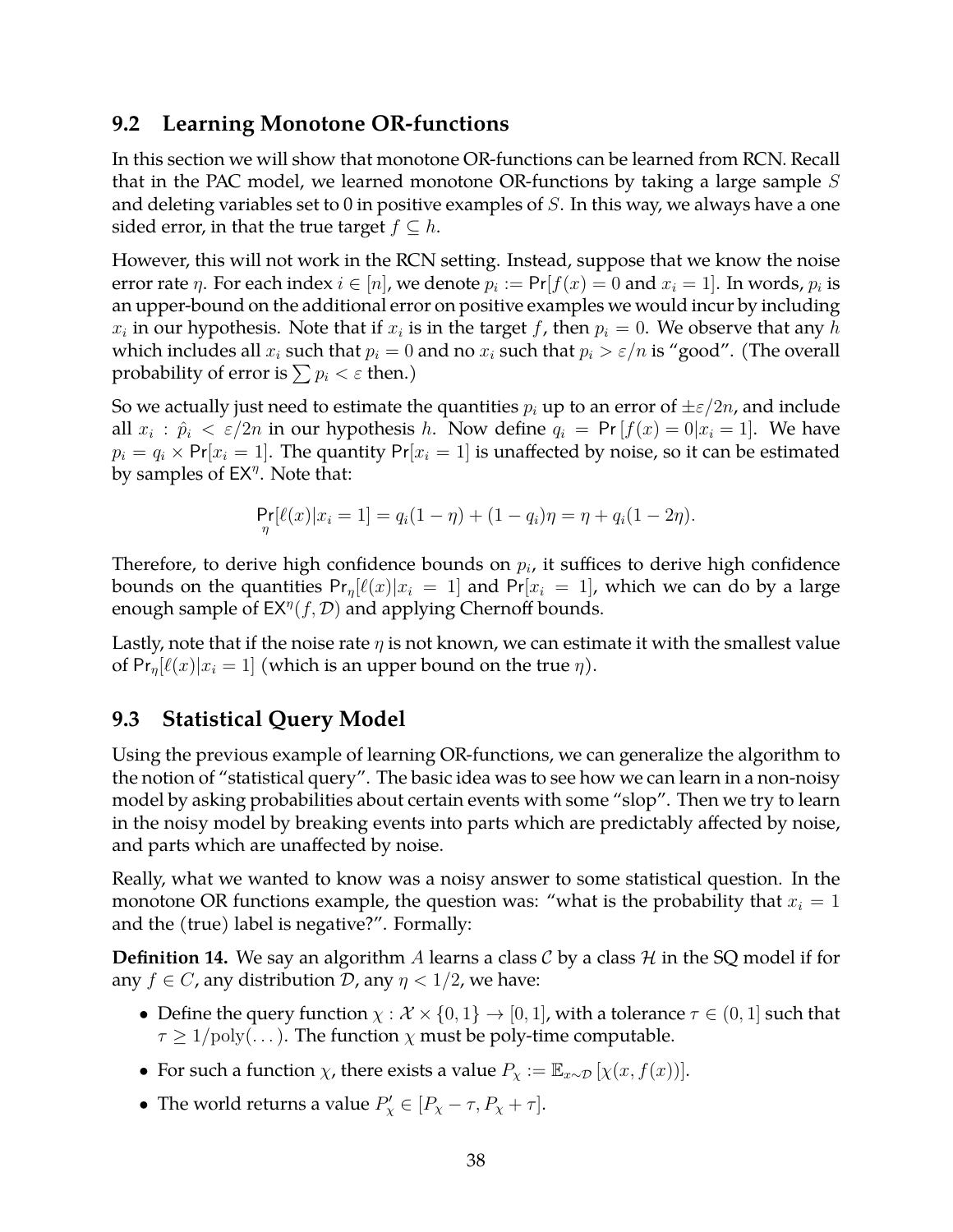## 9.2 Learning Monotone OR-functions

In this section we will show that monotone OR-functions can be learned from RCN. Recall that in the PAC model, we learned monotone OR-functions by taking a large sample $S$ and deleting variables set to 0 in positive examples of $S$. In this way, we always have a one sided error, in that the true target $f \subseteq h$.

However, this will not work in the RCN setting. Instead, suppose that we know the noise error rate $\eta$. For each index $i \in [n]$, we denote $p_i := \Pr[f(x) = 0 \text{ and } x_i = 1]$. In words, $p_i$ is an upper-bound on the additional error on positive examples we would incur by including $x_i$ in our hypothesis. Note that if $x_i$ is in the target $f$, then $p_i = 0$. We observe that any $h$ which includes all $x_i$ such that $p_i = 0$ and no $x_i$ such that $p_i > \varepsilon/n$ is "good". (The overall probability of error is $\sum p_i < \varepsilon$ then.)

So we actually just need to estimate the quantities $p_i$ up to an error of $\pm\varepsilon/2n$, and include all $x_i : \hat{p}_i < \varepsilon/2n$ in our hypothesis $h$. Now define $q_i = \Pr[f(x) = 0 | x_i = 1]$. We have $p_i = q_i \times \Pr[x_i = 1]$. The quantity $\Pr[x_i = 1]$ is unaffected by noise, so it can be estimated by samples of $\mathsf{EX}^\eta$. Note that:

$$\Pr_\eta[\ell(x) | x_i = 1] = q_i(1 - \eta) + (1 - q_i)\eta = \eta + q_i(1 - 2\eta).$$

Therefore, to derive high confidence bounds on $p_i$, it suffices to derive high confidence bounds on the quantities $\Pr_\eta[\ell(x)|x_i = 1]$ and $\Pr[x_i = 1]$, which we can do by a large enough sample of $\mathsf{EX}^\eta(f, \mathcal{D})$ and applying Chernoff bounds.

Lastly, note that if the noise rate $\eta$ is not known, we can estimate it with the smallest value of $\Pr_\eta[\ell(x)|x_i = 1]$ (which is an upper bound on the true $\eta$).

## 9.3 Statistical Query Model

Using the previous example of learning OR-functions, we can generalize the algorithm to the notion of "statistical query". The basic idea was to see how we can learn in a non-noisy model by asking probabilities about certain events with some "slop". Then we try to learn in the noisy model by breaking events into parts which are predictably affected by noise, and parts which are unaffected by noise.

Really, what we wanted to know was a noisy answer to some statistical question. In the monotone OR functions example, the question was: "what is the probability that $x_i = 1$ and the (true) label is negative?". Formally:

**Definition 14.** We say an algorithm $A$ learns a class $\mathcal{C}$ by a class $\mathcal{H}$ in the SQ model if for any $f \in C$, any distribution $\mathcal{D}$, any $\eta < 1/2$, we have:

- Define the query function $\chi : \mathcal{X} \times \{0, 1\} \to [0, 1]$, with a tolerance $\tau \in (0, 1]$ such that $\tau \geq 1/\text{poly}(\dots)$. The function $\chi$ must be poly-time computable.
- For such a function $\chi$, there exists a value $P_\chi := \mathbb{E}_{x \sim \mathcal{D}}[\chi(x, f(x))]$.
- The world returns a value $P'_\chi \in [P_\chi - \tau, P_\chi + \tau]$.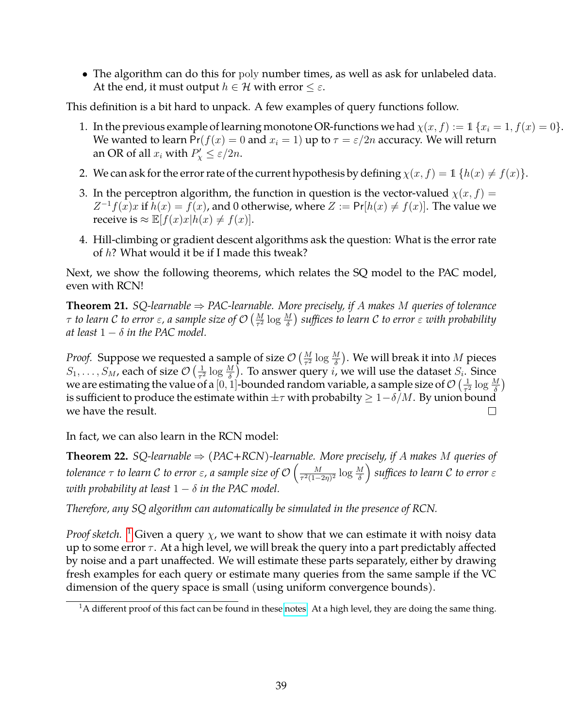- The algorithm can do this for poly number times, as well as ask for unlabeled data. At the end, it must output $h \in \mathcal{H}$ with error $\leq \varepsilon$.

This definition is a bit hard to unpack. A few examples of query functions follow.

1. In the previous example of learning monotone OR-functions we had $\chi(x, f) := \mathbb{1}\{x_i = 1, f(x) = 0\}$. We wanted to learn $\Pr(f(x) = 0 \text{ and } x_i = 1)$ up to $\tau = \varepsilon/2n$ accuracy. We will return an OR of all $x_i$ with $P'_\chi \leq \varepsilon/2n$.
2. We can ask for the error rate of the current hypothesis by defining $\chi(x, f) = \mathbb{1}\{h(x) \neq f(x)\}$.
3. In the perceptron algorithm, the function in question is the vector-valued $\chi(x, f) = Z^{-1} f(x) x$ if $h(x) = f(x)$, and 0 otherwise, where $Z := \Pr[h(x) \neq f(x)]$. The value we receive is $\approx \mathbb{E}[f(x)x | h(x) \neq f(x)]$.
4. Hill-climbing or gradient descent algorithms ask the question: What is the error rate of $h$? What would it be if I made this tweak?

Next, we show the following theorems, which relates the SQ model to the PAC model, even with RCN!

**Theorem 21.** *SQ-learnable ⇒ PAC-learnable. More precisely, if $A$ makes $M$ queries of tolerance $\tau$ to learn $\mathcal{C}$ to error $\varepsilon$, a sample size of $\mathcal{O}\left(\frac{M}{\tau^2} \log \frac{M}{\delta}\right)$ suffices to learn $\mathcal{C}$ to error $\varepsilon$ with probability at least $1 - \delta$ in the PAC model.*

*Proof.* Suppose we requested a sample of size $\mathcal{O}\left(\frac{M}{\tau^2} \log \frac{M}{\delta}\right)$. We will break it into $M$ pieces $S_1, \ldots, S_M$, each of size $\mathcal{O}\left(\frac{1}{\tau^2} \log \frac{M}{\delta}\right)$. To answer query $i$, we will use the dataset $S_i$. Since we are estimating the value of a $[0, 1]$-bounded random variable, a sample size of $\mathcal{O}\left(\frac{1}{\tau^2} \log \frac{M}{\delta}\right)$ is sufficient to produce the estimate within $\pm\tau$ with probabilty $\geq 1 - \delta/M$. By union bound we have the result. □

In fact, we can also learn in the RCN model:

**Theorem 22.** *SQ-learnable ⇒ (PAC+RCN)-learnable. More precisely, if $A$ makes $M$ queries of tolerance $\tau$ to learn $\mathcal{C}$ to error $\varepsilon$, a sample size of $\mathcal{O}\left(\frac{M}{\tau^2(1-2\eta)^2} \log \frac{M}{\delta}\right)$ suffices to learn $\mathcal{C}$ to error $\varepsilon$ with probability at least $1 - \delta$ in the PAC model.*

*Therefore, any SQ algorithm can automatically be simulated in the presence of RCN.*

*Proof sketch.* [1] Given a query $\chi$, we want to show that we can estimate it with noisy data up to some error $\tau$. At a high level, we will break the query into a part predictably affected by noise and a part unaffected. We will estimate these parts separately, either by drawing fresh examples for each query or estimate many queries from the same sample if the VC dimension of the query space is small (using uniform convergence bounds).

[1] A different proof of this fact can be found in these notes. At a high level, they are doing the same thing.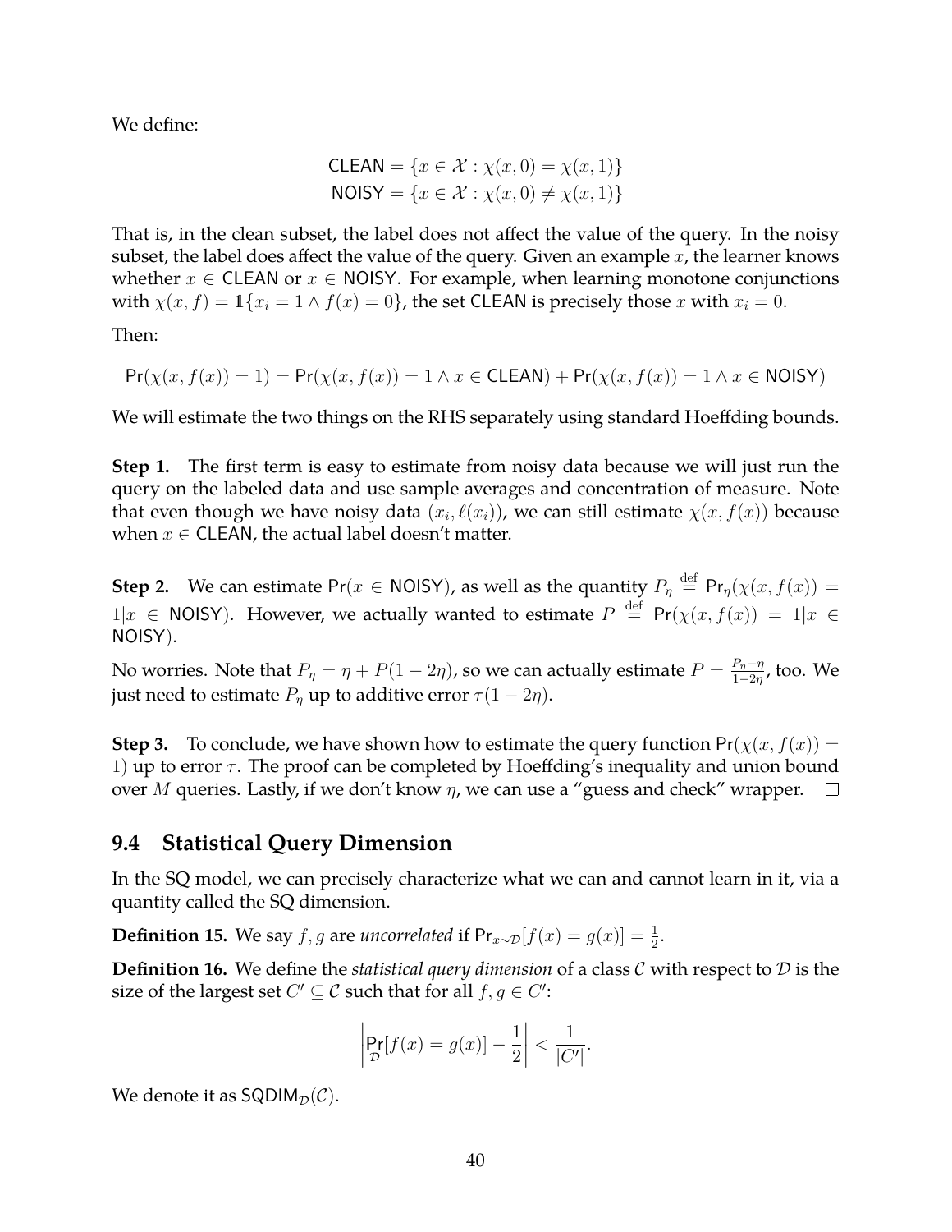We define:

$$\mathsf{CLEAN} = \{x \in \mathcal{X} : \chi(x, 0) = \chi(x, 1)\}$$
$$\mathsf{NOISY} = \{x \in \mathcal{X} : \chi(x, 0) \neq \chi(x, 1)\}$$

That is, in the clean subset, the label does not affect the value of the query. In the noisy subset, the label does affect the value of the query. Given an example $x$, the learner knows whether $x \in \mathsf{CLEAN}$ or $x \in \mathsf{NOISY}$. For example, when learning monotone conjunctions with $\chi(x, f) = \mathbb{1}\{x_i = 1 \wedge f(x) = 0\}$, the set $\mathsf{CLEAN}$ is precisely those $x$ with $x_i = 0$.

Then:

$$\Pr(\chi(x, f(x)) = 1) = \Pr(\chi(x, f(x)) = 1 \wedge x \in \mathsf{CLEAN}) + \Pr(\chi(x, f(x)) = 1 \wedge x \in \mathsf{NOISY})$$

We will estimate the two things on the RHS separately using standard Hoeffding bounds.

**Step 1.** The first term is easy to estimate from noisy data because we will just run the query on the labeled data and use sample averages and concentration of measure. Note that even though we have noisy data $(x_i, \ell(x_i))$, we can still estimate $\chi(x, f(x))$ because when $x \in \mathsf{CLEAN}$, the actual label doesn't matter.

**Step 2.** We can estimate $\Pr(x \in \mathsf{NOISY})$, as well as the quantity $P_\eta \stackrel{\text{def}}{=} \Pr_\eta(\chi(x, f(x)) = 1 | x \in \mathsf{NOISY})$. However, we actually wanted to estimate $P \stackrel{\text{def}}{=} \Pr(\chi(x, f(x)) = 1 | x \in \mathsf{NOISY})$.

No worries. Note that $P_\eta = \eta + P(1 - 2\eta)$, so we can actually estimate $P = \frac{P_\eta - \eta}{1 - 2\eta}$, too. We just need to estimate $P_\eta$ up to additive error $\tau(1 - 2\eta)$.

**Step 3.** To conclude, we have shown how to estimate the query function $\Pr(\chi(x, f(x)) = 1)$ up to error $\tau$. The proof can be completed by Hoeffding's inequality and union bound over $M$ queries. Lastly, if we don't know $\eta$, we can use a "guess and check" wrapper. □

## 9.4 Statistical Query Dimension

In the SQ model, we can precisely characterize what we can and cannot learn in it, via a quantity called the SQ dimension.

**Definition 15.** We say $f, g$ are *uncorrelated* if $\Pr_{x \sim \mathcal{D}}[f(x) = g(x)] = \frac{1}{2}$.

**Definition 16.** We define the *statistical query dimension* of a class $\mathcal{C}$ with respect to $\mathcal{D}$ is the size of the largest set $C' \subseteq \mathcal{C}$ such that for all $f, g \in C'$:

$$\left| \Pr_{\mathcal{D}}[f(x) = g(x)] - \frac{1}{2} \right| < \frac{1}{|C'|}.$$

We denote it as $\mathsf{SQDIM}_{\mathcal{D}}(\mathcal{C})$.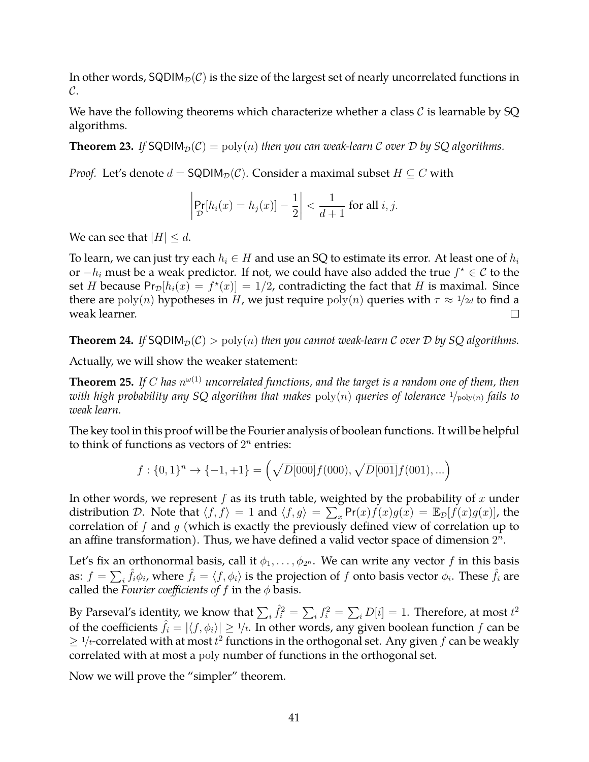In other words, $\mathsf{SQDIM}_{\mathcal{D}}(\mathcal{C})$ is the size of the largest set of nearly uncorrelated functions in $\mathcal{C}$.

We have the following theorems which characterize whether a class $\mathcal{C}$ is learnable by SQ algorithms.

**Theorem 23.** *If $\mathsf{SQDIM}_{\mathcal{D}}(\mathcal{C}) = \mathrm{poly}(n)$ then you can weak-learn $\mathcal{C}$ over $\mathcal{D}$ by SQ algorithms.*

*Proof.* Let's denote $d = \mathsf{SQDIM}_{\mathcal{D}}(\mathcal{C})$. Consider a maximal subset $H \subseteq C$ with

$$\left| \Pr_{\mathcal{D}}[h_i(x) = h_j(x)] - \frac{1}{2} \right| < \frac{1}{d+1} \text{ for all } i, j.$$

We can see that $|H| \leq d$.

To learn, we can just try each $h_i \in H$ and use an SQ to estimate its error. At least one of $h_i$ or $-h_i$ must be a weak predictor. If not, we could have also added the true $f^\star \in \mathcal{C}$ to the set $H$ because $\Pr_{\mathcal{D}}[h_i(x) = f^\star(x)] = 1/2$, contradicting the fact that $H$ is maximal. Since there are $\mathrm{poly}(n)$ hypotheses in $H$, we just require $\mathrm{poly}(n)$ queries with $\tau \approx 1/2d$ to find a weak learner. $\square$

**Theorem 24.** *If $\mathsf{SQDIM}_{\mathcal{D}}(\mathcal{C}) > \mathrm{poly}(n)$ then you cannot weak-learn $\mathcal{C}$ over $\mathcal{D}$ by SQ algorithms.*

Actually, we will show the weaker statement:

**Theorem 25.** *If $C$ has $n^{\omega(1)}$ uncorrelated functions, and the target is a random one of them, then with high probability any SQ algorithm that makes $\mathrm{poly}(n)$ queries of tolerance $1/\mathrm{poly}(n)$ fails to weak learn.*

The key tool in this proof will be the Fourier analysis of boolean functions. It will be helpful to think of functions as vectors of $2^n$ entries:

$$f : \{0,1\}^n \to \{-1, +1\} = \left( \sqrt{D[000]} f(000), \sqrt{D[001]} f(001), \ldots \right)$$

In other words, we represent $f$ as its truth table, weighted by the probability of $x$ under distribution $\mathcal{D}$. Note that $\langle f, f \rangle = 1$ and $\langle f, g \rangle = \sum_x \Pr(x) f(x) g(x) = \mathbb{E}_{\mathcal{D}}[f(x)g(x)]$, the correlation of $f$ and $g$ (which is exactly the previously defined view of correlation up to an affine transformation). Thus, we have defined a valid vector space of dimension $2^n$.

Let's fix an orthonormal basis, call it $\phi_1, \ldots, \phi_{2^n}$. We can write any vector $f$ in this basis as: $f = \sum_i \hat{f}_i \phi_i$, where $\hat{f}_i = \langle f, \phi_i \rangle$ is the projection of $f$ onto basis vector $\phi_i$. These $\hat{f}_i$ are called the *Fourier coefficients of $f$* in the $\phi$ basis.

By Parseval's identity, we know that $\sum_i \hat{f}_i^2 = \sum_i f_i^2 = \sum_i D[i] = 1$. Therefore, at most $t^2$ of the coefficients $\hat{f}_i = |\langle f, \phi_i \rangle| \geq 1/t$. In other words, any given boolean function $f$ can be $\geq 1/t$-correlated with at most $t^2$ functions in the orthogonal set. Any given $f$ can be weakly correlated with at most a $\mathrm{poly}$ number of functions in the orthogonal set.

Now we will prove the "simpler" theorem.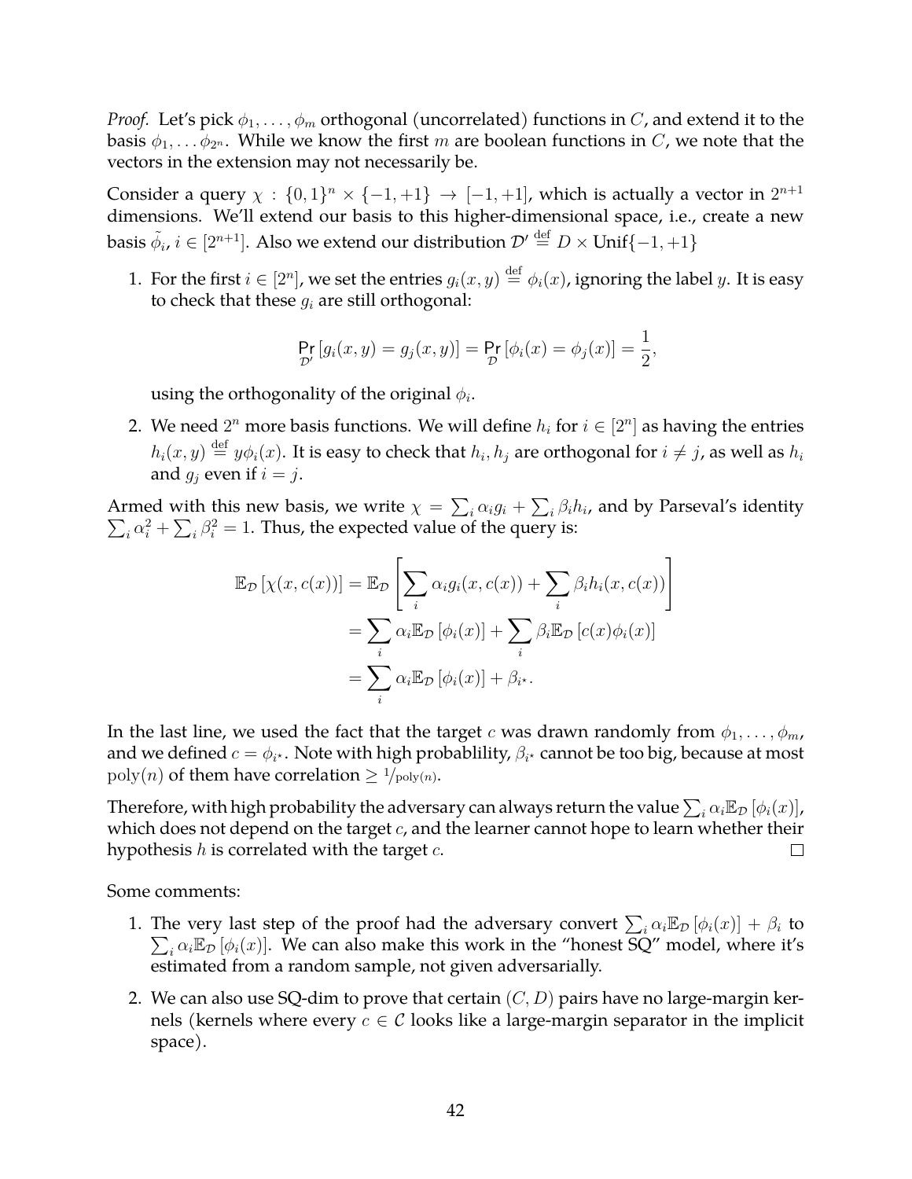*Proof.* Let's pick $\phi_1, \ldots, \phi_m$ orthogonal (uncorrelated) functions in $C$, and extend it to the basis $\phi_1, \ldots \phi_{2^n}$. While we know the first $m$ are boolean functions in $C$, we note that the vectors in the extension may not necessarily be.

Consider a query $\chi : \{0,1\}^n \times \{-1,+1\} \to [-1,+1]$, which is actually a vector in $2^{n+1}$ dimensions. We'll extend our basis to this higher-dimensional space, i.e., create a new basis $\tilde{\phi_i}$, $i \in [2^{n+1}]$. Also we extend our distribution $\mathcal{D}' \stackrel{\text{def}}{=} D \times \text{Unif}\{-1,+1\}$

1. For the first $i \in [2^n]$, we set the entries $g_i(x,y) \stackrel{\text{def}}{=} \phi_i(x)$, ignoring the label $y$. It is easy to check that these $g_i$ are still orthogonal:

$$\Pr_{\mathcal{D}'}[g_i(x,y) = g_j(x,y)] = \Pr_{\mathcal{D}}[\phi_i(x) = \phi_j(x)] = \frac{1}{2},$$

   using the orthogonality of the original $\phi_i$.

2. We need $2^n$ more basis functions. We will define $h_i$ for $i \in [2^n]$ as having the entries $h_i(x,y) \stackrel{\text{def}}{=} y\phi_i(x)$. It is easy to check that $h_i, h_j$ are orthogonal for $i \neq j$, as well as $h_i$ and $g_j$ even if $i = j$.

Armed with this new basis, we write $\chi = \sum_i \alpha_i g_i + \sum_i \beta_i h_i$, and by Parseval's identity $\sum_i \alpha_i^2 + \sum_i \beta_i^2 = 1$. Thus, the expected value of the query is:

$$\begin{aligned}
\mathbb{E}_{\mathcal{D}}[\chi(x, c(x))] &= \mathbb{E}_{\mathcal{D}}\left[\sum_i \alpha_i g_i(x, c(x)) + \sum_i \beta_i h_i(x, c(x))\right] \\
&= \sum_i \alpha_i \mathbb{E}_{\mathcal{D}}[\phi_i(x)] + \sum_i \beta_i \mathbb{E}_{\mathcal{D}}[c(x)\phi_i(x)] \\
&= \sum_i \alpha_i \mathbb{E}_{\mathcal{D}}[\phi_i(x)] + \beta_{i^\star}.
\end{aligned}$$

In the last line, we used the fact that the target $c$ was drawn randomly from $\phi_1, \ldots, \phi_m$, and we defined $c = \phi_{i^\star}$. Note with high probablility, $\beta_{i^\star}$ cannot be too big, because at most $\text{poly}(n)$ of them have correlation $\geq 1/\text{poly}(n)$.

Therefore, with high probability the adversary can always return the value $\sum_i \alpha_i \mathbb{E}_{\mathcal{D}}[\phi_i(x)]$, which does not depend on the target $c$, and the learner cannot hope to learn whether their hypothesis $h$ is correlated with the target $c$. $\square$

Some comments:

1. The very last step of the proof had the adversary convert $\sum_i \alpha_i \mathbb{E}_{\mathcal{D}}[\phi_i(x)] + \beta_i$ to $\sum_i \alpha_i \mathbb{E}_{\mathcal{D}}[\phi_i(x)]$. We can also make this work in the "honest SQ" model, where it's estimated from a random sample, not given adversarially.

2. We can also use SQ-dim to prove that certain $(C, D)$ pairs have no large-margin kernels (kernels where every $c \in \mathcal{C}$ looks like a large-margin separator in the implicit space).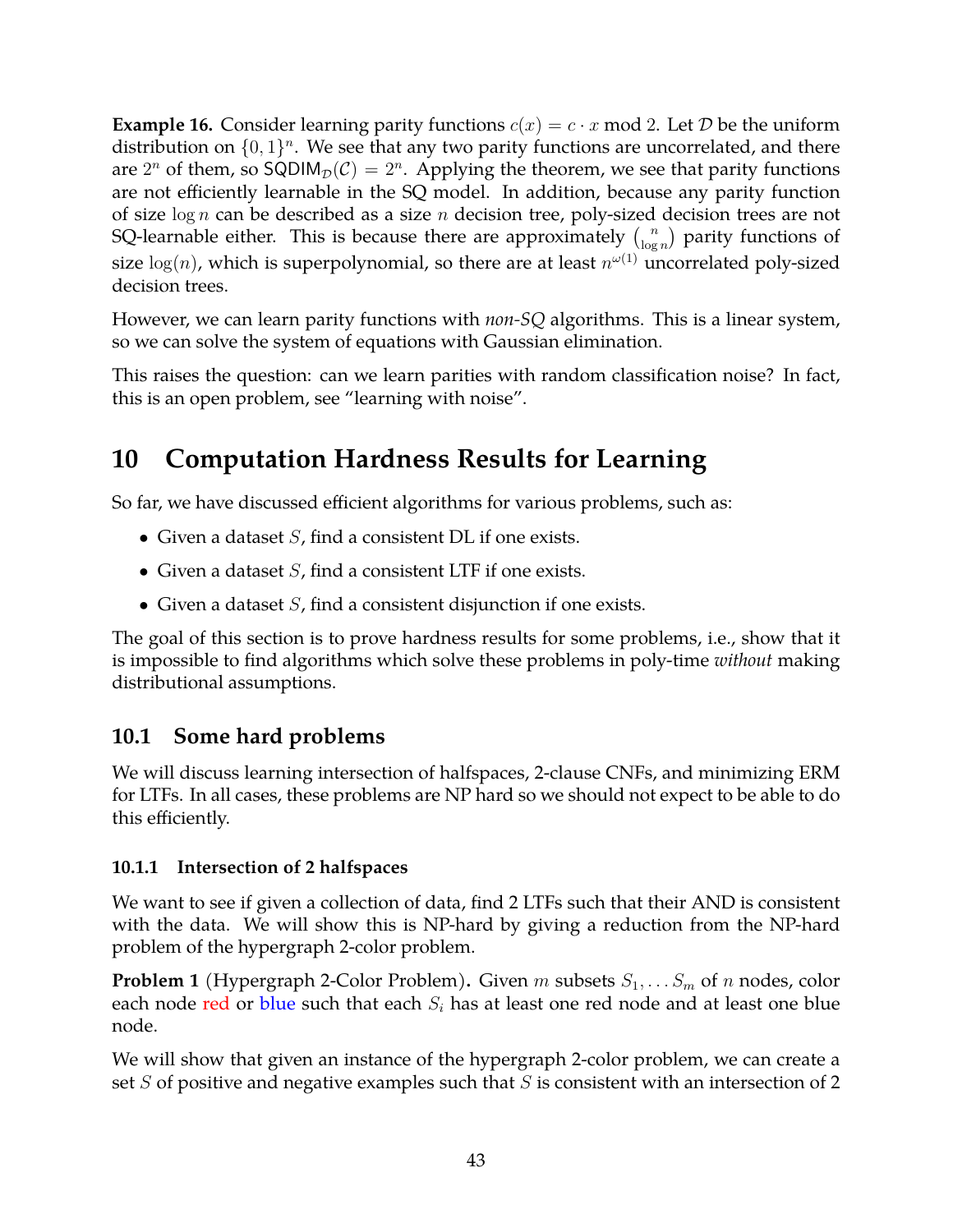**Example 16.** Consider learning parity functions $c(x) = c \cdot x \bmod 2$. Let $\mathcal{D}$ be the uniform distribution on $\{0,1\}^n$. We see that any two parity functions are uncorrelated, and there are $2^n$ of them, so $\mathsf{SQDIM}_{\mathcal{D}}(\mathcal{C}) = 2^n$. Applying the theorem, we see that parity functions are not efficiently learnable in the SQ model. In addition, because any parity function of size $\log n$ can be described as a size $n$ decision tree, poly-sized decision trees are not SQ-learnable either. This is because there are approximately $\binom{n}{\log n}$ parity functions of size $\log(n)$, which is superpolynomial, so there are at least $n^{\omega(1)}$ uncorrelated poly-sized decision trees.

However, we can learn parity functions with *non-SQ* algorithms. This is a linear system, so we can solve the system of equations with Gaussian elimination.

This raises the question: can we learn parities with random classification noise? In fact, this is an open problem, see "learning with noise".

# 10 Computation Hardness Results for Learning

So far, we have discussed efficient algorithms for various problems, such as:

- Given a dataset $S$, find a consistent DL if one exists.
- Given a dataset $S$, find a consistent LTF if one exists.
- Given a dataset $S$, find a consistent disjunction if one exists.

The goal of this section is to prove hardness results for some problems, i.e., show that it is impossible to find algorithms which solve these problems in poly-time *without* making distributional assumptions.

## 10.1 Some hard problems

We will discuss learning intersection of halfspaces, 2-clause CNFs, and minimizing ERM for LTFs. In all cases, these problems are NP hard so we should not expect to be able to do this efficiently.

### 10.1.1 Intersection of 2 halfspaces

We want to see if given a collection of data, find 2 LTFs such that their AND is consistent with the data. We will show this is NP-hard by giving a reduction from the NP-hard problem of the hypergraph 2-color problem.

**Problem 1** (Hypergraph 2-Color Problem)**.** Given $m$ subsets $S_1, \ldots S_m$ of $n$ nodes, color each node red or blue such that each $S_i$ has at least one red node and at least one blue node.

We will show that given an instance of the hypergraph 2-color problem, we can create a set $S$ of positive and negative examples such that $S$ is consistent with an intersection of 2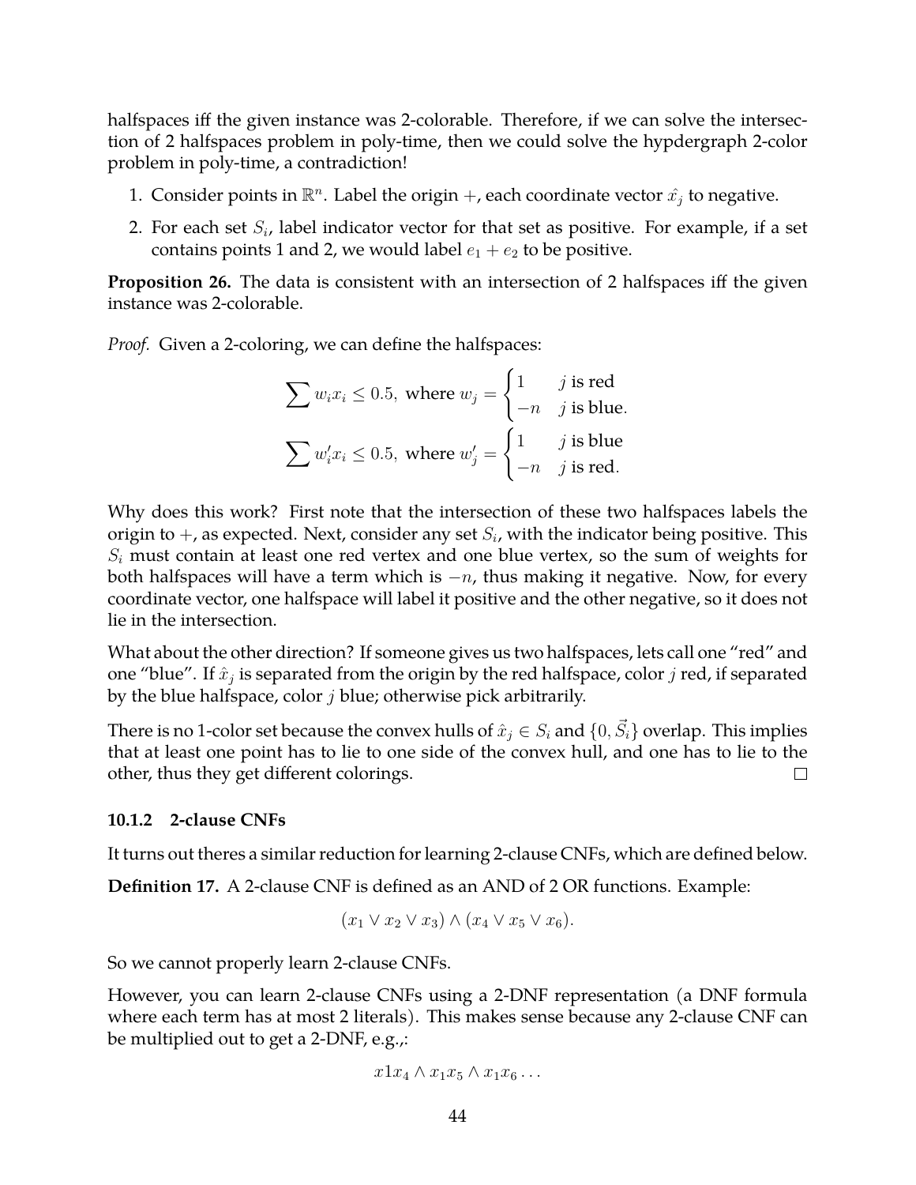halfspaces iff the given instance was 2-colorable. Therefore, if we can solve the intersection of 2 halfspaces problem in poly-time, then we could solve the hypdergraph 2-color problem in poly-time, a contradiction!

1. Consider points in $\mathbb{R}^n$. Label the origin $+$, each coordinate vector $\hat{x_j}$ to negative.
2. For each set $S_i$, label indicator vector for that set as positive. For example, if a set contains points 1 and 2, we would label $e_1 + e_2$ to be positive.

**Proposition 26.** The data is consistent with an intersection of 2 halfspaces iff the given instance was 2-colorable.

*Proof.* Given a 2-coloring, we can define the halfspaces:

$$\sum w_i x_i \leq 0.5, \text{ where } w_j = \begin{cases} 1 & j \text{ is red} \\ -n & j \text{ is blue.} \end{cases}$$

$$\sum w_i' x_i \leq 0.5, \text{ where } w_j' = \begin{cases} 1 & j \text{ is blue} \\ -n & j \text{ is red.} \end{cases}$$

Why does this work? First note that the intersection of these two halfspaces labels the origin to $+$, as expected. Next, consider any set $S_i$, with the indicator being positive. This $S_i$ must contain at least one red vertex and one blue vertex, so the sum of weights for both halfspaces will have a term which is $-n$, thus making it negative. Now, for every coordinate vector, one halfspace will label it positive and the other negative, so it does not lie in the intersection.

What about the other direction? If someone gives us two halfspaces, lets call one "red" and one "blue". If $\hat{x}_j$ is separated from the origin by the red halfspace, color $j$ red, if separated by the blue halfspace, color $j$ blue; otherwise pick arbitrarily.

There is no 1-color set because the convex hulls of $\hat{x}_j \in S_i$ and $\{0, \vec{S_i}\}$ overlap. This implies that at least one point has to lie to one side of the convex hull, and one has to lie to the other, thus they get different colorings. $\square$

### 10.1.2 2-clause CNFs

It turns out theres a similar reduction for learning 2-clause CNFs, which are defined below.

**Definition 17.** A 2-clause CNF is defined as an AND of 2 OR functions. Example:

$$(x_1 \vee x_2 \vee x_3) \wedge (x_4 \vee x_5 \vee x_6).$$

So we cannot properly learn 2-clause CNFs.

However, you can learn 2-clause CNFs using a 2-DNF representation (a DNF formula where each term has at most 2 literals). This makes sense because any 2-clause CNF can be multiplied out to get a 2-DNF, e.g.,:

$$x1x_4 \wedge x_1x_5 \wedge x_1x_6 \ldots$$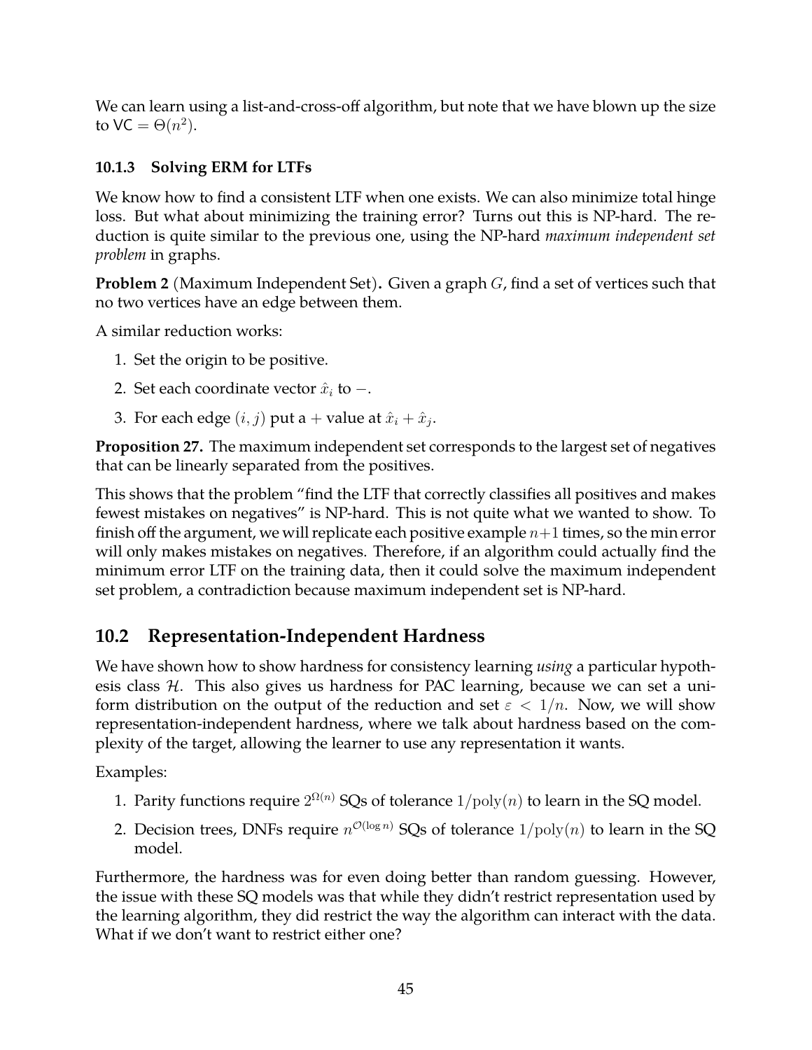We can learn using a list-and-cross-off algorithm, but note that we have blown up the size to $\mathsf{VC} = \Theta(n^2)$.

### 10.1.3 Solving ERM for LTFs

We know how to find a consistent LTF when one exists. We can also minimize total hinge loss. But what about minimizing the training error? Turns out this is NP-hard. The reduction is quite similar to the previous one, using the NP-hard *maximum independent set problem* in graphs.

**Problem 2** (Maximum Independent Set)**.** Given a graph $G$, find a set of vertices such that no two vertices have an edge between them.

A similar reduction works:

1. Set the origin to be positive.
2. Set each coordinate vector $\hat{x}_i$ to $-$.
3. For each edge $(i, j)$ put a $+$ value at $\hat{x}_i + \hat{x}_j$.

**Proposition 27.** The maximum independent set corresponds to the largest set of negatives that can be linearly separated from the positives.

This shows that the problem "find the LTF that correctly classifies all positives and makes fewest mistakes on negatives" is NP-hard. This is not quite what we wanted to show. To finish off the argument, we will replicate each positive example $n+1$ times, so the min error will only makes mistakes on negatives. Therefore, if an algorithm could actually find the minimum error LTF on the training data, then it could solve the maximum independent set problem, a contradiction because maximum independent set is NP-hard.

## 10.2 Representation-Independent Hardness

We have shown how to show hardness for consistency learning *using* a particular hypothesis class $\mathcal{H}$. This also gives us hardness for PAC learning, because we can set a uniform distribution on the output of the reduction and set $\varepsilon < 1/n$. Now, we will show representation-independent hardness, where we talk about hardness based on the complexity of the target, allowing the learner to use any representation it wants.

Examples:

1. Parity functions require $2^{\Omega(n)}$ SQs of tolerance $1/\text{poly}(n)$ to learn in the SQ model.
2. Decision trees, DNFs require $n^{\mathcal{O}(\log n)}$ SQs of tolerance $1/\text{poly}(n)$ to learn in the SQ model.

Furthermore, the hardness was for even doing better than random guessing. However, the issue with these SQ models was that while they didn't restrict representation used by the learning algorithm, they did restrict the way the algorithm can interact with the data. What if we don't want to restrict either one?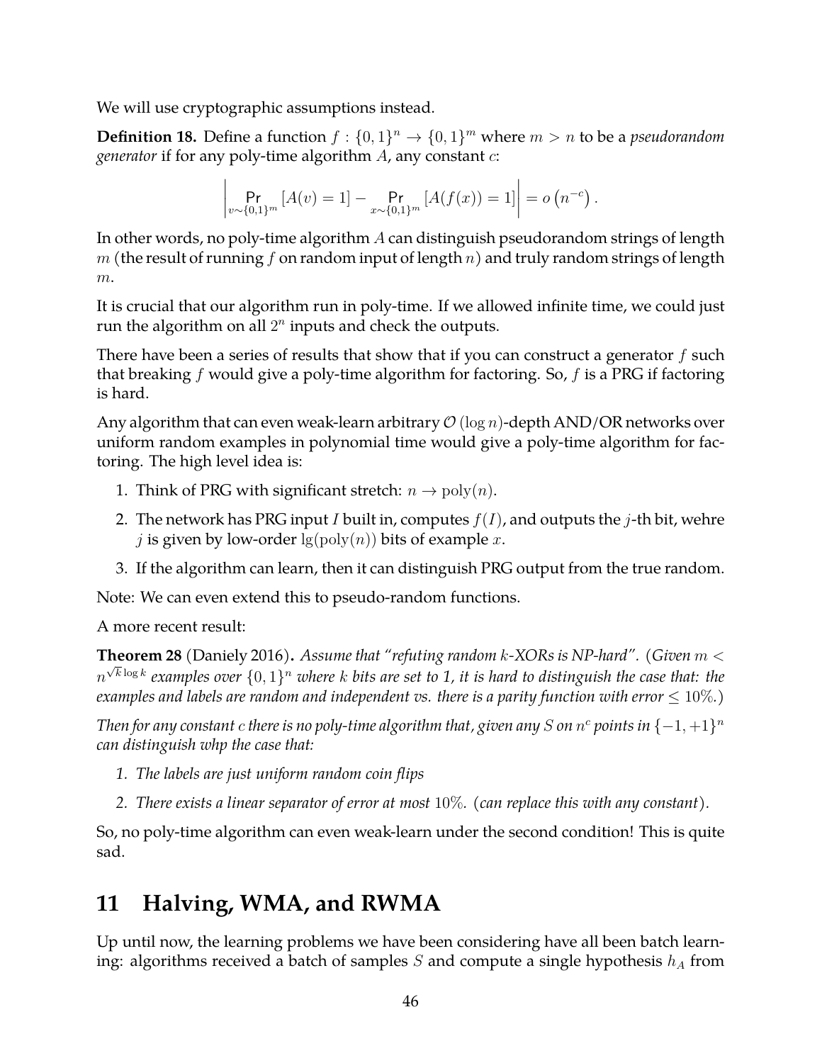We will use cryptographic assumptions instead.

**Definition 18.** Define a function $f : \{0,1\}^n \to \{0,1\}^m$ where $m > n$ to be a *pseudorandom generator* if for any poly-time algorithm $A$, any constant $c$:

$$\left| \Pr_{v \sim \{0,1\}^m} [A(v) = 1] - \Pr_{x \sim \{0,1\}^m} [A(f(x)) = 1] \right| = o\left(n^{-c}\right).$$

In other words, no poly-time algorithm $A$ can distinguish pseudorandom strings of length $m$ (the result of running $f$ on random input of length $n$) and truly random strings of length $m$.

It is crucial that our algorithm run in poly-time. If we allowed infinite time, we could just run the algorithm on all $2^n$ inputs and check the outputs.

There have been a series of results that show that if you can construct a generator $f$ such that breaking $f$ would give a poly-time algorithm for factoring. So, $f$ is a PRG if factoring is hard.

Any algorithm that can even weak-learn arbitrary $\mathcal{O}(\log n)$-depth AND/OR networks over uniform random examples in polynomial time would give a poly-time algorithm for factoring. The high level idea is:

1. Think of PRG with significant stretch: $n \to \mathrm{poly}(n)$.
2. The network has PRG input $I$ built in, computes $f(I)$, and outputs the $j$-th bit, wehre $j$ is given by low-order $\lg(\mathrm{poly}(n))$ bits of example $x$.
3. If the algorithm can learn, then it can distinguish PRG output from the true random.

Note: We can even extend this to pseudo-random functions.

A more recent result:

**Theorem 28** (Daniely 2016)**.** *Assume that "refuting random $k$-XORs is NP-hard". (Given $m < n^{\sqrt{k}\log k}$ examples over $\{0,1\}^n$ where $k$ bits are set to 1, it is hard to distinguish the case that: the examples and labels are random and independent vs. there is a parity function with error $\leq 10\%$.)*

*Then for any constant $c$ there is no poly-time algorithm that, given any $S$ on $n^c$ points in $\{-1,+1\}^n$ can distinguish whp the case that:*

1. *The labels are just uniform random coin flips*
2. *There exists a linear separator of error at most $10\%$. (can replace this with any constant).*

So, no poly-time algorithm can even weak-learn under the second condition! This is quite sad.

# 11 Halving, WMA, and RWMA

Up until now, the learning problems we have been considering have all been batch learning: algorithms received a batch of samples $S$ and compute a single hypothesis $h_A$ from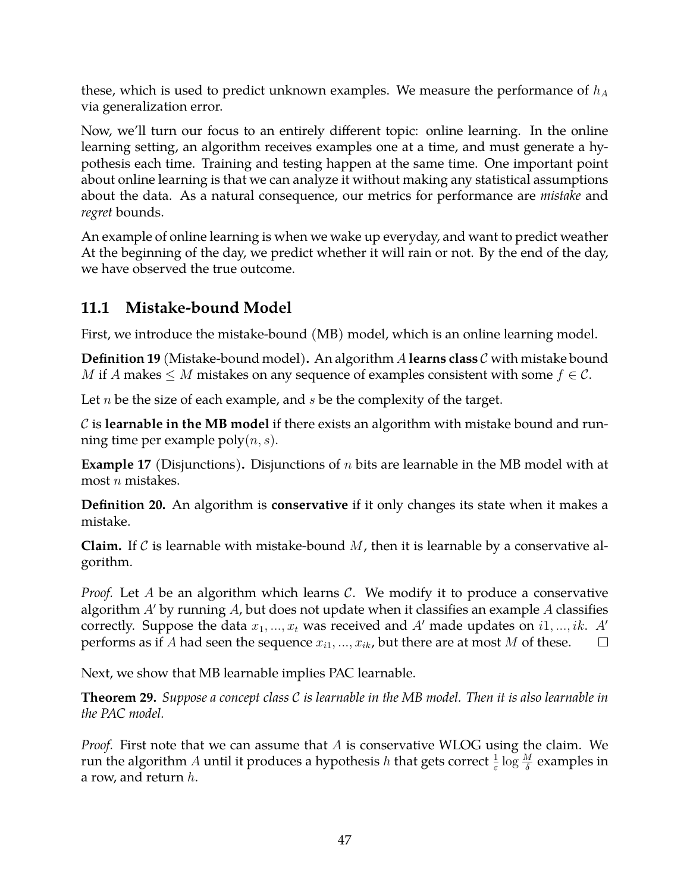these, which is used to predict unknown examples. We measure the performance of $h_A$ via generalization error.

Now, we'll turn our focus to an entirely different topic: online learning. In the online learning setting, an algorithm receives examples one at a time, and must generate a hypothesis each time. Training and testing happen at the same time. One important point about online learning is that we can analyze it without making any statistical assumptions about the data. As a natural consequence, our metrics for performance are *mistake* and *regret* bounds.

An example of online learning is when we wake up everyday, and want to predict weather At the beginning of the day, we predict whether it will rain or not. By the end of the day, we have observed the true outcome.

## 11.1 Mistake-bound Model

First, we introduce the mistake-bound (MB) model, which is an online learning model.

**Definition 19** (Mistake-bound model)**.** An algorithm $A$ **learns class** $\mathcal{C}$ with mistake bound $M$ if $A$ makes $\leq M$ mistakes on any sequence of examples consistent with some $f \in \mathcal{C}$.

Let $n$ be the size of each example, and $s$ be the complexity of the target.

$\mathcal{C}$ is **learnable in the MB model** if there exists an algorithm with mistake bound and running time per example poly$(n, s)$.

**Example 17** (Disjunctions)**.** Disjunctions of $n$ bits are learnable in the MB model with at most $n$ mistakes.

**Definition 20.** An algorithm is **conservative** if it only changes its state when it makes a mistake.

**Claim.** If $\mathcal{C}$ is learnable with mistake-bound $M$, then it is learnable by a conservative algorithm.

*Proof.* Let $A$ be an algorithm which learns $\mathcal{C}$. We modify it to produce a conservative algorithm $A'$ by running $A$, but does not update when it classifies an example $A$ classifies correctly. Suppose the data $x_1, ..., x_t$ was received and $A'$ made updates on $i1, ..., ik$. $A'$ performs as if $A$ had seen the sequence $x_{i1}, ..., x_{ik}$, but there are at most $M$ of these. ◻

Next, we show that MB learnable implies PAC learnable.

**Theorem 29.** *Suppose a concept class $\mathcal{C}$ is learnable in the MB model. Then it is also learnable in the PAC model.*

*Proof.* First note that we can assume that $A$ is conservative WLOG using the claim. We run the algorithm $A$ until it produces a hypothesis $h$ that gets correct $\frac{1}{\varepsilon} \log \frac{M}{\delta}$ examples in a row, and return $h$.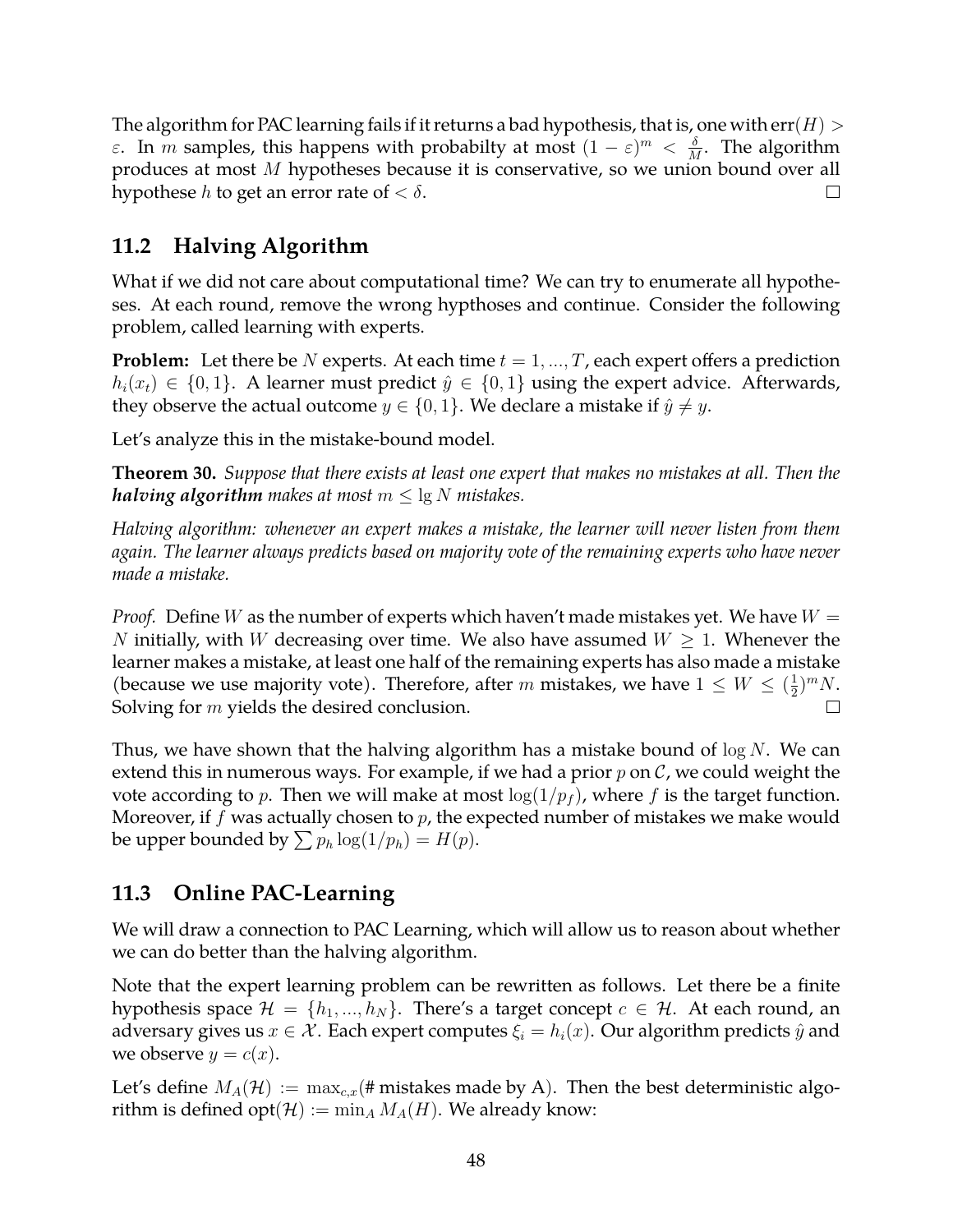The algorithm for PAC learning fails if it returns a bad hypothesis, that is, one with $\text{err}(H) > \varepsilon$. In $m$ samples, this happens with probabilty at most $(1-\varepsilon)^m < \frac{\delta}{M}$. The algorithm produces at most $M$ hypotheses because it is conservative, so we union bound over all hypothese $h$ to get an error rate of $< \delta$. $\square$

## 11.2 Halving Algorithm

What if we did not care about computational time? We can try to enumerate all hypotheses. At each round, remove the wrong hypthoses and continue. Consider the following problem, called learning with experts.

**Problem:** Let there be $N$ experts. At each time $t = 1, ..., T$, each expert offers a prediction $h_i(x_t) \in \{0, 1\}$. A learner must predict $\hat{y} \in \{0, 1\}$ using the expert advice. Afterwards, they observe the actual outcome $y \in \{0, 1\}$. We declare a mistake if $\hat{y} \neq y$.

Let's analyze this in the mistake-bound model.

**Theorem 30.** *Suppose that there exists at least one expert that makes no mistakes at all. Then the* ***halving algorithm*** *makes at most $m \leq \lg N$ mistakes.*

*Halving algorithm: whenever an expert makes a mistake, the learner will never listen from them again. The learner always predicts based on majority vote of the remaining experts who have never made a mistake.*

*Proof.* Define $W$ as the number of experts which haven't made mistakes yet. We have $W = N$ initially, with $W$ decreasing over time. We also have assumed $W \geq 1$. Whenever the learner makes a mistake, at least one half of the remaining experts has also made a mistake (because we use majority vote). Therefore, after $m$ mistakes, we have $1 \leq W \leq (\frac{1}{2})^m N$. Solving for $m$ yields the desired conclusion. $\square$

Thus, we have shown that the halving algorithm has a mistake bound of $\log N$. We can extend this in numerous ways. For example, if we had a prior $p$ on $\mathcal{C}$, we could weight the vote according to $p$. Then we will make at most $\log(1/p_f)$, where $f$ is the target function. Moreover, if $f$ was actually chosen to $p$, the expected number of mistakes we make would be upper bounded by $\sum p_h \log(1/p_h) = H(p)$.

## 11.3 Online PAC-Learning

We will draw a connection to PAC Learning, which will allow us to reason about whether we can do better than the halving algorithm.

Note that the expert learning problem can be rewritten as follows. Let there be a finite hypothesis space $\mathcal{H} = \{h_1, ..., h_N\}$. There's a target concept $c \in \mathcal{H}$. At each round, an adversary gives us $x \in \mathcal{X}$. Each expert computes $\xi_i = h_i(x)$. Our algorithm predicts $\hat{y}$ and we observe $y = c(x)$.

Let's define $M_A(\mathcal{H}) := \max_{c,x}$(# mistakes made by A). Then the best deterministic algorithm is defined $\text{opt}(\mathcal{H}) := \min_A M_A(H)$. We already know: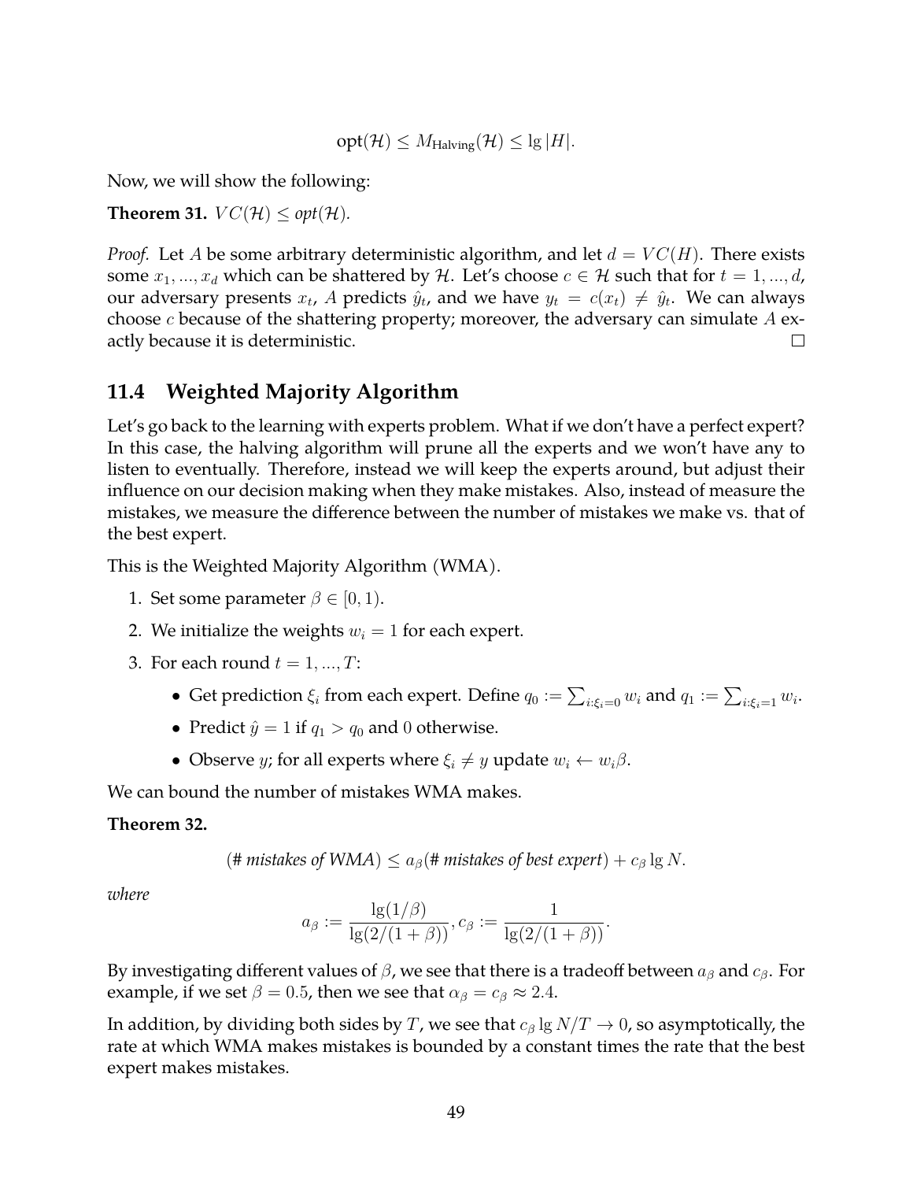$$\text{opt}(\mathcal{H}) \leq M_{\text{Halving}}(\mathcal{H}) \leq \lg |H|.$$

Now, we will show the following:

**Theorem 31.** $VC(\mathcal{H}) \leq \textit{opt}(\mathcal{H})$.

*Proof.* Let $A$ be some arbitrary deterministic algorithm, and let $d = VC(H)$. There exists some $x_1, ..., x_d$ which can be shattered by $\mathcal{H}$. Let's choose $c \in \mathcal{H}$ such that for $t = 1, ..., d$, our adversary presents $x_t$, $A$ predicts $\hat{y}_t$, and we have $y_t = c(x_t) \neq \hat{y}_t$. We can always choose $c$ because of the shattering property; moreover, the adversary can simulate $A$ exactly because it is deterministic. □

## 11.4 Weighted Majority Algorithm

Let's go back to the learning with experts problem. What if we don't have a perfect expert? In this case, the halving algorithm will prune all the experts and we won't have any to listen to eventually. Therefore, instead we will keep the experts around, but adjust their influence on our decision making when they make mistakes. Also, instead of measure the mistakes, we measure the difference between the number of mistakes we make vs. that of the best expert.

This is the Weighted Majority Algorithm (WMA).

1. Set some parameter $\beta \in [0, 1)$.
2. We initialize the weights $w_i = 1$ for each expert.
3. For each round $t = 1, ..., T$:
   - Get prediction $\xi_i$ from each expert. Define $q_0 := \sum_{i:\xi_i=0} w_i$ and $q_1 := \sum_{i:\xi_i=1} w_i$.
   - Predict $\hat{y} = 1$ if $q_1 > q_0$ and $0$ otherwise.
   - Observe $y$; for all experts where $\xi_i \neq y$ update $w_i \leftarrow w_i\beta$.

We can bound the number of mistakes WMA makes.

**Theorem 32.**

$$(\textit{\# mistakes of WMA}) \leq a_\beta(\textit{\# mistakes of best expert}) + c_\beta \lg N.$$

*where*

$$a_\beta := \frac{\lg(1/\beta)}{\lg(2/(1+\beta))}, c_\beta := \frac{1}{\lg(2/(1+\beta))}.$$

By investigating different values of $\beta$, we see that there is a tradeoff between $a_\beta$ and $c_\beta$. For example, if we set $\beta = 0.5$, then we see that $\alpha_\beta = c_\beta \approx 2.4$.

In addition, by dividing both sides by $T$, we see that $c_\beta \lg N/T \to 0$, so asymptotically, the rate at which WMA makes mistakes is bounded by a constant times the rate that the best expert makes mistakes.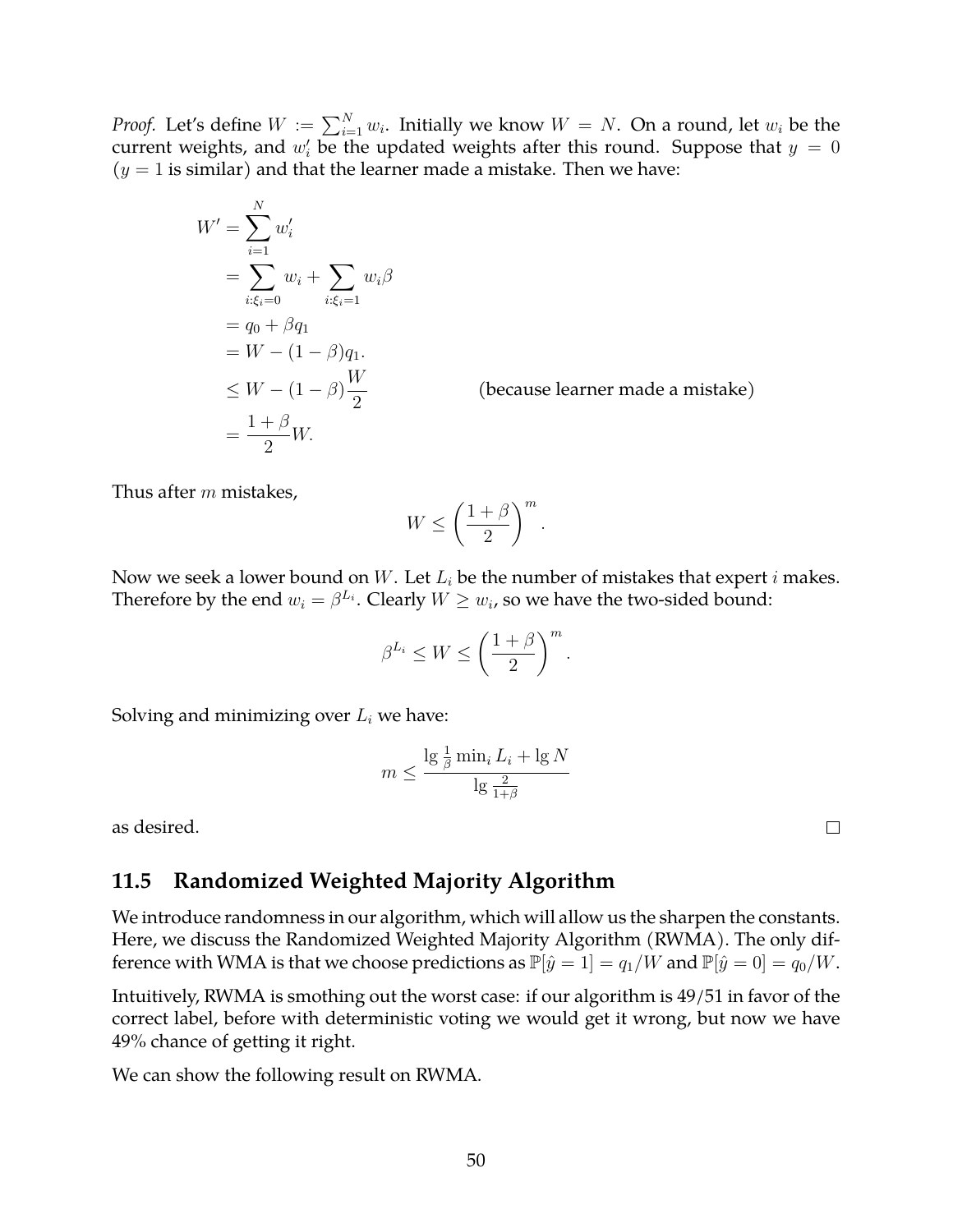*Proof.* Let's define $W := \sum_{i=1}^{N} w_i$. Initially we know $W = N$. On a round, let $w_i$ be the current weights, and $w_i'$ be the updated weights after this round. Suppose that $y = 0$ ($y = 1$ is similar) and that the learner made a mistake. Then we have:

$$
\begin{aligned}
W' &= \sum_{i=1}^{N} w_i' \\
&= \sum_{i:\xi_i=0} w_i + \sum_{i:\xi_i=1} w_i \beta \\
&= q_0 + \beta q_1 \\
&= W - (1-\beta) q_1. \\
&\leq W - (1-\beta)\frac{W}{2} && \text{(because learner made a mistake)} \\
&= \frac{1+\beta}{2} W.
\end{aligned}
$$

Thus after $m$ mistakes,

$$
W \leq \left(\frac{1+\beta}{2}\right)^m.
$$

Now we seek a lower bound on $W$. Let $L_i$ be the number of mistakes that expert $i$ makes. Therefore by the end $w_i = \beta^{L_i}$. Clearly $W \geq w_i$, so we have the two-sided bound:

$$
\beta^{L_i} \leq W \leq \left(\frac{1+\beta}{2}\right)^m.
$$

Solving and minimizing over $L_i$ we have:

$$
m \leq \frac{\lg \frac{1}{\beta} \min_i L_i + \lg N}{\lg \frac{2}{1+\beta}}
$$

as desired. □

## 11.5 Randomized Weighted Majority Algorithm

We introduce randomness in our algorithm, which will allow us the sharpen the constants. Here, we discuss the Randomized Weighted Majority Algorithm (RWMA). The only difference with WMA is that we choose predictions as $\mathbb{P}[\hat{y} = 1] = q_1/W$ and $\mathbb{P}[\hat{y} = 0] = q_0/W$.

Intuitively, RWMA is smothing out the worst case: if our algorithm is 49/51 in favor of the correct label, before with deterministic voting we would get it wrong, but now we have 49% chance of getting it right.

We can show the following result on RWMA.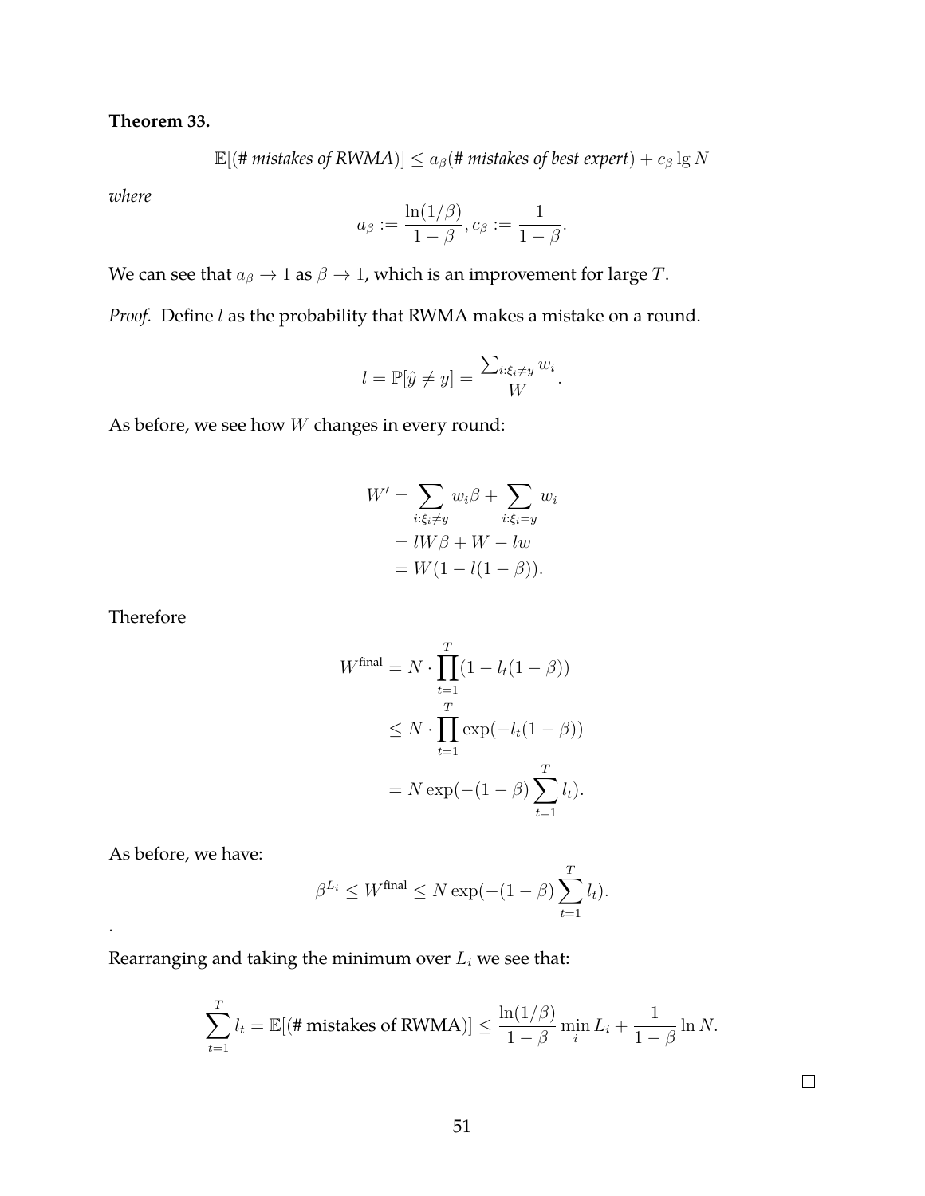**Theorem 33.**

$$\mathbb{E}[(\textit{\# mistakes of RWMA})] \leq a_\beta(\textit{\# mistakes of best expert}) + c_\beta \lg N$$

*where*

$$a_\beta := \frac{\ln(1/\beta)}{1-\beta}, c_\beta := \frac{1}{1-\beta}.$$

We can see that $a_\beta \to 1$ as $\beta \to 1$, which is an improvement for large $T$.

*Proof.* Define $l$ as the probability that RWMA makes a mistake on a round.

$$l = \mathbb{P}[\hat{y} \neq y] = \frac{\sum_{i:\xi_i \neq y} w_i}{W}.$$

As before, we see how $W$ changes in every round:

$$\begin{aligned}
W' &= \sum_{i:\xi_i \neq y} w_i \beta + \sum_{i:\xi_i = y} w_i \\
&= lW\beta + W - lw \\
&= W(1 - l(1-\beta)).
\end{aligned}$$

Therefore

$$\begin{aligned}
W^{\text{final}} &= N \cdot \prod_{t=1}^{T} (1 - l_t(1-\beta)) \\
&\leq N \cdot \prod_{t=1}^{T} \exp(-l_t(1-\beta)) \\
&= N \exp(-(1-\beta) \sum_{t=1}^{T} l_t).
\end{aligned}$$

As before, we have:

$$\beta^{L_i} \leq W^{\text{final}} \leq N \exp(-(1-\beta) \sum_{t=1}^{T} l_t).$$

.

Rearranging and taking the minimum over $L_i$ we see that:

$$\sum_{t=1}^{T} l_t = \mathbb{E}[(\text{\# mistakes of RWMA})] \leq \frac{\ln(1/\beta)}{1-\beta} \min_i L_i + \frac{1}{1-\beta} \ln N.$$

□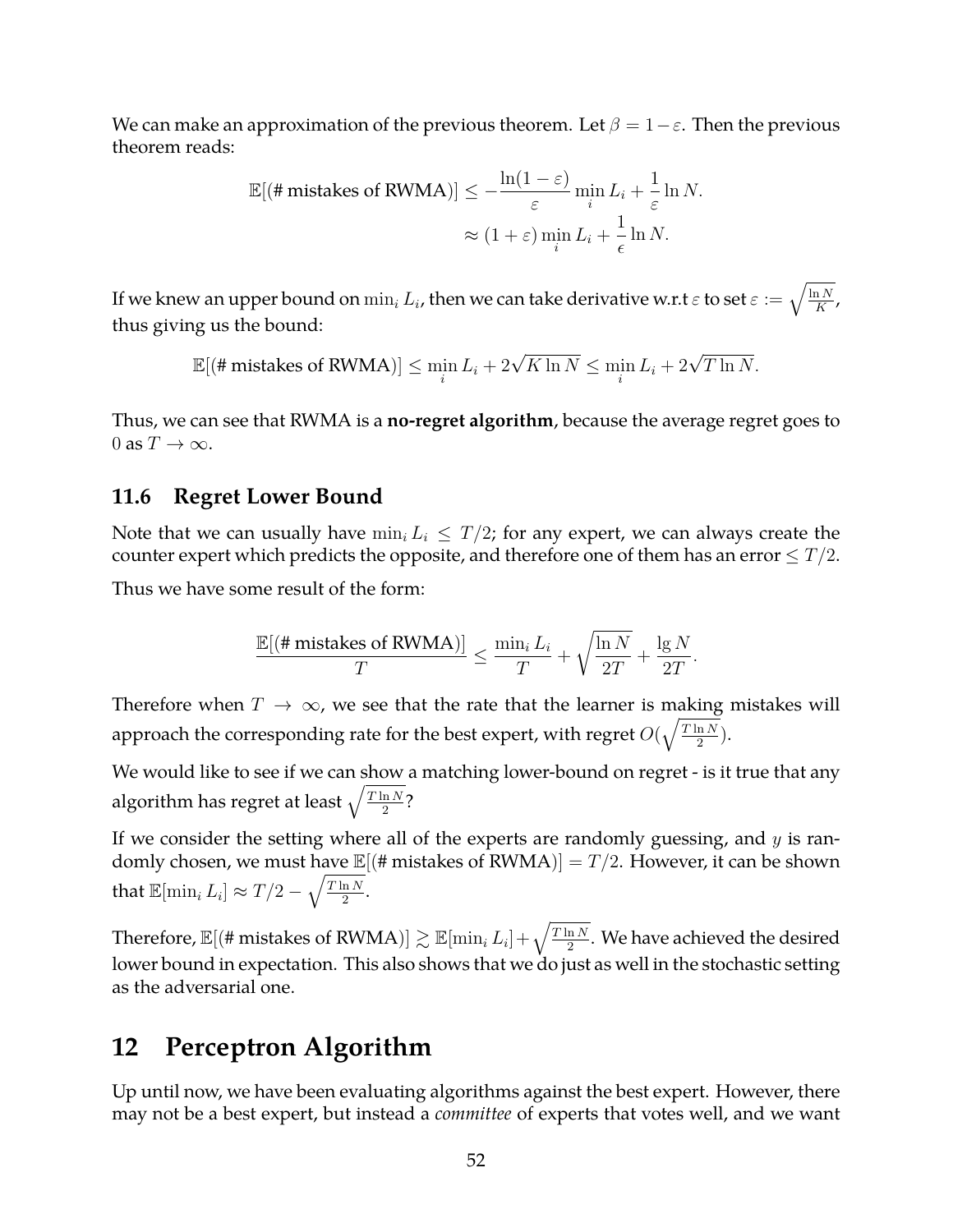We can make an approximation of the previous theorem. Let $\beta = 1 - \varepsilon$. Then the previous theorem reads:

$$\begin{aligned}
\mathbb{E}[(\text{\# mistakes of RWMA})] &\leq -\frac{\ln(1-\varepsilon)}{\varepsilon} \min_i L_i + \frac{1}{\varepsilon} \ln N. \\
&\approx (1+\varepsilon) \min_i L_i + \frac{1}{\epsilon} \ln N.
\end{aligned}$$

If we knew an upper bound on $\min_i L_i$, then we can take derivative w.r.t $\varepsilon$ to set $\varepsilon := \sqrt{\frac{\ln N}{K}}$, thus giving us the bound:

$$\mathbb{E}[(\text{\# mistakes of RWMA})] \leq \min_i L_i + 2\sqrt{K \ln N} \leq \min_i L_i + 2\sqrt{T \ln N}.$$

Thus, we can see that RWMA is a **no-regret algorithm**, because the average regret goes to 0 as $T \to \infty$.

## 11.6 Regret Lower Bound

Note that we can usually have $\min_i L_i \leq T/2$; for any expert, we can always create the counter expert which predicts the opposite, and therefore one of them has an error $\leq T/2$.

Thus we have some result of the form:

$$\frac{\mathbb{E}[(\text{\# mistakes of RWMA})]}{T} \leq \frac{\min_i L_i}{T} + \sqrt{\frac{\ln N}{2T}} + \frac{\lg N}{2T}.$$

Therefore when $T \to \infty$, we see that the rate that the learner is making mistakes will approach the corresponding rate for the best expert, with regret $O(\sqrt{\frac{T \ln N}{2}})$.

We would like to see if we can show a matching lower-bound on regret - is it true that any algorithm has regret at least $\sqrt{\frac{T \ln N}{2}}$?

If we consider the setting where all of the experts are randomly guessing, and $y$ is randomly chosen, we must have $\mathbb{E}[(\text{\# mistakes of RWMA})] = T/2$. However, it can be shown that $\mathbb{E}[\min_i L_i] \approx T/2 - \sqrt{\frac{T \ln N}{2}}$.

Therefore, $\mathbb{E}[(\text{\# mistakes of RWMA})] \gtrsim \mathbb{E}[\min_i L_i] + \sqrt{\frac{T \ln N}{2}}$. We have achieved the desired lower bound in expectation. This also shows that we do just as well in the stochastic setting as the adversarial one.

# 12 Perceptron Algorithm

Up until now, we have been evaluating algorithms against the best expert. However, there may not be a best expert, but instead a *committee* of experts that votes well, and we want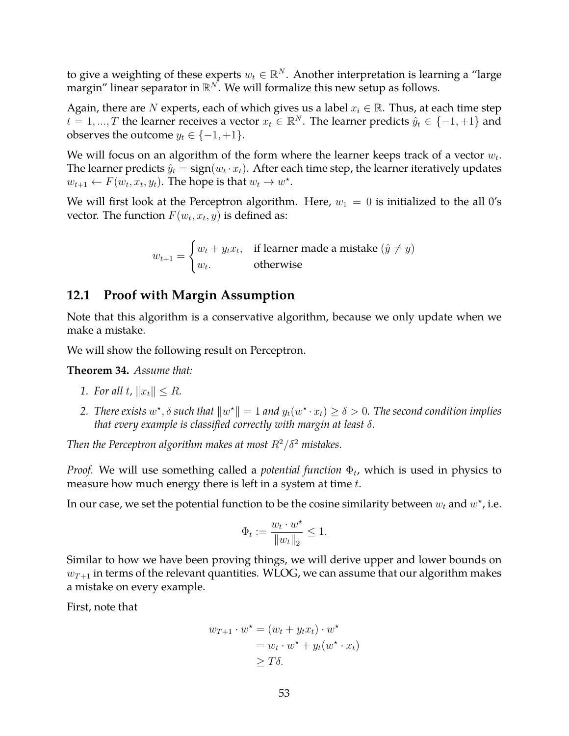to give a weighting of these experts $w_t \in \mathbb{R}^N$. Another interpretation is learning a "large margin" linear separator in $\mathbb{R}^N$. We will formalize this new setup as follows.

Again, there are $N$ experts, each of which gives us a label $x_i \in \mathbb{R}$. Thus, at each time step $t = 1, ..., T$ the learner receives a vector $x_t \in \mathbb{R}^N$. The learner predicts $\hat{y}_t \in \{-1, +1\}$ and observes the outcome $y_t \in \{-1, +1\}$.

We will focus on an algorithm of the form where the learner keeps track of a vector $w_t$. The learner predicts $\hat{y}_t = \text{sign}(w_t \cdot x_t)$. After each time step, the learner iteratively updates $w_{t+1} \leftarrow F(w_t, x_t, y_t)$. The hope is that $w_t \to w^\star$.

We will first look at the Perceptron algorithm. Here, $w_1 = 0$ is initialized to the all 0's vector. The function $F(w_t, x_t, y)$ is defined as:

$$w_{t+1} = \begin{cases} w_t + y_t x_t, & \text{if learner made a mistake } (\hat{y} \neq y) \\ w_t. & \text{otherwise} \end{cases}$$

## 12.1 Proof with Margin Assumption

Note that this algorithm is a conservative algorithm, because we only update when we make a mistake.

We will show the following result on Perceptron.

**Theorem 34.** *Assume that:*

1. *For all $t$, $\|x_t\| \leq R$.*
2. *There exists $w^\star, \delta$ such that $\|w^\star\| = 1$ and $y_t(w^\star \cdot x_t) \geq \delta > 0$. The second condition implies that every example is classified correctly with margin at least $\delta$.*

*Then the Perceptron algorithm makes at most $R^2/\delta^2$ mistakes.*

*Proof.* We will use something called a *potential function* $\Phi_t$, which is used in physics to measure how much energy there is left in a system at time $t$.

In our case, we set the potential function to be the cosine similarity between $w_t$ and $w^\star$, i.e.

$$\Phi_t := \frac{w_t \cdot w^\star}{\|w_t\|_2} \leq 1.$$

Similar to how we have been proving things, we will derive upper and lower bounds on $w_{T+1}$ in terms of the relevant quantities. WLOG, we can assume that our algorithm makes a mistake on every example.

First, note that

$$\begin{aligned} w_{T+1} \cdot w^\star &= (w_t + y_t x_t) \cdot w^\star \\ &= w_t \cdot w^\star + y_t(w^\star \cdot x_t) \\ &\geq T\delta. \end{aligned}$$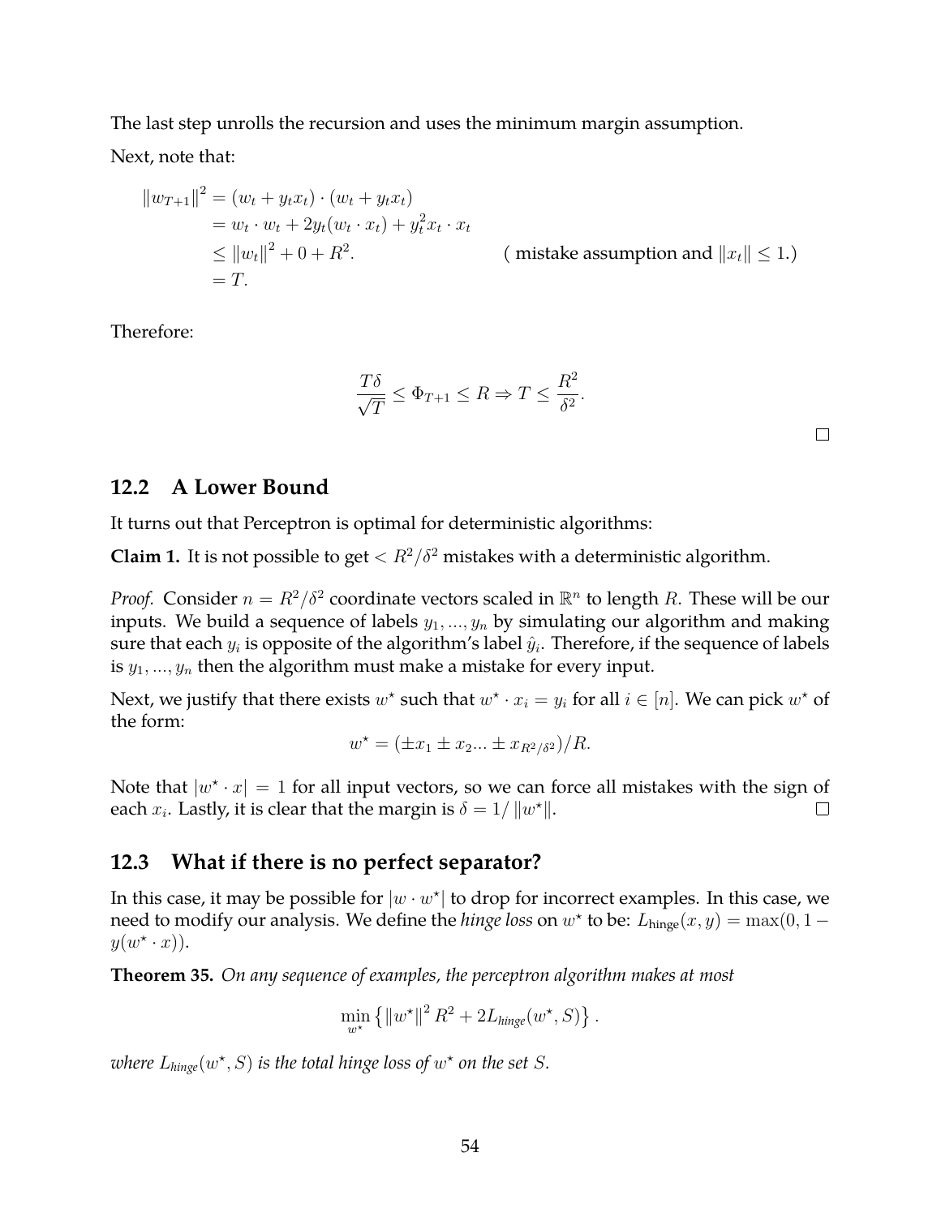The last step unrolls the recursion and uses the minimum margin assumption.

Next, note that:

$$
\begin{aligned}
\|w_{T+1}\|^2 &= (w_t + y_t x_t) \cdot (w_t + y_t x_t) \\
&= w_t \cdot w_t + 2y_t(w_t \cdot x_t) + y_t^2 x_t \cdot x_t \\
&\leq \|w_t\|^2 + 0 + R^2. \qquad \text{( mistake assumption and } \|x_t\| \leq 1.) \\
&= T.
\end{aligned}
$$

Therefore:

$$
\frac{T\delta}{\sqrt{T}} \leq \Phi_{T+1} \leq R \Rightarrow T \leq \frac{R^2}{\delta^2}.
$$

□

## 12.2 A Lower Bound

It turns out that Perceptron is optimal for deterministic algorithms:

**Claim 1.** It is not possible to get $< R^2/\delta^2$ mistakes with a deterministic algorithm.

*Proof.* Consider $n = R^2/\delta^2$ coordinate vectors scaled in $\mathbb{R}^n$ to length $R$. These will be our inputs. We build a sequence of labels $y_1, ..., y_n$ by simulating our algorithm and making sure that each $y_i$ is opposite of the algorithm's label $\hat{y}_i$. Therefore, if the sequence of labels is $y_1, ..., y_n$ then the algorithm must make a mistake for every input.

Next, we justify that there exists $w^\star$ such that $w^\star \cdot x_i = y_i$ for all $i \in [n]$. We can pick $w^\star$ of the form:

$$
w^\star = (\pm x_1 \pm x_2 ... \pm x_{R^2/\delta^2})/R.
$$

Note that $|w^\star \cdot x| = 1$ for all input vectors, so we can force all mistakes with the sign of each $x_i$. Lastly, it is clear that the margin is $\delta = 1/\|w^\star\|$. □

## 12.3 What if there is no perfect separator?

In this case, it may be possible for $|w \cdot w^\star|$ to drop for incorrect examples. In this case, we need to modify our analysis. We define the *hinge loss* on $w^\star$ to be: $L_{\text{hinge}}(x, y) = \max(0, 1 - y(w^\star \cdot x))$.

**Theorem 35.** *On any sequence of examples, the perceptron algorithm makes at most*

$$
\min_{w^\star} \left\{ \|w^\star\|^2 R^2 + 2L_{hinge}(w^\star, S) \right\}.
$$

*where $L_{hinge}(w^\star, S)$ is the total hinge loss of $w^\star$ on the set $S$.*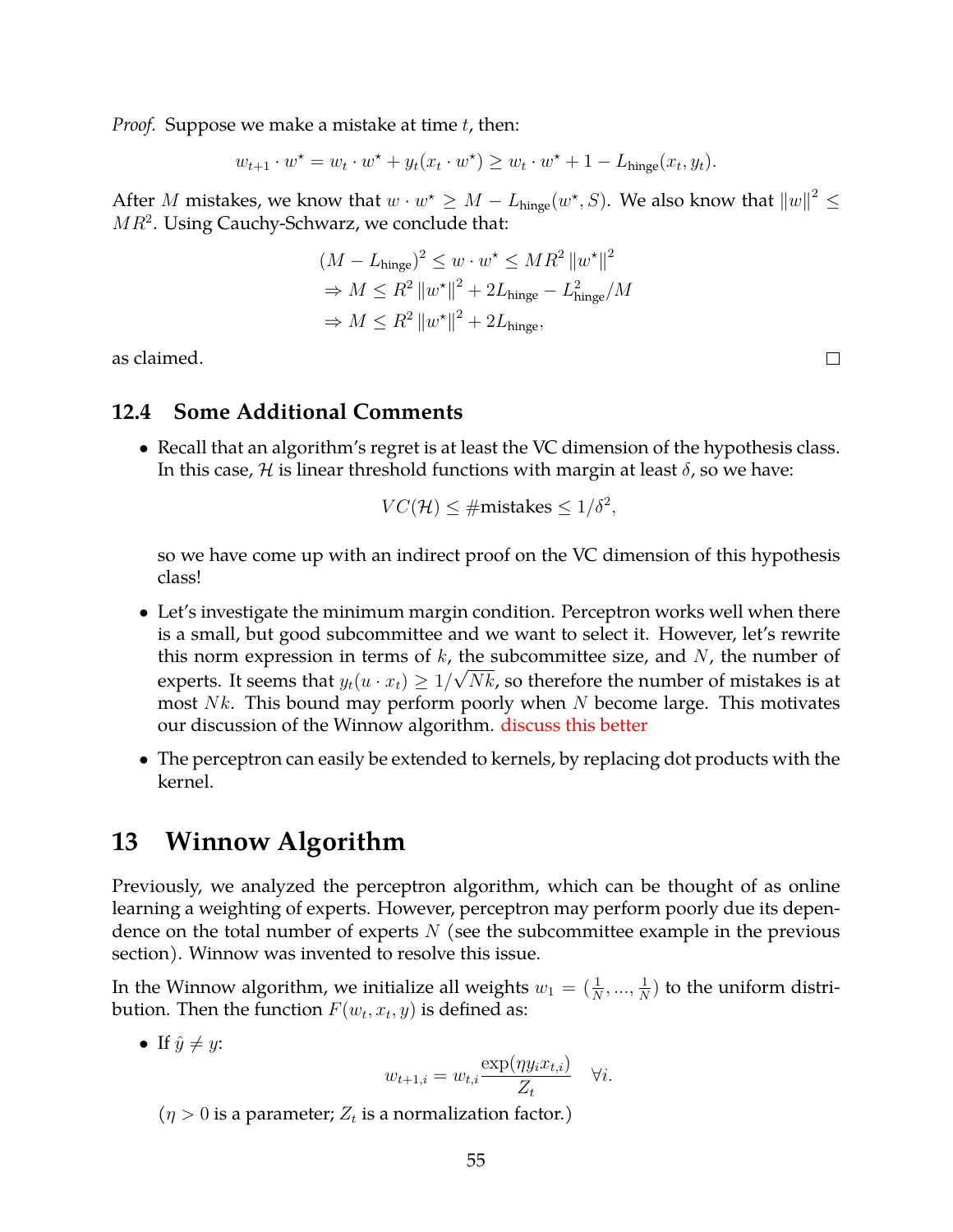*Proof.* Suppose we make a mistake at time $t$, then:

$$w_{t+1} \cdot w^\star = w_t \cdot w^\star + y_t(x_t \cdot w^\star) \geq w_t \cdot w^\star + 1 - L_{\text{hinge}}(x_t, y_t).$$

After $M$ mistakes, we know that $w \cdot w^\star \geq M - L_{\text{hinge}}(w^\star, S)$. We also know that $\|w\|^2 \leq MR^2$. Using Cauchy-Schwarz, we conclude that:

$$\begin{aligned}
&(M - L_{\text{hinge}})^2 \leq w \cdot w^\star \leq MR^2 \|w^\star\|^2 \\
&\Rightarrow M \leq R^2 \|w^\star\|^2 + 2L_{\text{hinge}} - L_{\text{hinge}}^2/M \\
&\Rightarrow M \leq R^2 \|w^\star\|^2 + 2L_{\text{hinge}},
\end{aligned}$$

as claimed. □

## 12.4 Some Additional Comments

- Recall that an algorithm's regret is at least the VC dimension of the hypothesis class. In this case, $\mathcal{H}$ is linear threshold functions with margin at least $\delta$, so we have:

  $$VC(\mathcal{H}) \leq \#\text{mistakes} \leq 1/\delta^2,$$

  so we have come up with an indirect proof on the VC dimension of this hypothesis class!

- Let's investigate the minimum margin condition. Perceptron works well when there is a small, but good subcommittee and we want to select it. However, let's rewrite this norm expression in terms of $k$, the subcommittee size, and $N$, the number of experts. It seems that $y_t(u \cdot x_t) \geq 1/\sqrt{Nk}$, so therefore the number of mistakes is at most $Nk$. This bound may perform poorly when $N$ become large. This motivates our discussion of the Winnow algorithm. discuss this better

- The perceptron can easily be extended to kernels, by replacing dot products with the kernel.

# 13 Winnow Algorithm

Previously, we analyzed the perceptron algorithm, which can be thought of as online learning a weighting of experts. However, perceptron may perform poorly due its dependence on the total number of experts $N$ (see the subcommittee example in the previous section). Winnow was invented to resolve this issue.

In the Winnow algorithm, we initialize all weights $w_1 = (\frac{1}{N}, ..., \frac{1}{N})$ to the uniform distribution. Then the function $F(w_t, x_t, y)$ is defined as:

- If $\hat{y} \neq y$:

  $$w_{t+1,i} = w_{t,i} \frac{\exp(\eta y_i x_{t,i})}{Z_t} \quad \forall i.$$

  ($\eta > 0$ is a parameter; $Z_t$ is a normalization factor.)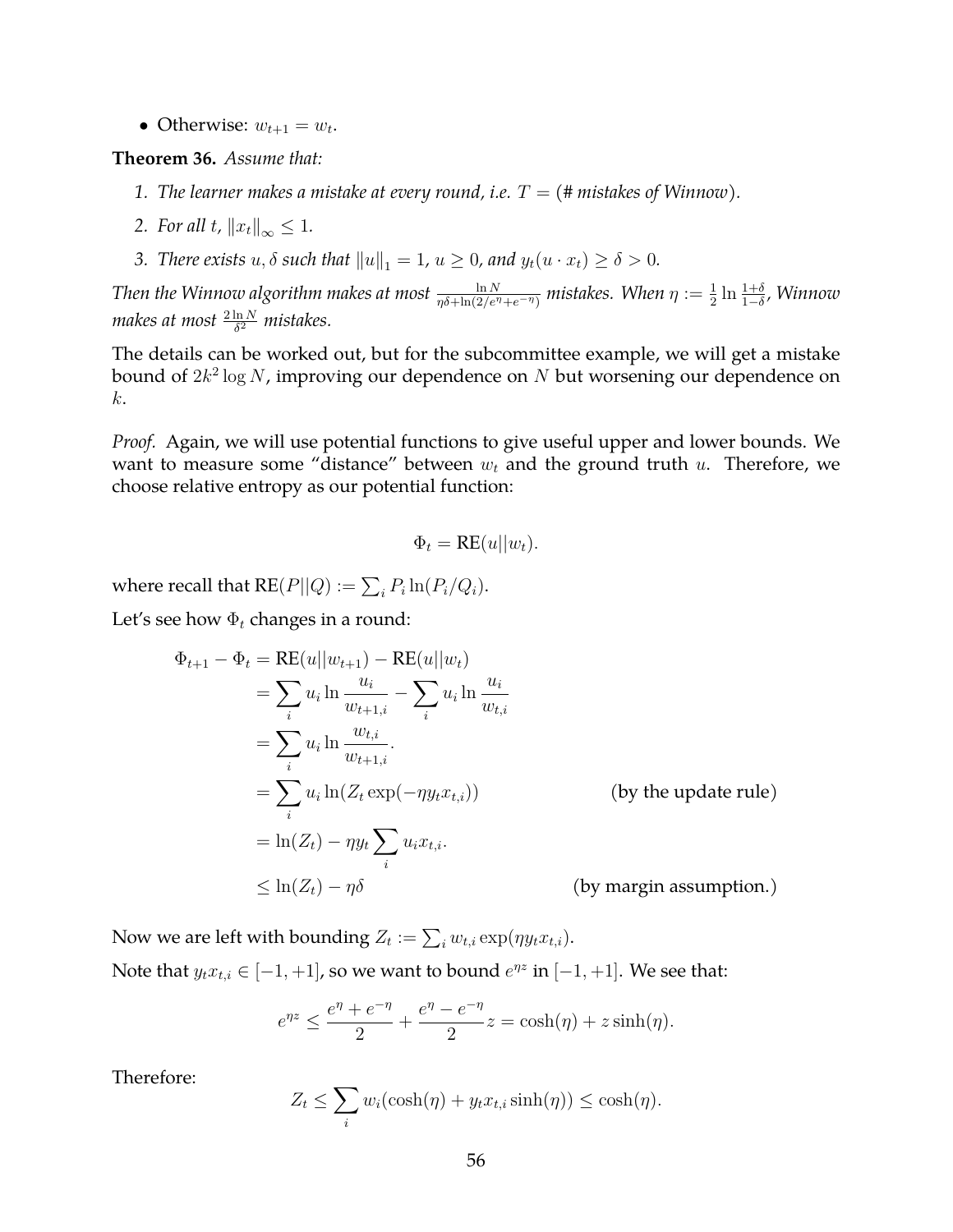- Otherwise: $w_{t+1} = w_t$.

**Theorem 36.** *Assume that:*

1. *The learner makes a mistake at every round, i.e.* $T =$ *(# mistakes of Winnow).*
2. *For all* $t$, $\|x_t\|_\infty \leq 1$.
3. *There exists* $u, \delta$ *such that* $\|u\|_1 = 1$, $u \geq 0$, *and* $y_t(u \cdot x_t) \geq \delta > 0$.

*Then the Winnow algorithm makes at most* $\frac{\ln N}{\eta\delta + \ln(2/e^{\eta} + e^{-\eta})}$ *mistakes. When* $\eta := \frac{1}{2} \ln \frac{1+\delta}{1-\delta}$, *Winnow makes at most* $\frac{2 \ln N}{\delta^2}$ *mistakes.*

The details can be worked out, but for the subcommittee example, we will get a mistake bound of $2k^2 \log N$, improving our dependence on $N$ but worsening our dependence on $k$.

*Proof.* Again, we will use potential functions to give useful upper and lower bounds. We want to measure some "distance" between $w_t$ and the ground truth $u$. Therefore, we choose relative entropy as our potential function:

$$\Phi_t = \text{RE}(u||w_t).$$

where recall that $\text{RE}(P||Q) := \sum_i P_i \ln(P_i/Q_i)$.

Let's see how $\Phi_t$ changes in a round:

$$\begin{aligned}
\Phi_{t+1} - \Phi_t &= \text{RE}(u||w_{t+1}) - \text{RE}(u||w_t) \\
&= \sum_i u_i \ln \frac{u_i}{w_{t+1,i}} - \sum_i u_i \ln \frac{u_i}{w_{t,i}} \\
&= \sum_i u_i \ln \frac{w_{t,i}}{w_{t+1,i}}. \\
&= \sum_i u_i \ln(Z_t \exp(-\eta y_t x_{t,i})) && \text{(by the update rule)} \\
&= \ln(Z_t) - \eta y_t \sum_i u_i x_{t,i}. \\
&\leq \ln(Z_t) - \eta\delta && \text{(by margin assumption.)}
\end{aligned}$$

Now we are left with bounding $Z_t := \sum_i w_{t,i} \exp(\eta y_t x_{t,i})$.

Note that $y_t x_{t,i} \in [-1, +1]$, so we want to bound $e^{\eta z}$ in $[-1, +1]$. We see that:

$$e^{\eta z} \leq \frac{e^{\eta} + e^{-\eta}}{2} + \frac{e^{\eta} - e^{-\eta}}{2} z = \cosh(\eta) + z \sinh(\eta).$$

Therefore:

$$Z_t \leq \sum_i w_i(\cosh(\eta) + y_t x_{t,i} \sinh(\eta)) \leq \cosh(\eta).$$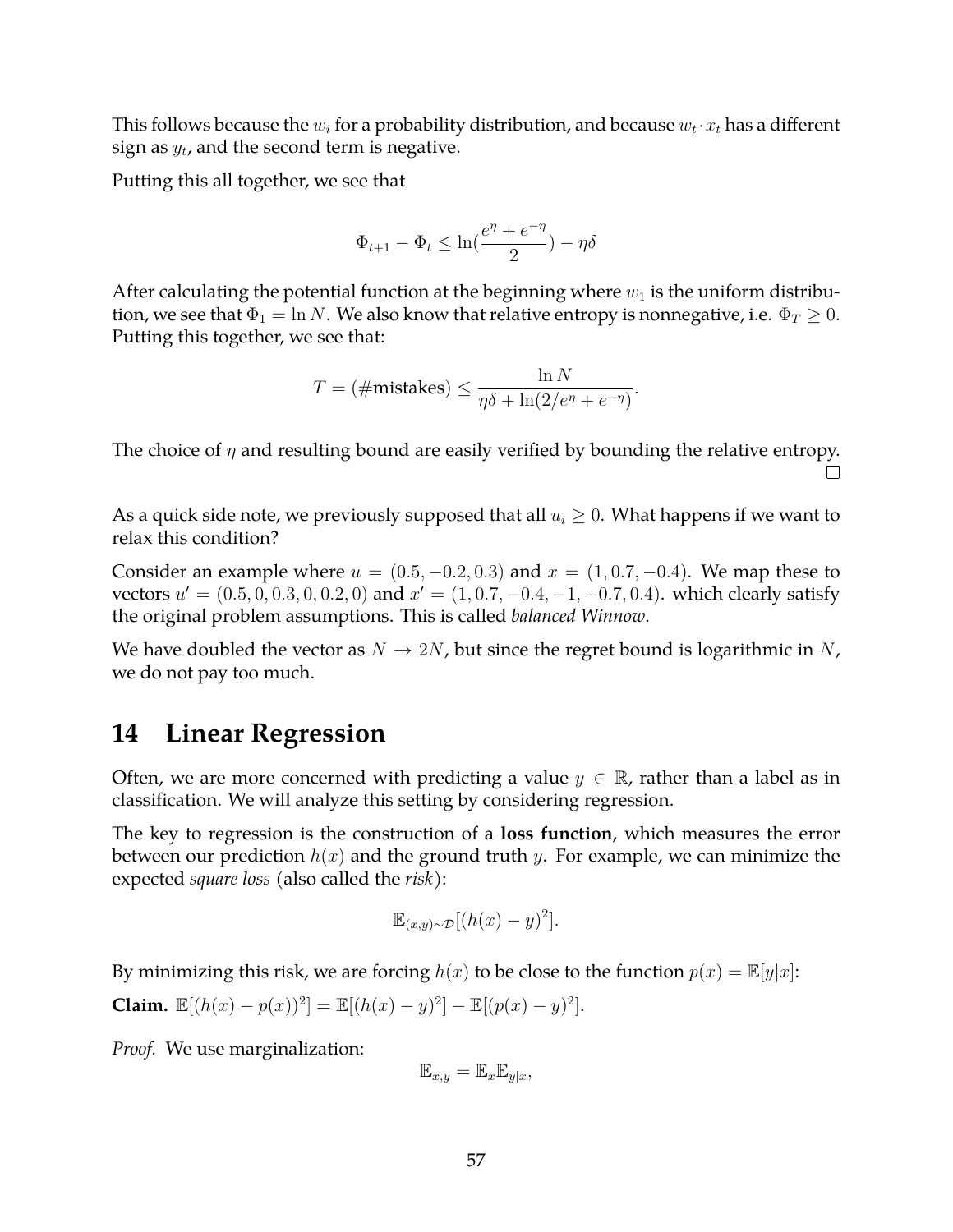This follows because the $w_i$ for a probability distribution, and because $w_t \cdot x_t$ has a different sign as $y_t$, and the second term is negative.

Putting this all together, we see that

$$\Phi_{t+1} - \Phi_t \leq \ln(\frac{e^\eta + e^{-\eta}}{2}) - \eta\delta$$

After calculating the potential function at the beginning where $w_1$ is the uniform distribution, we see that $\Phi_1 = \ln N$. We also know that relative entropy is nonnegative, i.e. $\Phi_T \geq 0$. Putting this together, we see that:

$$T = (\#\text{mistakes}) \leq \frac{\ln N}{\eta\delta + \ln(2/e^\eta + e^{-\eta})}.$$

The choice of $\eta$ and resulting bound are easily verified by bounding the relative entropy. □

As a quick side note, we previously supposed that all $u_i \geq 0$. What happens if we want to relax this condition?

Consider an example where $u = (0.5, -0.2, 0.3)$ and $x = (1, 0.7, -0.4)$. We map these to vectors $u' = (0.5, 0, 0.3, 0, 0.2, 0)$ and $x' = (1, 0.7, -0.4, -1, -0.7, 0.4)$. which clearly satisfy the original problem assumptions. This is called *balanced Winnow*.

We have doubled the vector as $N \to 2N$, but since the regret bound is logarithmic in $N$, we do not pay too much.

# 14 Linear Regression

Often, we are more concerned with predicting a value $y \in \mathbb{R}$, rather than a label as in classification. We will analyze this setting by considering regression.

The key to regression is the construction of a **loss function**, which measures the error between our prediction $h(x)$ and the ground truth $y$. For example, we can minimize the expected *square loss* (also called the *risk*):

$$\mathbb{E}_{(x,y)\sim\mathcal{D}}[(h(x) - y)^2].$$

By minimizing this risk, we are forcing $h(x)$ to be close to the function $p(x) = \mathbb{E}[y|x]$:

**Claim.** $\mathbb{E}[(h(x) - p(x))^2] = \mathbb{E}[(h(x) - y)^2] - \mathbb{E}[(p(x) - y)^2]$.

*Proof.* We use marginalization:

$$\mathbb{E}_{x,y} = \mathbb{E}_x \mathbb{E}_{y|x},$$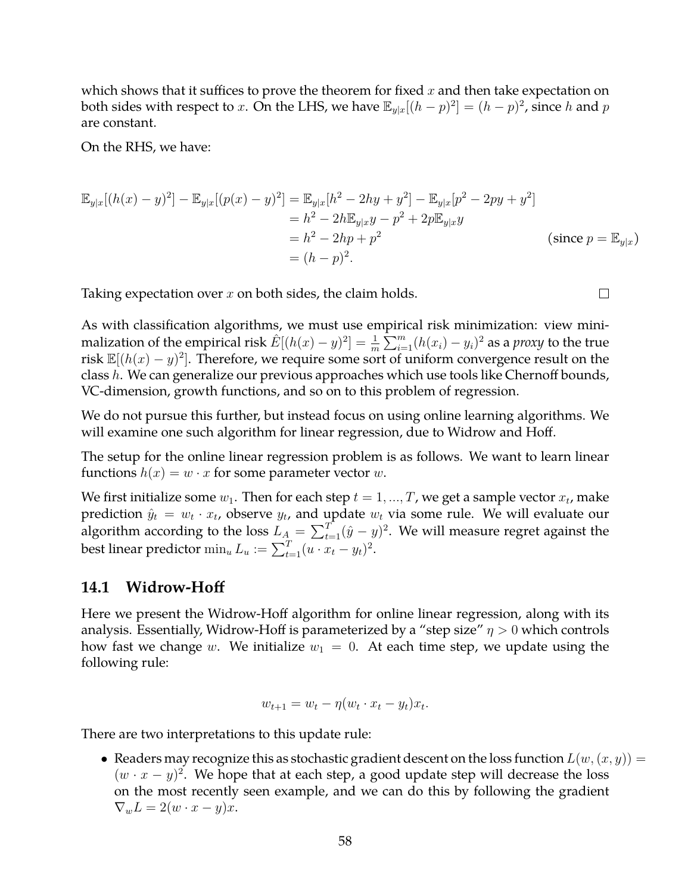which shows that it suffices to prove the theorem for fixed $x$ and then take expectation on both sides with respect to $x$. On the LHS, we have $\mathbb{E}_{y|x}[(h-p)^2] = (h-p)^2$, since $h$ and $p$ are constant.

On the RHS, we have:

$$
\begin{aligned}
\mathbb{E}_{y|x}[(h(x)-y)^2] - \mathbb{E}_{y|x}[(p(x)-y)^2] &= \mathbb{E}_{y|x}[h^2 - 2hy + y^2] - \mathbb{E}_{y|x}[p^2 - 2py + y^2] \\
&= h^2 - 2h\mathbb{E}_{y|x}y - p^2 + 2p\mathbb{E}_{y|x}y \\
&= h^2 - 2hp + p^2 && (\text{since } p = \mathbb{E}_{y|x}) \\
&= (h-p)^2.
\end{aligned}
$$

Taking expectation over $x$ on both sides, the claim holds. □

As with classification algorithms, we must use empirical risk minimization: view minimalization of the empirical risk $\hat{E}[(h(x)-y)^2] = \frac{1}{m}\sum_{i=1}^{m}(h(x_i)-y_i)^2$ as a *proxy* to the true risk $\mathbb{E}[(h(x)-y)^2]$. Therefore, we require some sort of uniform convergence result on the class $h$. We can generalize our previous approaches which use tools like Chernoff bounds, VC-dimension, growth functions, and so on to this problem of regression.

We do not pursue this further, but instead focus on using online learning algorithms. We will examine one such algorithm for linear regression, due to Widrow and Hoff.

The setup for the online linear regression problem is as follows. We want to learn linear functions $h(x) = w \cdot x$ for some parameter vector $w$.

We first initialize some $w_1$. Then for each step $t = 1, ..., T$, we get a sample vector $x_t$, make prediction $\hat{y}_t = w_t \cdot x_t$, observe $y_t$, and update $w_t$ via some rule. We will evaluate our algorithm according to the loss $L_A = \sum_{t=1}^{T}(\hat{y} - y)^2$. We will measure regret against the best linear predictor $\min_u L_u := \sum_{t=1}^{T}(u \cdot x_t - y_t)^2$.

## 14.1 Widrow-Hoff

Here we present the Widrow-Hoff algorithm for online linear regression, along with its analysis. Essentially, Widrow-Hoff is parameterized by a "step size" $\eta > 0$ which controls how fast we change $w$. We initialize $w_1 = 0$. At each time step, we update using the following rule:

$$w_{t+1} = w_t - \eta(w_t \cdot x_t - y_t)x_t.$$

There are two interpretations to this update rule:

- Readers may recognize this as stochastic gradient descent on the loss function $L(w, (x, y)) = (w \cdot x - y)^2$. We hope that at each step, a good update step will decrease the loss on the most recently seen example, and we can do this by following the gradient $\nabla_w L = 2(w \cdot x - y)x$.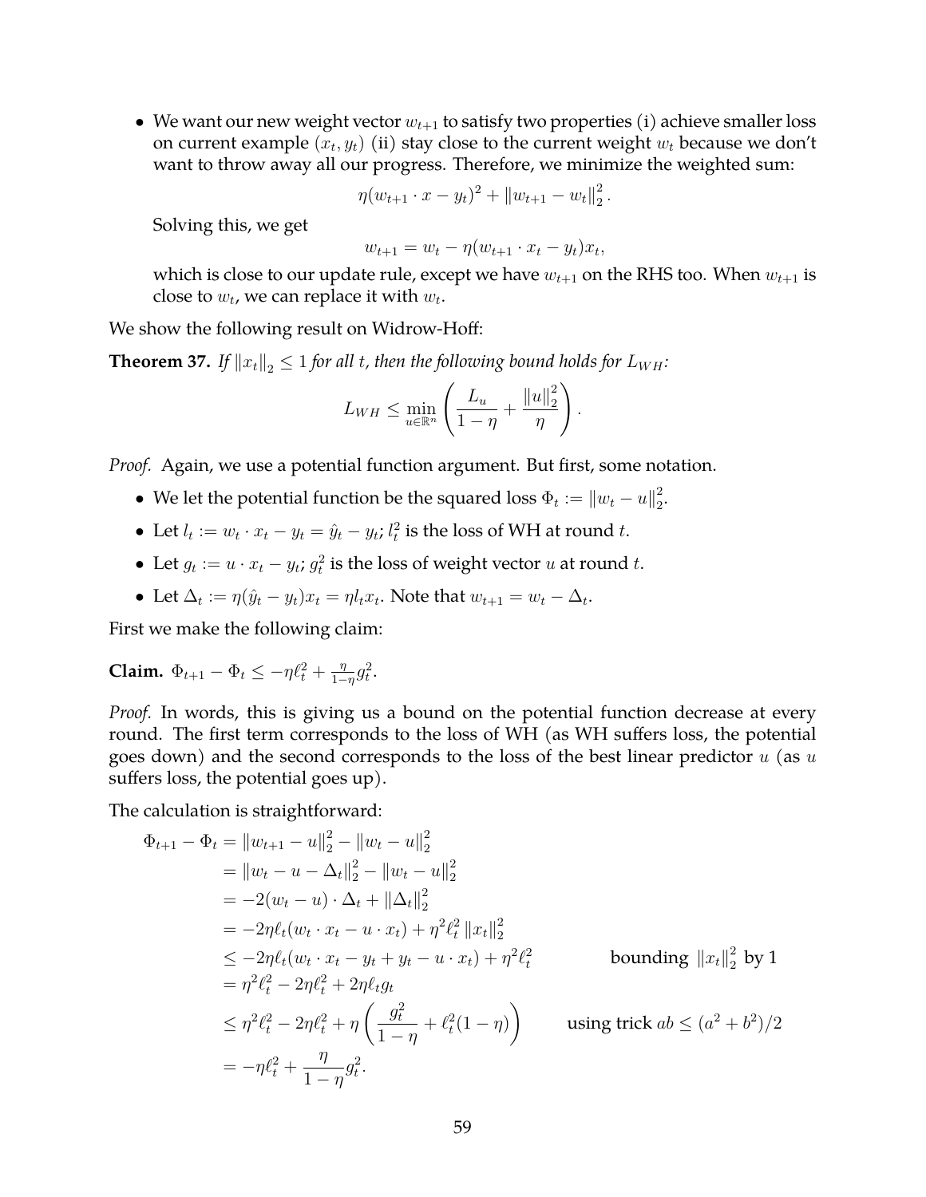- We want our new weight vector $w_{t+1}$ to satisfy two properties (i) achieve smaller loss on current example $(x_t, y_t)$ (ii) stay close to the current weight $w_t$ because we don't want to throw away all our progress. Therefore, we minimize the weighted sum:

  $$\eta(w_{t+1} \cdot x - y_t)^2 + \|w_{t+1} - w_t\|_2^2.$$

  Solving this, we get

  $$w_{t+1} = w_t - \eta(w_{t+1} \cdot x_t - y_t)x_t,$$

  which is close to our update rule, except we have $w_{t+1}$ on the RHS too. When $w_{t+1}$ is close to $w_t$, we can replace it with $w_t$.

We show the following result on Widrow-Hoff:

**Theorem 37.** *If $\|x_t\|_2 \leq 1$ for all $t$, then the following bound holds for $L_{WH}$:*

$$L_{WH} \leq \min_{u \in \mathbb{R}^n} \left( \frac{L_u}{1-\eta} + \frac{\|u\|_2^2}{\eta} \right).$$

*Proof.* Again, we use a potential function argument. But first, some notation.

- We let the potential function be the squared loss $\Phi_t := \|w_t - u\|_2^2$.
- Let $l_t := w_t \cdot x_t - y_t = \hat{y}_t - y_t$; $l_t^2$ is the loss of WH at round $t$.
- Let $g_t := u \cdot x_t - y_t$; $g_t^2$ is the loss of weight vector $u$ at round $t$.
- Let $\Delta_t := \eta(\hat{y}_t - y_t)x_t = \eta l_t x_t$. Note that $w_{t+1} = w_t - \Delta_t$.

First we make the following claim:

**Claim.** $\Phi_{t+1} - \Phi_t \leq -\eta\ell_t^2 + \frac{\eta}{1-\eta} g_t^2$.

*Proof.* In words, this is giving us a bound on the potential function decrease at every round. The first term corresponds to the loss of WH (as WH suffers loss, the potential goes down) and the second corresponds to the loss of the best linear predictor $u$ (as $u$ suffers loss, the potential goes up).

The calculation is straightforward:

$$\begin{aligned}
\Phi_{t+1} - \Phi_t &= \|w_{t+1} - u\|_2^2 - \|w_t - u\|_2^2 \\
&= \|w_t - u - \Delta_t\|_2^2 - \|w_t - u\|_2^2 \\
&= -2(w_t - u) \cdot \Delta_t + \|\Delta_t\|_2^2 \\
&= -2\eta\ell_t(w_t \cdot x_t - u \cdot x_t) + \eta^2 \ell_t^2 \|x_t\|_2^2 \\
&\leq -2\eta\ell_t(w_t \cdot x_t - y_t + y_t - u \cdot x_t) + \eta^2\ell_t^2 \qquad \text{bounding } \|x_t\|_2^2 \text{ by 1} \\
&= \eta^2\ell_t^2 - 2\eta\ell_t^2 + 2\eta\ell_t g_t \\
&\leq \eta^2\ell_t^2 - 2\eta\ell_t^2 + \eta\left(\frac{g_t^2}{1-\eta} + \ell_t^2(1-\eta)\right) \qquad \text{using trick } ab \leq (a^2+b^2)/2 \\
&= -\eta\ell_t^2 + \frac{\eta}{1-\eta} g_t^2.
\end{aligned}$$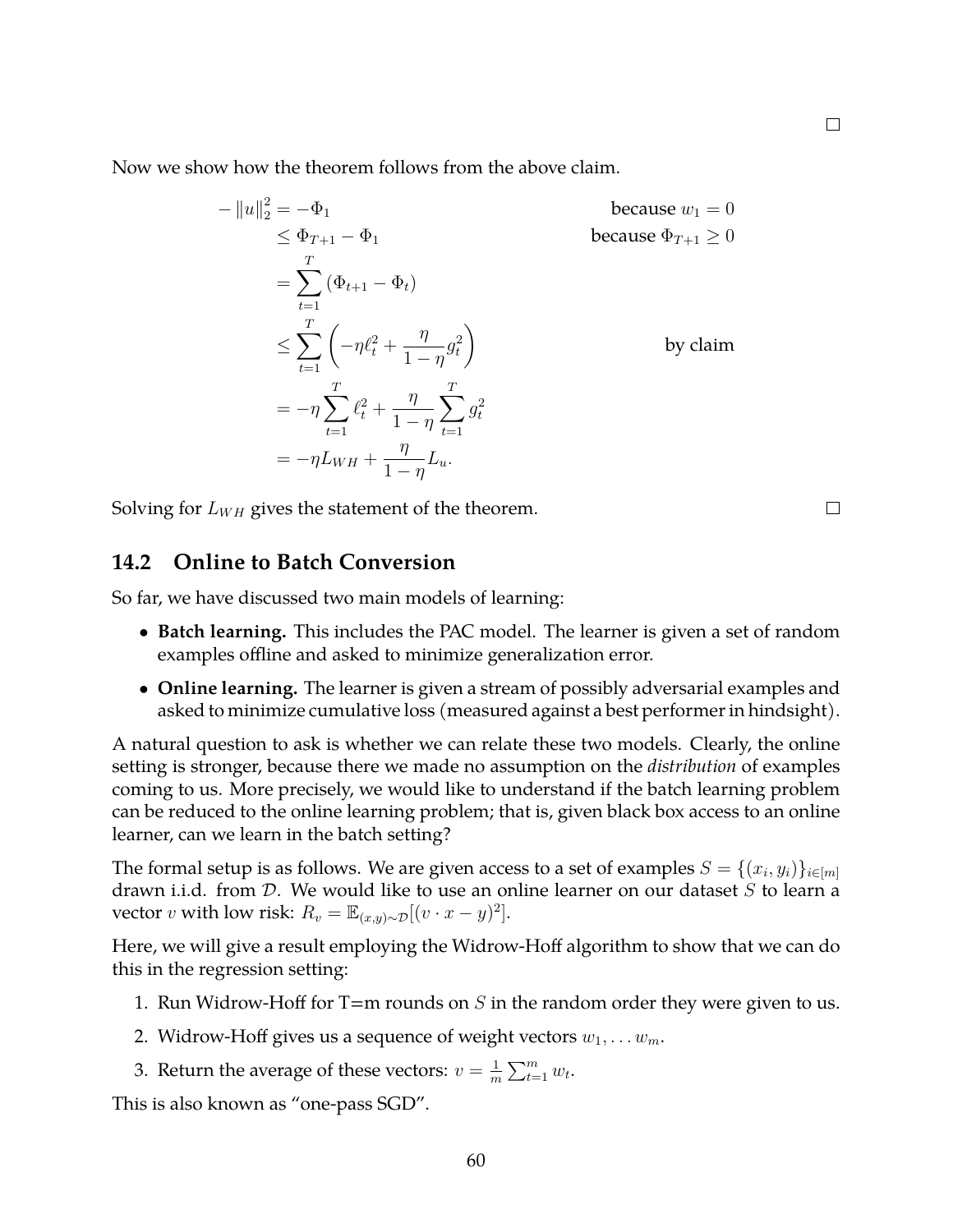□

Now we show how the theorem follows from the above claim.

$$
\begin{aligned}
-\|u\|_2^2 &= -\Phi_1 && \text{because } w_1 = 0 \\
&\le \Phi_{T+1} - \Phi_1 && \text{because } \Phi_{T+1} \ge 0 \\
&= \sum_{t=1}^{T} (\Phi_{t+1} - \Phi_t) \\
&\le \sum_{t=1}^{T} \left( -\eta \ell_t^2 + \frac{\eta}{1-\eta} g_t^2 \right) && \text{by claim} \\
&= -\eta \sum_{t=1}^{T} \ell_t^2 + \frac{\eta}{1-\eta} \sum_{t=1}^{T} g_t^2 \\
&= -\eta L_{WH} + \frac{\eta}{1-\eta} L_u.
\end{aligned}
$$

Solving for $L_{WH}$ gives the statement of the theorem. □

## 14.2 Online to Batch Conversion

So far, we have discussed two main models of learning:

- **Batch learning.** This includes the PAC model. The learner is given a set of random examples offline and asked to minimize generalization error.
- **Online learning.** The learner is given a stream of possibly adversarial examples and asked to minimize cumulative loss (measured against a best performer in hindsight).

A natural question to ask is whether we can relate these two models. Clearly, the online setting is stronger, because there we made no assumption on the *distribution* of examples coming to us. More precisely, we would like to understand if the batch learning problem can be reduced to the online learning problem; that is, given black box access to an online learner, can we learn in the batch setting?

The formal setup is as follows. We are given access to a set of examples $S = \{(x_i, y_i)\}_{i \in [m]}$ drawn i.i.d. from $\mathcal{D}$. We would like to use an online learner on our dataset $S$ to learn a vector $v$ with low risk: $R_v = \mathbb{E}_{(x,y)\sim\mathcal{D}}[(v \cdot x - y)^2]$.

Here, we will give a result employing the Widrow-Hoff algorithm to show that we can do this in the regression setting:

1. Run Widrow-Hoff for T=m rounds on $S$ in the random order they were given to us.
2. Widrow-Hoff gives us a sequence of weight vectors $w_1, \ldots w_m$.
3. Return the average of these vectors: $v = \frac{1}{m}\sum_{t=1}^{m} w_t$.

This is also known as "one-pass SGD".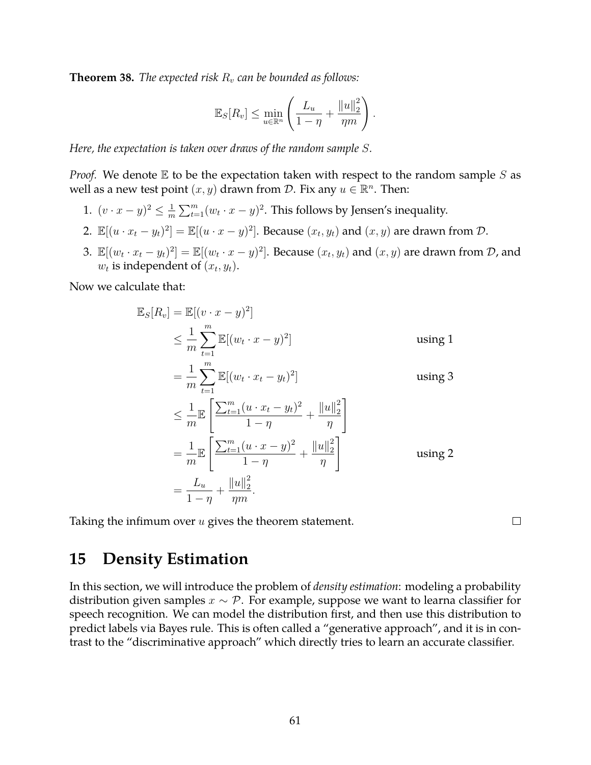**Theorem 38.** *The expected risk $R_v$ can be bounded as follows:*

$$\mathbb{E}_S[R_v] \leq \min_{u \in \mathbb{R}^n} \left( \frac{L_u}{1-\eta} + \frac{\|u\|_2^2}{\eta m} \right).$$

*Here, the expectation is taken over draws of the random sample $S$.*

*Proof.* We denote $\mathbb{E}$ to be the expectation taken with respect to the random sample $S$ as well as a new test point $(x, y)$ drawn from $\mathcal{D}$. Fix any $u \in \mathbb{R}^n$. Then:

1. $(v \cdot x - y)^2 \leq \frac{1}{m} \sum_{t=1}^m (w_t \cdot x - y)^2$. This follows by Jensen's inequality.
2. $\mathbb{E}[(u \cdot x_t - y_t)^2] = \mathbb{E}[(u \cdot x - y)^2]$. Because $(x_t, y_t)$ and $(x, y)$ are drawn from $\mathcal{D}$.
3. $\mathbb{E}[(w_t \cdot x_t - y_t)^2] = \mathbb{E}[(w_t \cdot x - y)^2]$. Because $(x_t, y_t)$ and $(x, y)$ are drawn from $\mathcal{D}$, and $w_t$ is independent of $(x_t, y_t)$.

Now we calculate that:

$$\begin{aligned}
\mathbb{E}_S[R_v] &= \mathbb{E}[(v \cdot x - y)^2] \\
&\leq \frac{1}{m} \sum_{t=1}^m \mathbb{E}[(w_t \cdot x - y)^2] && \text{using 1} \\
&= \frac{1}{m} \sum_{t=1}^m \mathbb{E}[(w_t \cdot x_t - y_t)^2] && \text{using 3} \\
&\leq \frac{1}{m} \mathbb{E}\left[ \frac{\sum_{t=1}^m (u \cdot x_t - y_t)^2}{1-\eta} + \frac{\|u\|_2^2}{\eta} \right] \\
&= \frac{1}{m} \mathbb{E}\left[ \frac{\sum_{t=1}^m (u \cdot x - y)^2}{1-\eta} + \frac{\|u\|_2^2}{\eta} \right] && \text{using 2} \\
&= \frac{L_u}{1-\eta} + \frac{\|u\|_2^2}{\eta m}.
\end{aligned}$$

Taking the infimum over $u$ gives the theorem statement. □

# 15 Density Estimation

In this section, we will introduce the problem of *density estimation*: modeling a probability distribution given samples $x \sim \mathcal{P}$. For example, suppose we want to learna classifier for speech recognition. We can model the distribution first, and then use this distribution to predict labels via Bayes rule. This is often called a "generative approach", and it is in contrast to the "discriminative approach" which directly tries to learn an accurate classifier.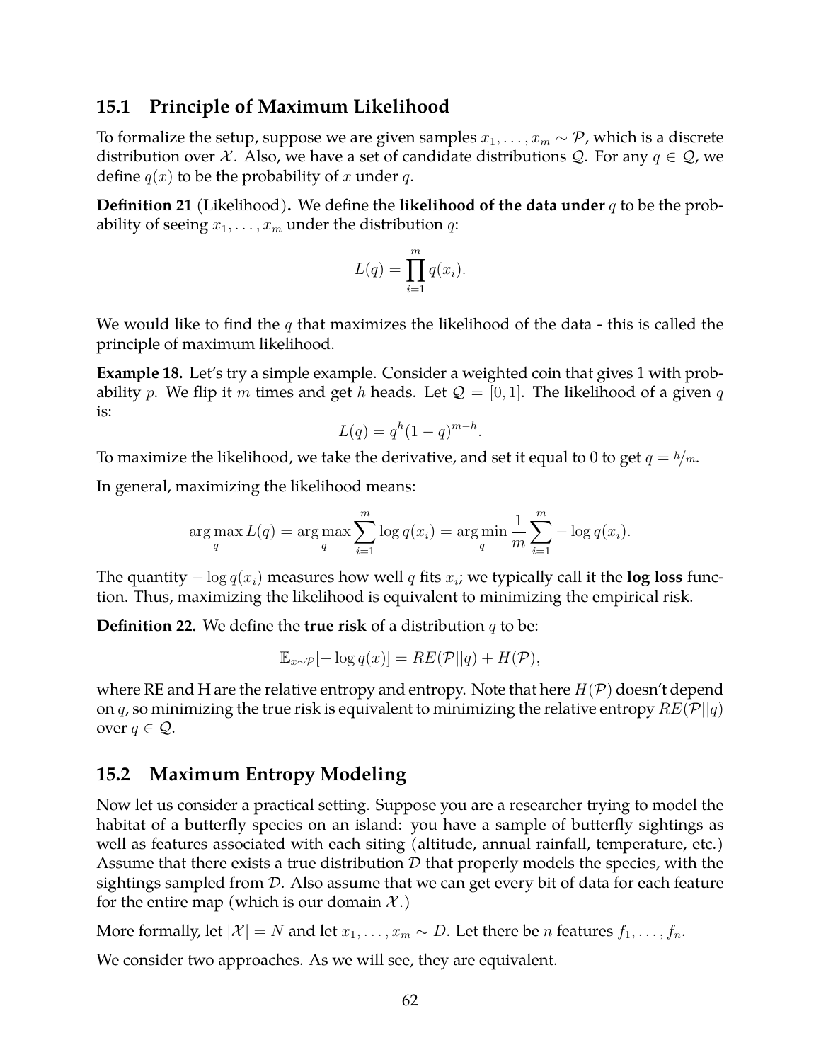## 15.1 Principle of Maximum Likelihood

To formalize the setup, suppose we are given samples $x_1, \ldots, x_m \sim \mathcal{P}$, which is a discrete distribution over $\mathcal{X}$. Also, we have a set of candidate distributions $\mathcal{Q}$. For any $q \in \mathcal{Q}$, we define $q(x)$ to be the probability of $x$ under $q$.

**Definition 21** (Likelihood)**.** We define the **likelihood of the data under** $q$ to be the probability of seeing $x_1, \ldots, x_m$ under the distribution $q$:

$$L(q) = \prod_{i=1}^{m} q(x_i).$$

We would like to find the $q$ that maximizes the likelihood of the data - this is called the principle of maximum likelihood.

**Example 18.** Let's try a simple example. Consider a weighted coin that gives 1 with probability $p$. We flip it $m$ times and get $h$ heads. Let $\mathcal{Q} = [0, 1]$. The likelihood of a given $q$ is:

$$L(q) = q^h (1-q)^{m-h}.$$

To maximize the likelihood, we take the derivative, and set it equal to 0 to get $q = h/m$.

In general, maximizing the likelihood means:

$$\arg\max_q L(q) = \arg\max_q \sum_{i=1}^{m} \log q(x_i) = \arg\min_q \frac{1}{m} \sum_{i=1}^{m} -\log q(x_i).$$

The quantity $-\log q(x_i)$ measures how well $q$ fits $x_i$; we typically call it the **log loss** function. Thus, maximizing the likelihood is equivalent to minimizing the empirical risk.

**Definition 22.** We define the **true risk** of a distribution $q$ to be:

$$\mathbb{E}_{x \sim \mathcal{P}}[-\log q(x)] = RE(\mathcal{P}||q) + H(\mathcal{P}),$$

where RE and H are the relative entropy and entropy. Note that here $H(\mathcal{P})$ doesn't depend on $q$, so minimizing the true risk is equivalent to minimizing the relative entropy $RE(\mathcal{P}||q)$ over $q \in \mathcal{Q}$.

## 15.2 Maximum Entropy Modeling

Now let us consider a practical setting. Suppose you are a researcher trying to model the habitat of a butterfly species on an island: you have a sample of butterfly sightings as well as features associated with each siting (altitude, annual rainfall, temperature, etc.) Assume that there exists a true distribution $\mathcal{D}$ that properly models the species, with the sightings sampled from $\mathcal{D}$. Also assume that we can get every bit of data for each feature for the entire map (which is our domain $\mathcal{X}$.)

More formally, let $|\mathcal{X}| = N$ and let $x_1, \ldots, x_m \sim D$. Let there be $n$ features $f_1, \ldots, f_n$.

We consider two approaches. As we will see, they are equivalent.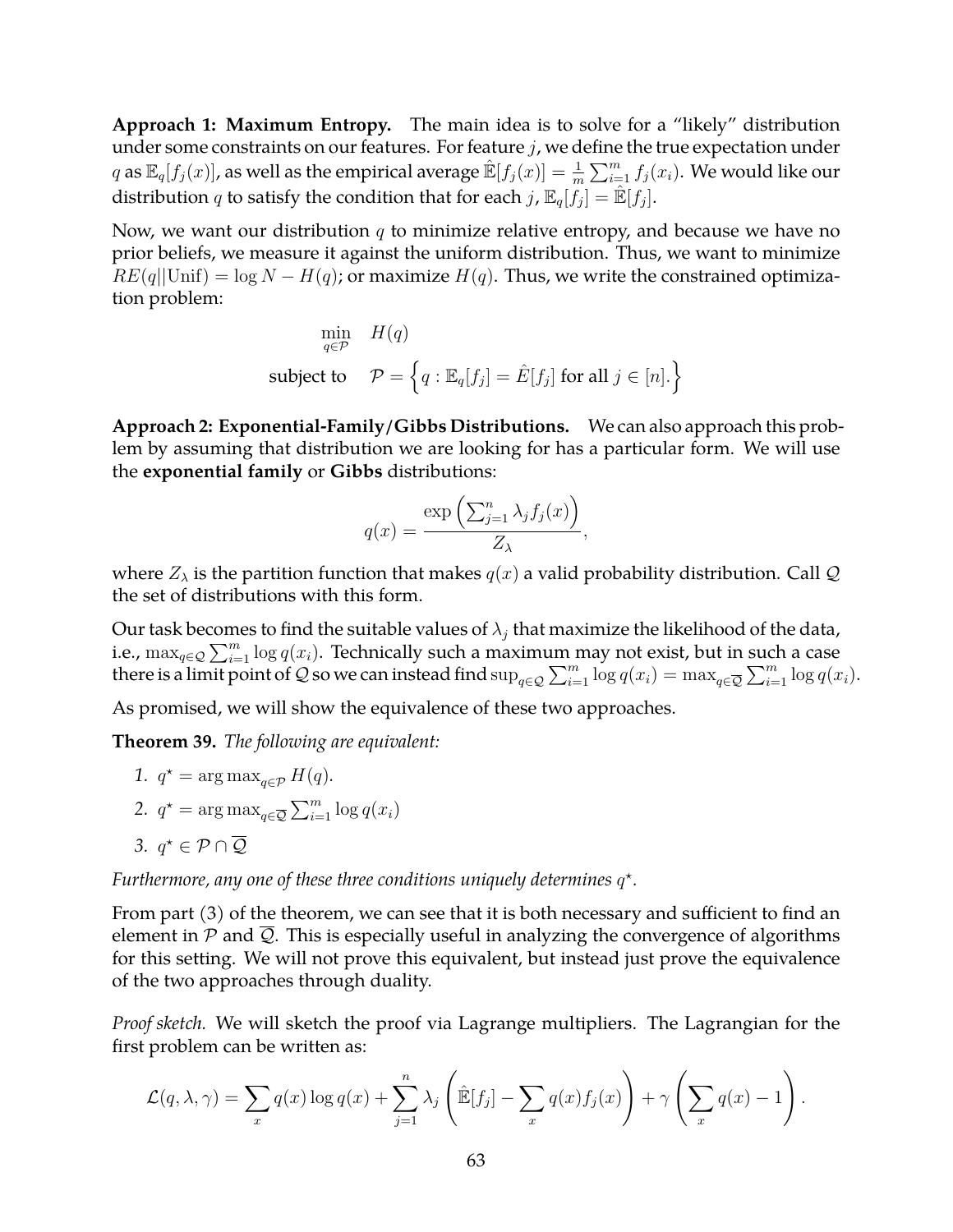**Approach 1: Maximum Entropy.** The main idea is to solve for a "likely" distribution under some constraints on our features. For feature $j$, we define the true expectation under $q$ as $\mathbb{E}_q[f_j(x)]$, as well as the empirical average $\hat{\mathbb{E}}[f_j(x)] = \frac{1}{m}\sum_{i=1}^m f_j(x_i)$. We would like our distribution $q$ to satisfy the condition that for each $j$, $\mathbb{E}_q[f_j] = \hat{\mathbb{E}}[f_j]$.

Now, we want our distribution $q$ to minimize relative entropy, and because we have no prior beliefs, we measure it against the uniform distribution. Thus, we want to minimize $RE(q||\text{Unif}) = \log N - H(q)$; or maximize $H(q)$. Thus, we write the constrained optimization problem:

$$\begin{aligned} \min_{q \in \mathcal{P}} \quad & H(q) \\ \text{subject to} \quad & \mathcal{P} = \left\{ q : \mathbb{E}_q[f_j] = \hat{E}[f_j] \text{ for all } j \in [n]. \right\} \end{aligned}$$

**Approach 2: Exponential-Family/Gibbs Distributions.** We can also approach this problem by assuming that distribution we are looking for has a particular form. We will use the **exponential family** or **Gibbs** distributions:

$$q(x) = \frac{\exp\left(\sum_{j=1}^n \lambda_j f_j(x)\right)}{Z_\lambda},$$

where $Z_\lambda$ is the partition function that makes $q(x)$ a valid probability distribution. Call $\mathcal{Q}$ the set of distributions with this form.

Our task becomes to find the suitable values of $\lambda_j$ that maximize the likelihood of the data, i.e., $\max_{q \in \mathcal{Q}} \sum_{i=1}^m \log q(x_i)$. Technically such a maximum may not exist, but in such a case there is a limit point of $\mathcal{Q}$ so we can instead find $\sup_{q \in \mathcal{Q}} \sum_{i=1}^m \log q(x_i) = \max_{q \in \overline{\mathcal{Q}}} \sum_{i=1}^m \log q(x_i)$.

As promised, we will show the equivalence of these two approaches.

**Theorem 39.** *The following are equivalent:*

1. $q^\star = \arg\max_{q \in \mathcal{P}} H(q)$.
2. $q^\star = \arg\max_{q \in \overline{\mathcal{Q}}} \sum_{i=1}^m \log q(x_i)$
3. $q^\star \in \mathcal{P} \cap \overline{\mathcal{Q}}$

*Furthermore, any one of these three conditions uniquely determines $q^\star$.*

From part (3) of the theorem, we can see that it is both necessary and sufficient to find an element in $\mathcal{P}$ and $\overline{\mathcal{Q}}$. This is especially useful in analyzing the convergence of algorithms for this setting. We will not prove this equivalent, but instead just prove the equivalence of the two approaches through duality.

*Proof sketch.* We will sketch the proof via Lagrange multipliers. The Lagrangian for the first problem can be written as:

$$\mathcal{L}(q, \lambda, \gamma) = \sum_x q(x) \log q(x) + \sum_{j=1}^n \lambda_j \left( \hat{\mathbb{E}}[f_j] - \sum_x q(x) f_j(x) \right) + \gamma \left( \sum_x q(x) - 1 \right).$$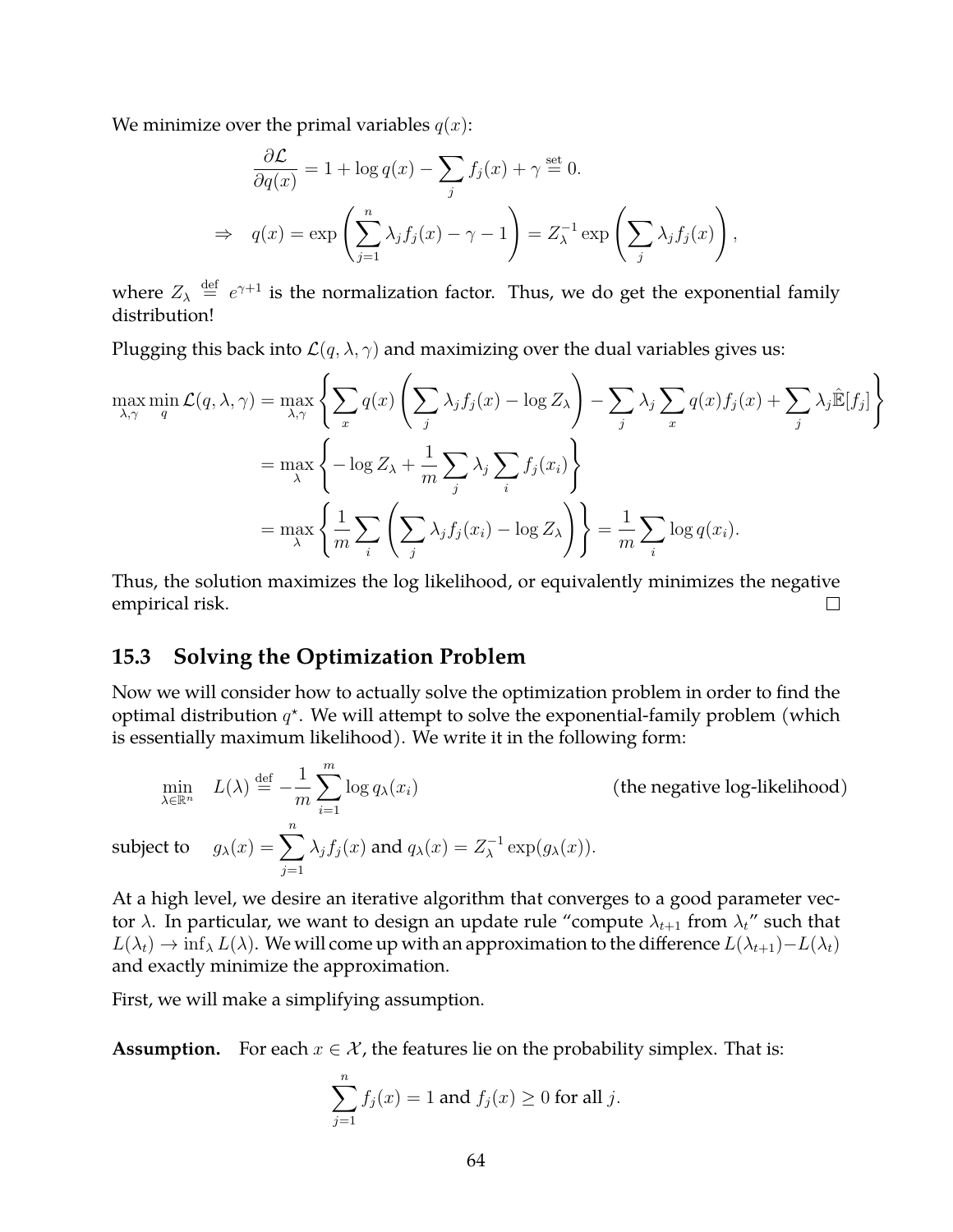We minimize over the primal variables $q(x)$:

$$\frac{\partial \mathcal{L}}{\partial q(x)} = 1 + \log q(x) - \sum_j f_j(x) + \gamma \stackrel{\text{set}}{=} 0.$$

$$\Rightarrow \quad q(x) = \exp\left(\sum_{j=1}^{n} \lambda_j f_j(x) - \gamma - 1\right) = Z_\lambda^{-1} \exp\left(\sum_j \lambda_j f_j(x)\right),$$

where $Z_\lambda \stackrel{\text{def}}{=} e^{\gamma+1}$ is the normalization factor. Thus, we do get the exponential family distribution!

Plugging this back into $\mathcal{L}(q, \lambda, \gamma)$ and maximizing over the dual variables gives us:

$$\begin{aligned}
\max_{\lambda,\gamma} \min_{q} \mathcal{L}(q,\lambda,\gamma) &= \max_{\lambda,\gamma} \left\{ \sum_x q(x) \left( \sum_j \lambda_j f_j(x) - \log Z_\lambda \right) - \sum_j \lambda_j \sum_x q(x) f_j(x) + \sum_j \lambda_j \hat{\mathbb{E}}[f_j] \right\} \\
&= \max_{\lambda} \left\{ -\log Z_\lambda + \frac{1}{m} \sum_j \lambda_j \sum_i f_j(x_i) \right\} \\
&= \max_{\lambda} \left\{ \frac{1}{m} \sum_i \left( \sum_j \lambda_j f_j(x_i) - \log Z_\lambda \right) \right\} = \frac{1}{m} \sum_i \log q(x_i).
\end{aligned}$$

Thus, the solution maximizes the log likelihood, or equivalently minimizes the negative empirical risk. □

## 15.3 Solving the Optimization Problem

Now we will consider how to actually solve the optimization problem in order to find the optimal distribution $q^\star$. We will attempt to solve the exponential-family problem (which is essentially maximum likelihood). We write it in the following form:

$$\min_{\lambda \in \mathbb{R}^n} \quad L(\lambda) \stackrel{\text{def}}{=} -\frac{1}{m} \sum_{i=1}^{m} \log q_\lambda(x_i) \qquad \text{(the negative log-likelihood)}$$

$$\text{subject to} \quad g_\lambda(x) = \sum_{j=1}^{n} \lambda_j f_j(x) \text{ and } q_\lambda(x) = Z_\lambda^{-1} \exp(g_\lambda(x)).$$

At a high level, we desire an iterative algorithm that converges to a good parameter vector $\lambda$. In particular, we want to design an update rule "compute $\lambda_{t+1}$ from $\lambda_t$" such that $L(\lambda_t) \to \inf_\lambda L(\lambda)$. We will come up with an approximation to the difference $L(\lambda_{t+1}) - L(\lambda_t)$ and exactly minimize the approximation.

First, we will make a simplifying assumption.

**Assumption.** For each $x \in \mathcal{X}$, the features lie on the probability simplex. That is:

$$\sum_{j=1}^{n} f_j(x) = 1 \text{ and } f_j(x) \geq 0 \text{ for all } j.$$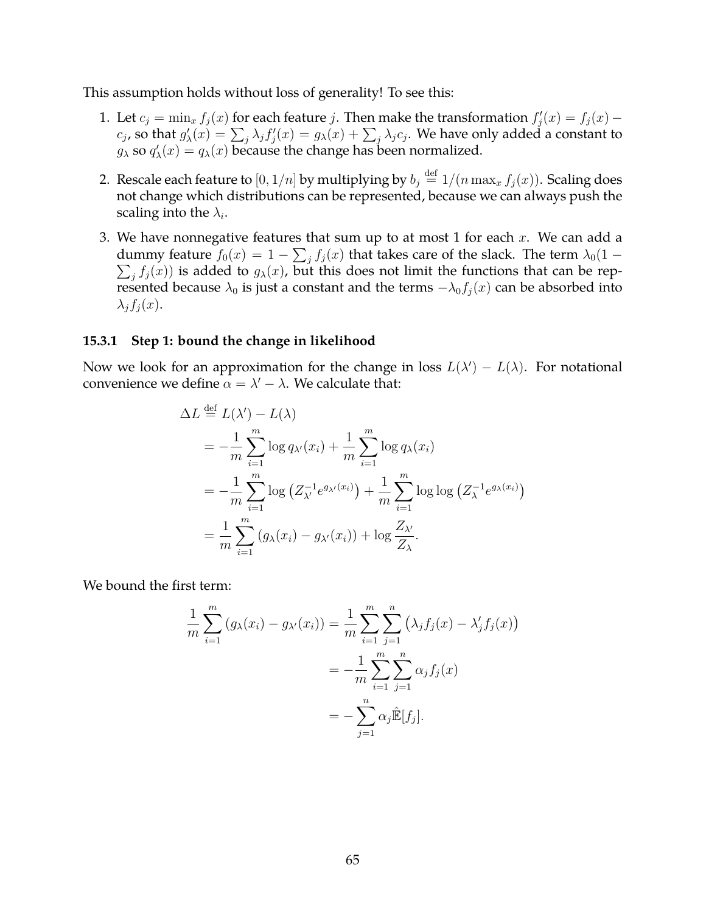This assumption holds without loss of generality! To see this:

1. Let $c_j = \min_x f_j(x)$ for each feature $j$. Then make the transformation $f'_j(x) = f_j(x) - c_j$, so that $g'_\lambda(x) = \sum_j \lambda_j f'_j(x) = g_\lambda(x) + \sum_j \lambda_j c_j$. We have only added a constant to $g_\lambda$ so $q'_\lambda(x) = q_\lambda(x)$ because the change has been normalized.

2. Rescale each feature to $[0, 1/n]$ by multiplying by $b_j \stackrel{\text{def}}{=} 1/(n \max_x f_j(x))$. Scaling does not change which distributions can be represented, because we can always push the scaling into the $\lambda_i$.

3. We have nonnegative features that sum up to at most 1 for each $x$. We can add a dummy feature $f_0(x) = 1 - \sum_j f_j(x)$ that takes care of the slack. The term $\lambda_0(1 - \sum_j f_j(x))$ is added to $g_\lambda(x)$, but this does not limit the functions that can be represented because $\lambda_0$ is just a constant and the terms $-\lambda_0 f_j(x)$ can be absorbed into $\lambda_j f_j(x)$.

### 15.3.1 Step 1: bound the change in likelihood

Now we look for an approximation for the change in loss $L(\lambda') - L(\lambda)$. For notational convenience we define $\alpha = \lambda' - \lambda$. We calculate that:

$$
\begin{aligned}
\Delta L &\stackrel{\text{def}}{=} L(\lambda') - L(\lambda) \\
&= -\frac{1}{m}\sum_{i=1}^{m} \log q_{\lambda'}(x_i) + \frac{1}{m}\sum_{i=1}^{m} \log q_\lambda(x_i) \\
&= -\frac{1}{m}\sum_{i=1}^{m} \log\left(Z_{\lambda'}^{-1} e^{g_{\lambda'}(x_i)}\right) + \frac{1}{m}\sum_{i=1}^{m} \log\log\left(Z_\lambda^{-1} e^{g_\lambda(x_i)}\right) \\
&= \frac{1}{m}\sum_{i=1}^{m} \left(g_\lambda(x_i) - g_{\lambda'}(x_i)\right) + \log\frac{Z_{\lambda'}}{Z_\lambda}.
\end{aligned}
$$

We bound the first term:

$$
\begin{aligned}
\frac{1}{m}\sum_{i=1}^{m} \left(g_\lambda(x_i) - g_{\lambda'}(x_i)\right) &= \frac{1}{m}\sum_{i=1}^{m}\sum_{j=1}^{n} \left(\lambda_j f_j(x) - \lambda'_j f_j(x)\right) \\
&= -\frac{1}{m}\sum_{i=1}^{m}\sum_{j=1}^{n} \alpha_j f_j(x) \\
&= -\sum_{j=1}^{n} \alpha_j \hat{\mathbb{E}}[f_j].
\end{aligned}
$$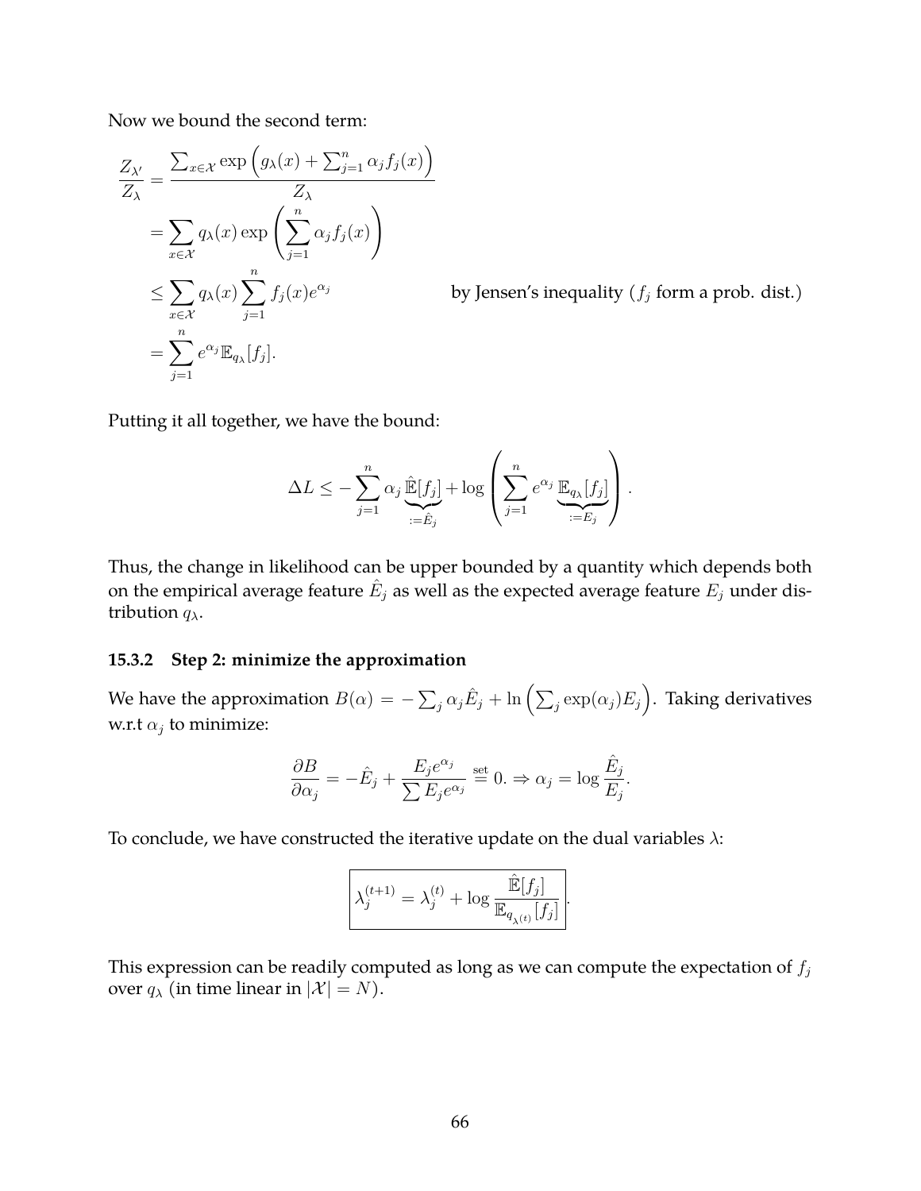Now we bound the second term:

$$
\begin{aligned}
\frac{Z_{\lambda'}}{Z_\lambda} &= \frac{\sum_{x \in \mathcal{X}} \exp\left(g_\lambda(x) + \sum_{j=1}^n \alpha_j f_j(x)\right)}{Z_\lambda} \\
&= \sum_{x \in \mathcal{X}} q_\lambda(x) \exp\left(\sum_{j=1}^n \alpha_j f_j(x)\right) \\
&\leq \sum_{x \in \mathcal{X}} q_\lambda(x) \sum_{j=1}^n f_j(x) e^{\alpha_j} \qquad \text{by Jensen's inequality } (f_j \text{ form a prob. dist.}) \\
&= \sum_{j=1}^n e^{\alpha_j} \mathbb{E}_{q_\lambda}[f_j].
\end{aligned}
$$

Putting it all together, we have the bound:

$$
\Delta L \leq -\sum_{j=1}^n \alpha_j \underbrace{\hat{\mathbb{E}}[f_j]}_{:=\hat{E}_j} + \log\left(\sum_{j=1}^n e^{\alpha_j} \underbrace{\mathbb{E}_{q_\lambda}[f_j]}_{:=E_j}\right).
$$

Thus, the change in likelihood can be upper bounded by a quantity which depends both on the empirical average feature $\hat{E}_j$ as well as the expected average feature $E_j$ under distribution $q_\lambda$.

### 15.3.2 Step 2: minimize the approximation

We have the approximation $B(\alpha) = -\sum_j \alpha_j \hat{E}_j + \ln\left(\sum_j \exp(\alpha_j) E_j\right)$. Taking derivatives w.r.t $\alpha_j$ to minimize:

$$
\frac{\partial B}{\partial \alpha_j} = -\hat{E}_j + \frac{E_j e^{\alpha_j}}{\sum E_j e^{\alpha_j}} \overset{\text{set}}{=} 0. \Rightarrow \alpha_j = \log \frac{\hat{E}_j}{E_j}.
$$

To conclude, we have constructed the iterative update on the dual variables $\lambda$:

$$
\boxed{\lambda_j^{(t+1)} = \lambda_j^{(t)} + \log \frac{\hat{\mathbb{E}}[f_j]}{\mathbb{E}_{q_{\lambda^{(t)}}}[f_j]}}.
$$

This expression can be readily computed as long as we can compute the expectation of $f_j$ over $q_\lambda$ (in time linear in $|\mathcal{X}| = N$).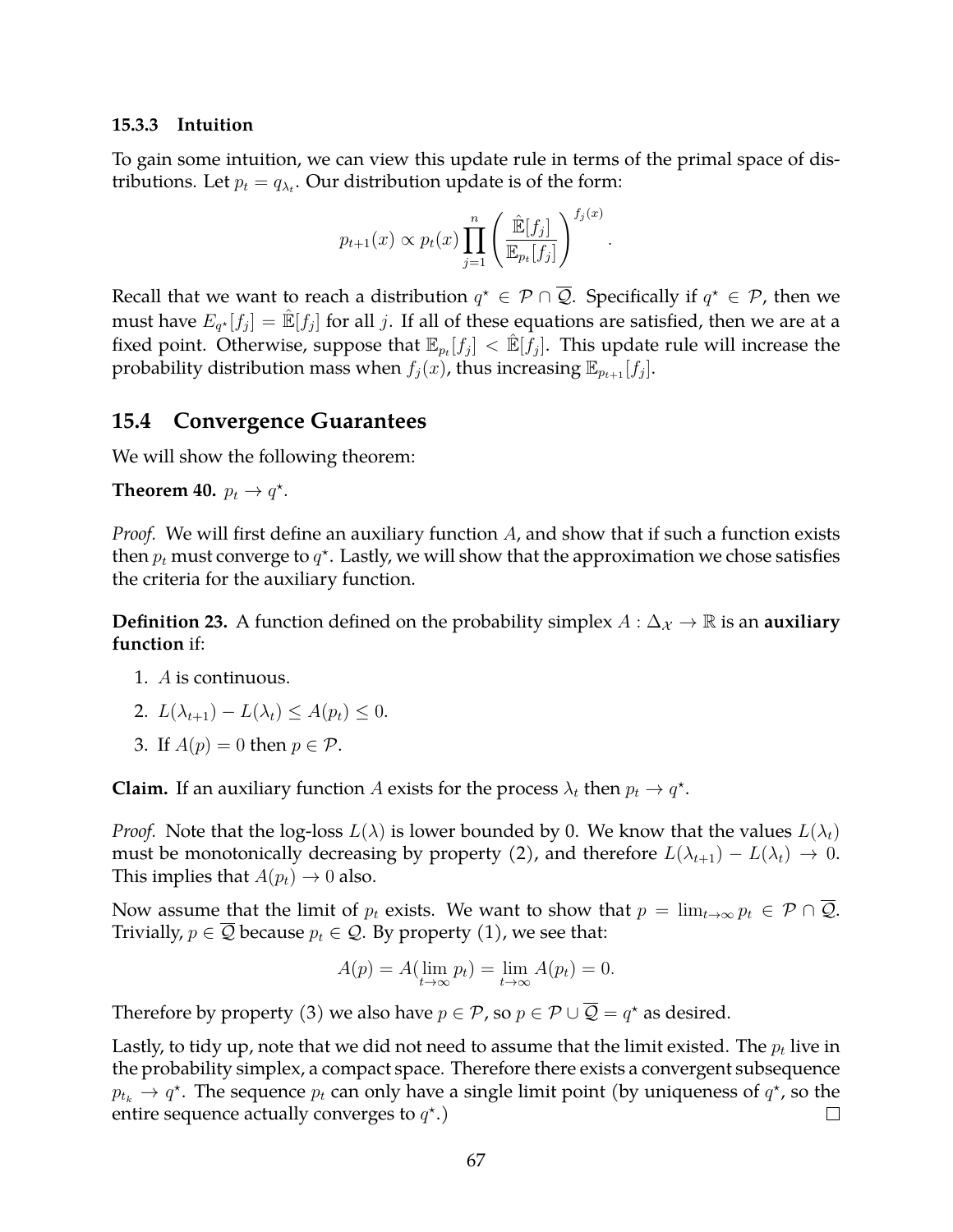### 15.3.3 Intuition

To gain some intuition, we can view this update rule in terms of the primal space of distributions. Let $p_t = q_{\lambda_t}$. Our distribution update is of the form:

$$p_{t+1}(x) \propto p_t(x) \prod_{j=1}^{n} \left( \frac{\hat{\mathbb{E}}[f_j]}{\mathbb{E}_{p_t}[f_j]} \right)^{f_j(x)}.$$

Recall that we want to reach a distribution $q^\star \in \mathcal{P} \cap \overline{\mathcal{Q}}$. Specifically if $q^\star \in \mathcal{P}$, then we must have $E_{q^\star}[f_j] = \hat{\mathbb{E}}[f_j]$ for all $j$. If all of these equations are satisfied, then we are at a fixed point. Otherwise, suppose that $\mathbb{E}_{p_t}[f_j] < \hat{\mathbb{E}}[f_j]$. This update rule will increase the probability distribution mass when $f_j(x)$, thus increasing $\mathbb{E}_{p_{t+1}}[f_j]$.

## 15.4 Convergence Guarantees

We will show the following theorem:

**Theorem 40.** $p_t \to q^\star$.

*Proof.* We will first define an auxiliary function $A$, and show that if such a function exists then $p_t$ must converge to $q^\star$. Lastly, we will show that the approximation we chose satisfies the criteria for the auxiliary function.

**Definition 23.** A function defined on the probability simplex $A : \Delta_{\mathcal{X}} \to \mathbb{R}$ is an **auxiliary function** if:

1. $A$ is continuous.
2. $L(\lambda_{t+1}) - L(\lambda_t) \leq A(p_t) \leq 0$.
3. If $A(p) = 0$ then $p \in \mathcal{P}$.

**Claim.** If an auxiliary function $A$ exists for the process $\lambda_t$ then $p_t \to q^\star$.

*Proof.* Note that the log-loss $L(\lambda)$ is lower bounded by 0. We know that the values $L(\lambda_t)$ must be monotonically decreasing by property (2), and therefore $L(\lambda_{t+1}) - L(\lambda_t) \to 0$. This implies that $A(p_t) \to 0$ also.

Now assume that the limit of $p_t$ exists. We want to show that $p = \lim_{t\to\infty} p_t \in \mathcal{P} \cap \overline{\mathcal{Q}}$. Trivially, $p \in \overline{\mathcal{Q}}$ because $p_t \in \mathcal{Q}$. By property (1), we see that:

$$A(p) = A(\lim_{t\to\infty} p_t) = \lim_{t\to\infty} A(p_t) = 0.$$

Therefore by property (3) we also have $p \in \mathcal{P}$, so $p \in \mathcal{P} \cup \overline{\mathcal{Q}} = q^\star$ as desired.

Lastly, to tidy up, note that we did not need to assume that the limit existed. The $p_t$ live in the probability simplex, a compact space. Therefore there exists a convergent subsequence $p_{t_k} \to q^\star$. The sequence $p_t$ can only have a single limit point (by uniqueness of $q^\star$, so the entire sequence actually converges to $q^\star$.) □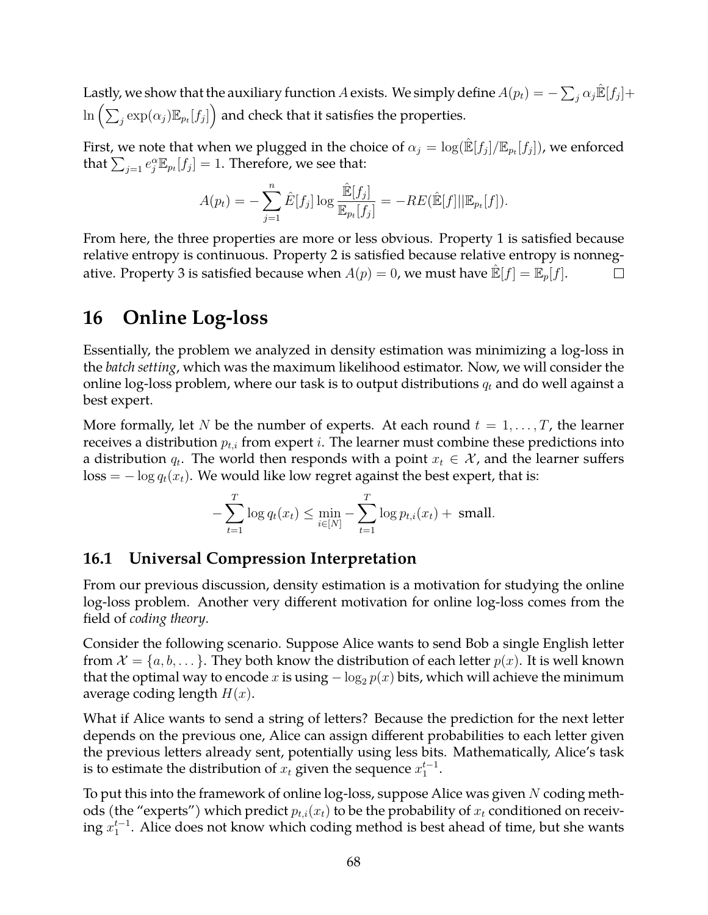Lastly, we show that the auxiliary function $A$ exists. We simply define $A(p_t) = -\sum_j \alpha_j \hat{\mathbb{E}}[f_j] + \ln\left(\sum_j \exp(\alpha_j)\mathbb{E}_{p_t}[f_j]\right)$ and check that it satisfies the properties.

First, we note that when we plugged in the choice of $\alpha_j = \log(\hat{\mathbb{E}}[f_j]/\mathbb{E}_{p_t}[f_j])$, we enforced that $\sum_{j=1} e_j^{\alpha}\mathbb{E}_{p_t}[f_j] = 1$. Therefore, we see that:

$$A(p_t) = -\sum_{j=1}^{n} \hat{E}[f_j] \log \frac{\hat{\mathbb{E}}[f_j]}{\mathbb{E}_{p_t}[f_j]} = -RE(\hat{\mathbb{E}}[f] || \mathbb{E}_{p_t}[f]).$$

From here, the three properties are more or less obvious. Property 1 is satisfied because relative entropy is continuous. Property 2 is satisfied because relative entropy is nonnegative. Property 3 is satisfied because when $A(p) = 0$, we must have $\hat{\mathbb{E}}[f] = \mathbb{E}_p[f]$. □

# 16 Online Log-loss

Essentially, the problem we analyzed in density estimation was minimizing a log-loss in the *batch setting*, which was the maximum likelihood estimator. Now, we will consider the online log-loss problem, where our task is to output distributions $q_t$ and do well against a best expert.

More formally, let $N$ be the number of experts. At each round $t = 1, \dots, T$, the learner receives a distribution $p_{t,i}$ from expert $i$. The learner must combine these predictions into a distribution $q_t$. The world then responds with a point $x_t \in \mathcal{X}$, and the learner suffers loss $= -\log q_t(x_t)$. We would like low regret against the best expert, that is:

$$-\sum_{t=1}^{T} \log q_t(x_t) \le \min_{i \in [N]} -\sum_{t=1}^{T} \log p_{t,i}(x_t) + \text{ small}.$$

## 16.1 Universal Compression Interpretation

From our previous discussion, density estimation is a motivation for studying the online log-loss problem. Another very different motivation for online log-loss comes from the field of *coding theory*.

Consider the following scenario. Suppose Alice wants to send Bob a single English letter from $\mathcal{X} = \{a, b, \dots\}$. They both know the distribution of each letter $p(x)$. It is well known that the optimal way to encode $x$ is using $-\log_2 p(x)$ bits, which will achieve the minimum average coding length $H(x)$.

What if Alice wants to send a string of letters? Because the prediction for the next letter depends on the previous one, Alice can assign different probabilities to each letter given the previous letters already sent, potentially using less bits. Mathematically, Alice's task is to estimate the distribution of $x_t$ given the sequence $x_1^{t-1}$.

To put this into the framework of online log-loss, suppose Alice was given $N$ coding methods (the "experts") which predict $p_{t,i}(x_t)$ to be the probability of $x_t$ conditioned on receiving $x_1^{t-1}$. Alice does not know which coding method is best ahead of time, but she wants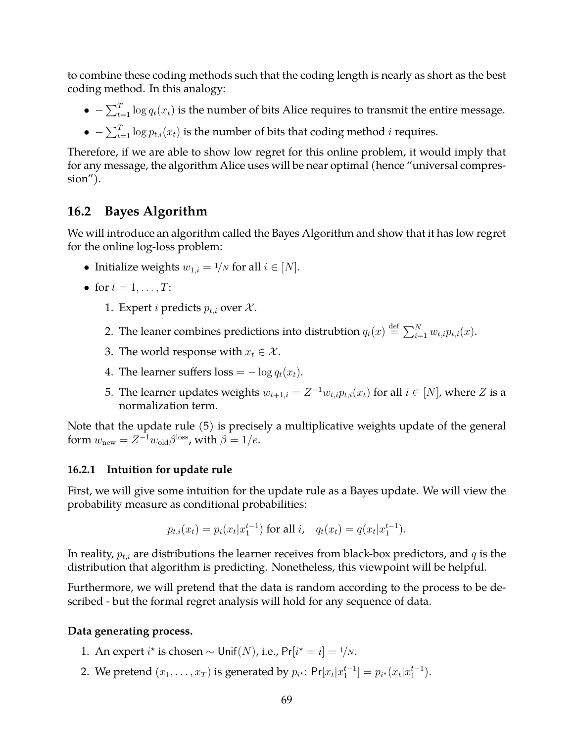to combine these coding methods such that the coding length is nearly as short as the best coding method. In this analogy:

- $-\sum_{t=1}^{T} \log q_t(x_t)$ is the number of bits Alice requires to transmit the entire message.
- $-\sum_{t=1}^{T} \log p_{t,i}(x_t)$ is the number of bits that coding method $i$ requires.

Therefore, if we are able to show low regret for this online problem, it would imply that for any message, the algorithm Alice uses will be near optimal (hence "universal compression").

## 16.2 Bayes Algorithm

We will introduce an algorithm called the Bayes Algorithm and show that it has low regret for the online log-loss problem:

- Initialize weights $w_{1,i} = 1/N$ for all $i \in [N]$.
- for $t = 1, \ldots, T$:
  1. Expert $i$ predicts $p_{t,i}$ over $\mathcal{X}$.
  2. The leaner combines predictions into distrubtion $q_t(x) \stackrel{\text{def}}{=} \sum_{i=1}^{N} w_{t,i} p_{t,i}(x)$.
  3. The world response with $x_t \in \mathcal{X}$.
  4. The learner suffers loss $= -\log q_t(x_t)$.
  5. The learner updates weights $w_{t+1,i} = Z^{-1} w_{t,i} p_{t,i}(x_t)$ for all $i \in [N]$, where $Z$ is a normalization term.

Note that the update rule (5) is precisely a multiplicative weights update of the general form $w_{\text{new}} = Z^{-1} w_{\text{old}} \beta^{\text{loss}}$, with $\beta = 1/e$.

### 16.2.1 Intuition for update rule

First, we will give some intuition for the update rule as a Bayes update. We will view the probability measure as conditional probabilities:

$$p_{t,i}(x_t) = p_i(x_t | x_1^{t-1}) \text{ for all } i, \quad q_t(x_t) = q(x_t | x_1^{t-1}).$$

In reality, $p_{t,i}$ are distributions the learner receives from black-box predictors, and $q$ is the distribution that algorithm is predicting. Nonetheless, this viewpoint will be helpful.

Furthermore, we will pretend that the data is random according to the process to be described - but the formal regret analysis will hold for any sequence of data.

**Data generating process.**

1. An expert $i^\star$ is chosen $\sim \mathsf{Unif}(N)$, i.e., $\Pr[i^\star = i] = 1/N$.
2. We pretend $(x_1, \ldots, x_T)$ is generated by $p_{i^\star}$: $\Pr[x_t | x_1^{t-1}] = p_{i^\star}(x_t | x_1^{t-1})$.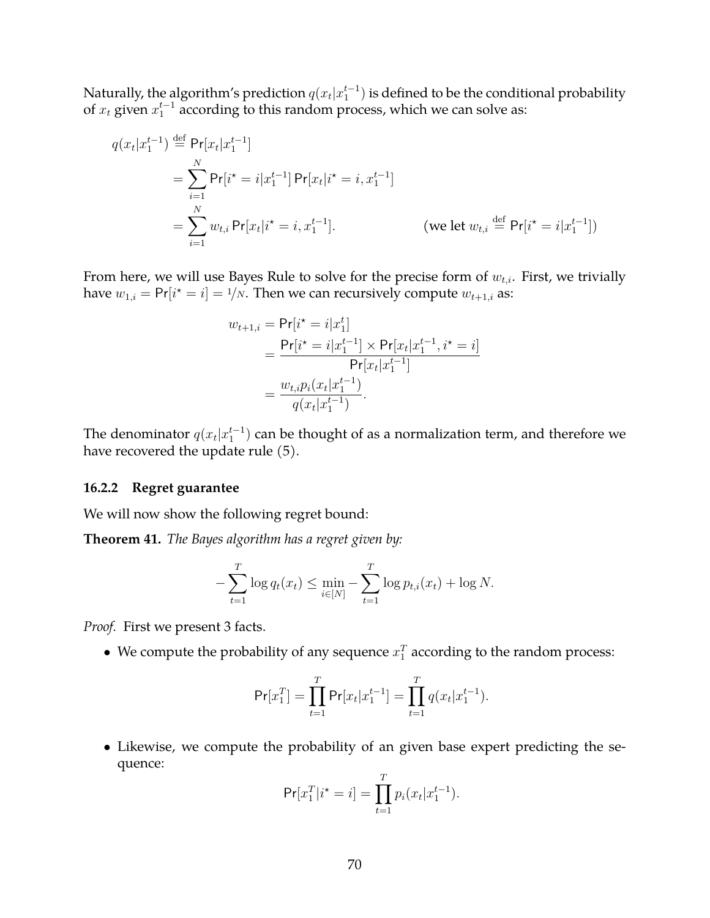Naturally, the algorithm's prediction $q(x_t|x_1^{t-1})$ is defined to be the conditional probability of $x_t$ given $x_1^{t-1}$ according to this random process, which we can solve as:

$$
\begin{aligned}
q(x_t|x_1^{t-1}) &\stackrel{\text{def}}{=} \Pr[x_t|x_1^{t-1}] \\
&= \sum_{i=1}^{N} \Pr[i^\star = i|x_1^{t-1}] \Pr[x_t|i^\star = i, x_1^{t-1}] \\
&= \sum_{i=1}^{N} w_{t,i} \Pr[x_t|i^\star = i, x_1^{t-1}]. \qquad\qquad (\text{we let } w_{t,i} \stackrel{\text{def}}{=} \Pr[i^\star = i|x_1^{t-1}])
\end{aligned}
$$

From here, we will use Bayes Rule to solve for the precise form of $w_{t,i}$. First, we trivially have $w_{1,i} = \Pr[i^\star = i] = 1/N$. Then we can recursively compute $w_{t+1,i}$ as:

$$
\begin{aligned}
w_{t+1,i} &= \Pr[i^\star = i|x_1^t] \\
&= \frac{\Pr[i^\star = i|x_1^{t-1}] \times \Pr[x_t|x_1^{t-1}, i^\star = i]}{\Pr[x_t|x_1^{t-1}]} \\
&= \frac{w_{t,i} p_i(x_t|x_1^{t-1})}{q(x_t|x_1^{t-1})}.
\end{aligned}
$$

The denominator $q(x_t|x_1^{t-1})$ can be thought of as a normalization term, and therefore we have recovered the update rule (5).

### 16.2.2 Regret guarantee

We will now show the following regret bound:

**Theorem 41.** *The Bayes algorithm has a regret given by:*

$$
-\sum_{t=1}^{T} \log q_t(x_t) \le \min_{i \in [N]} -\sum_{t=1}^{T} \log p_{t,i}(x_t) + \log N.
$$

*Proof.* First we present 3 facts.

- We compute the probability of any sequence $x_1^T$ according to the random process:

$$
\Pr[x_1^T] = \prod_{t=1}^{T} \Pr[x_t|x_1^{t-1}] = \prod_{t=1}^{T} q(x_t|x_1^{t-1}).
$$

- Likewise, we compute the probability of an given base expert predicting the sequence:

$$
\Pr[x_1^T|i^\star = i] = \prod_{t=1}^{T} p_i(x_t|x_1^{t-1}).
$$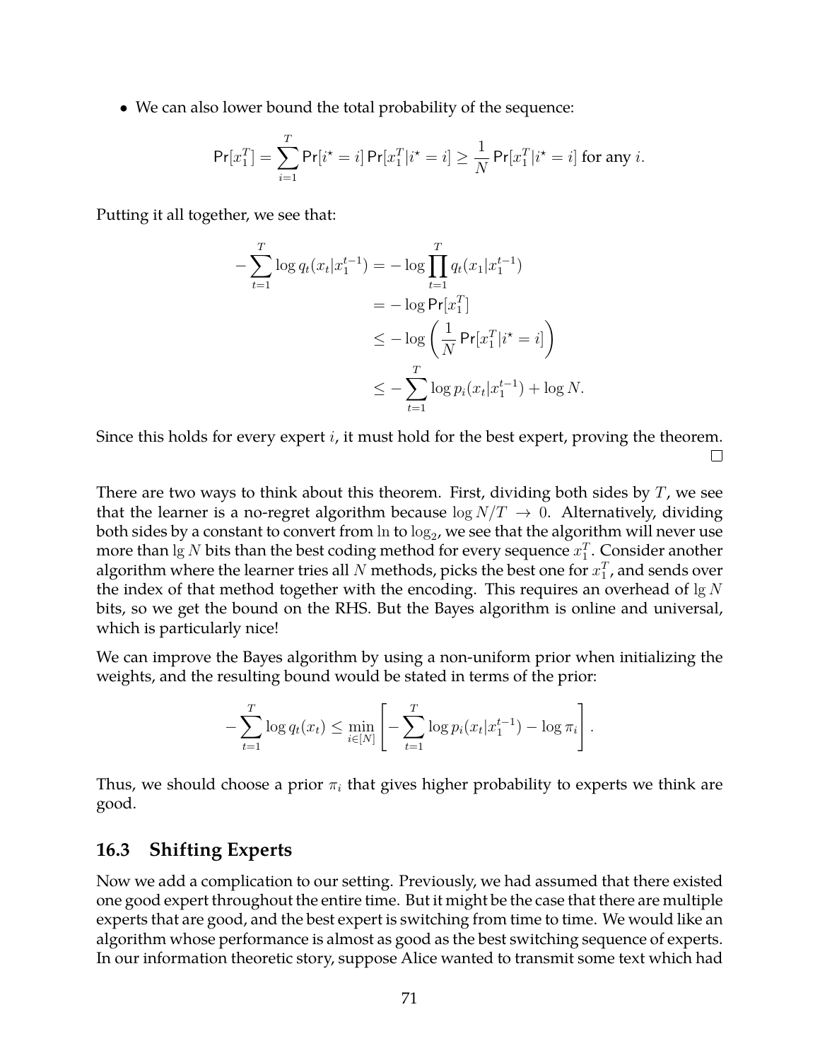- We can also lower bound the total probability of the sequence:

$$\mathsf{Pr}[x_1^T] = \sum_{i=1}^{T} \mathsf{Pr}[i^\star = i] \, \mathsf{Pr}[x_1^T | i^\star = i] \geq \frac{1}{N} \mathsf{Pr}[x_1^T | i^\star = i] \text{ for any } i.$$

Putting it all together, we see that:

$$\begin{aligned}
-\sum_{t=1}^{T} \log q_t(x_t | x_1^{t-1}) &= -\log \prod_{t=1}^{T} q_t(x_1 | x_1^{t-1}) \\
&= -\log \mathsf{Pr}[x_1^T] \\
&\leq -\log \left( \frac{1}{N} \mathsf{Pr}[x_1^T | i^\star = i] \right) \\
&\leq -\sum_{t=1}^{T} \log p_i(x_t | x_1^{t-1}) + \log N.
\end{aligned}$$

Since this holds for every expert $i$, it must hold for the best expert, proving the theorem. □

There are two ways to think about this theorem. First, dividing both sides by $T$, we see that the learner is a no-regret algorithm because $\log N/T \to 0$. Alternatively, dividing both sides by a constant to convert from $\ln$ to $\log_2$, we see that the algorithm will never use more than $\lg N$ bits than the best coding method for every sequence $x_1^T$. Consider another algorithm where the learner tries all $N$ methods, picks the best one for $x_1^T$, and sends over the index of that method together with the encoding. This requires an overhead of $\lg N$ bits, so we get the bound on the RHS. But the Bayes algorithm is online and universal, which is particularly nice!

We can improve the Bayes algorithm by using a non-uniform prior when initializing the weights, and the resulting bound would be stated in terms of the prior:

$$-\sum_{t=1}^{T} \log q_t(x_t) \leq \min_{i \in [N]} \left[ -\sum_{t=1}^{T} \log p_i(x_t | x_1^{t-1}) - \log \pi_i \right].$$

Thus, we should choose a prior $\pi_i$ that gives higher probability to experts we think are good.

## 16.3 Shifting Experts

Now we add a complication to our setting. Previously, we had assumed that there existed one good expert throughout the entire time. But it might be the case that there are multiple experts that are good, and the best expert is switching from time to time. We would like an algorithm whose performance is almost as good as the best switching sequence of experts. In our information theoretic story, suppose Alice wanted to transmit some text which had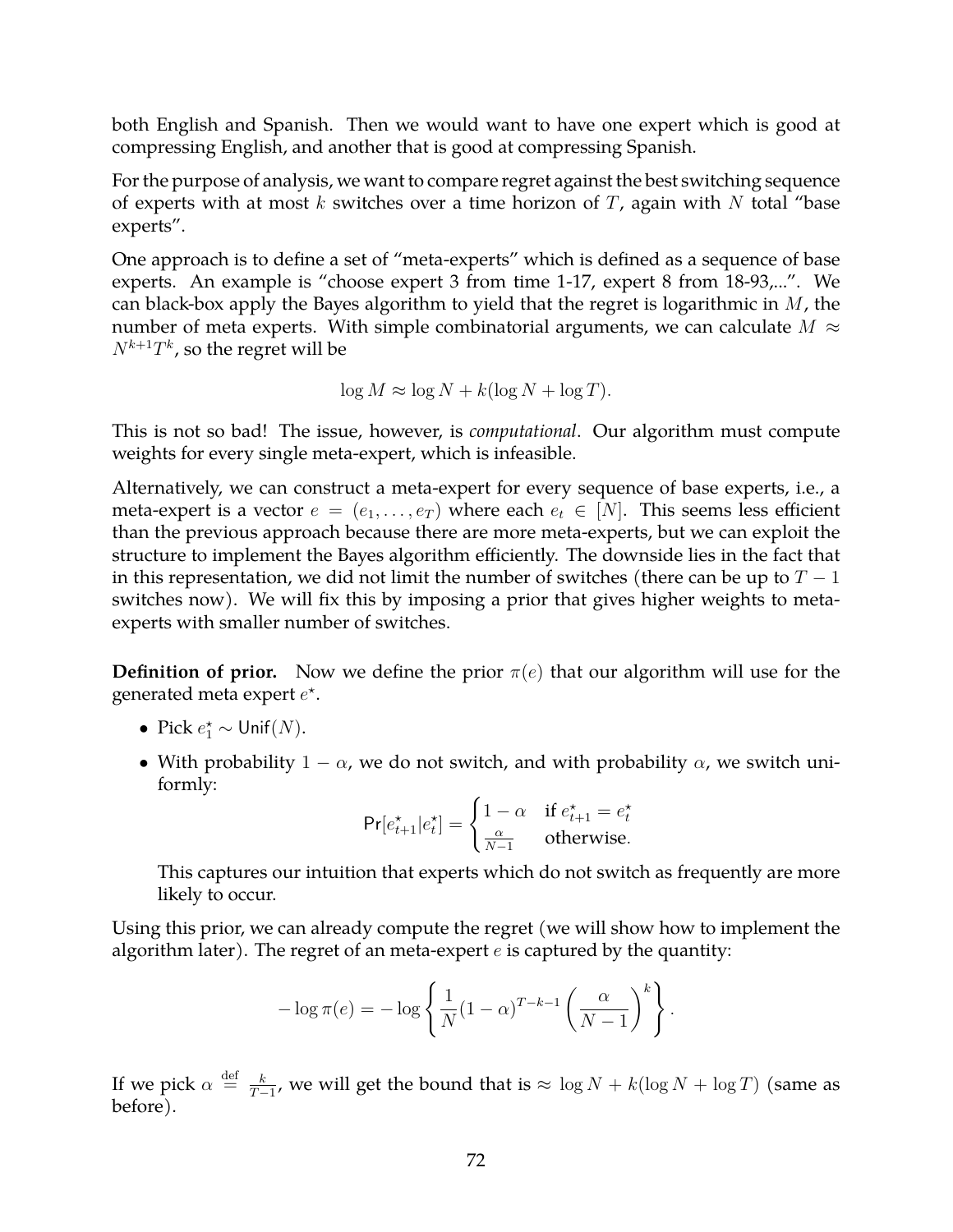both English and Spanish. Then we would want to have one expert which is good at compressing English, and another that is good at compressing Spanish.

For the purpose of analysis, we want to compare regret against the best switching sequence of experts with at most $k$ switches over a time horizon of $T$, again with $N$ total "base experts".

One approach is to define a set of "meta-experts" which is defined as a sequence of base experts. An example is "choose expert 3 from time 1-17, expert 8 from 18-93,...". We can black-box apply the Bayes algorithm to yield that the regret is logarithmic in $M$, the number of meta experts. With simple combinatorial arguments, we can calculate $M \approx N^{k+1}T^k$, so the regret will be

$$\log M \approx \log N + k(\log N + \log T).$$

This is not so bad! The issue, however, is *computational*. Our algorithm must compute weights for every single meta-expert, which is infeasible.

Alternatively, we can construct a meta-expert for every sequence of base experts, i.e., a meta-expert is a vector $e = (e_1, \ldots, e_T)$ where each $e_t \in [N]$. This seems less efficient than the previous approach because there are more meta-experts, but we can exploit the structure to implement the Bayes algorithm efficiently. The downside lies in the fact that in this representation, we did not limit the number of switches (there can be up to $T-1$ switches now). We will fix this by imposing a prior that gives higher weights to meta-experts with smaller number of switches.

**Definition of prior.** Now we define the prior $\pi(e)$ that our algorithm will use for the generated meta expert $e^\star$.

- Pick $e_1^\star \sim \mathsf{Unif}(N)$.
- With probability $1-\alpha$, we do not switch, and with probability $\alpha$, we switch uniformly:

$$\Pr[e_{t+1}^\star | e_t^\star] = \begin{cases} 1-\alpha & \text{if } e_{t+1}^\star = e_t^\star \\ \frac{\alpha}{N-1} & \text{otherwise.} \end{cases}$$

  This captures our intuition that experts which do not switch as frequently are more likely to occur.

Using this prior, we can already compute the regret (we will show how to implement the algorithm later). The regret of an meta-expert $e$ is captured by the quantity:

$$-\log \pi(e) = -\log \left\{ \frac{1}{N}(1-\alpha)^{T-k-1} \left( \frac{\alpha}{N-1} \right)^k \right\}.$$

If we pick $\alpha \stackrel{\text{def}}{=} \frac{k}{T-1}$, we will get the bound that is $\approx \log N + k(\log N + \log T)$ (same as before).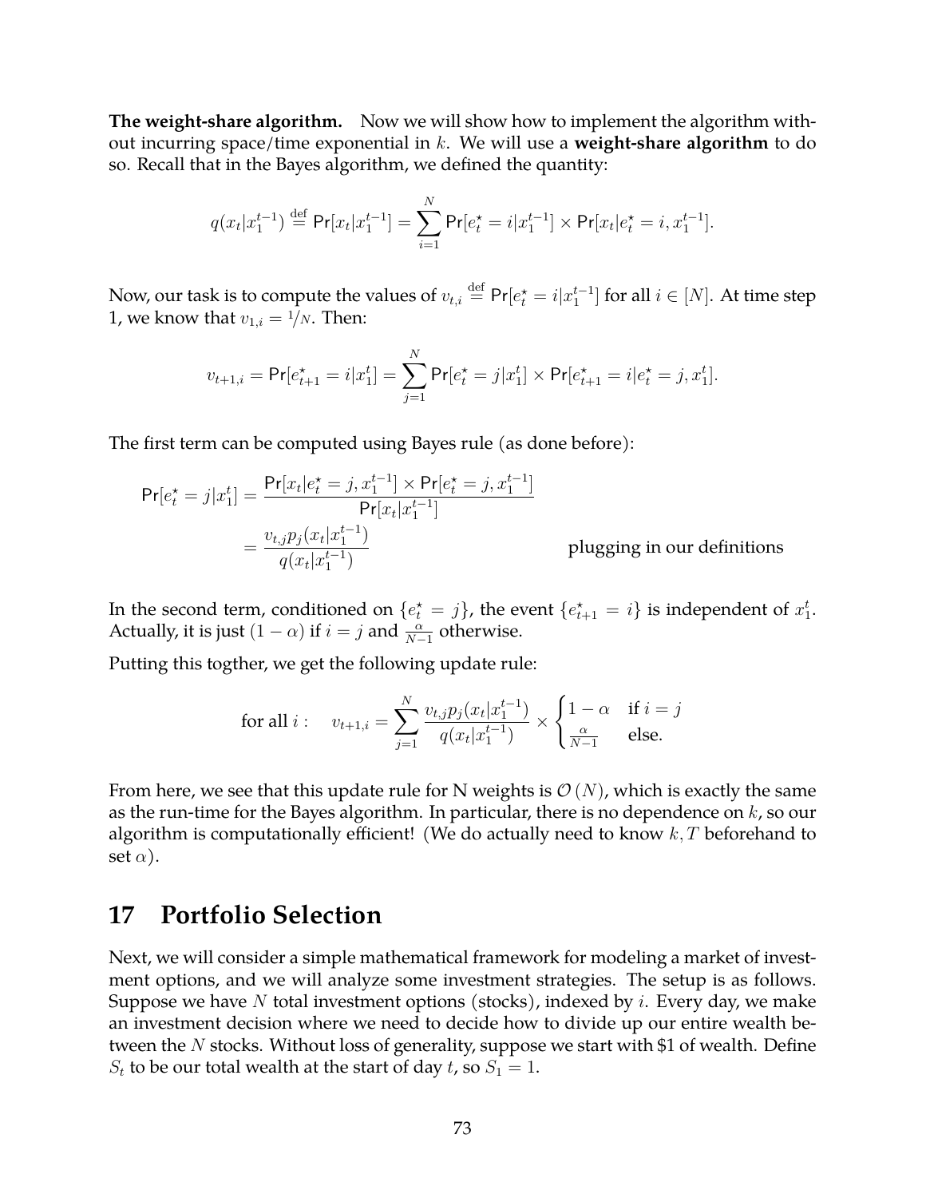**The weight-share algorithm.** Now we will show how to implement the algorithm without incurring space/time exponential in $k$. We will use a **weight-share algorithm** to do so. Recall that in the Bayes algorithm, we defined the quantity:

$$q(x_t|x_1^{t-1}) \stackrel{\text{def}}{=} \Pr[x_t|x_1^{t-1}] = \sum_{i=1}^{N} \Pr[e_t^\star = i|x_1^{t-1}] \times \Pr[x_t|e_t^\star = i, x_1^{t-1}].$$

Now, our task is to compute the values of $v_{t,i} \stackrel{\text{def}}{=} \Pr[e_t^\star = i|x_1^{t-1}]$ for all $i \in [N]$. At time step 1, we know that $v_{1,i} = 1/N$. Then:

$$v_{t+1,i} = \Pr[e_{t+1}^\star = i|x_1^t] = \sum_{j=1}^{N} \Pr[e_t^\star = j|x_1^t] \times \Pr[e_{t+1}^\star = i|e_t^\star = j, x_1^t].$$

The first term can be computed using Bayes rule (as done before):

$$\begin{aligned}
\Pr[e_t^\star = j|x_1^t] &= \frac{\Pr[x_t|e_t^\star = j, x_1^{t-1}] \times \Pr[e_t^\star = j, x_1^{t-1}]}{\Pr[x_t|x_1^{t-1}]} \\
&= \frac{v_{t,j} p_j(x_t|x_1^{t-1})}{q(x_t|x_1^{t-1})} \qquad \text{plugging in our definitions}
\end{aligned}$$

In the second term, conditioned on $\{e_t^\star = j\}$, the event $\{e_{t+1}^\star = i\}$ is independent of $x_1^t$. Actually, it is just $(1-\alpha)$ if $i = j$ and $\frac{\alpha}{N-1}$ otherwise.

Putting this togther, we get the following update rule:

$$\text{for all } i: \quad v_{t+1,i} = \sum_{j=1}^{N} \frac{v_{t,j} p_j(x_t|x_1^{t-1})}{q(x_t|x_1^{t-1})} \times \begin{cases} 1-\alpha & \text{if } i = j \\ \frac{\alpha}{N-1} & \text{else.} \end{cases}$$

From here, we see that this update rule for N weights is $\mathcal{O}(N)$, which is exactly the same as the run-time for the Bayes algorithm. In particular, there is no dependence on $k$, so our algorithm is computationally efficient! (We do actually need to know $k, T$ beforehand to set $\alpha$).

# 17 Portfolio Selection

Next, we will consider a simple mathematical framework for modeling a market of investment options, and we will analyze some investment strategies. The setup is as follows. Suppose we have $N$ total investment options (stocks), indexed by $i$. Every day, we make an investment decision where we need to decide how to divide up our entire wealth between the $N$ stocks. Without loss of generality, suppose we start with \$1 of wealth. Define $S_t$ to be our total wealth at the start of day $t$, so $S_1 = 1$.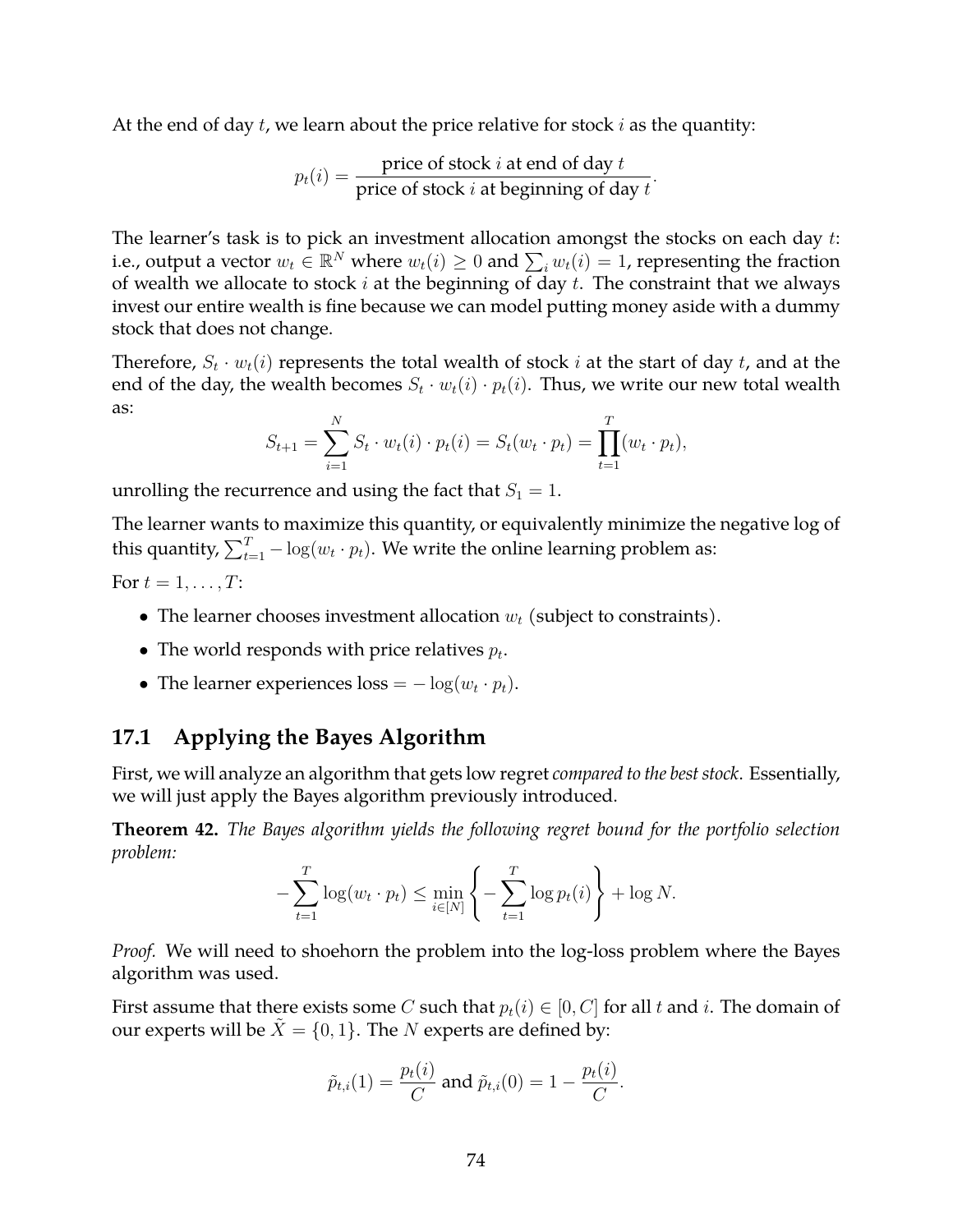At the end of day $t$, we learn about the price relative for stock $i$ as the quantity:

$$p_t(i) = \frac{\text{price of stock } i \text{ at end of day } t}{\text{price of stock } i \text{ at beginning of day } t}.$$

The learner's task is to pick an investment allocation amongst the stocks on each day $t$: i.e., output a vector $w_t \in \mathbb{R}^N$ where $w_t(i) \geq 0$ and $\sum_i w_t(i) = 1$, representing the fraction of wealth we allocate to stock $i$ at the beginning of day $t$. The constraint that we always invest our entire wealth is fine because we can model putting money aside with a dummy stock that does not change.

Therefore, $S_t \cdot w_t(i)$ represents the total wealth of stock $i$ at the start of day $t$, and at the end of the day, the wealth becomes $S_t \cdot w_t(i) \cdot p_t(i)$. Thus, we write our new total wealth as:

$$S_{t+1} = \sum_{i=1}^{N} S_t \cdot w_t(i) \cdot p_t(i) = S_t(w_t \cdot p_t) = \prod_{t=1}^{T}(w_t \cdot p_t),$$

unrolling the recurrence and using the fact that $S_1 = 1$.

The learner wants to maximize this quantity, or equivalently minimize the negative log of this quantity, $\sum_{t=1}^{T} -\log(w_t \cdot p_t)$. We write the online learning problem as:

For $t = 1, \ldots, T$:

- The learner chooses investment allocation $w_t$ (subject to constraints).
- The world responds with price relatives $p_t$.
- The learner experiences loss $= -\log(w_t \cdot p_t)$.

## 17.1 Applying the Bayes Algorithm

First, we will analyze an algorithm that gets low regret *compared to the best stock*. Essentially, we will just apply the Bayes algorithm previously introduced.

**Theorem 42.** *The Bayes algorithm yields the following regret bound for the portfolio selection problem:*

$$-\sum_{t=1}^{T} \log(w_t \cdot p_t) \leq \min_{i \in [N]} \left\{ -\sum_{t=1}^{T} \log p_t(i) \right\} + \log N.$$

*Proof.* We will need to shoehorn the problem into the log-loss problem where the Bayes algorithm was used.

First assume that there exists some $C$ such that $p_t(i) \in [0, C]$ for all $t$ and $i$. The domain of our experts will be $\tilde{X} = \{0, 1\}$. The $N$ experts are defined by:

$$\tilde{p}_{t,i}(1) = \frac{p_t(i)}{C} \text{ and } \tilde{p}_{t,i}(0) = 1 - \frac{p_t(i)}{C}.$$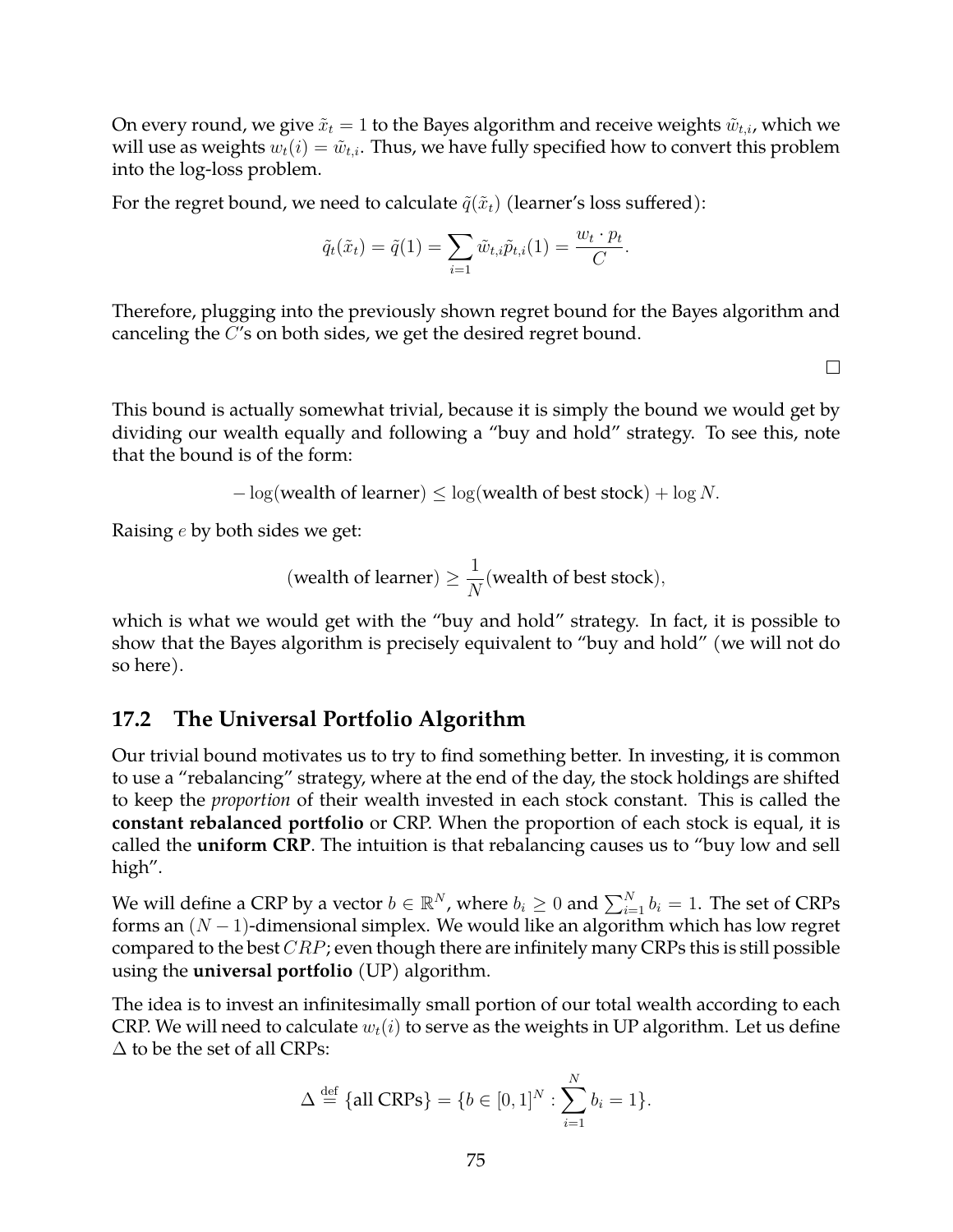On every round, we give $\tilde{x}_t = 1$ to the Bayes algorithm and receive weights $\tilde{w}_{t,i}$, which we will use as weights $w_t(i) = \tilde{w}_{t,i}$. Thus, we have fully specified how to convert this problem into the log-loss problem.

For the regret bound, we need to calculate $\tilde{q}(\tilde{x}_t)$ (learner's loss suffered):

$$\tilde{q}_t(\tilde{x}_t) = \tilde{q}(1) = \sum_{i=1} \tilde{w}_{t,i}\tilde{p}_{t,i}(1) = \frac{w_t \cdot p_t}{C}.$$

Therefore, plugging into the previously shown regret bound for the Bayes algorithm and canceling the $C$'s on both sides, we get the desired regret bound.

□

This bound is actually somewhat trivial, because it is simply the bound we would get by dividing our wealth equally and following a "buy and hold" strategy. To see this, note that the bound is of the form:

$$-\log(\text{wealth of learner}) \leq \log(\text{wealth of best stock}) + \log N.$$

Raising $e$ by both sides we get:

$$(\text{wealth of learner}) \geq \frac{1}{N}(\text{wealth of best stock}),$$

which is what we would get with the "buy and hold" strategy. In fact, it is possible to show that the Bayes algorithm is precisely equivalent to "buy and hold" (we will not do so here).

## 17.2 The Universal Portfolio Algorithm

Our trivial bound motivates us to try to find something better. In investing, it is common to use a "rebalancing" strategy, where at the end of the day, the stock holdings are shifted to keep the *proportion* of their wealth invested in each stock constant. This is called the **constant rebalanced portfolio** or CRP. When the proportion of each stock is equal, it is called the **uniform CRP**. The intuition is that rebalancing causes us to "buy low and sell high".

We will define a CRP by a vector $b \in \mathbb{R}^N$, where $b_i \geq 0$ and $\sum_{i=1}^N b_i = 1$. The set of CRPs forms an $(N-1)$-dimensional simplex. We would like an algorithm which has low regret compared to the best $CRP$; even though there are infinitely many CRPs this is still possible using the **universal portfolio** (UP) algorithm.

The idea is to invest an infinitesimally small portion of our total wealth according to each CRP. We will need to calculate $w_t(i)$ to serve as the weights in UP algorithm. Let us define $\Delta$ to be the set of all CRPs:

$$\Delta \stackrel{\text{def}}{=} \{\text{all CRPs}\} = \{b \in [0,1]^N : \sum_{i=1}^N b_i = 1\}.$$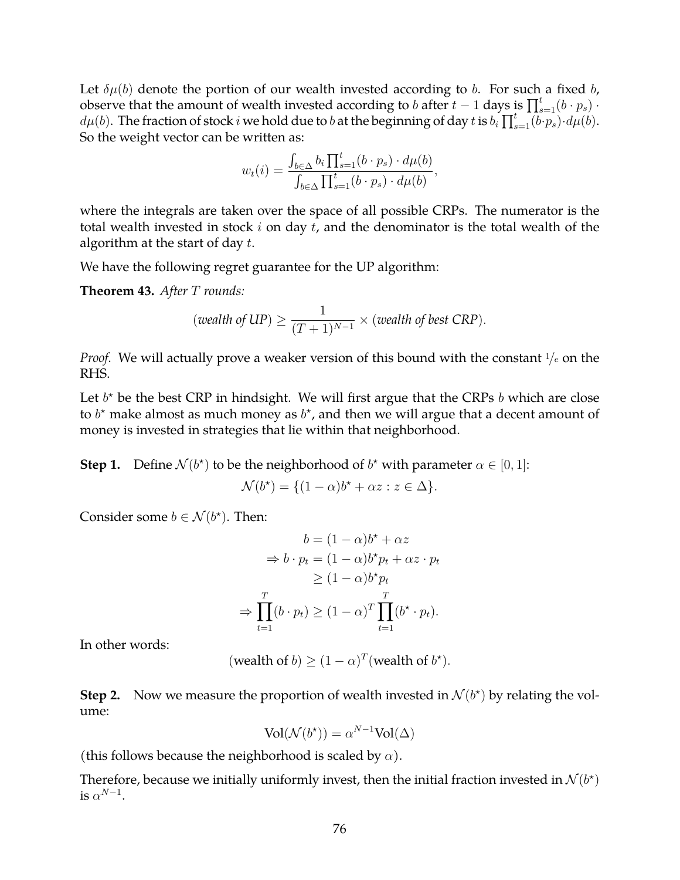Let $\delta\mu(b)$ denote the portion of our wealth invested according to $b$. For such a fixed $b$, observe that the amount of wealth invested according to $b$ after $t-1$ days is $\prod_{s=1}^{t}(b \cdot p_s) \cdot d\mu(b)$. The fraction of stock $i$ we hold due to $b$ at the beginning of day $t$ is $b_i \prod_{s=1}^{t}(b \cdot p_s) \cdot d\mu(b)$. So the weight vector can be written as:

$$w_t(i) = \frac{\int_{b \in \Delta} b_i \prod_{s=1}^{t}(b \cdot p_s) \cdot d\mu(b)}{\int_{b \in \Delta} \prod_{s=1}^{t}(b \cdot p_s) \cdot d\mu(b)},$$

where the integrals are taken over the space of all possible CRPs. The numerator is the total wealth invested in stock $i$ on day $t$, and the denominator is the total wealth of the algorithm at the start of day $t$.

We have the following regret guarantee for the UP algorithm:

**Theorem 43.** *After $T$ rounds:*

$$(\textit{wealth of UP}) \geq \frac{1}{(T+1)^{N-1}} \times (\textit{wealth of best CRP}).$$

*Proof.* We will actually prove a weaker version of this bound with the constant $1/e$ on the RHS.

Let $b^\star$ be the best CRP in hindsight. We will first argue that the CRPs $b$ which are close to $b^\star$ make almost as much money as $b^\star$, and then we will argue that a decent amount of money is invested in strategies that lie within that neighborhood.

**Step 1.** Define $\mathcal{N}(b^\star)$ to be the neighborhood of $b^\star$ with parameter $\alpha \in [0,1]$:

$$\mathcal{N}(b^\star) = \{(1-\alpha)b^\star + \alpha z : z \in \Delta\}.$$

Consider some $b \in \mathcal{N}(b^\star)$. Then:

$$\begin{aligned}
b &= (1-\alpha)b^\star + \alpha z \\
\Rightarrow b \cdot p_t &= (1-\alpha)b^\star p_t + \alpha z \cdot p_t \\
&\geq (1-\alpha)b^\star p_t \\
\Rightarrow \prod_{t=1}^{T}(b \cdot p_t) &\geq (1-\alpha)^T \prod_{t=1}^{T}(b^\star \cdot p_t).
\end{aligned}$$

In other words:

$$(\text{wealth of } b) \geq (1-\alpha)^T (\text{wealth of } b^\star).$$

**Step 2.** Now we measure the proportion of wealth invested in $\mathcal{N}(b^\star)$ by relating the volume:

$$\text{Vol}(\mathcal{N}(b^\star)) = \alpha^{N-1}\text{Vol}(\Delta)$$

(this follows because the neighborhood is scaled by $\alpha$).

Therefore, because we initially uniformly invest, then the initial fraction invested in $\mathcal{N}(b^\star)$ is $\alpha^{N-1}$.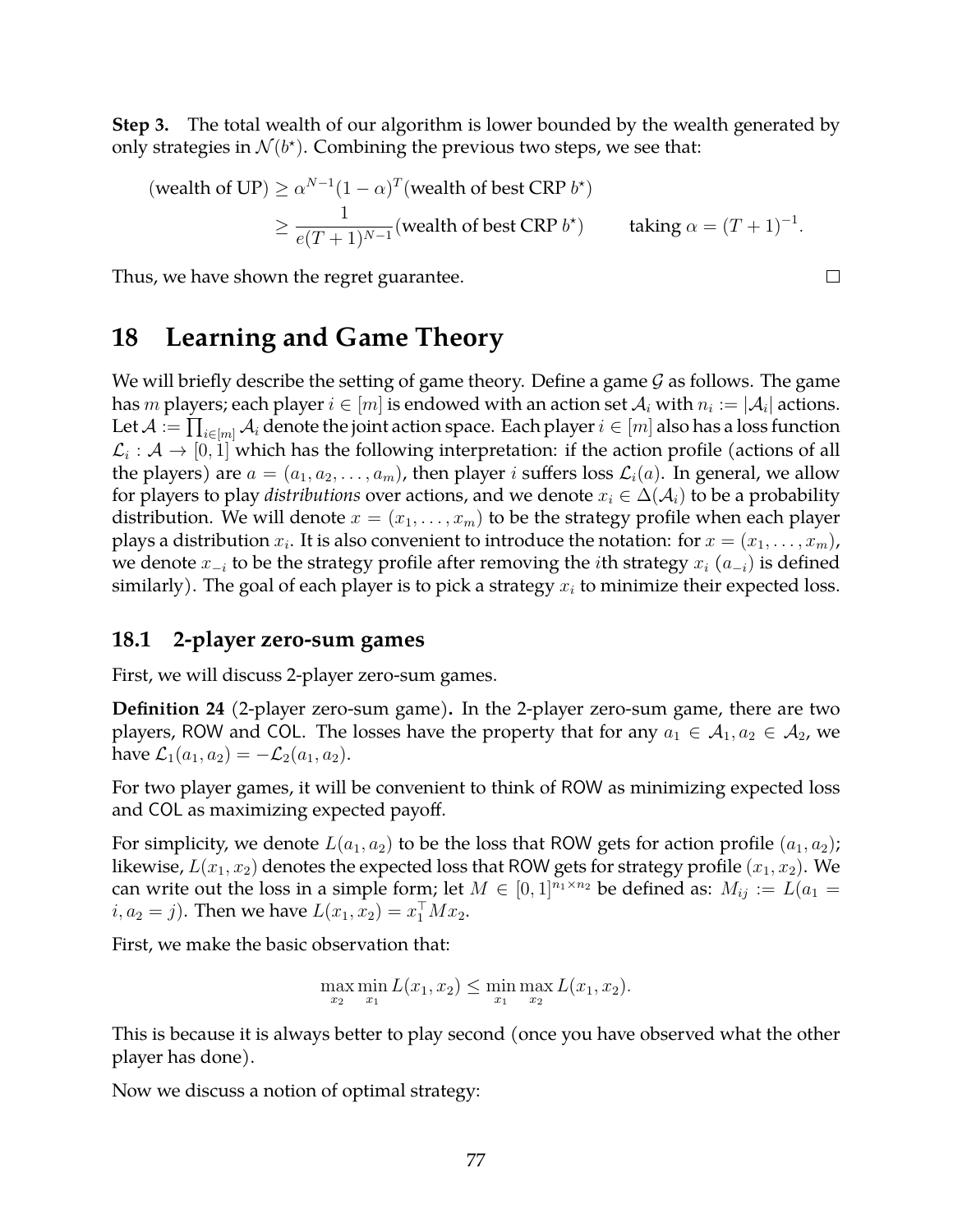**Step 3.** The total wealth of our algorithm is lower bounded by the wealth generated by only strategies in $\mathcal{N}(b^\star)$. Combining the previous two steps, we see that:

$$
\begin{aligned}
(\text{wealth of UP}) &\geq \alpha^{N-1}(1-\alpha)^T(\text{wealth of best CRP } b^\star) \\
&\geq \frac{1}{e(T+1)^{N-1}}(\text{wealth of best CRP } b^\star) \qquad \text{taking } \alpha = (T+1)^{-1}.
\end{aligned}
$$

Thus, we have shown the regret guarantee. □

# 18 Learning and Game Theory

We will briefly describe the setting of game theory. Define a game $\mathcal{G}$ as follows. The game has $m$ players; each player $i \in [m]$ is endowed with an action set $\mathcal{A}_i$ with $n_i := |\mathcal{A}_i|$ actions. Let $\mathcal{A} := \prod_{i \in [m]} \mathcal{A}_i$ denote the joint action space. Each player $i \in [m]$ also has a loss function $\mathcal{L}_i : \mathcal{A} \to [0, 1]$ which has the following interpretation: if the action profile (actions of all the players) are $a = (a_1, a_2, \dots, a_m)$, then player $i$ suffers loss $\mathcal{L}_i(a)$. In general, we allow for players to play *distributions* over actions, and we denote $x_i \in \Delta(\mathcal{A}_i)$ to be a probability distribution. We will denote $x = (x_1, \dots, x_m)$ to be the strategy profile when each player plays a distribution $x_i$. It is also convenient to introduce the notation: for $x = (x_1, \dots, x_m)$, we denote $x_{-i}$ to be the strategy profile after removing the $i$th strategy $x_i$ ($a_{-i}$) is defined similarly). The goal of each player is to pick a strategy $x_i$ to minimize their expected loss.

## 18.1 2-player zero-sum games

First, we will discuss 2-player zero-sum games.

**Definition 24** (2-player zero-sum game)**.** In the 2-player zero-sum game, there are two players, ROW and COL. The losses have the property that for any $a_1 \in \mathcal{A}_1, a_2 \in \mathcal{A}_2$, we have $\mathcal{L}_1(a_1, a_2) = -\mathcal{L}_2(a_1, a_2)$.

For two player games, it will be convenient to think of ROW as minimizing expected loss and COL as maximizing expected payoff.

For simplicity, we denote $L(a_1, a_2)$ to be the loss that ROW gets for action profile $(a_1, a_2)$; likewise, $L(x_1, x_2)$ denotes the expected loss that ROW gets for strategy profile $(x_1, x_2)$. We can write out the loss in a simple form; let $M \in [0, 1]^{n_1 \times n_2}$ be defined as: $M_{ij} := L(a_1 = i, a_2 = j)$. Then we have $L(x_1, x_2) = x_1^\top M x_2$.

First, we make the basic observation that:

$$
\max_{x_2} \min_{x_1} L(x_1, x_2) \leq \min_{x_1} \max_{x_2} L(x_1, x_2).
$$

This is because it is always better to play second (once you have observed what the other player has done).

Now we discuss a notion of optimal strategy: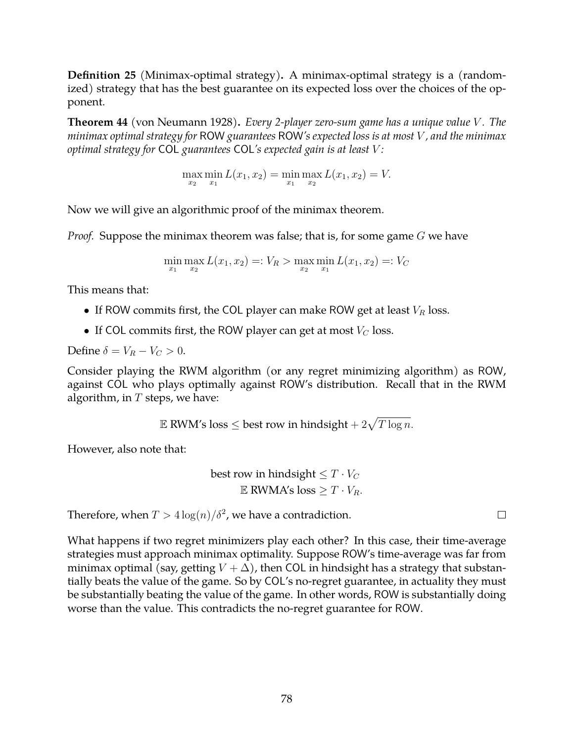**Definition 25** (Minimax-optimal strategy)**.** A minimax-optimal strategy is a (randomized) strategy that has the best guarantee on its expected loss over the choices of the opponent.

**Theorem 44** (von Neumann 1928)**.** *Every 2-player zero-sum game has a unique value $V$. The minimax optimal strategy for* ROW *guarantees* ROW*'s expected loss is at most $V$, and the minimax optimal strategy for* COL *guarantees* COL*'s expected gain is at least $V$:*

$$\max_{x_2} \min_{x_1} L(x_1, x_2) = \min_{x_1} \max_{x_2} L(x_1, x_2) = V.$$

Now we will give an algorithmic proof of the minimax theorem.

*Proof.* Suppose the minimax theorem was false; that is, for some game $G$ we have

$$\min_{x_1} \max_{x_2} L(x_1, x_2) =: V_R > \max_{x_2} \min_{x_1} L(x_1, x_2) =: V_C$$

This means that:

- If ROW commits first, the COL player can make ROW get at least $V_R$ loss.
- If COL commits first, the ROW player can get at most $V_C$ loss.

Define $\delta = V_R - V_C > 0$.

Consider playing the RWM algorithm (or any regret minimizing algorithm) as ROW, against COL who plays optimally against ROW's distribution. Recall that in the RWM algorithm, in $T$ steps, we have:

$$\mathbb{E} \text{ RWM's loss} \leq \text{best row in hindsight} + 2\sqrt{T \log n}.$$

However, also note that:

$$\begin{aligned} \text{best row in hindsight} &\leq T \cdot V_C \\ \mathbb{E} \text{ RWMA's loss} &\geq T \cdot V_R. \end{aligned}$$

Therefore, when $T > 4\log(n)/\delta^2$, we have a contradiction. ∎

What happens if two regret minimizers play each other? In this case, their time-average strategies must approach minimax optimality. Suppose ROW's time-average was far from minimax optimal (say, getting $V + \Delta$), then COL in hindsight has a strategy that substantially beats the value of the game. So by COL's no-regret guarantee, in actuality they must be substantially beating the value of the game. In other words, ROW is substantially doing worse than the value. This contradicts the no-regret guarantee for ROW.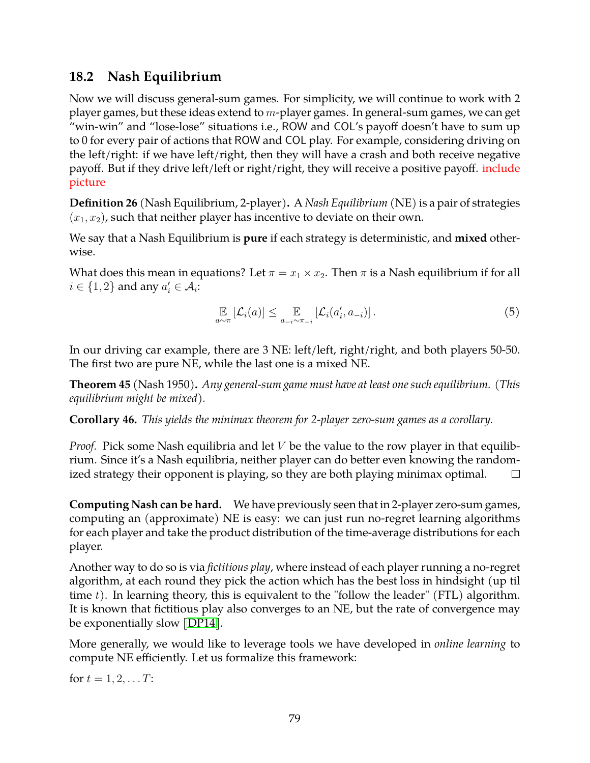## 18.2 Nash Equilibrium

Now we will discuss general-sum games. For simplicity, we will continue to work with 2 player games, but these ideas extend to $m$-player games. In general-sum games, we can get "win-win" and "lose-lose" situations i.e., ROW and COL's payoff doesn't have to sum up to 0 for every pair of actions that ROW and COL play. For example, considering driving on the left/right: if we have left/right, then they will have a crash and both receive negative payoff. But if they drive left/left or right/right, they will receive a positive payoff. include picture

**Definition 26** (Nash Equilibrium, 2-player)**.** A *Nash Equilibrium* (NE) is a pair of strategies $(x_1, x_2)$, such that neither player has incentive to deviate on their own.

We say that a Nash Equilibrium is **pure** if each strategy is deterministic, and **mixed** otherwise.

What does this mean in equations? Let $\pi = x_1 \times x_2$. Then $\pi$ is a Nash equilibrium if for all $i \in \{1, 2\}$ and any $a'_i \in \mathcal{A}_i$:

$$\mathop{\mathbb{E}}_{a \sim \pi} [\mathcal{L}_i(a)] \leq \mathop{\mathbb{E}}_{a_{-i} \sim \pi_{-i}} [\mathcal{L}_i(a'_i, a_{-i})] \,. \tag{5}$$

In our driving car example, there are 3 NE: left/left, right/right, and both players 50-50. The first two are pure NE, while the last one is a mixed NE.

**Theorem 45** (Nash 1950)**.** *Any general-sum game must have at least one such equilibrium.* (*This equilibrium might be mixed*)*.*

**Corollary 46.** *This yields the minimax theorem for 2-player zero-sum games as a corollary.*

*Proof.* Pick some Nash equilibria and let $V$ be the value to the row player in that equilibrium. Since it's a Nash equilibria, neither player can do better even knowing the randomized strategy their opponent is playing, so they are both playing minimax optimal. □

**Computing Nash can be hard.** We have previously seen that in 2-player zero-sum games, computing an (approximate) NE is easy: we can just run no-regret learning algorithms for each player and take the product distribution of the time-average distributions for each player.

Another way to do so is via *fictitious play*, where instead of each player running a no-regret algorithm, at each round they pick the action which has the best loss in hindsight (up til time $t$). In learning theory, this is equivalent to the "follow the leader" (FTL) algorithm. It is known that fictitious play also converges to an NE, but the rate of convergence may be exponentially slow [DP14].

More generally, we would like to leverage tools we have developed in *online learning* to compute NE efficiently. Let us formalize this framework:

for $t = 1, 2, \ldots T$: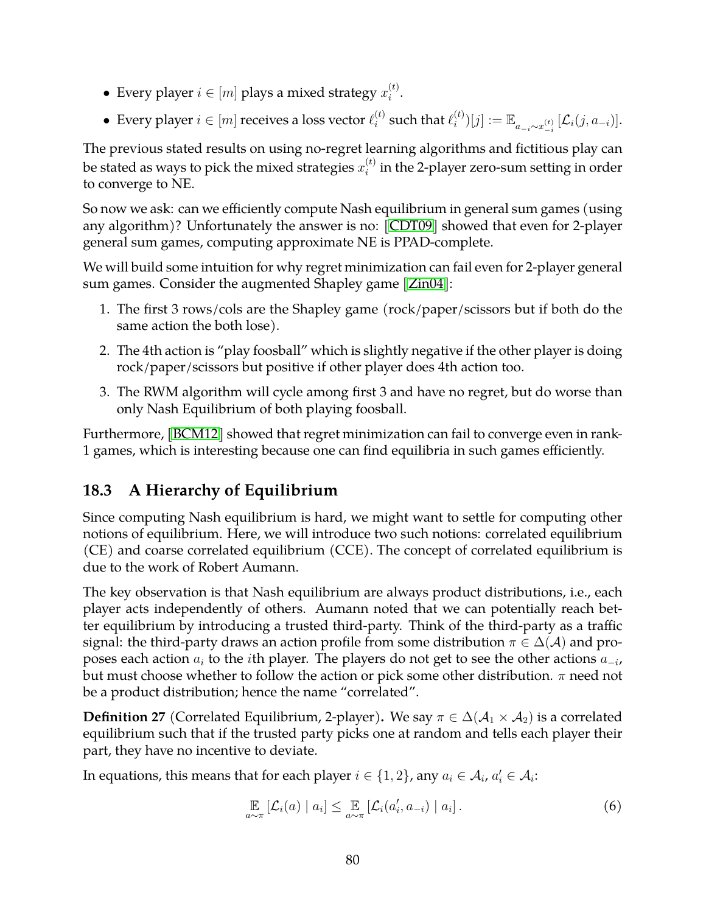- Every player $i \in [m]$ plays a mixed strategy $x_i^{(t)}$.
- Every player $i \in [m]$ receives a loss vector $\ell_i^{(t)}$ such that $\ell_i^{(t)})[j] := \mathbb{E}_{a_{-i} \sim x_{-i}^{(t)}} [\mathcal{L}_i(j, a_{-i})]$.

The previous stated results on using no-regret learning algorithms and fictitious play can be stated as ways to pick the mixed strategies $x_i^{(t)}$ in the 2-player zero-sum setting in order to converge to NE.

So now we ask: can we efficiently compute Nash equilibrium in general sum games (using any algorithm)? Unfortunately the answer is no: [CDT09] showed that even for 2-player general sum games, computing approximate NE is PPAD-complete.

We will build some intuition for why regret minimization can fail even for 2-player general sum games. Consider the augmented Shapley game [Zin04]:

1. The first 3 rows/cols are the Shapley game (rock/paper/scissors but if both do the same action the both lose).
2. The 4th action is "play foosball" which is slightly negative if the other player is doing rock/paper/scissors but positive if other player does 4th action too.
3. The RWM algorithm will cycle among first 3 and have no regret, but do worse than only Nash Equilibrium of both playing foosball.

Furthermore, [BCM12] showed that regret minimization can fail to converge even in rank-1 games, which is interesting because one can find equilibria in such games efficiently.

## 18.3 A Hierarchy of Equilibrium

Since computing Nash equilibrium is hard, we might want to settle for computing other notions of equilibrium. Here, we will introduce two such notions: correlated equilibrium (CE) and coarse correlated equilibrium (CCE). The concept of correlated equilibrium is due to the work of Robert Aumann.

The key observation is that Nash equilibrium are always product distributions, i.e., each player acts independently of others. Aumann noted that we can potentially reach better equilibrium by introducing a trusted third-party. Think of the third-party as a traffic signal: the third-party draws an action profile from some distribution $\pi \in \Delta(\mathcal{A})$ and proposes each action $a_i$ to the $i$th player. The players do not get to see the other actions $a_{-i}$, but must choose whether to follow the action or pick some other distribution. $\pi$ need not be a product distribution; hence the name "correlated".

**Definition 27** (Correlated Equilibrium, 2-player)**.** We say $\pi \in \Delta(\mathcal{A}_1 \times \mathcal{A}_2)$ is a correlated equilibrium such that if the trusted party picks one at random and tells each player their part, they have no incentive to deviate.

In equations, this means that for each player $i \in \{1, 2\}$, any $a_i \in \mathcal{A}_i$, $a_i' \in \mathcal{A}_i$:

$$\mathop{\mathbb{E}}_{a \sim \pi} [\mathcal{L}_i(a) \mid a_i] \leq \mathop{\mathbb{E}}_{a \sim \pi} [\mathcal{L}_i(a_i', a_{-i}) \mid a_i] \,. \tag{6}$$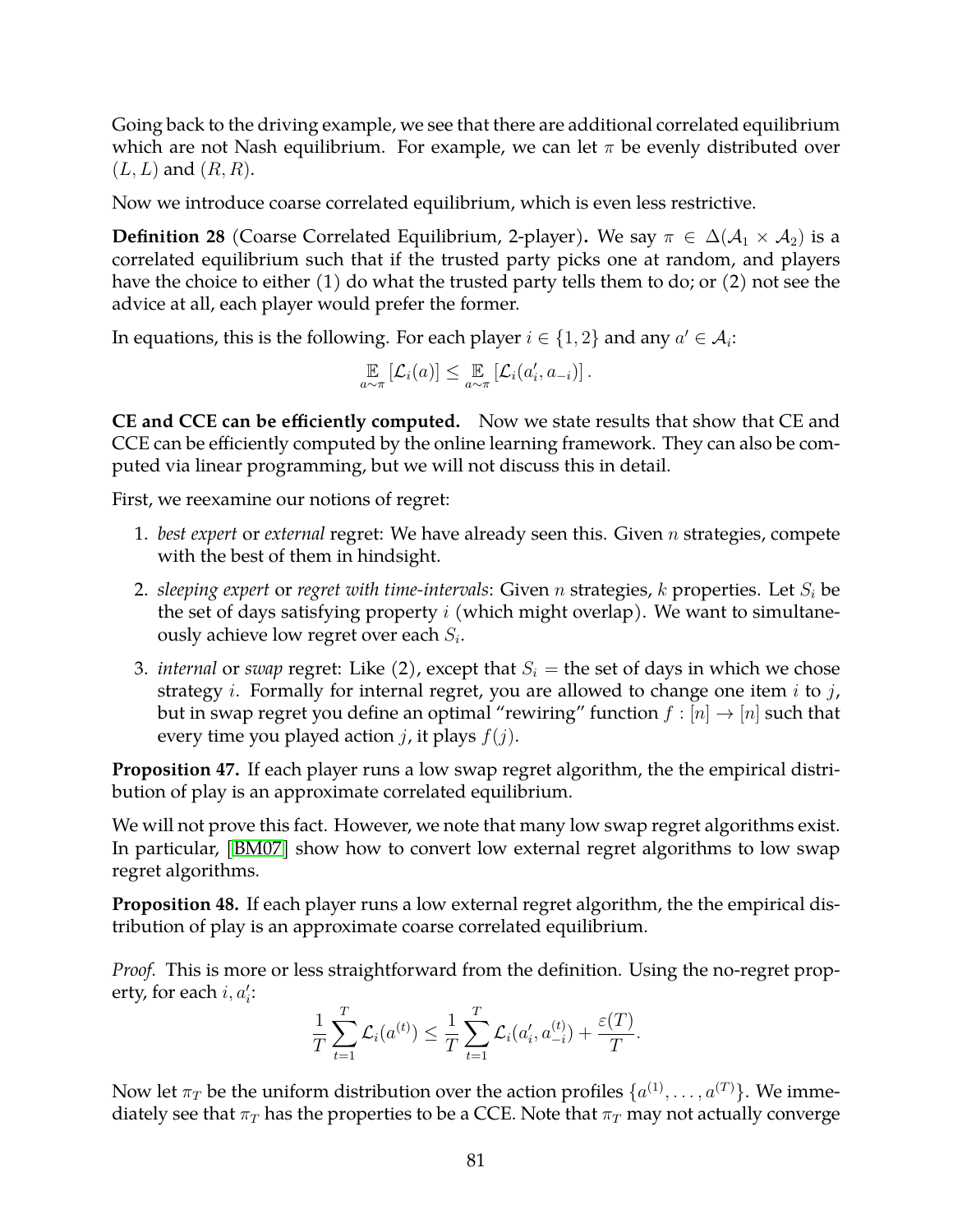Going back to the driving example, we see that there are additional correlated equilibrium which are not Nash equilibrium. For example, we can let $\pi$ be evenly distributed over $(L, L)$ and $(R, R)$.

Now we introduce coarse correlated equilibrium, which is even less restrictive.

**Definition 28** (Coarse Correlated Equilibrium, 2-player)**.** We say $\pi \in \Delta(\mathcal{A}_1 \times \mathcal{A}_2)$ is a correlated equilibrium such that if the trusted party picks one at random, and players have the choice to either (1) do what the trusted party tells them to do; or (2) not see the advice at all, each player would prefer the former.

In equations, this is the following. For each player $i \in \{1, 2\}$ and any $a' \in \mathcal{A}_i$:

$$\mathop{\mathbb{E}}_{a \sim \pi} [\mathcal{L}_i(a)] \leq \mathop{\mathbb{E}}_{a \sim \pi} [\mathcal{L}_i(a'_i, a_{-i})] \,.$$

**CE and CCE can be efficiently computed.** Now we state results that show that CE and CCE can be efficiently computed by the online learning framework. They can also be computed via linear programming, but we will not discuss this in detail.

First, we reexamine our notions of regret:

1. *best expert* or *external* regret: We have already seen this. Given $n$ strategies, compete with the best of them in hindsight.
2. *sleeping expert* or *regret with time-intervals*: Given $n$ strategies, $k$ properties. Let $S_i$ be the set of days satisfying property $i$ (which might overlap). We want to simultaneously achieve low regret over each $S_i$.
3. *internal* or *swap* regret: Like (2), except that $S_i$ = the set of days in which we chose strategy $i$. Formally for internal regret, you are allowed to change one item $i$ to $j$, but in swap regret you define an optimal "rewiring" function $f : [n] \to [n]$ such that every time you played action $j$, it plays $f(j)$.

**Proposition 47.** If each player runs a low swap regret algorithm, the the empirical distribution of play is an approximate correlated equilibrium.

We will not prove this fact. However, we note that many low swap regret algorithms exist. In particular, [BM07] show how to convert low external regret algorithms to low swap regret algorithms.

**Proposition 48.** If each player runs a low external regret algorithm, the the empirical distribution of play is an approximate coarse correlated equilibrium.

*Proof.* This is more or less straightforward from the definition. Using the no-regret property, for each $i, a'_i$:

$$\frac{1}{T} \sum_{t=1}^{T} \mathcal{L}_i(a^{(t)}) \leq \frac{1}{T} \sum_{t=1}^{T} \mathcal{L}_i(a'_i, a_{-i}^{(t)}) + \frac{\varepsilon(T)}{T}.$$

Now let $\pi_T$ be the uniform distribution over the action profiles $\{a^{(1)}, \ldots, a^{(T)}\}$. We immediately see that $\pi_T$ has the properties to be a CCE. Note that $\pi_T$ may not actually converge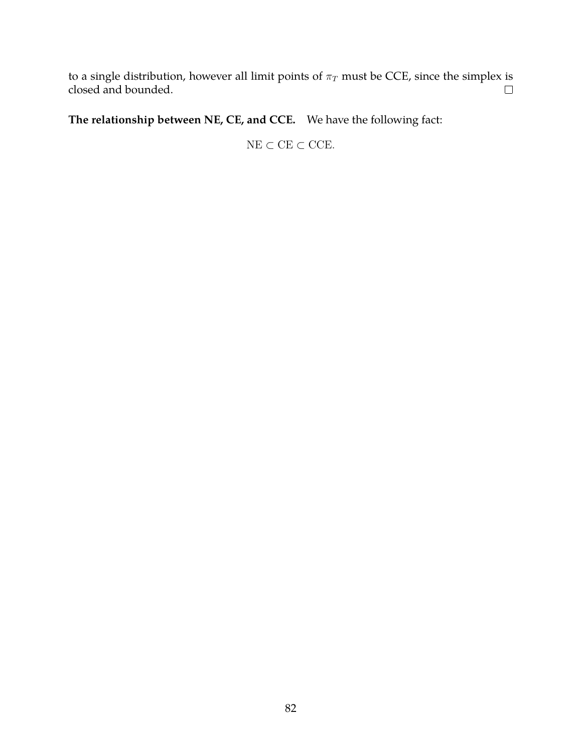to a single distribution, however all limit points of $\pi_T$ must be CCE, since the simplex is closed and bounded. $\square$

**The relationship between NE, CE, and CCE.** We have the following fact:

$$\mathrm{NE} \subset \mathrm{CE} \subset \mathrm{CCE}.$$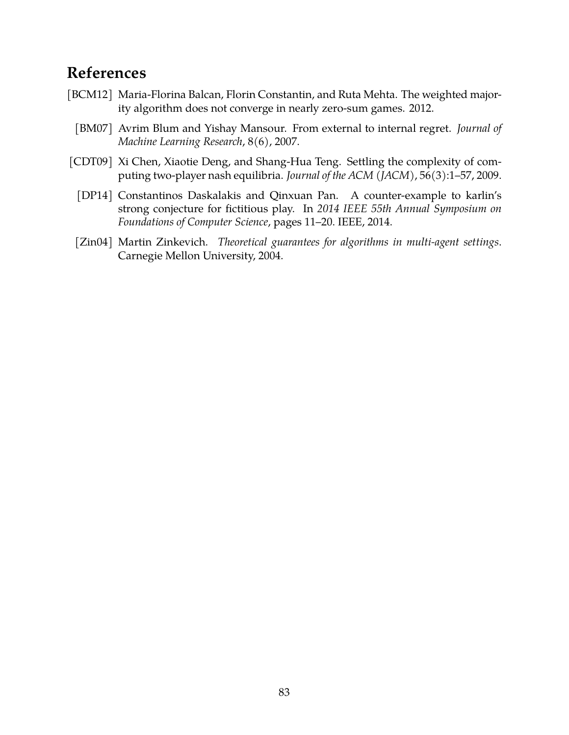# References

[BCM12] Maria-Florina Balcan, Florin Constantin, and Ruta Mehta. The weighted majority algorithm does not converge in nearly zero-sum games. 2012.

[BM07] Avrim Blum and Yishay Mansour. From external to internal regret. *Journal of Machine Learning Research*, 8(6), 2007.

[CDT09] Xi Chen, Xiaotie Deng, and Shang-Hua Teng. Settling the complexity of computing two-player nash equilibria. *Journal of the ACM (JACM)*, 56(3):1–57, 2009.

[DP14] Constantinos Daskalakis and Qinxuan Pan. A counter-example to karlin's strong conjecture for fictitious play. In *2014 IEEE 55th Annual Symposium on Foundations of Computer Science*, pages 11–20. IEEE, 2014.

[Zin04] Martin Zinkevich. *Theoretical guarantees for algorithms in multi-agent settings*. Carnegie Mellon University, 2004.